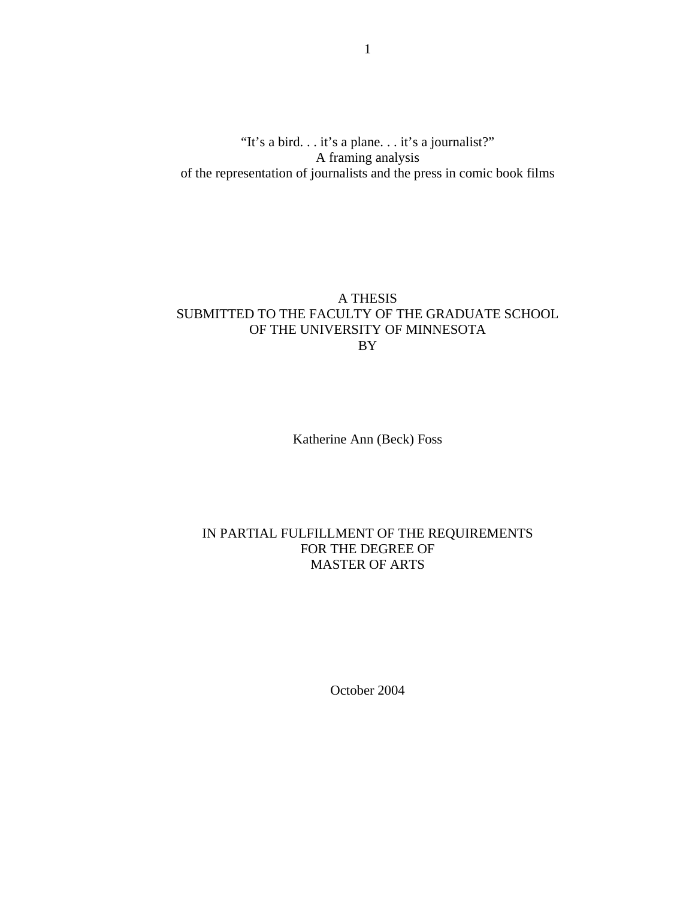# "It's a bird. . . it's a plane. . . it's a journalist?" A framing analysis of the representation of journalists and the press in comic book films

A THESIS
SUBMITTED TO THE FACULTY OF THE GRADUATE SCHOOL
OF THE UNIVERSITY OF MINNESOTA
BY

Katherine Ann (Beck) Foss

IN PARTIAL FULFILLMENT OF THE REQUIREMENTS
FOR THE DEGREE OF
MASTER OF ARTS

October 2004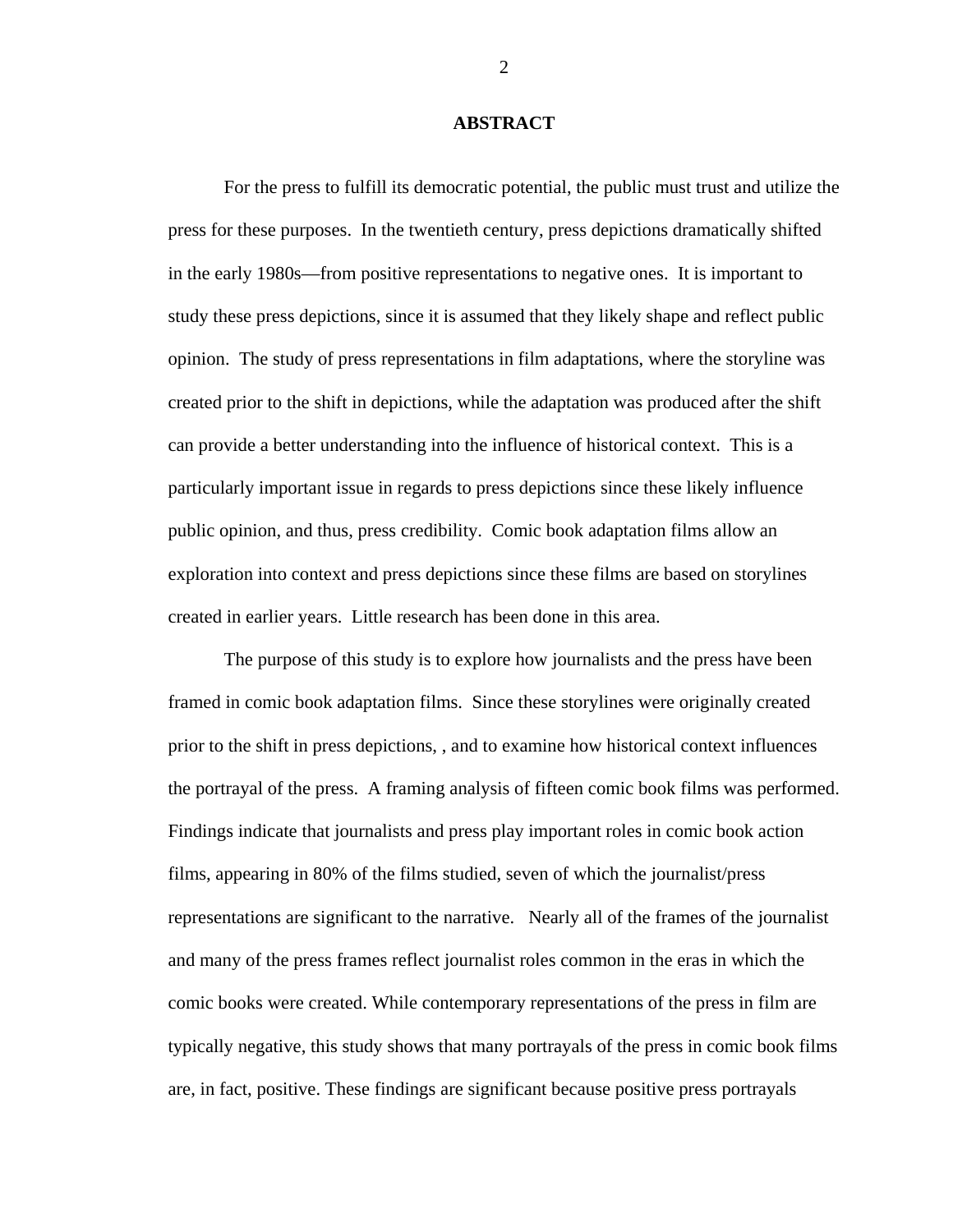## ABSTRACT

For the press to fulfill its democratic potential, the public must trust and utilize the press for these purposes. In the twentieth century, press depictions dramatically shifted in the early 1980s—from positive representations to negative ones. It is important to study these press depictions, since it is assumed that they likely shape and reflect public opinion. The study of press representations in film adaptations, where the storyline was created prior to the shift in depictions, while the adaptation was produced after the shift can provide a better understanding into the influence of historical context. This is a particularly important issue in regards to press depictions since these likely influence public opinion, and thus, press credibility. Comic book adaptation films allow an exploration into context and press depictions since these films are based on storylines created in earlier years. Little research has been done in this area.

The purpose of this study is to explore how journalists and the press have been framed in comic book adaptation films. Since these storylines were originally created prior to the shift in press depictions, , and to examine how historical context influences the portrayal of the press. A framing analysis of fifteen comic book films was performed. Findings indicate that journalists and press play important roles in comic book action films, appearing in 80% of the films studied, seven of which the journalist/press representations are significant to the narrative. Nearly all of the frames of the journalist and many of the press frames reflect journalist roles common in the eras in which the comic books were created. While contemporary representations of the press in film are typically negative, this study shows that many portrayals of the press in comic book films are, in fact, positive. These findings are significant because positive press portrayals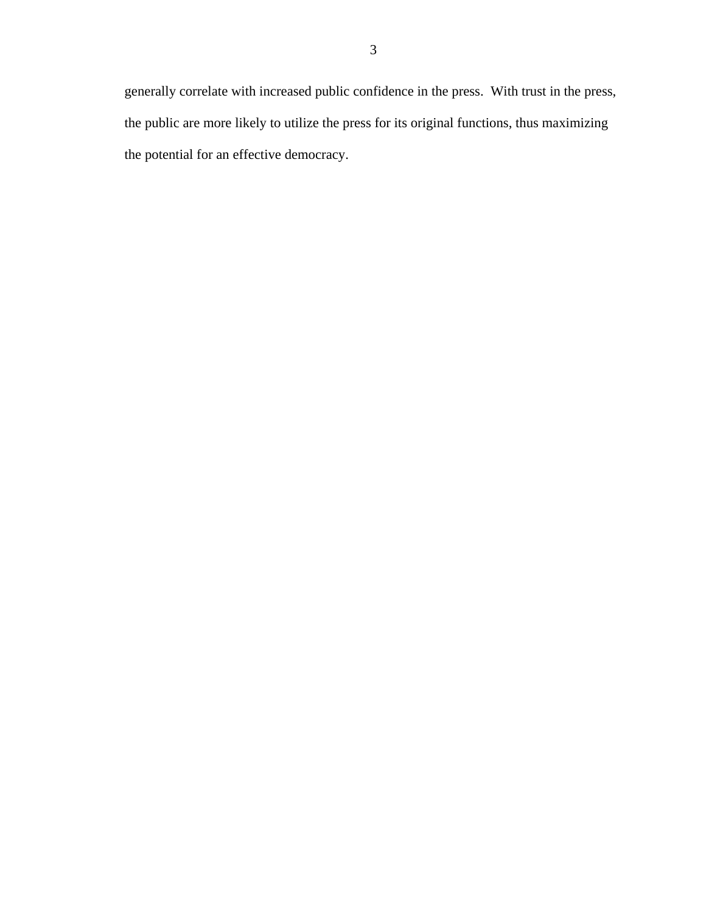generally correlate with increased public confidence in the press. With trust in the press, the public are more likely to utilize the press for its original functions, thus maximizing the potential for an effective democracy.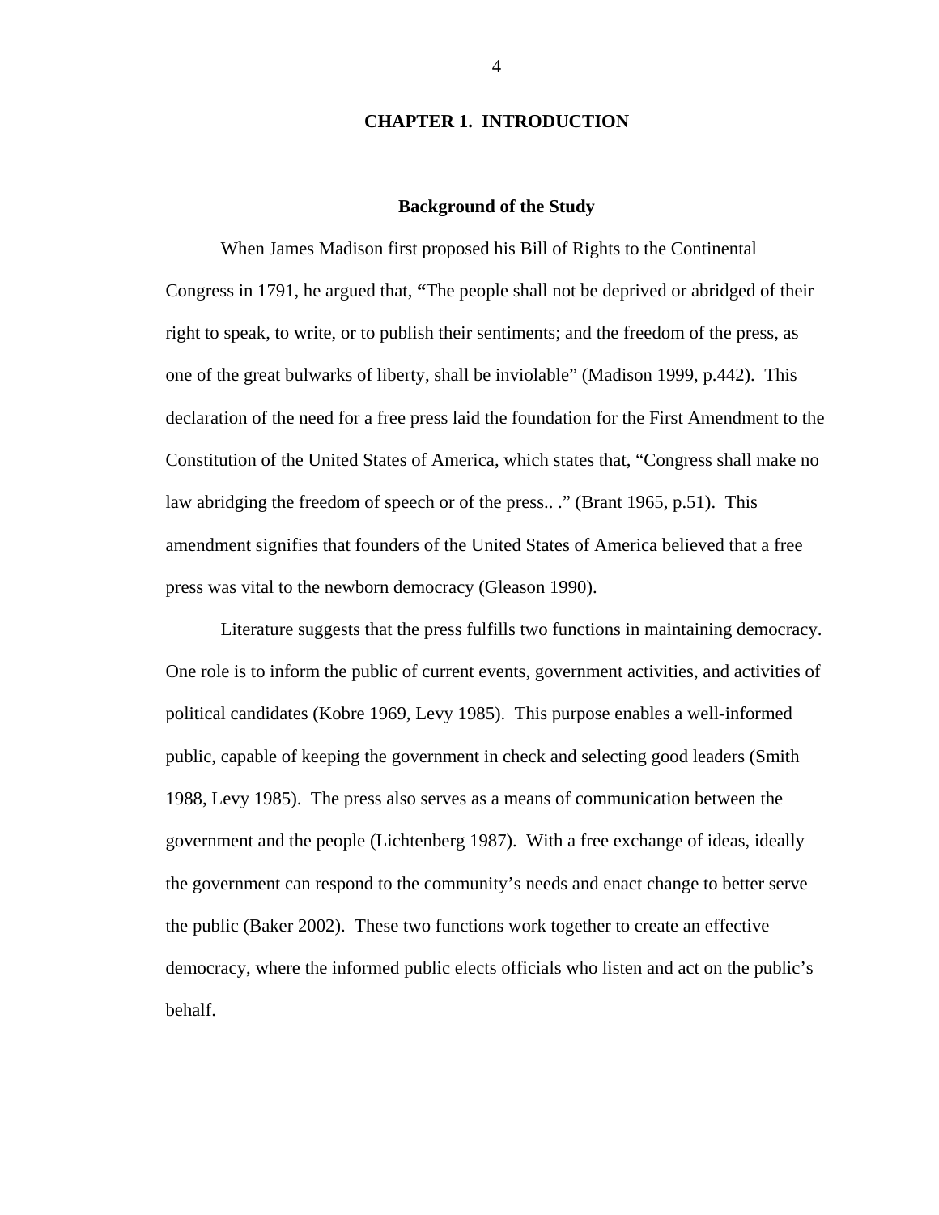# CHAPTER 1. INTRODUCTION

## Background of the Study

When James Madison first proposed his Bill of Rights to the Continental Congress in 1791, he argued that, **"**The people shall not be deprived or abridged of their right to speak, to write, or to publish their sentiments; and the freedom of the press, as one of the great bulwarks of liberty, shall be inviolable" (Madison 1999, p.442). This declaration of the need for a free press laid the foundation for the First Amendment to the Constitution of the United States of America, which states that, "Congress shall make no law abridging the freedom of speech or of the press.. ." (Brant 1965, p.51). This amendment signifies that founders of the United States of America believed that a free press was vital to the newborn democracy (Gleason 1990).

Literature suggests that the press fulfills two functions in maintaining democracy. One role is to inform the public of current events, government activities, and activities of political candidates (Kobre 1969, Levy 1985). This purpose enables a well-informed public, capable of keeping the government in check and selecting good leaders (Smith 1988, Levy 1985). The press also serves as a means of communication between the government and the people (Lichtenberg 1987). With a free exchange of ideas, ideally the government can respond to the community's needs and enact change to better serve the public (Baker 2002). These two functions work together to create an effective democracy, where the informed public elects officials who listen and act on the public's behalf.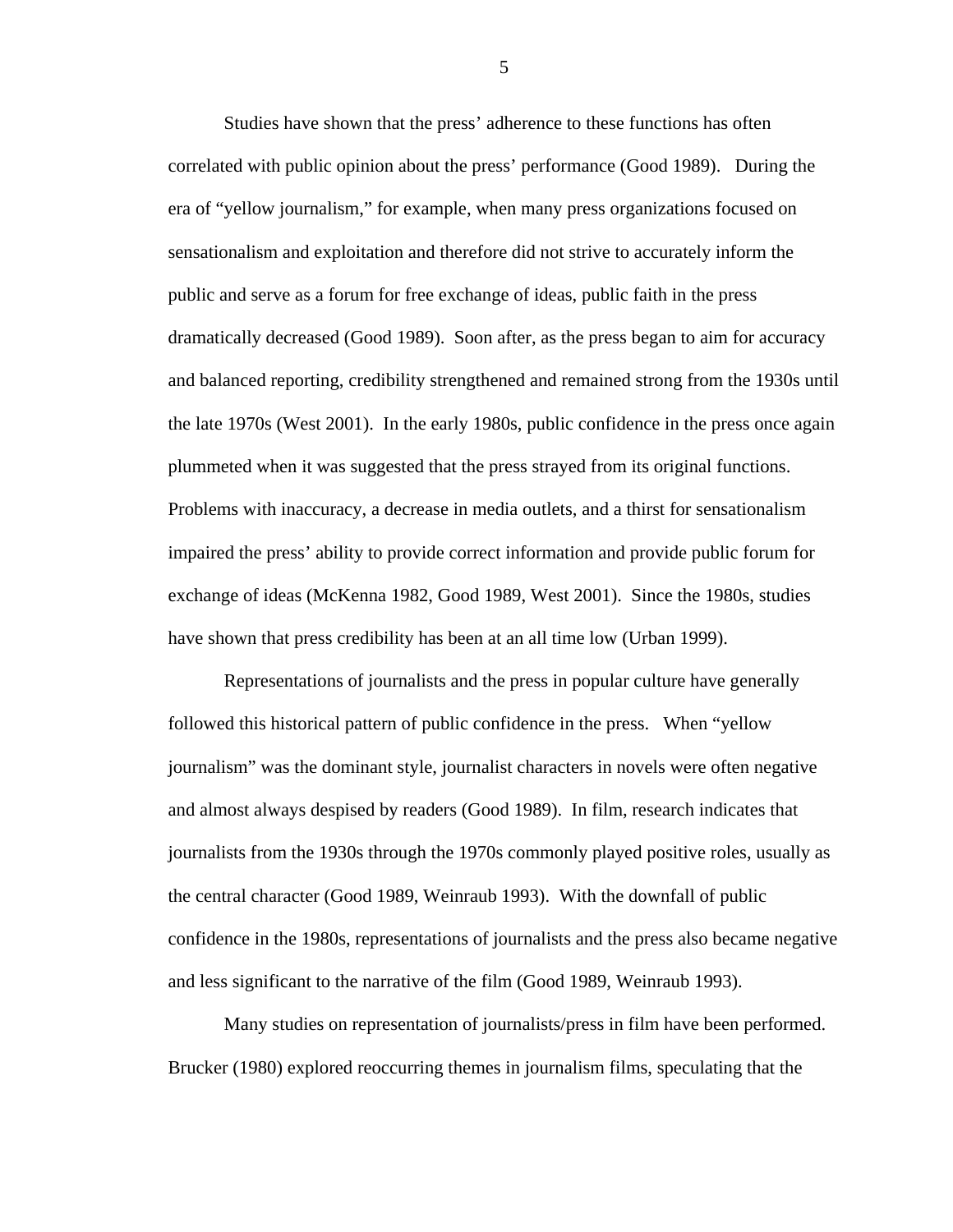Studies have shown that the press' adherence to these functions has often correlated with public opinion about the press' performance (Good 1989). During the era of "yellow journalism," for example, when many press organizations focused on sensationalism and exploitation and therefore did not strive to accurately inform the public and serve as a forum for free exchange of ideas, public faith in the press dramatically decreased (Good 1989). Soon after, as the press began to aim for accuracy and balanced reporting, credibility strengthened and remained strong from the 1930s until the late 1970s (West 2001). In the early 1980s, public confidence in the press once again plummeted when it was suggested that the press strayed from its original functions. Problems with inaccuracy, a decrease in media outlets, and a thirst for sensationalism impaired the press' ability to provide correct information and provide public forum for exchange of ideas (McKenna 1982, Good 1989, West 2001). Since the 1980s, studies have shown that press credibility has been at an all time low (Urban 1999).

Representations of journalists and the press in popular culture have generally followed this historical pattern of public confidence in the press. When "yellow journalism" was the dominant style, journalist characters in novels were often negative and almost always despised by readers (Good 1989). In film, research indicates that journalists from the 1930s through the 1970s commonly played positive roles, usually as the central character (Good 1989, Weinraub 1993). With the downfall of public confidence in the 1980s, representations of journalists and the press also became negative and less significant to the narrative of the film (Good 1989, Weinraub 1993).

Many studies on representation of journalists/press in film have been performed. Brucker (1980) explored reoccurring themes in journalism films, speculating that the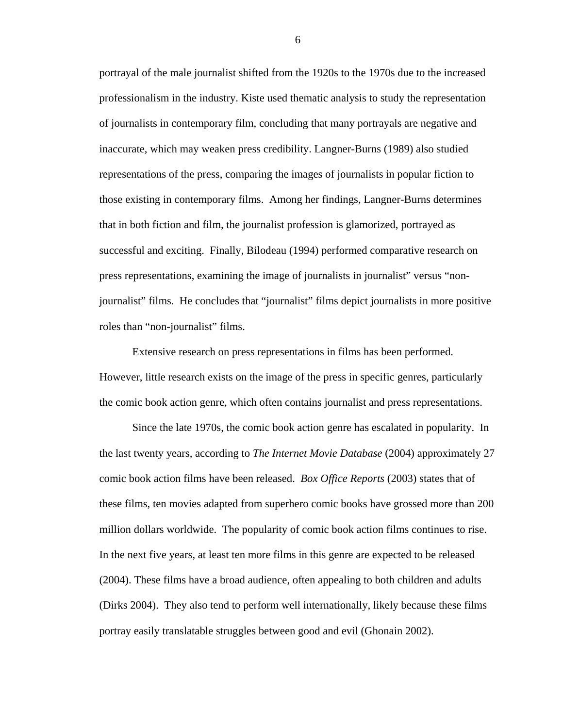portrayal of the male journalist shifted from the 1920s to the 1970s due to the increased professionalism in the industry. Kiste used thematic analysis to study the representation of journalists in contemporary film, concluding that many portrayals are negative and inaccurate, which may weaken press credibility. Langner-Burns (1989) also studied representations of the press, comparing the images of journalists in popular fiction to those existing in contemporary films.  Among her findings, Langner-Burns determines that in both fiction and film, the journalist profession is glamorized, portrayed as successful and exciting.  Finally, Bilodeau (1994) performed comparative research on press representations, examining the image of journalists in journalist" versus "non-journalist" films.  He concludes that "journalist" films depict journalists in more positive roles than "non-journalist" films.

Extensive research on press representations in films has been performed. However, little research exists on the image of the press in specific genres, particularly the comic book action genre, which often contains journalist and press representations.

Since the late 1970s, the comic book action genre has escalated in popularity.  In the last twenty years, according to *The Internet Movie Database* (2004) approximately 27 comic book action films have been released.  *Box Office Reports* (2003) states that of these films, ten movies adapted from superhero comic books have grossed more than 200 million dollars worldwide.  The popularity of comic book action films continues to rise. In the next five years, at least ten more films in this genre are expected to be released (2004). These films have a broad audience, often appealing to both children and adults (Dirks 2004).  They also tend to perform well internationally, likely because these films portray easily translatable struggles between good and evil (Ghonain 2002).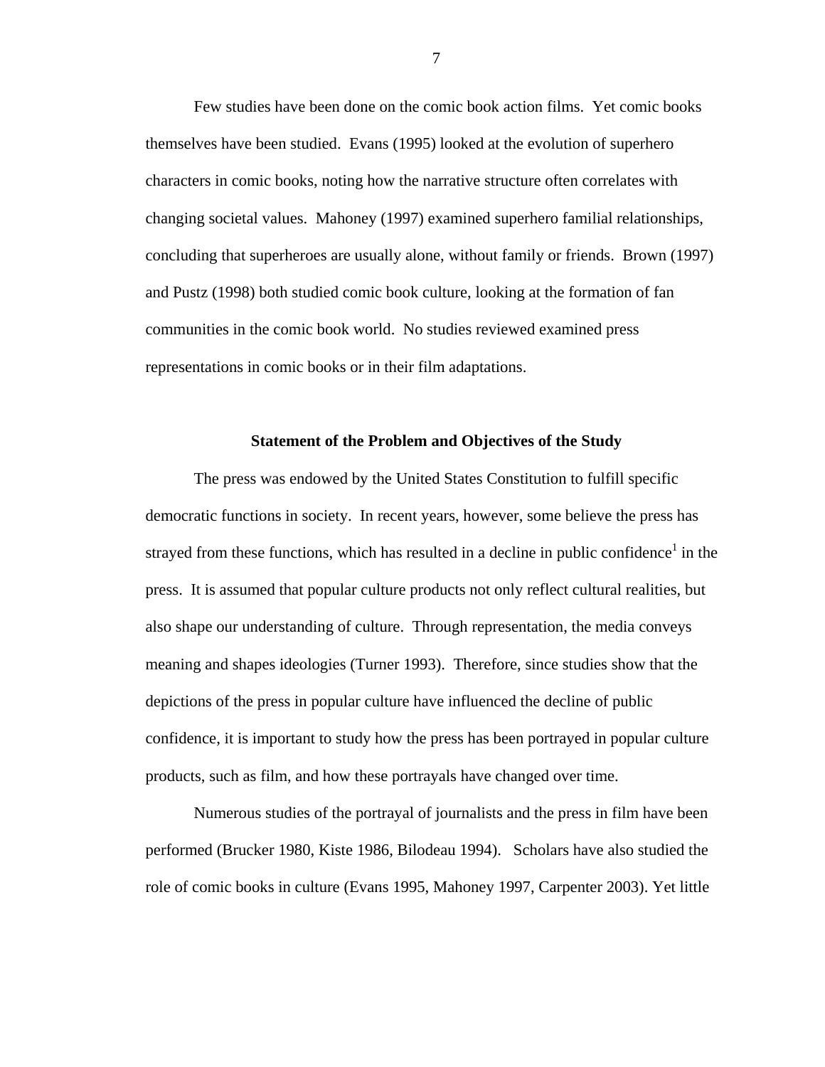Few studies have been done on the comic book action films. Yet comic books themselves have been studied. Evans (1995) looked at the evolution of superhero characters in comic books, noting how the narrative structure often correlates with changing societal values. Mahoney (1997) examined superhero familial relationships, concluding that superheroes are usually alone, without family or friends. Brown (1997) and Pustz (1998) both studied comic book culture, looking at the formation of fan communities in the comic book world. No studies reviewed examined press representations in comic books or in their film adaptations.

## Statement of the Problem and Objectives of the Study

The press was endowed by the United States Constitution to fulfill specific democratic functions in society. In recent years, however, some believe the press has strayed from these functions, which has resulted in a decline in public confidence[1] in the press. It is assumed that popular culture products not only reflect cultural realities, but also shape our understanding of culture. Through representation, the media conveys meaning and shapes ideologies (Turner 1993). Therefore, since studies show that the depictions of the press in popular culture have influenced the decline of public confidence, it is important to study how the press has been portrayed in popular culture products, such as film, and how these portrayals have changed over time.

Numerous studies of the portrayal of journalists and the press in film have been performed (Brucker 1980, Kiste 1986, Bilodeau 1994). Scholars have also studied the role of comic books in culture (Evans 1995, Mahoney 1997, Carpenter 2003). Yet little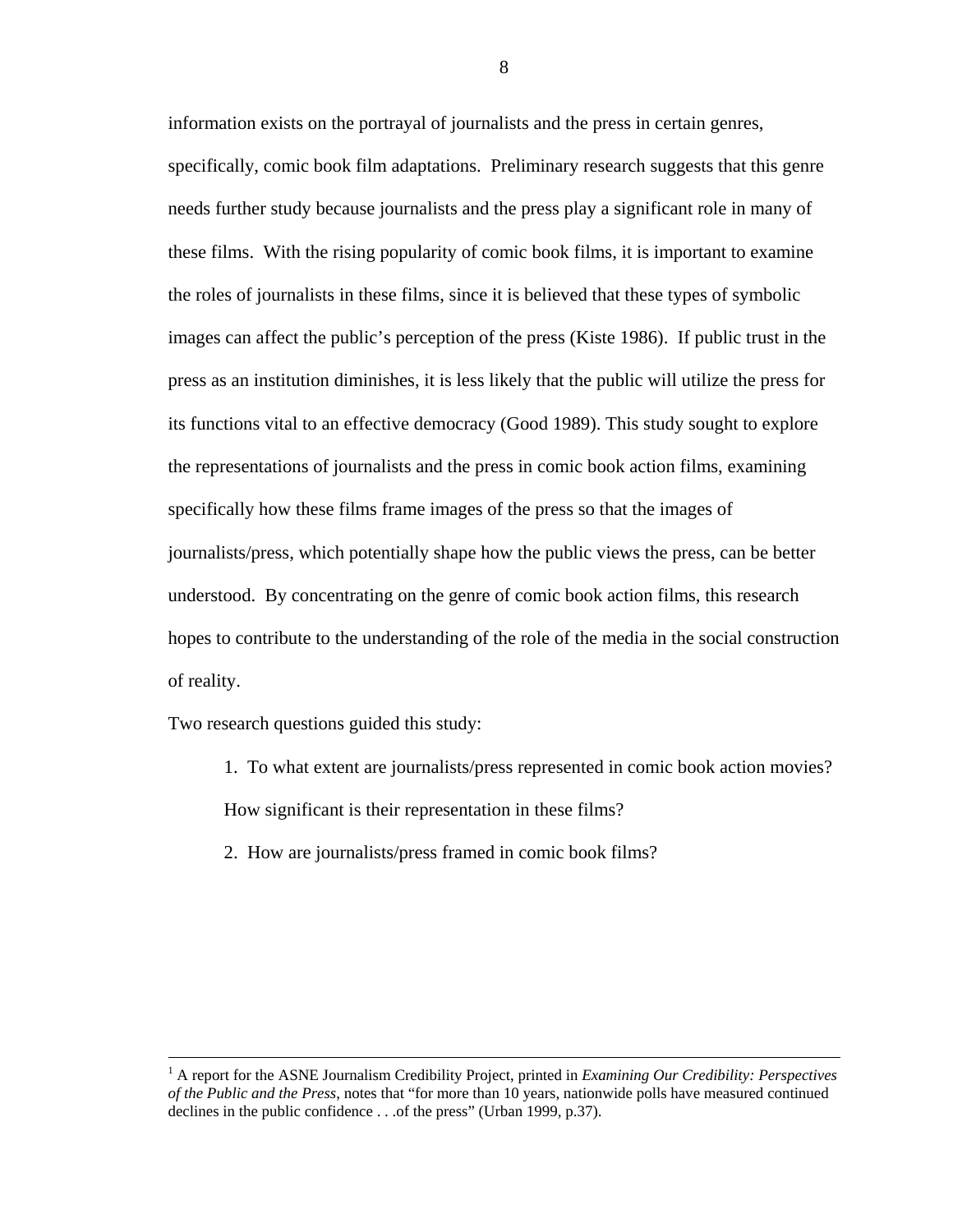information exists on the portrayal of journalists and the press in certain genres, specifically, comic book film adaptations. Preliminary research suggests that this genre needs further study because journalists and the press play a significant role in many of these films. With the rising popularity of comic book films, it is important to examine the roles of journalists in these films, since it is believed that these types of symbolic images can affect the public's perception of the press (Kiste 1986). If public trust in the press as an institution diminishes, it is less likely that the public will utilize the press for its functions vital to an effective democracy (Good 1989). This study sought to explore the representations of journalists and the press in comic book action films, examining specifically how these films frame images of the press so that the images of journalists/press, which potentially shape how the public views the press, can be better understood. By concentrating on the genre of comic book action films, this research hopes to contribute to the understanding of the role of the media in the social construction of reality.

Two research questions guided this study:

1. To what extent are journalists/press represented in comic book action movies? How significant is their representation in these films?
2. How are journalists/press framed in comic book films?

---

[1] A report for the ASNE Journalism Credibility Project, printed in *Examining Our Credibility: Perspectives of the Public and the Press*, notes that "for more than 10 years, nationwide polls have measured continued declines in the public confidence . . .of the press" (Urban 1999, p.37).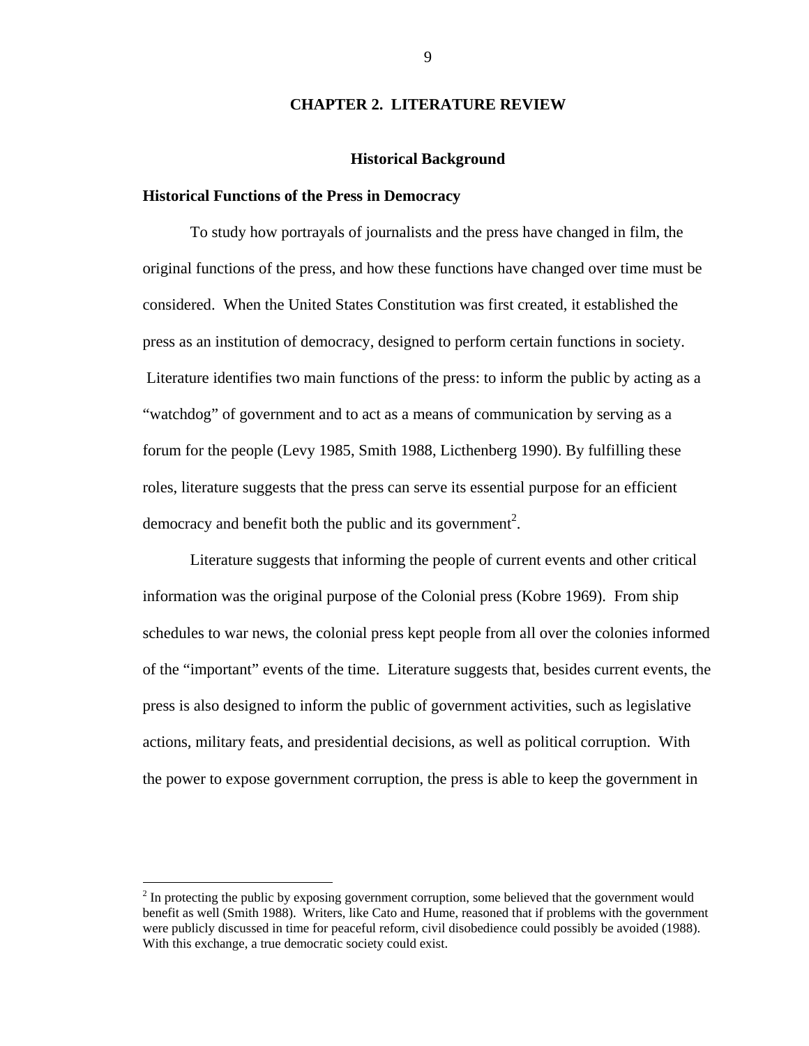# CHAPTER 2. LITERATURE REVIEW

## Historical Background

### Historical Functions of the Press in Democracy

To study how portrayals of journalists and the press have changed in film, the original functions of the press, and how these functions have changed over time must be considered. When the United States Constitution was first created, it established the press as an institution of democracy, designed to perform certain functions in society. Literature identifies two main functions of the press: to inform the public by acting as a "watchdog" of government and to act as a means of communication by serving as a forum for the people (Levy 1985, Smith 1988, Licthenberg 1990). By fulfilling these roles, literature suggests that the press can serve its essential purpose for an efficient democracy and benefit both the public and its government[2].

Literature suggests that informing the people of current events and other critical information was the original purpose of the Colonial press (Kobre 1969). From ship schedules to war news, the colonial press kept people from all over the colonies informed of the "important" events of the time. Literature suggests that, besides current events, the press is also designed to inform the public of government activities, such as legislative actions, military feats, and presidential decisions, as well as political corruption. With the power to expose government corruption, the press is able to keep the government in

---

[2] In protecting the public by exposing government corruption, some believed that the government would benefit as well (Smith 1988). Writers, like Cato and Hume, reasoned that if problems with the government were publicly discussed in time for peaceful reform, civil disobedience could possibly be avoided (1988). With this exchange, a true democratic society could exist.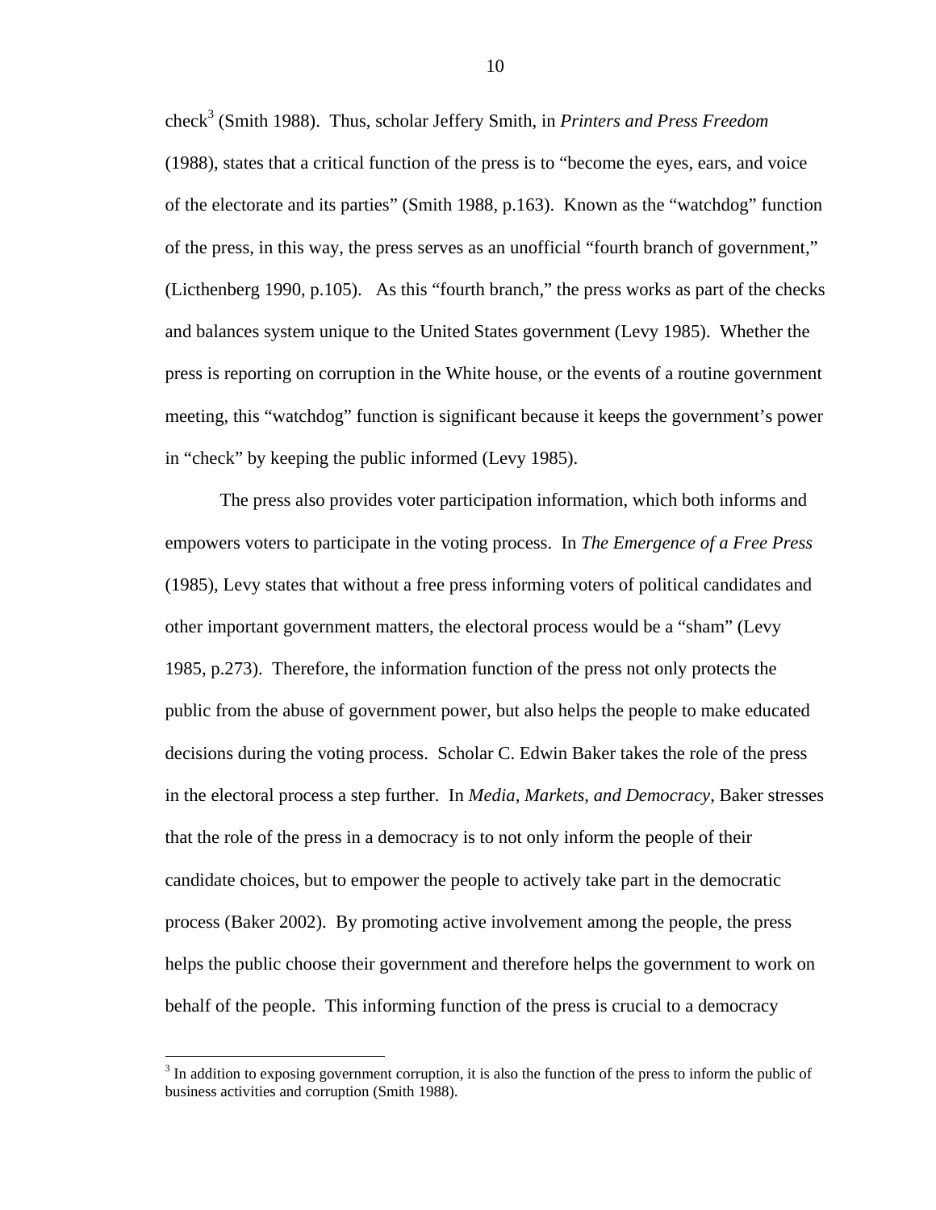check[3] (Smith 1988). Thus, scholar Jeffery Smith, in *Printers and Press Freedom* (1988), states that a critical function of the press is to "become the eyes, ears, and voice of the electorate and its parties" (Smith 1988, p.163). Known as the "watchdog" function of the press, in this way, the press serves as an unofficial "fourth branch of government," (Licthenberg 1990, p.105). As this "fourth branch," the press works as part of the checks and balances system unique to the United States government (Levy 1985). Whether the press is reporting on corruption in the White house, or the events of a routine government meeting, this "watchdog" function is significant because it keeps the government's power in "check" by keeping the public informed (Levy 1985).

The press also provides voter participation information, which both informs and empowers voters to participate in the voting process. In *The Emergence of a Free Press* (1985), Levy states that without a free press informing voters of political candidates and other important government matters, the electoral process would be a "sham" (Levy 1985, p.273). Therefore, the information function of the press not only protects the public from the abuse of government power, but also helps the people to make educated decisions during the voting process. Scholar C. Edwin Baker takes the role of the press in the electoral process a step further. In *Media, Markets, and Democracy*, Baker stresses that the role of the press in a democracy is to not only inform the people of their candidate choices, but to empower the people to actively take part in the democratic process (Baker 2002). By promoting active involvement among the people, the press helps the public choose their government and therefore helps the government to work on behalf of the people. This informing function of the press is crucial to a democracy

---

[3] In addition to exposing government corruption, it is also the function of the press to inform the public of business activities and corruption (Smith 1988).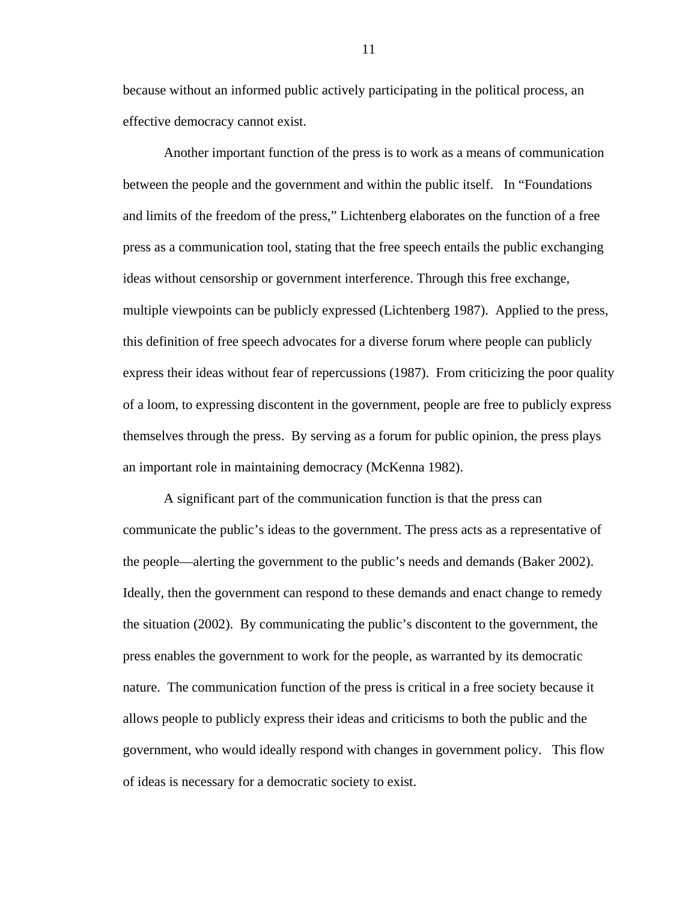because without an informed public actively participating in the political process, an effective democracy cannot exist.

Another important function of the press is to work as a means of communication between the people and the government and within the public itself. In “Foundations and limits of the freedom of the press,” Lichtenberg elaborates on the function of a free press as a communication tool, stating that the free speech entails the public exchanging ideas without censorship or government interference. Through this free exchange, multiple viewpoints can be publicly expressed (Lichtenberg 1987). Applied to the press, this definition of free speech advocates for a diverse forum where people can publicly express their ideas without fear of repercussions (1987). From criticizing the poor quality of a loom, to expressing discontent in the government, people are free to publicly express themselves through the press. By serving as a forum for public opinion, the press plays an important role in maintaining democracy (McKenna 1982).

A significant part of the communication function is that the press can communicate the public’s ideas to the government. The press acts as a representative of the people—alerting the government to the public’s needs and demands (Baker 2002). Ideally, then the government can respond to these demands and enact change to remedy the situation (2002). By communicating the public’s discontent to the government, the press enables the government to work for the people, as warranted by its democratic nature. The communication function of the press is critical in a free society because it allows people to publicly express their ideas and criticisms to both the public and the government, who would ideally respond with changes in government policy. This flow of ideas is necessary for a democratic society to exist.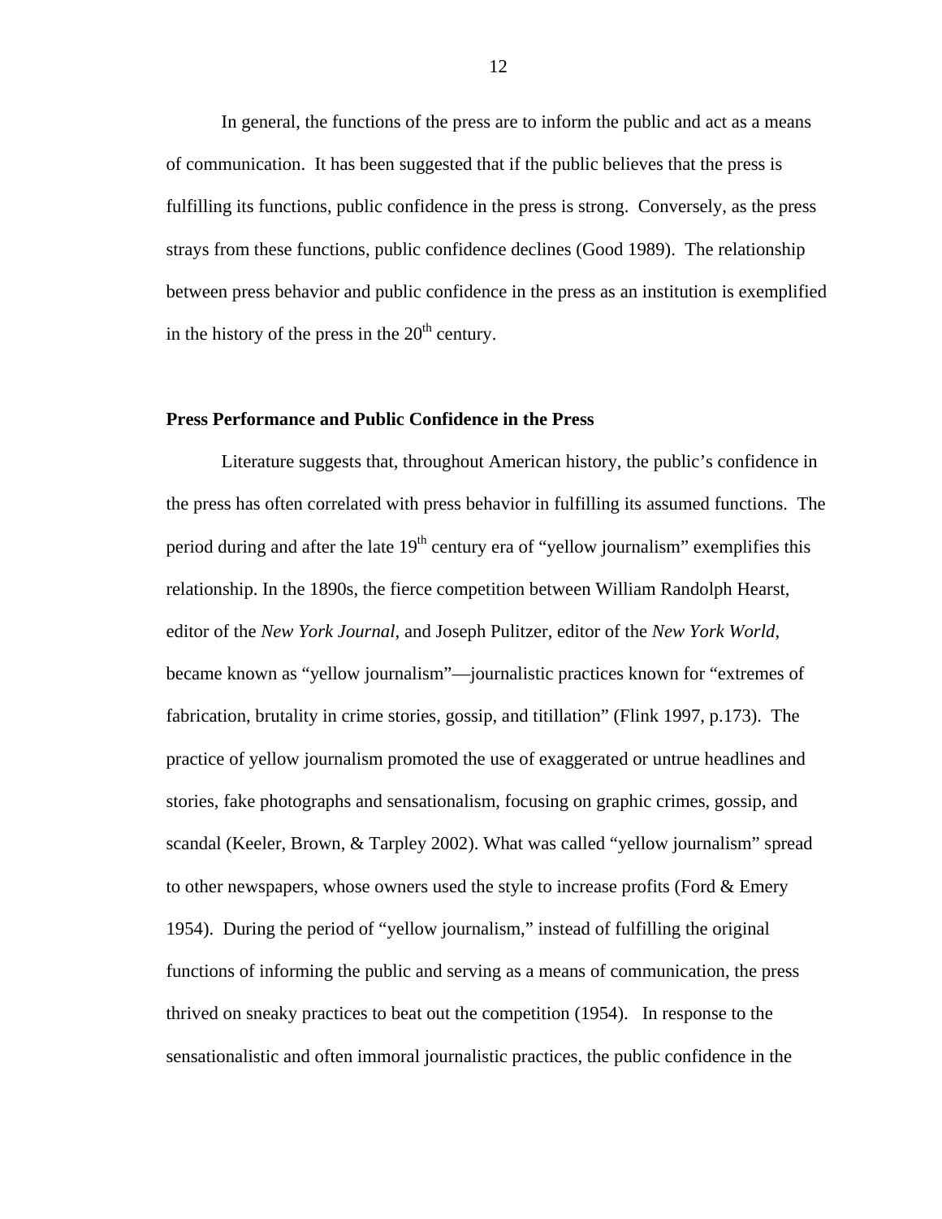In general, the functions of the press are to inform the public and act as a means of communication. It has been suggested that if the public believes that the press is fulfilling its functions, public confidence in the press is strong. Conversely, as the press strays from these functions, public confidence declines (Good 1989). The relationship between press behavior and public confidence in the press as an institution is exemplified in the history of the press in the 20th century.

**Press Performance and Public Confidence in the Press**

Literature suggests that, throughout American history, the public's confidence in the press has often correlated with press behavior in fulfilling its assumed functions. The period during and after the late 19th century era of "yellow journalism" exemplifies this relationship. In the 1890s, the fierce competition between William Randolph Hearst, editor of the *New York Journal*, and Joseph Pulitzer, editor of the *New York World*, became known as "yellow journalism"—journalistic practices known for "extremes of fabrication, brutality in crime stories, gossip, and titillation" (Flink 1997, p.173). The practice of yellow journalism promoted the use of exaggerated or untrue headlines and stories, fake photographs and sensationalism, focusing on graphic crimes, gossip, and scandal (Keeler, Brown, & Tarpley 2002). What was called "yellow journalism" spread to other newspapers, whose owners used the style to increase profits (Ford & Emery 1954). During the period of "yellow journalism," instead of fulfilling the original functions of informing the public and serving as a means of communication, the press thrived on sneaky practices to beat out the competition (1954). In response to the sensationalistic and often immoral journalistic practices, the public confidence in the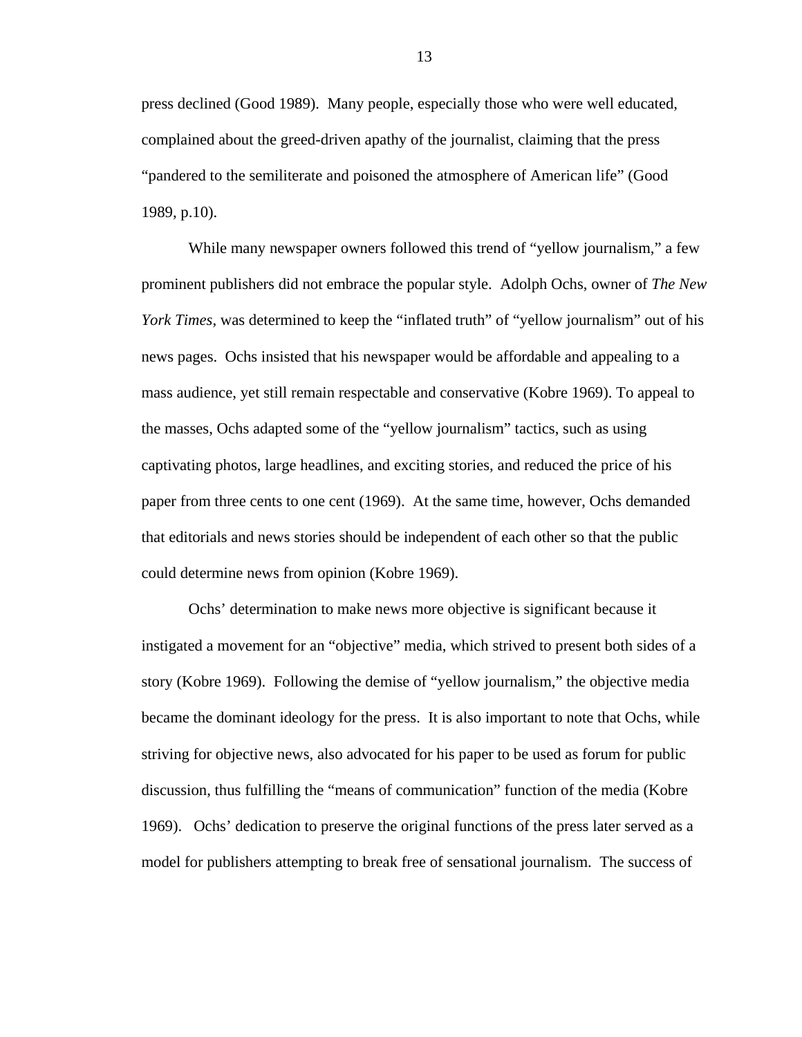press declined (Good 1989). Many people, especially those who were well educated, complained about the greed-driven apathy of the journalist, claiming that the press "pandered to the semiliterate and poisoned the atmosphere of American life" (Good 1989, p.10).

While many newspaper owners followed this trend of "yellow journalism," a few prominent publishers did not embrace the popular style. Adolph Ochs, owner of *The New York Times*, was determined to keep the "inflated truth" of "yellow journalism" out of his news pages. Ochs insisted that his newspaper would be affordable and appealing to a mass audience, yet still remain respectable and conservative (Kobre 1969). To appeal to the masses, Ochs adapted some of the "yellow journalism" tactics, such as using captivating photos, large headlines, and exciting stories, and reduced the price of his paper from three cents to one cent (1969). At the same time, however, Ochs demanded that editorials and news stories should be independent of each other so that the public could determine news from opinion (Kobre 1969).

Ochs' determination to make news more objective is significant because it instigated a movement for an "objective" media, which strived to present both sides of a story (Kobre 1969). Following the demise of "yellow journalism," the objective media became the dominant ideology for the press. It is also important to note that Ochs, while striving for objective news, also advocated for his paper to be used as forum for public discussion, thus fulfilling the "means of communication" function of the media (Kobre 1969). Ochs' dedication to preserve the original functions of the press later served as a model for publishers attempting to break free of sensational journalism. The success of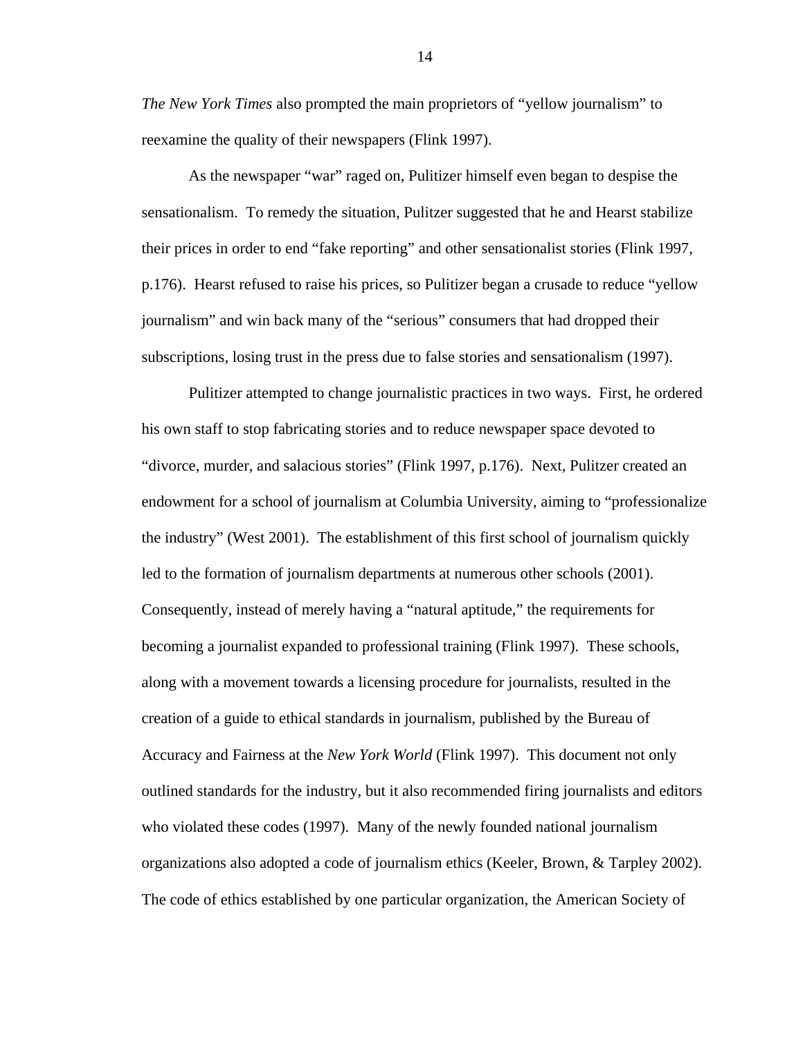*The New York Times* also prompted the main proprietors of "yellow journalism" to reexamine the quality of their newspapers (Flink 1997).

As the newspaper "war" raged on, Pulitizer himself even began to despise the sensationalism. To remedy the situation, Pulitizer suggested that he and Hearst stabilize their prices in order to end "fake reporting" and other sensationalist stories (Flink 1997, p.176). Hearst refused to raise his prices, so Pulitizer began a crusade to reduce "yellow journalism" and win back many of the "serious" consumers that had dropped their subscriptions, losing trust in the press due to false stories and sensationalism (1997).

Pulitizer attempted to change journalistic practices in two ways. First, he ordered his own staff to stop fabricating stories and to reduce newspaper space devoted to "divorce, murder, and salacious stories" (Flink 1997, p.176). Next, Pulitzer created an endowment for a school of journalism at Columbia University, aiming to "professionalize the industry" (West 2001). The establishment of this first school of journalism quickly led to the formation of journalism departments at numerous other schools (2001). Consequently, instead of merely having a "natural aptitude," the requirements for becoming a journalist expanded to professional training (Flink 1997). These schools, along with a movement towards a licensing procedure for journalists, resulted in the creation of a guide to ethical standards in journalism, published by the Bureau of Accuracy and Fairness at the *New York World* (Flink 1997). This document not only outlined standards for the industry, but it also recommended firing journalists and editors who violated these codes (1997). Many of the newly founded national journalism organizations also adopted a code of journalism ethics (Keeler, Brown, & Tarpley 2002). The code of ethics established by one particular organization, the American Society of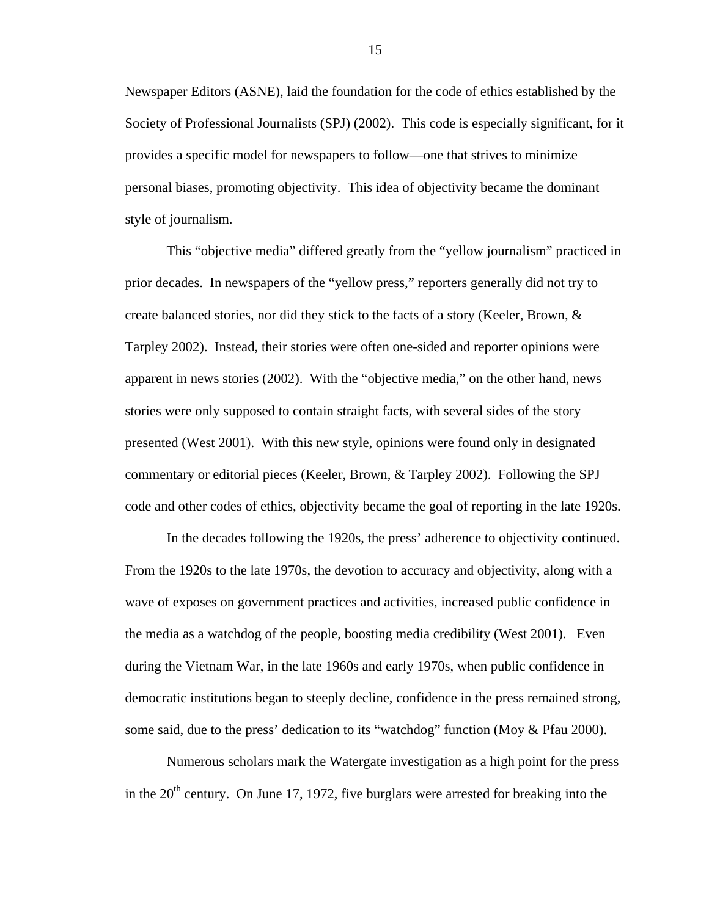Newspaper Editors (ASNE), laid the foundation for the code of ethics established by the Society of Professional Journalists (SPJ) (2002). This code is especially significant, for it provides a specific model for newspapers to follow—one that strives to minimize personal biases, promoting objectivity. This idea of objectivity became the dominant style of journalism.

This "objective media" differed greatly from the "yellow journalism" practiced in prior decades. In newspapers of the "yellow press," reporters generally did not try to create balanced stories, nor did they stick to the facts of a story (Keeler, Brown, & Tarpley 2002). Instead, their stories were often one-sided and reporter opinions were apparent in news stories (2002). With the "objective media," on the other hand, news stories were only supposed to contain straight facts, with several sides of the story presented (West 2001). With this new style, opinions were found only in designated commentary or editorial pieces (Keeler, Brown, & Tarpley 2002). Following the SPJ code and other codes of ethics, objectivity became the goal of reporting in the late 1920s.

In the decades following the 1920s, the press' adherence to objectivity continued. From the 1920s to the late 1970s, the devotion to accuracy and objectivity, along with a wave of exposes on government practices and activities, increased public confidence in the media as a watchdog of the people, boosting media credibility (West 2001). Even during the Vietnam War, in the late 1960s and early 1970s, when public confidence in democratic institutions began to steeply decline, confidence in the press remained strong, some said, due to the press' dedication to its "watchdog" function (Moy & Pfau 2000).

Numerous scholars mark the Watergate investigation as a high point for the press in the 20th century. On June 17, 1972, five burglars were arrested for breaking into the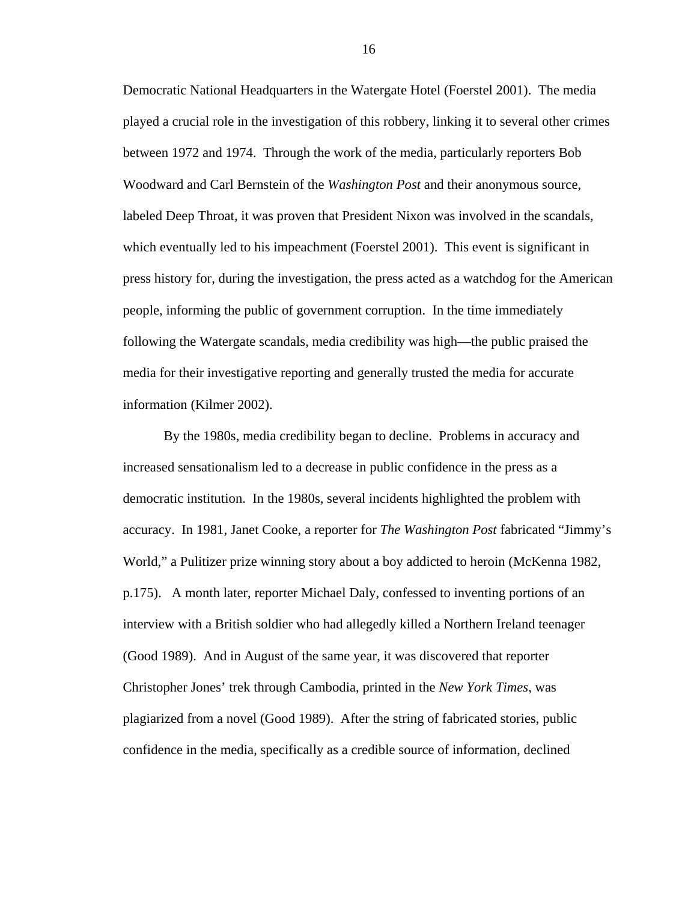Democratic National Headquarters in the Watergate Hotel (Foerstel 2001). The media played a crucial role in the investigation of this robbery, linking it to several other crimes between 1972 and 1974. Through the work of the media, particularly reporters Bob Woodward and Carl Bernstein of the *Washington Post* and their anonymous source, labeled Deep Throat, it was proven that President Nixon was involved in the scandals, which eventually led to his impeachment (Foerstel 2001). This event is significant in press history for, during the investigation, the press acted as a watchdog for the American people, informing the public of government corruption. In the time immediately following the Watergate scandals, media credibility was high—the public praised the media for their investigative reporting and generally trusted the media for accurate information (Kilmer 2002).

By the 1980s, media credibility began to decline. Problems in accuracy and increased sensationalism led to a decrease in public confidence in the press as a democratic institution. In the 1980s, several incidents highlighted the problem with accuracy. In 1981, Janet Cooke, a reporter for *The Washington Post* fabricated "Jimmy's World," a Pulitzer prize winning story about a boy addicted to heroin (McKenna 1982, p.175). A month later, reporter Michael Daly, confessed to inventing portions of an interview with a British soldier who had allegedly killed a Northern Ireland teenager (Good 1989). And in August of the same year, it was discovered that reporter Christopher Jones' trek through Cambodia, printed in the *New York Times*, was plagiarized from a novel (Good 1989). After the string of fabricated stories, public confidence in the media, specifically as a credible source of information, declined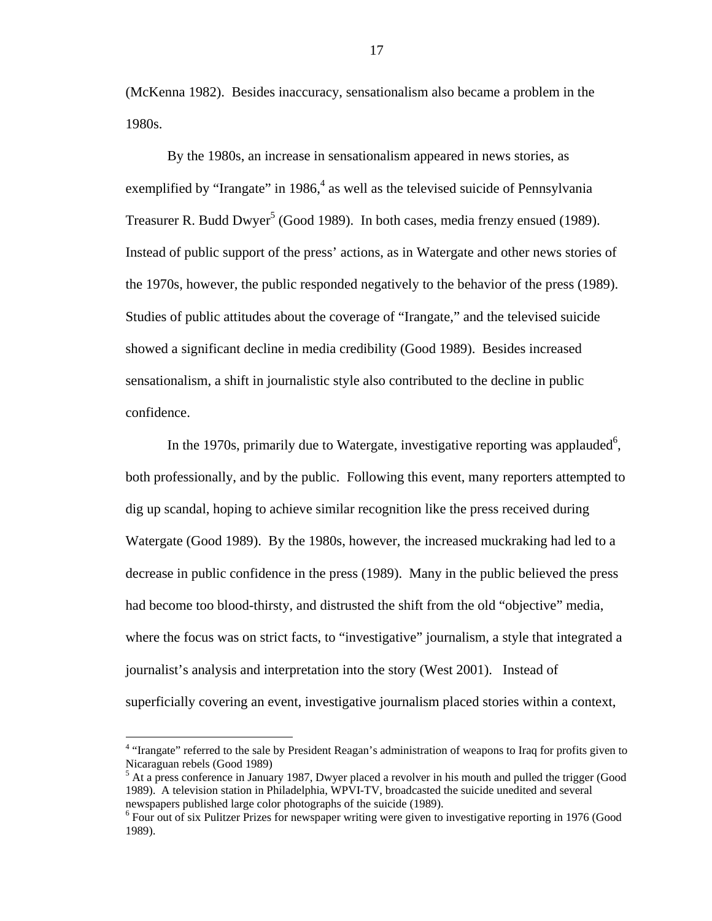(McKenna 1982). Besides inaccuracy, sensationalism also became a problem in the 1980s.

By the 1980s, an increase in sensationalism appeared in news stories, as exemplified by "Irangate" in 1986,[4] as well as the televised suicide of Pennsylvania Treasurer R. Budd Dwyer[5] (Good 1989). In both cases, media frenzy ensued (1989). Instead of public support of the press' actions, as in Watergate and other news stories of the 1970s, however, the public responded negatively to the behavior of the press (1989). Studies of public attitudes about the coverage of "Irangate," and the televised suicide showed a significant decline in media credibility (Good 1989). Besides increased sensationalism, a shift in journalistic style also contributed to the decline in public confidence.

In the 1970s, primarily due to Watergate, investigative reporting was applauded[6], both professionally, and by the public. Following this event, many reporters attempted to dig up scandal, hoping to achieve similar recognition like the press received during Watergate (Good 1989). By the 1980s, however, the increased muckraking had led to a decrease in public confidence in the press (1989). Many in the public believed the press had become too blood-thirsty, and distrusted the shift from the old "objective" media, where the focus was on strict facts, to "investigative" journalism, a style that integrated a journalist's analysis and interpretation into the story (West 2001). Instead of superficially covering an event, investigative journalism placed stories within a context,

---

[4] "Irangate" referred to the sale by President Reagan's administration of weapons to Iraq for profits given to Nicaraguan rebels (Good 1989)

[5] At a press conference in January 1987, Dwyer placed a revolver in his mouth and pulled the trigger (Good 1989). A television station in Philadelphia, WPVI-TV, broadcasted the suicide unedited and several newspapers published large color photographs of the suicide (1989).

[6] Four out of six Pulitzer Prizes for newspaper writing were given to investigative reporting in 1976 (Good 1989).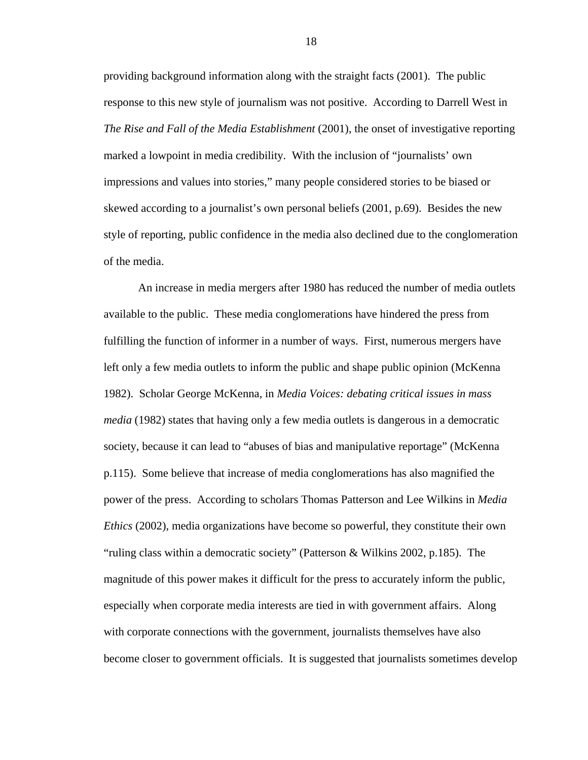providing background information along with the straight facts (2001). The public response to this new style of journalism was not positive. According to Darrell West in *The Rise and Fall of the Media Establishment* (2001), the onset of investigative reporting marked a lowpoint in media credibility. With the inclusion of "journalists' own impressions and values into stories," many people considered stories to be biased or skewed according to a journalist's own personal beliefs (2001, p.69). Besides the new style of reporting, public confidence in the media also declined due to the conglomeration of the media.

An increase in media mergers after 1980 has reduced the number of media outlets available to the public. These media conglomerations have hindered the press from fulfilling the function of informer in a number of ways. First, numerous mergers have left only a few media outlets to inform the public and shape public opinion (McKenna 1982). Scholar George McKenna, in *Media Voices: debating critical issues in mass media* (1982) states that having only a few media outlets is dangerous in a democratic society, because it can lead to "abuses of bias and manipulative reportage" (McKenna p.115). Some believe that increase of media conglomerations has also magnified the power of the press. According to scholars Thomas Patterson and Lee Wilkins in *Media Ethics* (2002), media organizations have become so powerful, they constitute their own "ruling class within a democratic society" (Patterson & Wilkins 2002, p.185). The magnitude of this power makes it difficult for the press to accurately inform the public, especially when corporate media interests are tied in with government affairs. Along with corporate connections with the government, journalists themselves have also become closer to government officials. It is suggested that journalists sometimes develop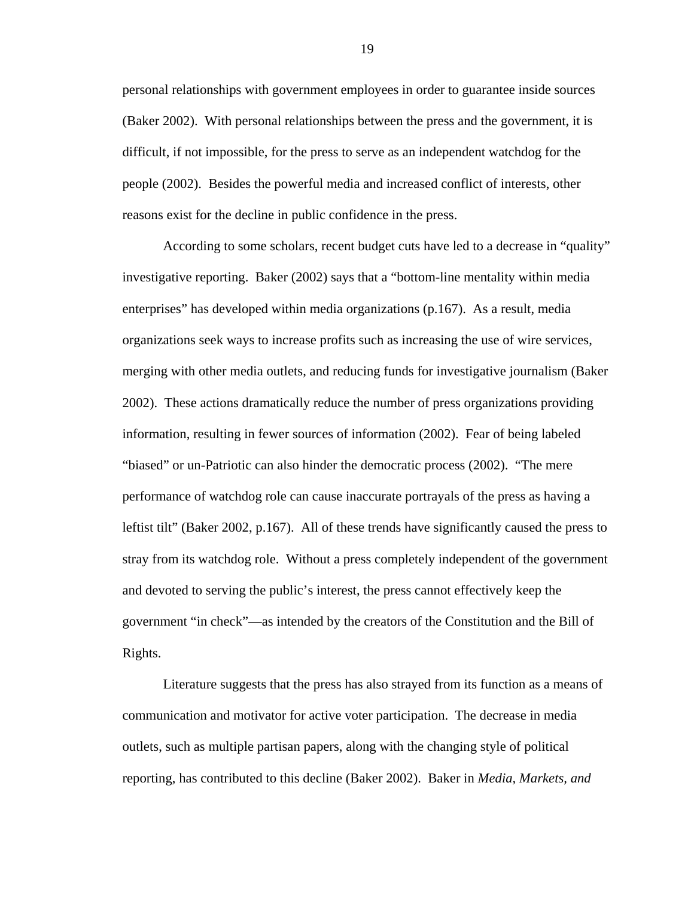personal relationships with government employees in order to guarantee inside sources (Baker 2002). With personal relationships between the press and the government, it is difficult, if not impossible, for the press to serve as an independent watchdog for the people (2002). Besides the powerful media and increased conflict of interests, other reasons exist for the decline in public confidence in the press.

According to some scholars, recent budget cuts have led to a decrease in "quality" investigative reporting. Baker (2002) says that a "bottom-line mentality within media enterprises" has developed within media organizations (p.167). As a result, media organizations seek ways to increase profits such as increasing the use of wire services, merging with other media outlets, and reducing funds for investigative journalism (Baker 2002). These actions dramatically reduce the number of press organizations providing information, resulting in fewer sources of information (2002). Fear of being labeled "biased" or un-Patriotic can also hinder the democratic process (2002). "The mere performance of watchdog role can cause inaccurate portrayals of the press as having a leftist tilt" (Baker 2002, p.167). All of these trends have significantly caused the press to stray from its watchdog role. Without a press completely independent of the government and devoted to serving the public's interest, the press cannot effectively keep the government "in check"—as intended by the creators of the Constitution and the Bill of Rights.

Literature suggests that the press has also strayed from its function as a means of communication and motivator for active voter participation. The decrease in media outlets, such as multiple partisan papers, along with the changing style of political reporting, has contributed to this decline (Baker 2002). Baker in *Media, Markets, and*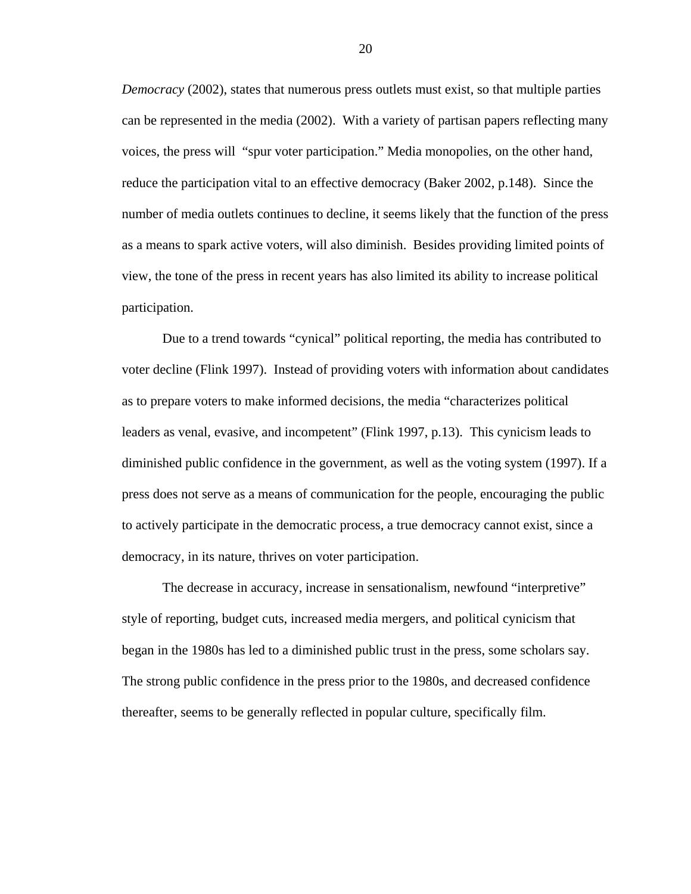*Democracy* (2002), states that numerous press outlets must exist, so that multiple parties can be represented in the media (2002). With a variety of partisan papers reflecting many voices, the press will "spur voter participation." Media monopolies, on the other hand, reduce the participation vital to an effective democracy (Baker 2002, p.148). Since the number of media outlets continues to decline, it seems likely that the function of the press as a means to spark active voters, will also diminish. Besides providing limited points of view, the tone of the press in recent years has also limited its ability to increase political participation.

Due to a trend towards "cynical" political reporting, the media has contributed to voter decline (Flink 1997). Instead of providing voters with information about candidates as to prepare voters to make informed decisions, the media "characterizes political leaders as venal, evasive, and incompetent" (Flink 1997, p.13). This cynicism leads to diminished public confidence in the government, as well as the voting system (1997). If a press does not serve as a means of communication for the people, encouraging the public to actively participate in the democratic process, a true democracy cannot exist, since a democracy, in its nature, thrives on voter participation.

The decrease in accuracy, increase in sensationalism, newfound "interpretive" style of reporting, budget cuts, increased media mergers, and political cynicism that began in the 1980s has led to a diminished public trust in the press, some scholars say. The strong public confidence in the press prior to the 1980s, and decreased confidence thereafter, seems to be generally reflected in popular culture, specifically film.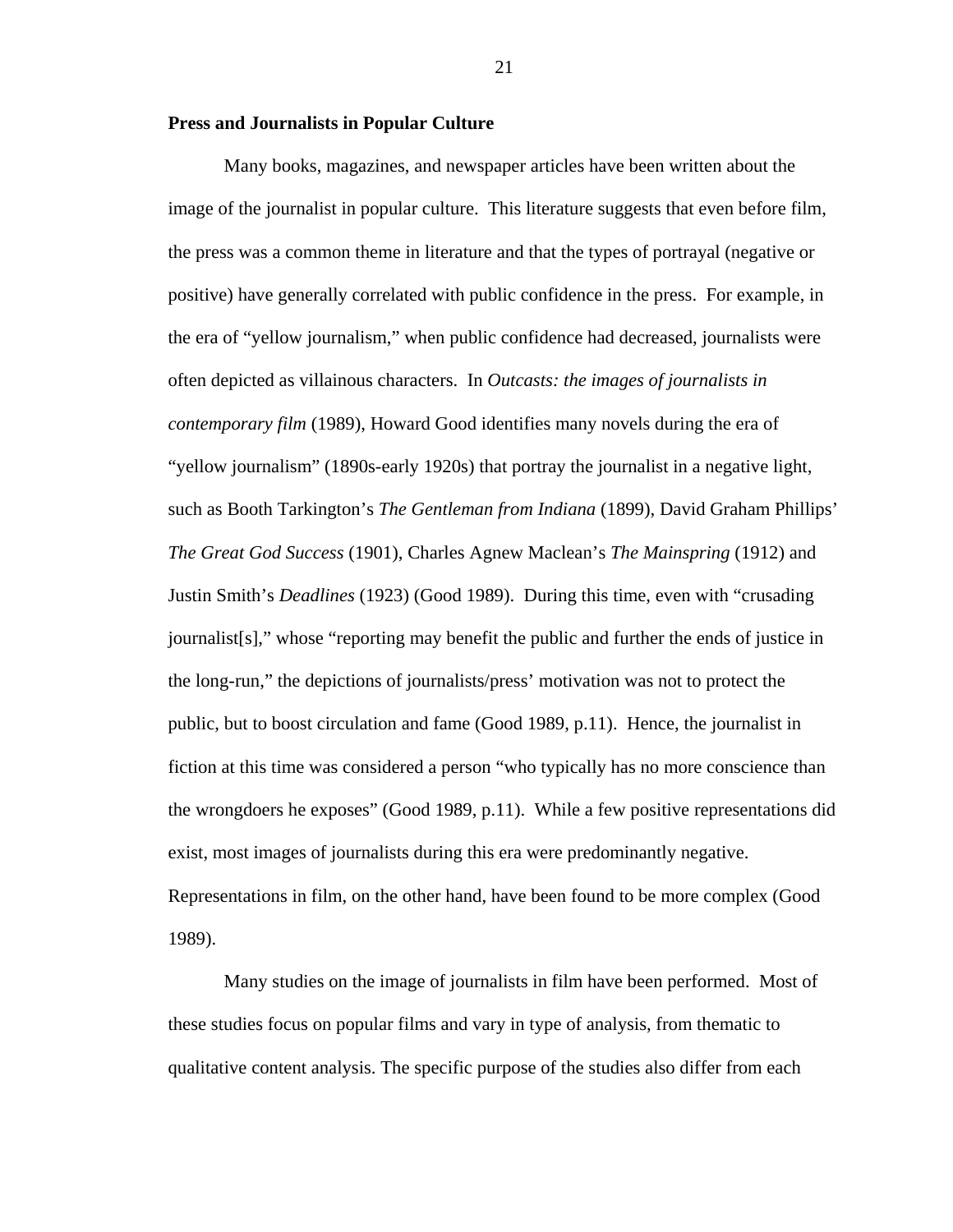**Press and Journalists in Popular Culture**

Many books, magazines, and newspaper articles have been written about the image of the journalist in popular culture. This literature suggests that even before film, the press was a common theme in literature and that the types of portrayal (negative or positive) have generally correlated with public confidence in the press. For example, in the era of “yellow journalism,” when public confidence had decreased, journalists were often depicted as villainous characters. In *Outcasts: the images of journalists in contemporary film* (1989), Howard Good identifies many novels during the era of “yellow journalism” (1890s-early 1920s) that portray the journalist in a negative light, such as Booth Tarkington’s *The Gentleman from Indiana* (1899), David Graham Phillips’ *The Great God Success* (1901), Charles Agnew Maclean’s *The Mainspring* (1912) and Justin Smith’s *Deadlines* (1923) (Good 1989). During this time, even with “crusading journalist[s],” whose “reporting may benefit the public and further the ends of justice in the long-run,” the depictions of journalists/press’ motivation was not to protect the public, but to boost circulation and fame (Good 1989, p.11). Hence, the journalist in fiction at this time was considered a person “who typically has no more conscience than the wrongdoers he exposes” (Good 1989, p.11). While a few positive representations did exist, most images of journalists during this era were predominantly negative. Representations in film, on the other hand, have been found to be more complex (Good 1989).

Many studies on the image of journalists in film have been performed. Most of these studies focus on popular films and vary in type of analysis, from thematic to qualitative content analysis. The specific purpose of the studies also differ from each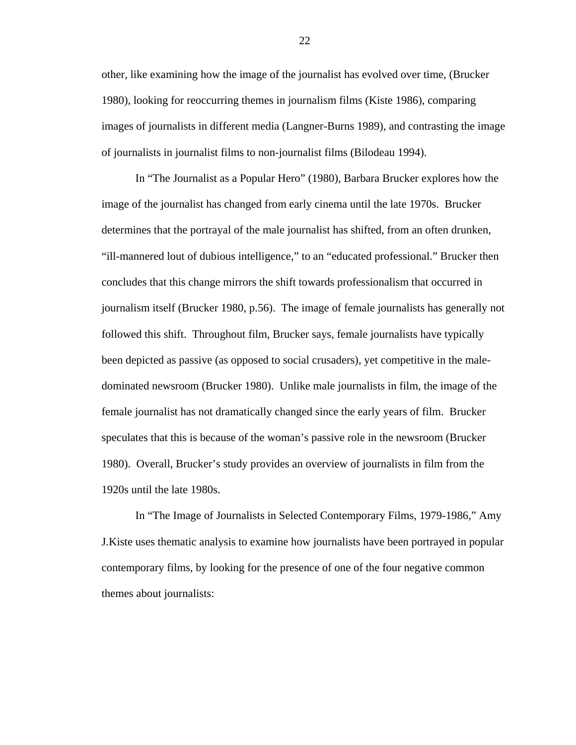other, like examining how the image of the journalist has evolved over time, (Brucker 1980), looking for reoccurring themes in journalism films (Kiste 1986), comparing images of journalists in different media (Langner-Burns 1989), and contrasting the image of journalists in journalist films to non-journalist films (Bilodeau 1994).

In "The Journalist as a Popular Hero" (1980), Barbara Brucker explores how the image of the journalist has changed from early cinema until the late 1970s. Brucker determines that the portrayal of the male journalist has shifted, from an often drunken, "ill-mannered lout of dubious intelligence," to an "educated professional." Brucker then concludes that this change mirrors the shift towards professionalism that occurred in journalism itself (Brucker 1980, p.56). The image of female journalists has generally not followed this shift. Throughout film, Brucker says, female journalists have typically been depicted as passive (as opposed to social crusaders), yet competitive in the male-dominated newsroom (Brucker 1980). Unlike male journalists in film, the image of the female journalist has not dramatically changed since the early years of film. Brucker speculates that this is because of the woman's passive role in the newsroom (Brucker 1980). Overall, Brucker's study provides an overview of journalists in film from the 1920s until the late 1980s.

In "The Image of Journalists in Selected Contemporary Films, 1979-1986," Amy J.Kiste uses thematic analysis to examine how journalists have been portrayed in popular contemporary films, by looking for the presence of one of the four negative common themes about journalists: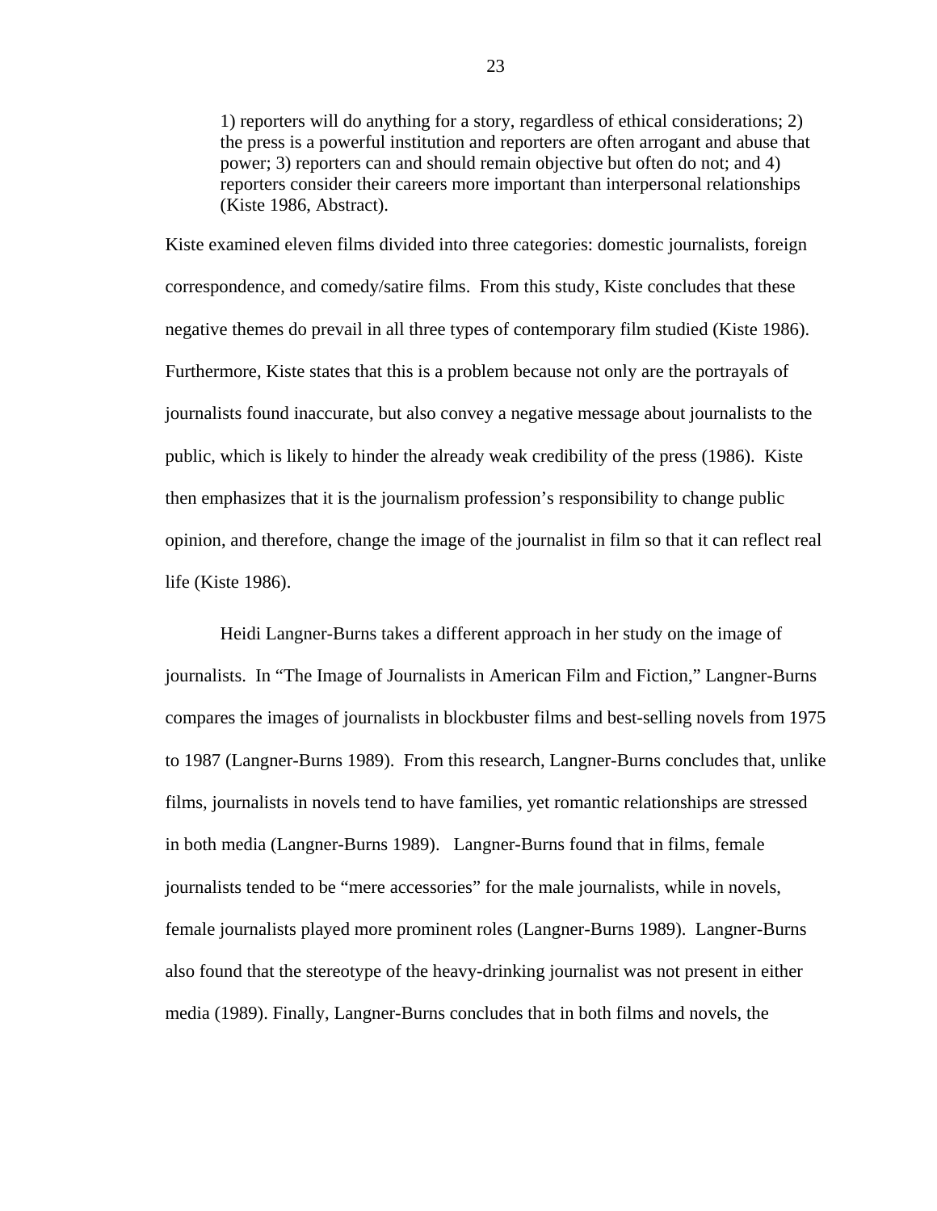> 1) reporters will do anything for a story, regardless of ethical considerations; 2) the press is a powerful institution and reporters are often arrogant and abuse that power; 3) reporters can and should remain objective but often do not; and 4) reporters consider their careers more important than interpersonal relationships (Kiste 1986, Abstract).

Kiste examined eleven films divided into three categories: domestic journalists, foreign correspondence, and comedy/satire films. From this study, Kiste concludes that these negative themes do prevail in all three types of contemporary film studied (Kiste 1986). Furthermore, Kiste states that this is a problem because not only are the portrayals of journalists found inaccurate, but also convey a negative message about journalists to the public, which is likely to hinder the already weak credibility of the press (1986). Kiste then emphasizes that it is the journalism profession's responsibility to change public opinion, and therefore, change the image of the journalist in film so that it can reflect real life (Kiste 1986).

Heidi Langner-Burns takes a different approach in her study on the image of journalists. In "The Image of Journalists in American Film and Fiction," Langner-Burns compares the images of journalists in blockbuster films and best-selling novels from 1975 to 1987 (Langner-Burns 1989). From this research, Langner-Burns concludes that, unlike films, journalists in novels tend to have families, yet romantic relationships are stressed in both media (Langner-Burns 1989). Langner-Burns found that in films, female journalists tended to be "mere accessories" for the male journalists, while in novels, female journalists played more prominent roles (Langner-Burns 1989). Langner-Burns also found that the stereotype of the heavy-drinking journalist was not present in either media (1989). Finally, Langner-Burns concludes that in both films and novels, the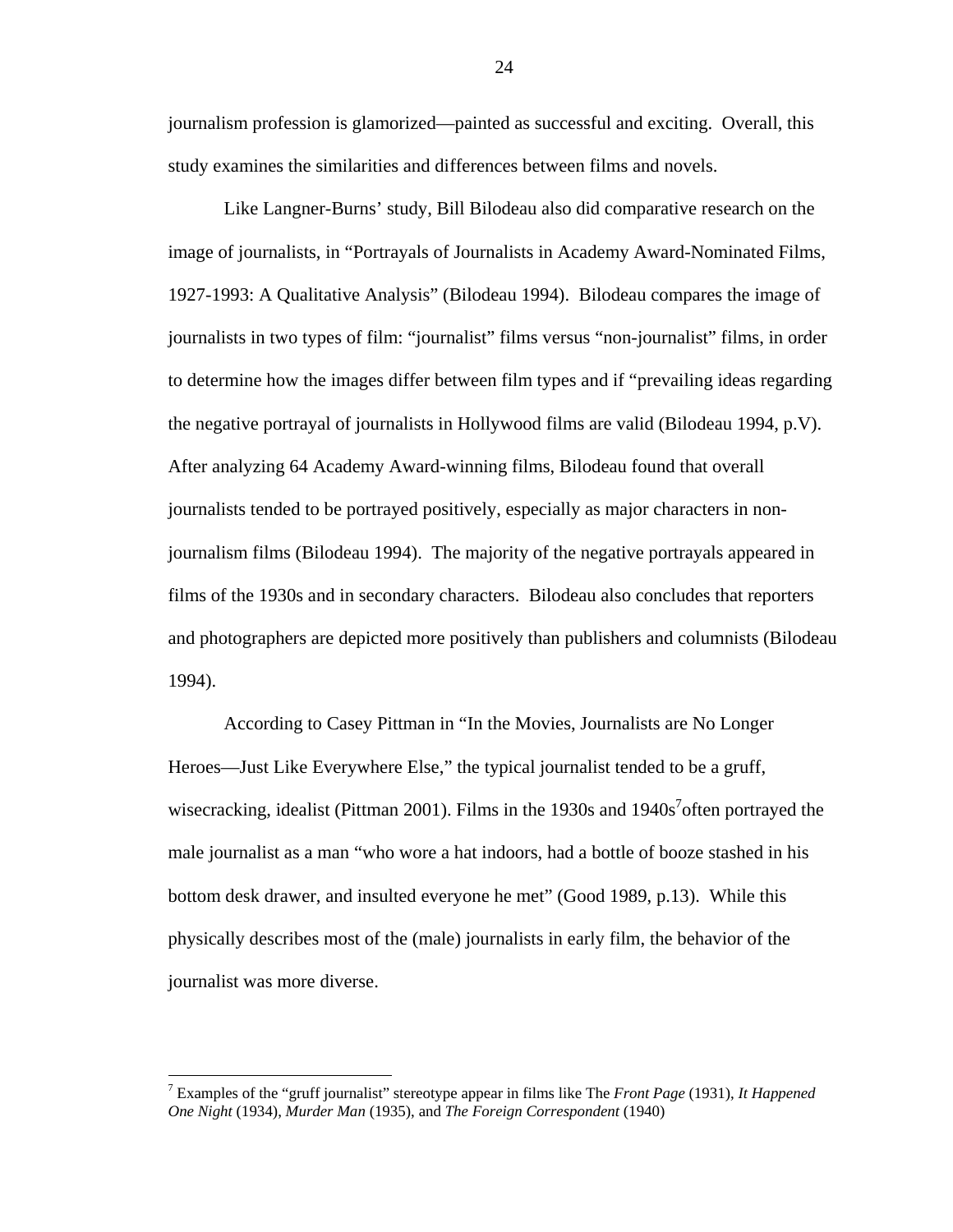journalism profession is glamorized—painted as successful and exciting. Overall, this study examines the similarities and differences between films and novels.

Like Langner-Burns' study, Bill Bilodeau also did comparative research on the image of journalists, in "Portrayals of Journalists in Academy Award-Nominated Films, 1927-1993: A Qualitative Analysis" (Bilodeau 1994). Bilodeau compares the image of journalists in two types of film: "journalist" films versus "non-journalist" films, in order to determine how the images differ between film types and if "prevailing ideas regarding the negative portrayal of journalists in Hollywood films are valid (Bilodeau 1994, p.V). After analyzing 64 Academy Award-winning films, Bilodeau found that overall journalists tended to be portrayed positively, especially as major characters in non-journalism films (Bilodeau 1994). The majority of the negative portrayals appeared in films of the 1930s and in secondary characters. Bilodeau also concludes that reporters and photographers are depicted more positively than publishers and columnists (Bilodeau 1994).

According to Casey Pittman in "In the Movies, Journalists are No Longer Heroes—Just Like Everywhere Else," the typical journalist tended to be a gruff, wisecracking, idealist (Pittman 2001). Films in the 1930s and 1940s[7]often portrayed the male journalist as a man "who wore a hat indoors, had a bottle of booze stashed in his bottom desk drawer, and insulted everyone he met" (Good 1989, p.13). While this physically describes most of the (male) journalists in early film, the behavior of the journalist was more diverse.

---

[7] Examples of the "gruff journalist" stereotype appear in films like The *Front Page* (1931), *It Happened One Night* (1934), *Murder Man* (1935), and *The Foreign Correspondent* (1940)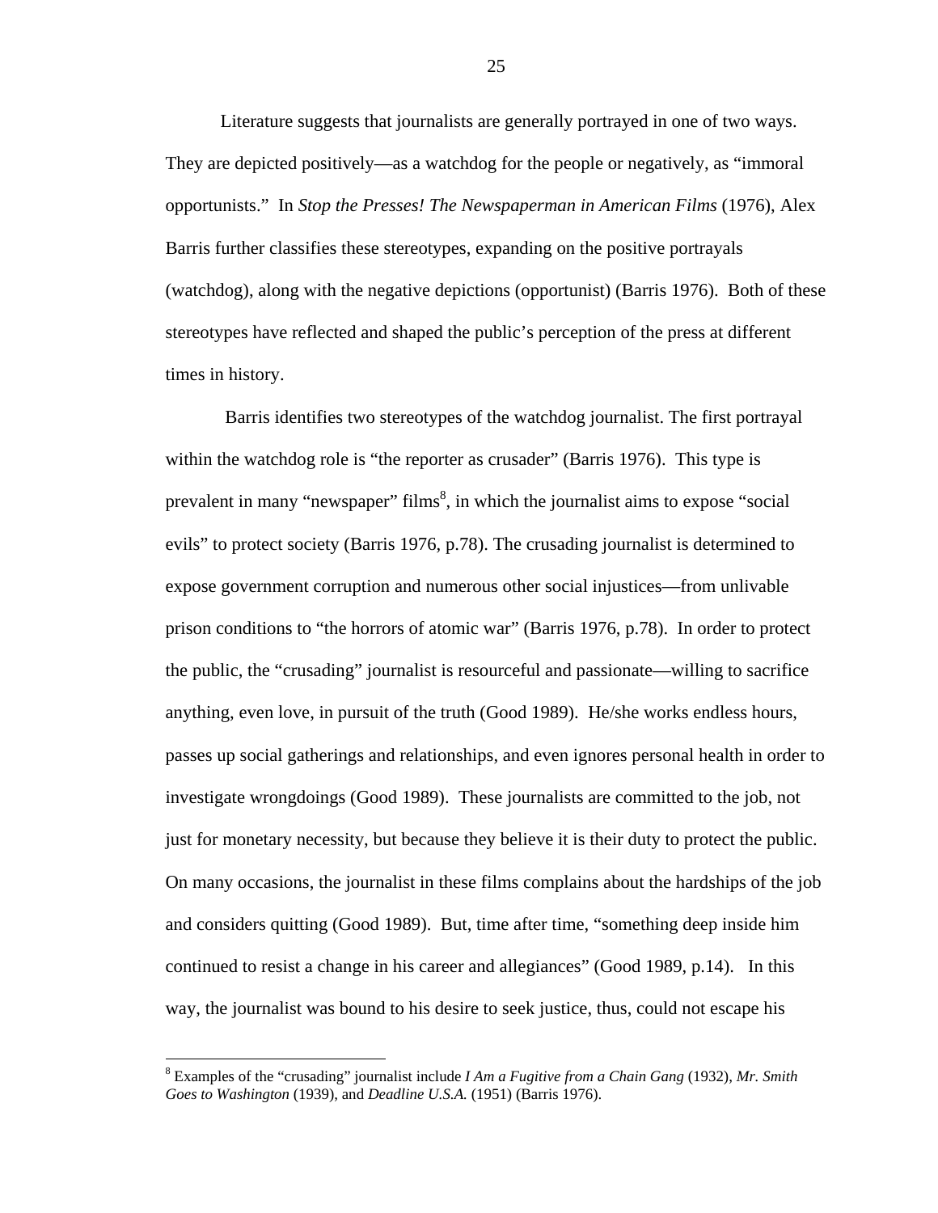Literature suggests that journalists are generally portrayed in one of two ways. They are depicted positively—as a watchdog for the people or negatively, as "immoral opportunists." In *Stop the Presses! The Newspaperman in American Films* (1976), Alex Barris further classifies these stereotypes, expanding on the positive portrayals (watchdog), along with the negative depictions (opportunist) (Barris 1976). Both of these stereotypes have reflected and shaped the public's perception of the press at different times in history.

Barris identifies two stereotypes of the watchdog journalist. The first portrayal within the watchdog role is "the reporter as crusader" (Barris 1976). This type is prevalent in many "newspaper" films[8], in which the journalist aims to expose "social evils" to protect society (Barris 1976, p.78). The crusading journalist is determined to expose government corruption and numerous other social injustices—from unlivable prison conditions to "the horrors of atomic war" (Barris 1976, p.78). In order to protect the public, the "crusading" journalist is resourceful and passionate—willing to sacrifice anything, even love, in pursuit of the truth (Good 1989). He/she works endless hours, passes up social gatherings and relationships, and even ignores personal health in order to investigate wrongdoings (Good 1989). These journalists are committed to the job, not just for monetary necessity, but because they believe it is their duty to protect the public. On many occasions, the journalist in these films complains about the hardships of the job and considers quitting (Good 1989). But, time after time, "something deep inside him continued to resist a change in his career and allegiances" (Good 1989, p.14). In this way, the journalist was bound to his desire to seek justice, thus, could not escape his

[8] Examples of the "crusading" journalist include *I Am a Fugitive from a Chain Gang* (1932), *Mr. Smith Goes to Washington* (1939), and *Deadline U.S.A.* (1951) (Barris 1976).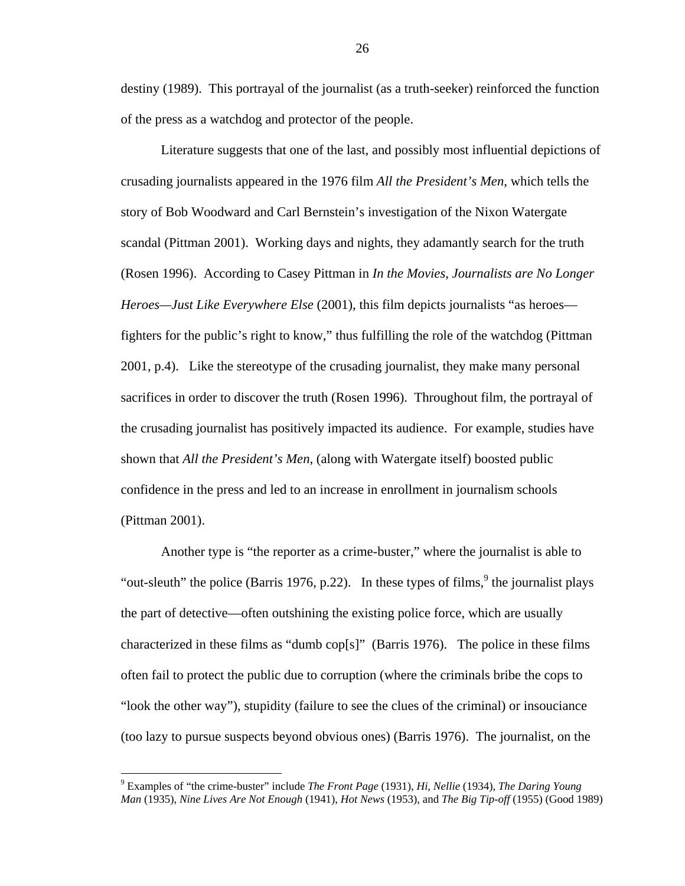destiny (1989). This portrayal of the journalist (as a truth-seeker) reinforced the function of the press as a watchdog and protector of the people.

Literature suggests that one of the last, and possibly most influential depictions of crusading journalists appeared in the 1976 film *All the President's Men,* which tells the story of Bob Woodward and Carl Bernstein's investigation of the Nixon Watergate scandal (Pittman 2001). Working days and nights, they adamantly search for the truth (Rosen 1996). According to Casey Pittman in *In the Movies, Journalists are No Longer Heroes—Just Like Everywhere Else* (2001), this film depicts journalists "as heroes—fighters for the public's right to know," thus fulfilling the role of the watchdog (Pittman 2001, p.4). Like the stereotype of the crusading journalist, they make many personal sacrifices in order to discover the truth (Rosen 1996). Throughout film, the portrayal of the crusading journalist has positively impacted its audience. For example, studies have shown that *All the President's Men,* (along with Watergate itself) boosted public confidence in the press and led to an increase in enrollment in journalism schools (Pittman 2001).

Another type is "the reporter as a crime-buster," where the journalist is able to "out-sleuth" the police (Barris 1976, p.22). In these types of films,[9] the journalist plays the part of detective—often outshining the existing police force, which are usually characterized in these films as "dumb cop[s]" (Barris 1976). The police in these films often fail to protect the public due to corruption (where the criminals bribe the cops to "look the other way"), stupidity (failure to see the clues of the criminal) or insouciance (too lazy to pursue suspects beyond obvious ones) (Barris 1976). The journalist, on the

[9] Examples of "the crime-buster" include *The Front Page* (1931), *Hi, Nellie* (1934), *The Daring Young Man* (1935), *Nine Lives Are Not Enough* (1941), *Hot News* (1953), and *The Big Tip-off* (1955) (Good 1989)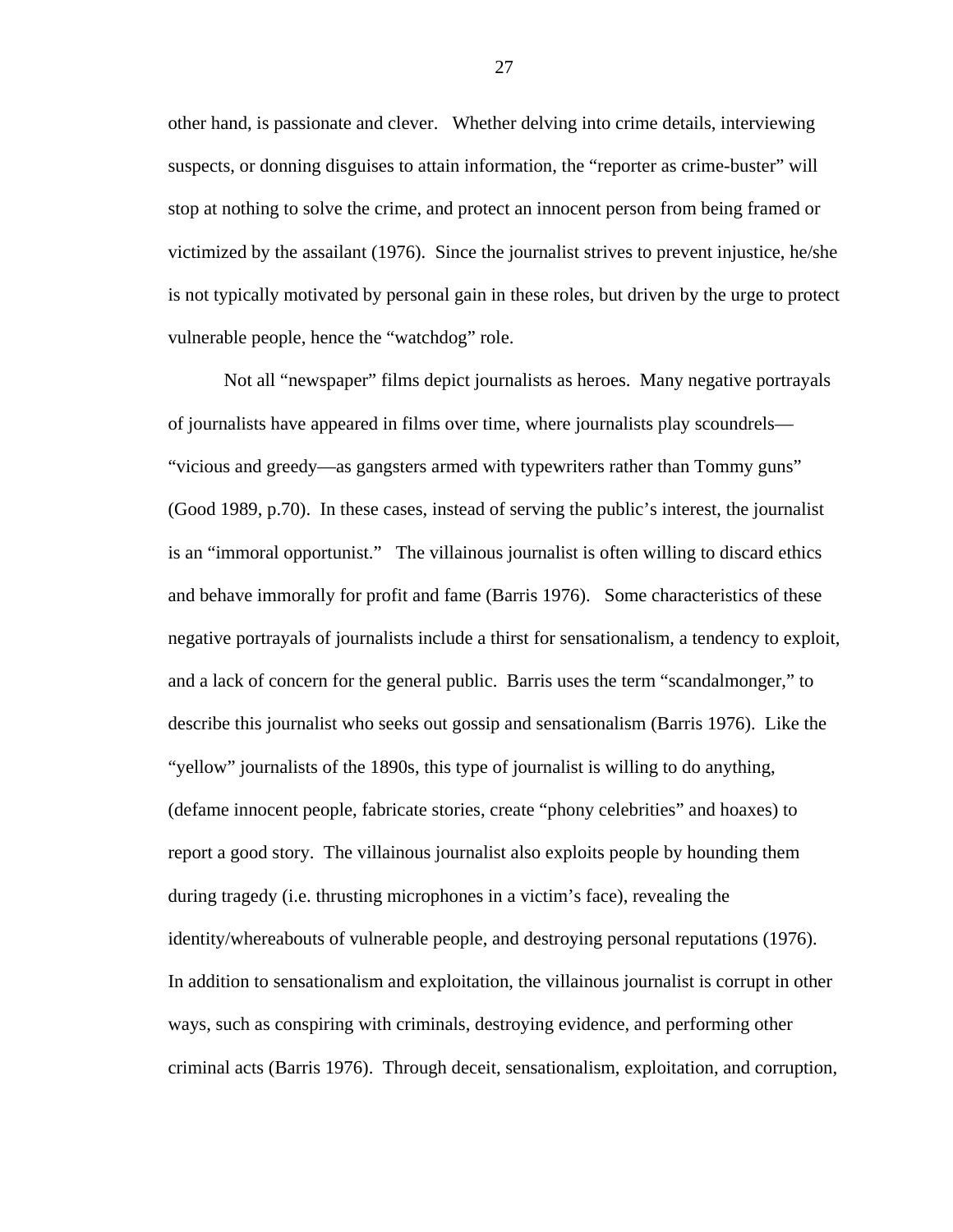other hand, is passionate and clever. Whether delving into crime details, interviewing suspects, or donning disguises to attain information, the "reporter as crime-buster" will stop at nothing to solve the crime, and protect an innocent person from being framed or victimized by the assailant (1976). Since the journalist strives to prevent injustice, he/she is not typically motivated by personal gain in these roles, but driven by the urge to protect vulnerable people, hence the "watchdog" role.

Not all "newspaper" films depict journalists as heroes. Many negative portrayals of journalists have appeared in films over time, where journalists play scoundrels—"vicious and greedy—as gangsters armed with typewriters rather than Tommy guns" (Good 1989, p.70). In these cases, instead of serving the public's interest, the journalist is an "immoral opportunist." The villainous journalist is often willing to discard ethics and behave immorally for profit and fame (Barris 1976). Some characteristics of these negative portrayals of journalists include a thirst for sensationalism, a tendency to exploit, and a lack of concern for the general public. Barris uses the term "scandalmonger," to describe this journalist who seeks out gossip and sensationalism (Barris 1976). Like the "yellow" journalists of the 1890s, this type of journalist is willing to do anything, (defame innocent people, fabricate stories, create "phony celebrities" and hoaxes) to report a good story. The villainous journalist also exploits people by hounding them during tragedy (i.e. thrusting microphones in a victim's face), revealing the identity/whereabouts of vulnerable people, and destroying personal reputations (1976). In addition to sensationalism and exploitation, the villainous journalist is corrupt in other ways, such as conspiring with criminals, destroying evidence, and performing other criminal acts (Barris 1976). Through deceit, sensationalism, exploitation, and corruption,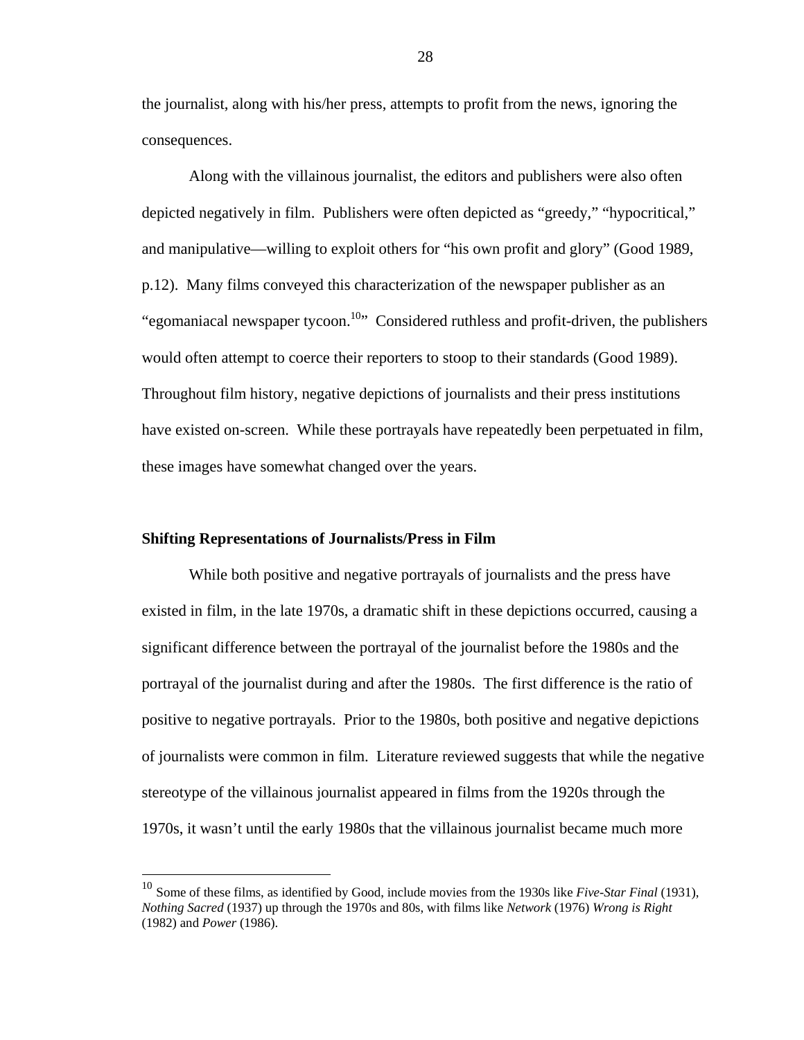the journalist, along with his/her press, attempts to profit from the news, ignoring the consequences.

Along with the villainous journalist, the editors and publishers were also often depicted negatively in film. Publishers were often depicted as "greedy," "hypocritical," and manipulative—willing to exploit others for "his own profit and glory" (Good 1989, p.12). Many films conveyed this characterization of the newspaper publisher as an "egomaniacal newspaper tycoon.[10]" Considered ruthless and profit-driven, the publishers would often attempt to coerce their reporters to stoop to their standards (Good 1989). Throughout film history, negative depictions of journalists and their press institutions have existed on-screen. While these portrayals have repeatedly been perpetuated in film, these images have somewhat changed over the years.

### Shifting Representations of Journalists/Press in Film

While both positive and negative portrayals of journalists and the press have existed in film, in the late 1970s, a dramatic shift in these depictions occurred, causing a significant difference between the portrayal of the journalist before the 1980s and the portrayal of the journalist during and after the 1980s. The first difference is the ratio of positive to negative portrayals. Prior to the 1980s, both positive and negative depictions of journalists were common in film. Literature reviewed suggests that while the negative stereotype of the villainous journalist appeared in films from the 1920s through the 1970s, it wasn't until the early 1980s that the villainous journalist became much more

---

[10] Some of these films, as identified by Good, include movies from the 1930s like *Five-Star Final* (1931), *Nothing Sacred* (1937) up through the 1970s and 80s, with films like *Network* (1976) *Wrong is Right* (1982) and *Power* (1986).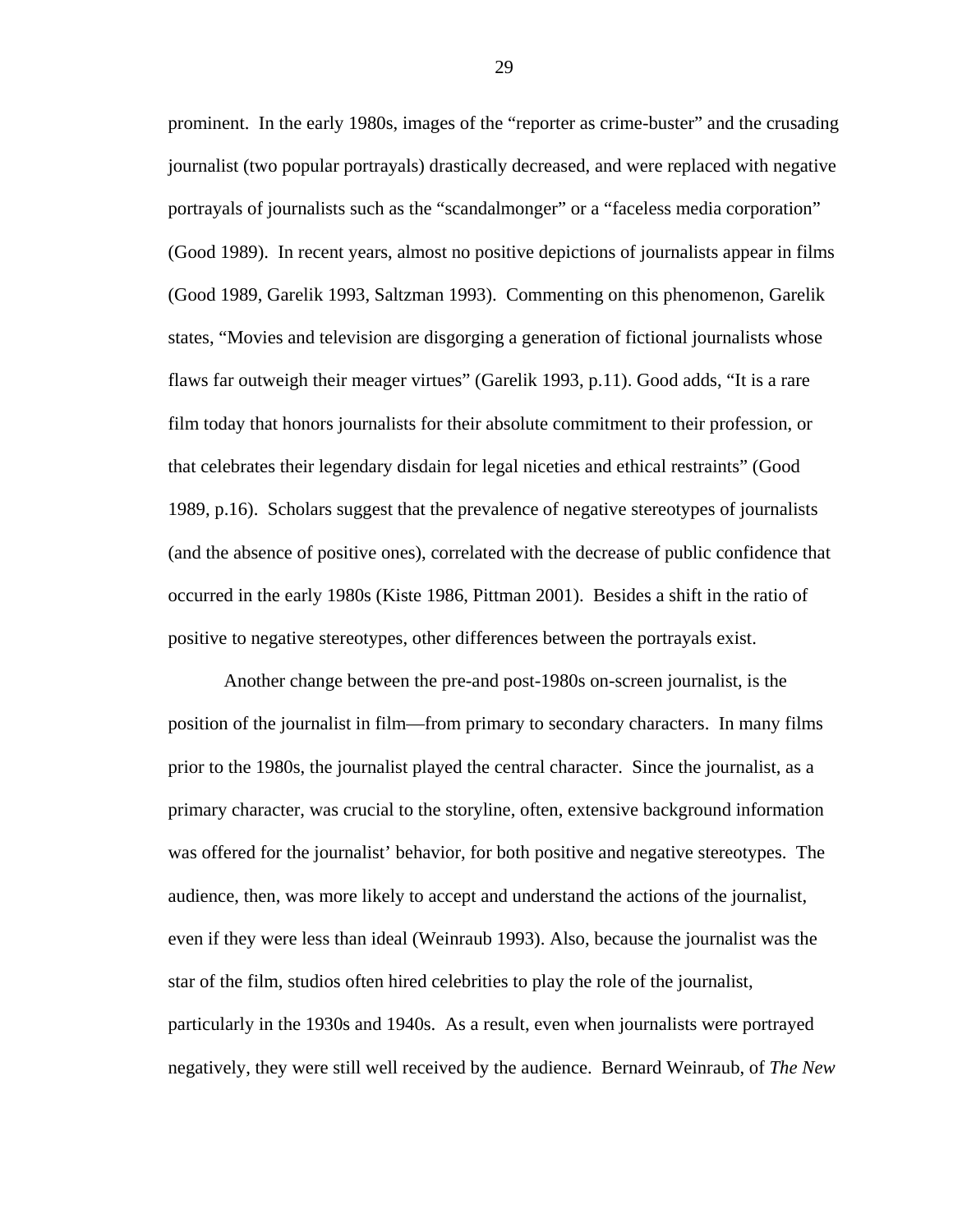prominent. In the early 1980s, images of the "reporter as crime-buster" and the crusading journalist (two popular portrayals) drastically decreased, and were replaced with negative portrayals of journalists such as the "scandalmonger" or a "faceless media corporation" (Good 1989). In recent years, almost no positive depictions of journalists appear in films (Good 1989, Garelik 1993, Saltzman 1993). Commenting on this phenomenon, Garelik states, "Movies and television are disgorging a generation of fictional journalists whose flaws far outweigh their meager virtues" (Garelik 1993, p.11). Good adds, "It is a rare film today that honors journalists for their absolute commitment to their profession, or that celebrates their legendary disdain for legal niceties and ethical restraints" (Good 1989, p.16). Scholars suggest that the prevalence of negative stereotypes of journalists (and the absence of positive ones), correlated with the decrease of public confidence that occurred in the early 1980s (Kiste 1986, Pittman 2001). Besides a shift in the ratio of positive to negative stereotypes, other differences between the portrayals exist.

Another change between the pre-and post-1980s on-screen journalist, is the position of the journalist in film—from primary to secondary characters. In many films prior to the 1980s, the journalist played the central character. Since the journalist, as a primary character, was crucial to the storyline, often, extensive background information was offered for the journalist' behavior, for both positive and negative stereotypes. The audience, then, was more likely to accept and understand the actions of the journalist, even if they were less than ideal (Weinraub 1993). Also, because the journalist was the star of the film, studios often hired celebrities to play the role of the journalist, particularly in the 1930s and 1940s. As a result, even when journalists were portrayed negatively, they were still well received by the audience. Bernard Weinraub, of *The New*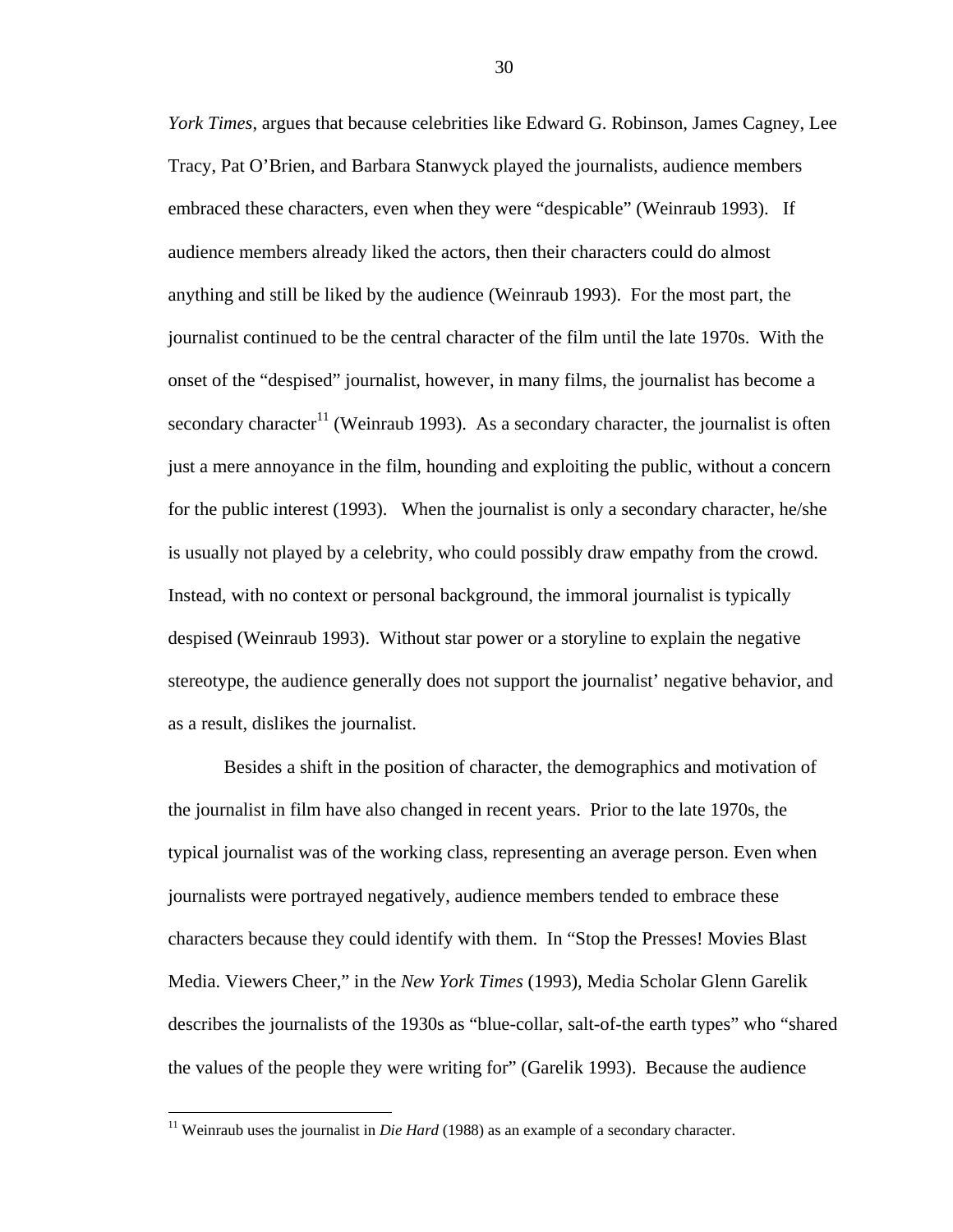*York Times*, argues that because celebrities like Edward G. Robinson, James Cagney, Lee Tracy, Pat O'Brien, and Barbara Stanwyck played the journalists, audience members embraced these characters, even when they were "despicable" (Weinraub 1993). If audience members already liked the actors, then their characters could do almost anything and still be liked by the audience (Weinraub 1993). For the most part, the journalist continued to be the central character of the film until the late 1970s. With the onset of the "despised" journalist, however, in many films, the journalist has become a secondary character[11] (Weinraub 1993). As a secondary character, the journalist is often just a mere annoyance in the film, hounding and exploiting the public, without a concern for the public interest (1993). When the journalist is only a secondary character, he/she is usually not played by a celebrity, who could possibly draw empathy from the crowd. Instead, with no context or personal background, the immoral journalist is typically despised (Weinraub 1993). Without star power or a storyline to explain the negative stereotype, the audience generally does not support the journalist' negative behavior, and as a result, dislikes the journalist.

Besides a shift in the position of character, the demographics and motivation of the journalist in film have also changed in recent years. Prior to the late 1970s, the typical journalist was of the working class, representing an average person. Even when journalists were portrayed negatively, audience members tended to embrace these characters because they could identify with them. In "Stop the Presses! Movies Blast Media. Viewers Cheer," in the *New York Times* (1993), Media Scholar Glenn Garelik describes the journalists of the 1930s as "blue-collar, salt-of-the earth types" who "shared the values of the people they were writing for" (Garelik 1993). Because the audience

---

[11] Weinraub uses the journalist in *Die Hard* (1988) as an example of a secondary character.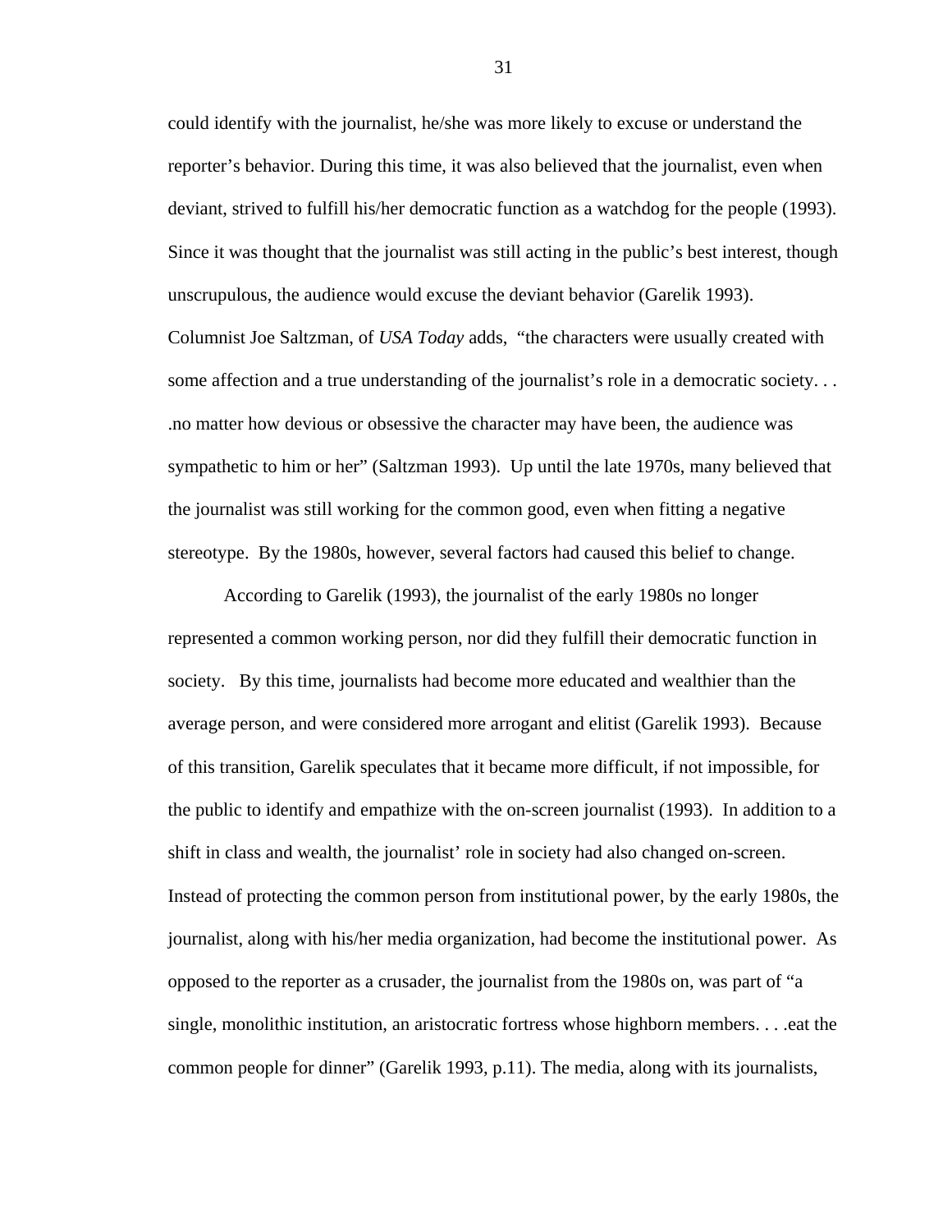could identify with the journalist, he/she was more likely to excuse or understand the reporter's behavior. During this time, it was also believed that the journalist, even when deviant, strived to fulfill his/her democratic function as a watchdog for the people (1993). Since it was thought that the journalist was still acting in the public's best interest, though unscrupulous, the audience would excuse the deviant behavior (Garelik 1993). Columnist Joe Saltzman, of *USA Today* adds, "the characters were usually created with some affection and a true understanding of the journalist's role in a democratic society. . . .no matter how devious or obsessive the character may have been, the audience was sympathetic to him or her" (Saltzman 1993). Up until the late 1970s, many believed that the journalist was still working for the common good, even when fitting a negative stereotype. By the 1980s, however, several factors had caused this belief to change.

According to Garelik (1993), the journalist of the early 1980s no longer represented a common working person, nor did they fulfill their democratic function in society. By this time, journalists had become more educated and wealthier than the average person, and were considered more arrogant and elitist (Garelik 1993). Because of this transition, Garelik speculates that it became more difficult, if not impossible, for the public to identify and empathize with the on-screen journalist (1993). In addition to a shift in class and wealth, the journalist' role in society had also changed on-screen. Instead of protecting the common person from institutional power, by the early 1980s, the journalist, along with his/her media organization, had become the institutional power. As opposed to the reporter as a crusader, the journalist from the 1980s on, was part of "a single, monolithic institution, an aristocratic fortress whose highborn members. . . .eat the common people for dinner" (Garelik 1993, p.11). The media, along with its journalists,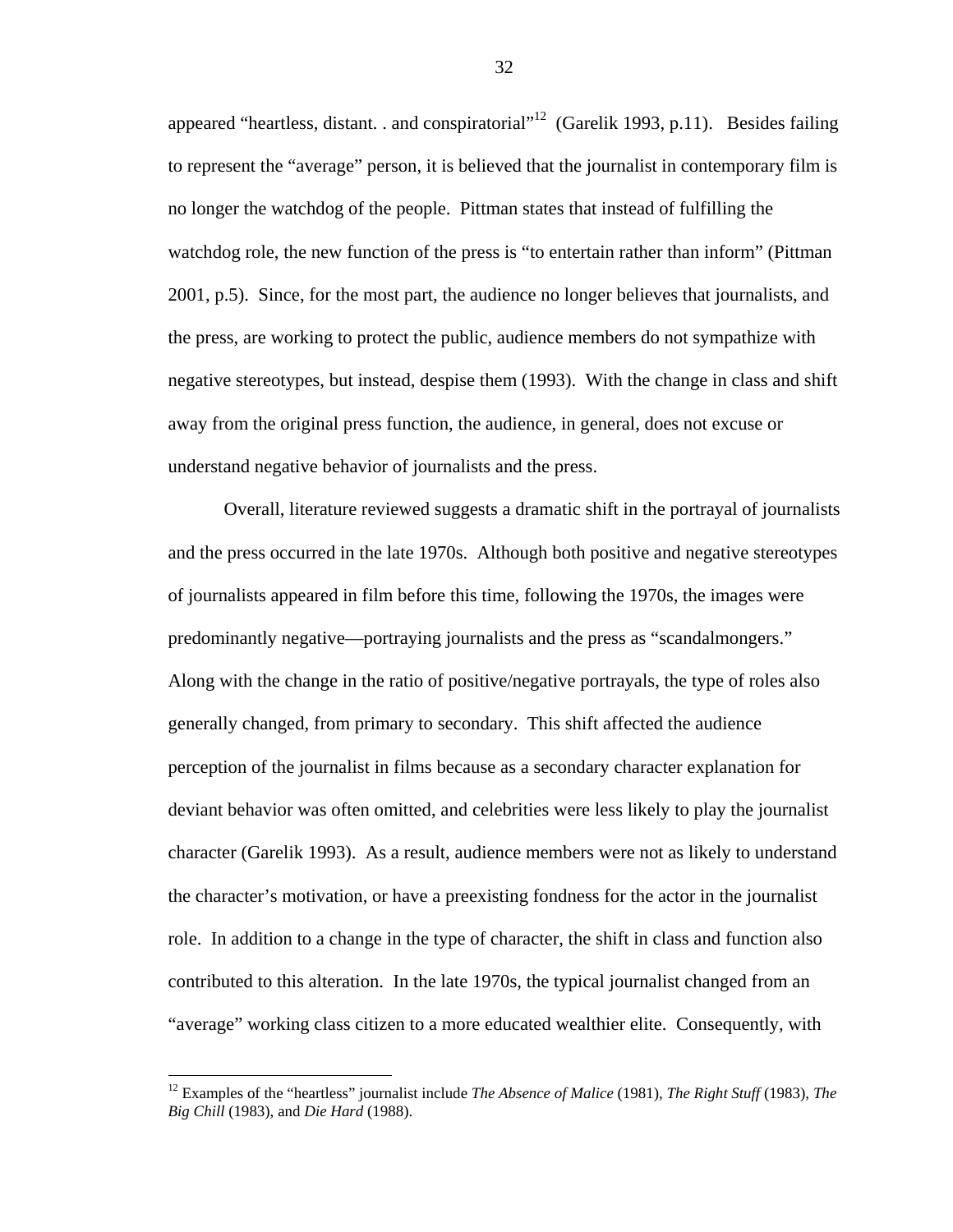appeared "heartless, distant. . and conspiratorial"[12] (Garelik 1993, p.11). Besides failing to represent the "average" person, it is believed that the journalist in contemporary film is no longer the watchdog of the people. Pittman states that instead of fulfilling the watchdog role, the new function of the press is "to entertain rather than inform" (Pittman 2001, p.5). Since, for the most part, the audience no longer believes that journalists, and the press, are working to protect the public, audience members do not sympathize with negative stereotypes, but instead, despise them (1993). With the change in class and shift away from the original press function, the audience, in general, does not excuse or understand negative behavior of journalists and the press.

Overall, literature reviewed suggests a dramatic shift in the portrayal of journalists and the press occurred in the late 1970s. Although both positive and negative stereotypes of journalists appeared in film before this time, following the 1970s, the images were predominantly negative—portraying journalists and the press as "scandalmongers." Along with the change in the ratio of positive/negative portrayals, the type of roles also generally changed, from primary to secondary. This shift affected the audience perception of the journalist in films because as a secondary character explanation for deviant behavior was often omitted, and celebrities were less likely to play the journalist character (Garelik 1993). As a result, audience members were not as likely to understand the character's motivation, or have a preexisting fondness for the actor in the journalist role. In addition to a change in the type of character, the shift in class and function also contributed to this alteration. In the late 1970s, the typical journalist changed from an "average" working class citizen to a more educated wealthier elite. Consequently, with

[12] Examples of the "heartless" journalist include *The Absence of Malice* (1981), *The Right Stuff* (1983), *The Big Chill* (1983), and *Die Hard* (1988).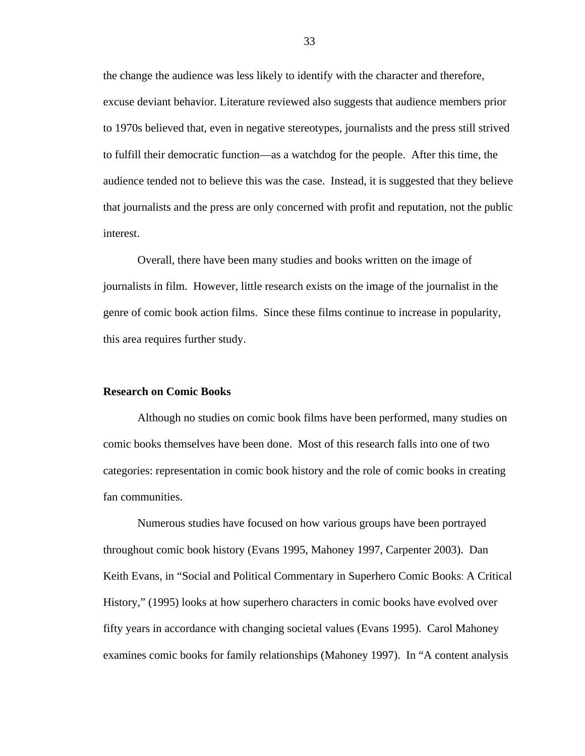the change the audience was less likely to identify with the character and therefore, excuse deviant behavior. Literature reviewed also suggests that audience members prior to 1970s believed that, even in negative stereotypes, journalists and the press still strived to fulfill their democratic function—as a watchdog for the people. After this time, the audience tended not to believe this was the case. Instead, it is suggested that they believe that journalists and the press are only concerned with profit and reputation, not the public interest.

Overall, there have been many studies and books written on the image of journalists in film. However, little research exists on the image of the journalist in the genre of comic book action films. Since these films continue to increase in popularity, this area requires further study.

**Research on Comic Books**

Although no studies on comic book films have been performed, many studies on comic books themselves have been done. Most of this research falls into one of two categories: representation in comic book history and the role of comic books in creating fan communities.

Numerous studies have focused on how various groups have been portrayed throughout comic book history (Evans 1995, Mahoney 1997, Carpenter 2003). Dan Keith Evans, in "Social and Political Commentary in Superhero Comic Books: A Critical History," (1995) looks at how superhero characters in comic books have evolved over fifty years in accordance with changing societal values (Evans 1995). Carol Mahoney examines comic books for family relationships (Mahoney 1997). In "A content analysis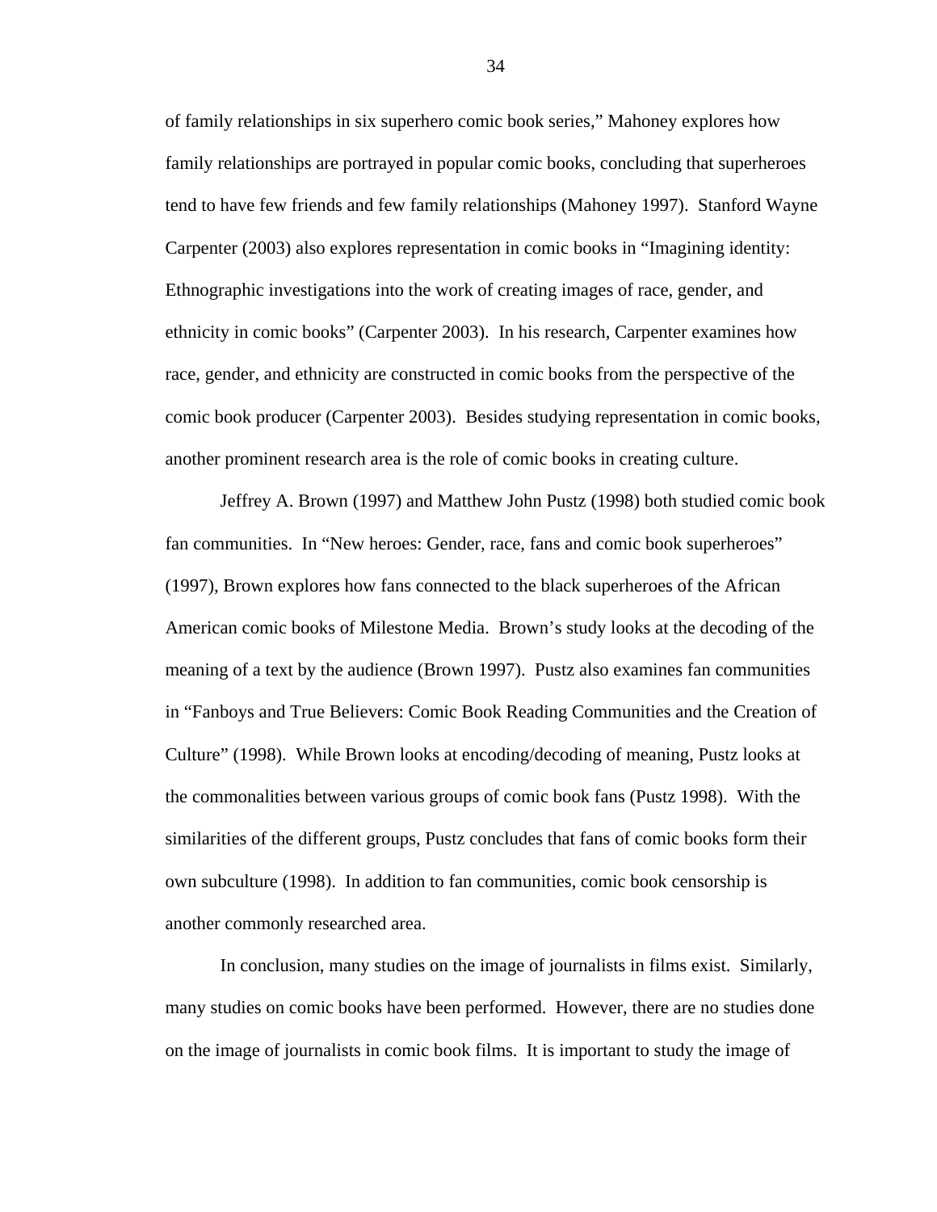of family relationships in six superhero comic book series," Mahoney explores how family relationships are portrayed in popular comic books, concluding that superheroes tend to have few friends and few family relationships (Mahoney 1997). Stanford Wayne Carpenter (2003) also explores representation in comic books in "Imagining identity: Ethnographic investigations into the work of creating images of race, gender, and ethnicity in comic books" (Carpenter 2003). In his research, Carpenter examines how race, gender, and ethnicity are constructed in comic books from the perspective of the comic book producer (Carpenter 2003). Besides studying representation in comic books, another prominent research area is the role of comic books in creating culture.

Jeffrey A. Brown (1997) and Matthew John Pustz (1998) both studied comic book fan communities. In "New heroes: Gender, race, fans and comic book superheroes" (1997), Brown explores how fans connected to the black superheroes of the African American comic books of Milestone Media. Brown's study looks at the decoding of the meaning of a text by the audience (Brown 1997). Pustz also examines fan communities in "Fanboys and True Believers: Comic Book Reading Communities and the Creation of Culture" (1998). While Brown looks at encoding/decoding of meaning, Pustz looks at the commonalities between various groups of comic book fans (Pustz 1998). With the similarities of the different groups, Pustz concludes that fans of comic books form their own subculture (1998). In addition to fan communities, comic book censorship is another commonly researched area.

In conclusion, many studies on the image of journalists in films exist. Similarly, many studies on comic books have been performed. However, there are no studies done on the image of journalists in comic book films. It is important to study the image of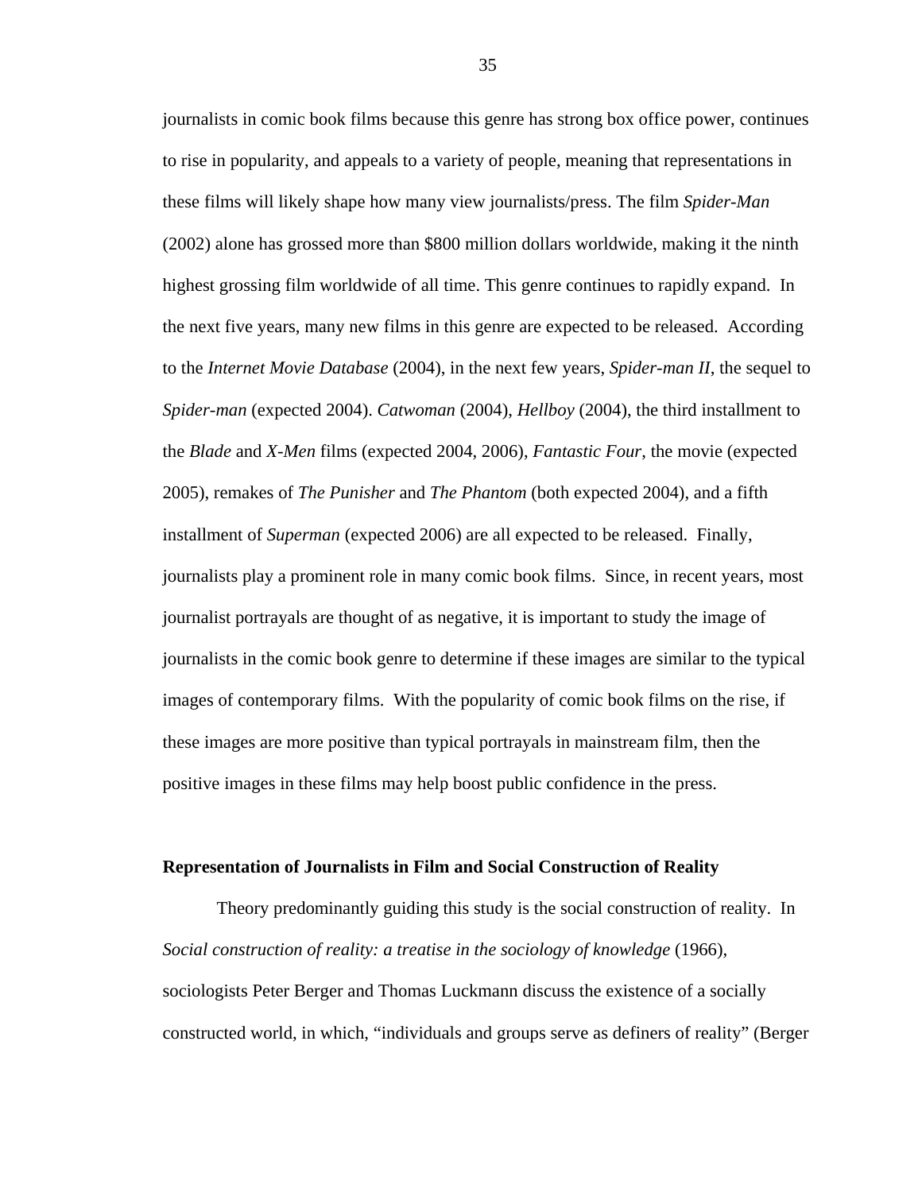journalists in comic book films because this genre has strong box office power, continues to rise in popularity, and appeals to a variety of people, meaning that representations in these films will likely shape how many view journalists/press. The film *Spider-Man* (2002) alone has grossed more than $800 million dollars worldwide, making it the ninth highest grossing film worldwide of all time. This genre continues to rapidly expand. In the next five years, many new films in this genre are expected to be released. According to the *Internet Movie Database* (2004), in the next few years, *Spider-man II*, the sequel to *Spider-man* (expected 2004). *Catwoman* (2004), *Hellboy* (2004), the third installment to the *Blade* and *X-Men* films (expected 2004, 2006), *Fantastic Four*, the movie (expected 2005), remakes of *The Punisher* and *The Phantom* (both expected 2004), and a fifth installment of *Superman* (expected 2006) are all expected to be released. Finally, journalists play a prominent role in many comic book films. Since, in recent years, most journalist portrayals are thought of as negative, it is important to study the image of journalists in the comic book genre to determine if these images are similar to the typical images of contemporary films. With the popularity of comic book films on the rise, if these images are more positive than typical portrayals in mainstream film, then the positive images in these films may help boost public confidence in the press.

**Representation of Journalists in Film and Social Construction of Reality**

Theory predominantly guiding this study is the social construction of reality. In *Social construction of reality: a treatise in the sociology of knowledge* (1966), sociologists Peter Berger and Thomas Luckmann discuss the existence of a socially constructed world, in which, "individuals and groups serve as definers of reality" (Berger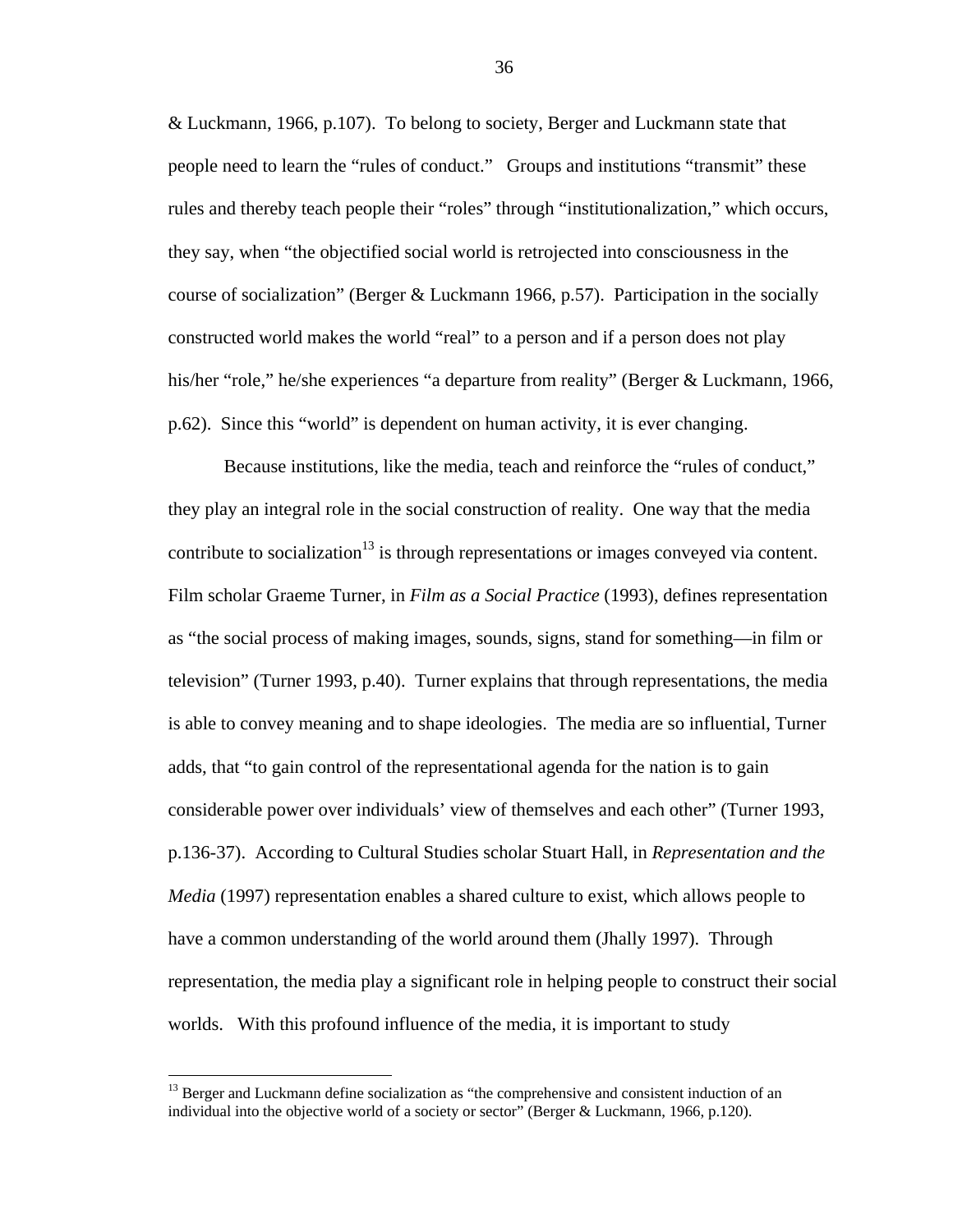& Luckmann, 1966, p.107). To belong to society, Berger and Luckmann state that people need to learn the "rules of conduct." Groups and institutions "transmit" these rules and thereby teach people their "roles" through "institutionalization," which occurs, they say, when "the objectified social world is retrojected into consciousness in the course of socialization" (Berger & Luckmann 1966, p.57). Participation in the socially constructed world makes the world "real" to a person and if a person does not play his/her "role," he/she experiences "a departure from reality" (Berger & Luckmann, 1966, p.62). Since this "world" is dependent on human activity, it is ever changing.

Because institutions, like the media, teach and reinforce the "rules of conduct," they play an integral role in the social construction of reality. One way that the media contribute to socialization[13] is through representations or images conveyed via content. Film scholar Graeme Turner, in *Film as a Social Practice* (1993), defines representation as "the social process of making images, sounds, signs, stand for something—in film or television" (Turner 1993, p.40). Turner explains that through representations, the media is able to convey meaning and to shape ideologies. The media are so influential, Turner adds, that "to gain control of the representational agenda for the nation is to gain considerable power over individuals' view of themselves and each other" (Turner 1993, p.136-37). According to Cultural Studies scholar Stuart Hall, in *Representation and the Media* (1997) representation enables a shared culture to exist, which allows people to have a common understanding of the world around them (Jhally 1997). Through representation, the media play a significant role in helping people to construct their social worlds. With this profound influence of the media, it is important to study

[13] Berger and Luckmann define socialization as "the comprehensive and consistent induction of an individual into the objective world of a society or sector" (Berger & Luckmann, 1966, p.120).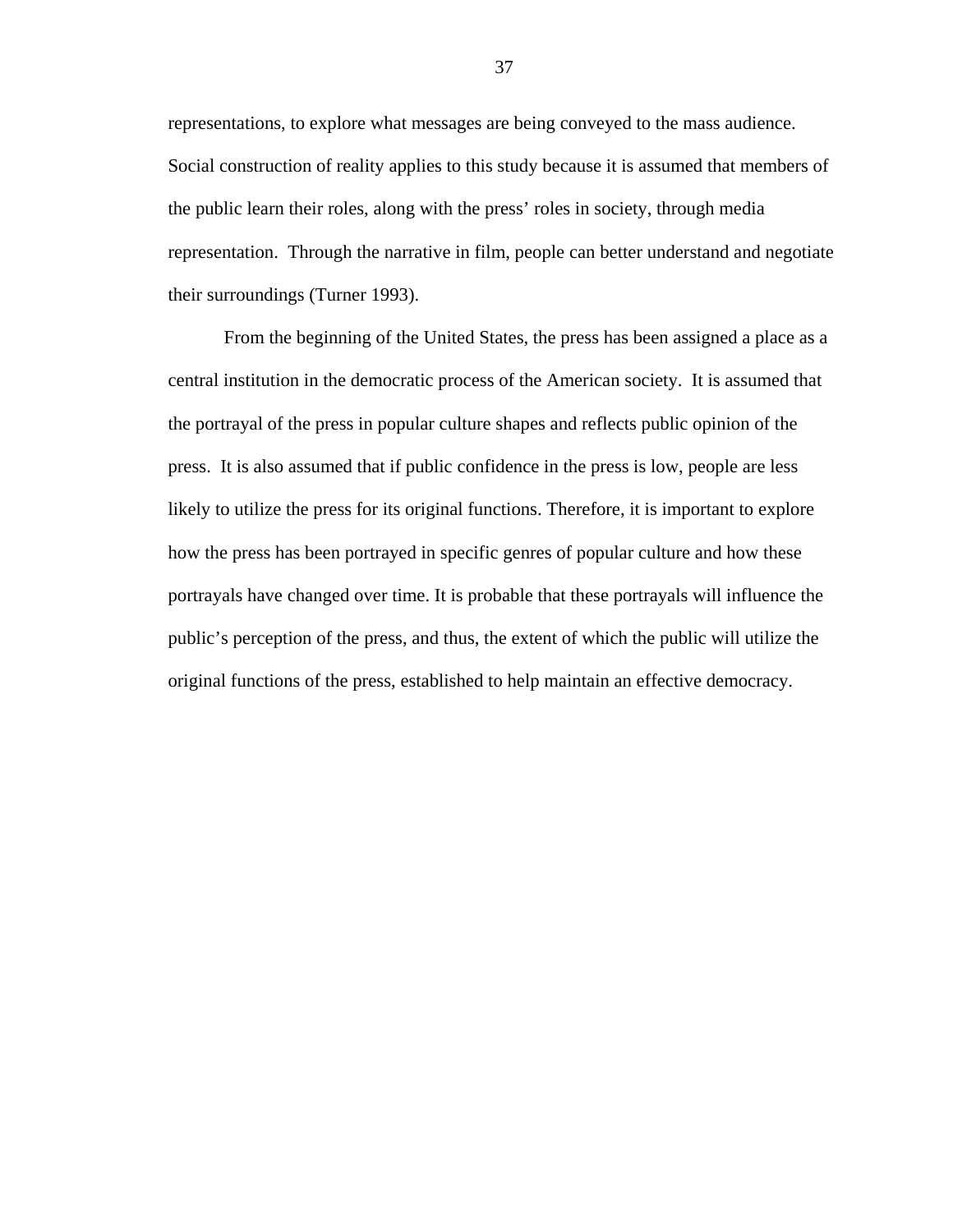representations, to explore what messages are being conveyed to the mass audience. Social construction of reality applies to this study because it is assumed that members of the public learn their roles, along with the press' roles in society, through media representation. Through the narrative in film, people can better understand and negotiate their surroundings (Turner 1993).

From the beginning of the United States, the press has been assigned a place as a central institution in the democratic process of the American society. It is assumed that the portrayal of the press in popular culture shapes and reflects public opinion of the press. It is also assumed that if public confidence in the press is low, people are less likely to utilize the press for its original functions. Therefore, it is important to explore how the press has been portrayed in specific genres of popular culture and how these portrayals have changed over time. It is probable that these portrayals will influence the public's perception of the press, and thus, the extent of which the public will utilize the original functions of the press, established to help maintain an effective democracy.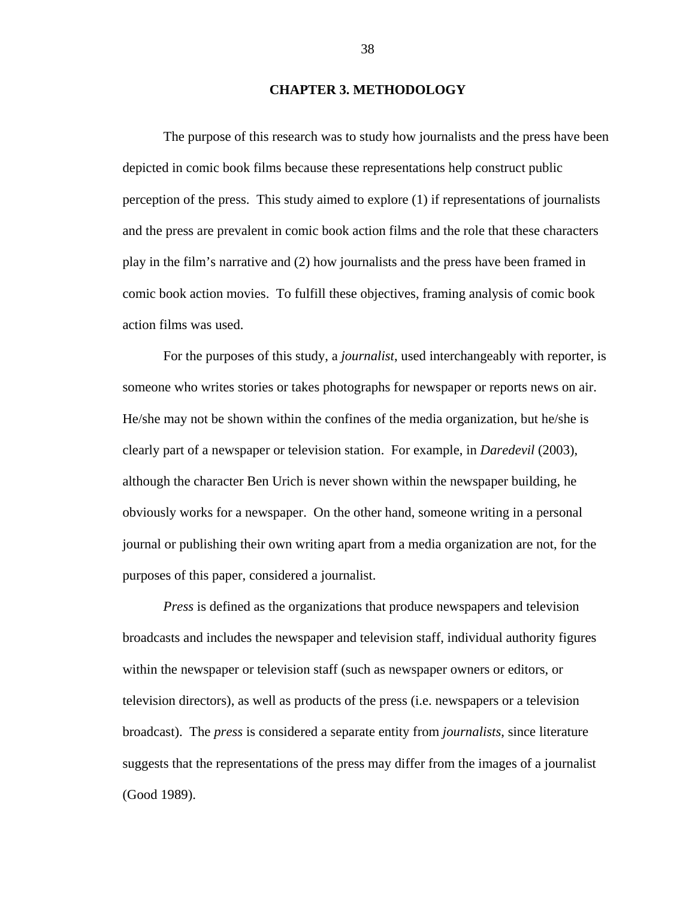# CHAPTER 3. METHODOLOGY

The purpose of this research was to study how journalists and the press have been depicted in comic book films because these representations help construct public perception of the press. This study aimed to explore (1) if representations of journalists and the press are prevalent in comic book action films and the role that these characters play in the film's narrative and (2) how journalists and the press have been framed in comic book action movies. To fulfill these objectives, framing analysis of comic book action films was used.

For the purposes of this study, a *journalist*, used interchangeably with reporter, is someone who writes stories or takes photographs for newspaper or reports news on air. He/she may not be shown within the confines of the media organization, but he/she is clearly part of a newspaper or television station. For example, in *Daredevil* (2003), although the character Ben Urich is never shown within the newspaper building, he obviously works for a newspaper. On the other hand, someone writing in a personal journal or publishing their own writing apart from a media organization are not, for the purposes of this paper, considered a journalist.

*Press* is defined as the organizations that produce newspapers and television broadcasts and includes the newspaper and television staff, individual authority figures within the newspaper or television staff (such as newspaper owners or editors, or television directors), as well as products of the press (i.e. newspapers or a television broadcast). The *press* is considered a separate entity from *journalists*, since literature suggests that the representations of the press may differ from the images of a journalist (Good 1989).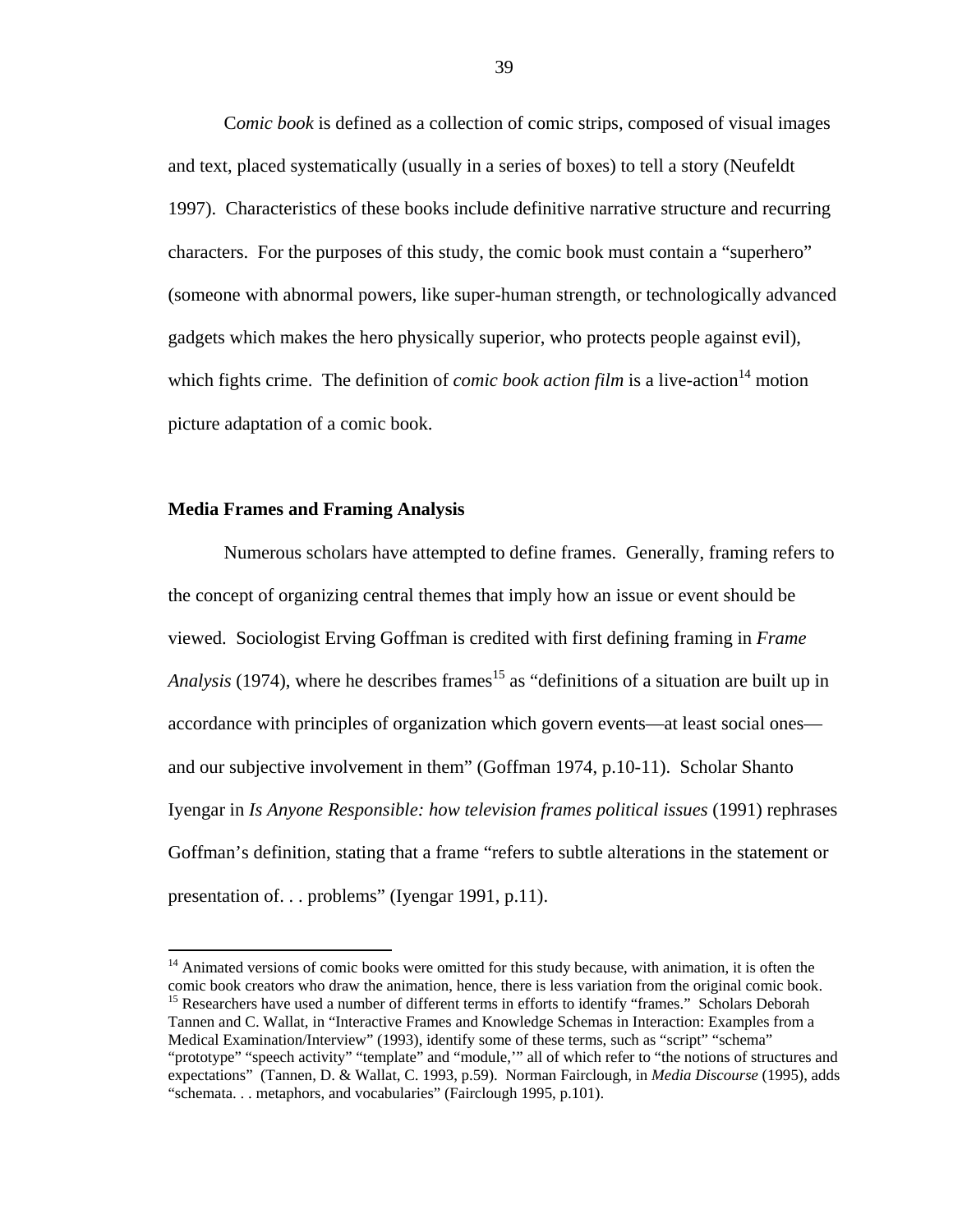C*omic book* is defined as a collection of comic strips, composed of visual images and text, placed systematically (usually in a series of boxes) to tell a story (Neufeldt 1997). Characteristics of these books include definitive narrative structure and recurring characters. For the purposes of this study, the comic book must contain a "superhero" (someone with abnormal powers, like super-human strength, or technologically advanced gadgets which makes the hero physically superior, who protects people against evil), which fights crime. The definition of *comic book action film* is a live-action[14] motion picture adaptation of a comic book.

**Media Frames and Framing Analysis**

Numerous scholars have attempted to define frames. Generally, framing refers to the concept of organizing central themes that imply how an issue or event should be viewed. Sociologist Erving Goffman is credited with first defining framing in *Frame Analysis* (1974), where he describes frames[15] as "definitions of a situation are built up in accordance with principles of organization which govern events—at least social ones—and our subjective involvement in them" (Goffman 1974, p.10-11). Scholar Shanto Iyengar in *Is Anyone Responsible: how television frames political issues* (1991) rephrases Goffman's definition, stating that a frame "refers to subtle alterations in the statement or presentation of. . . problems" (Iyengar 1991, p.11).

---

[14] Animated versions of comic books were omitted for this study because, with animation, it is often the comic book creators who draw the animation, hence, there is less variation from the original comic book.

[15] Researchers have used a number of different terms in efforts to identify "frames." Scholars Deborah Tannen and C. Wallat, in "Interactive Frames and Knowledge Schemas in Interaction: Examples from a Medical Examination/Interview" (1993), identify some of these terms, such as "script" "schema" "prototype" "speech activity" "template" and "module,'" all of which refer to "the notions of structures and expectations" (Tannen, D. & Wallat, C. 1993, p.59). Norman Fairclough, in *Media Discourse* (1995), adds "schemata. . . metaphors, and vocabularies" (Fairclough 1995, p.101).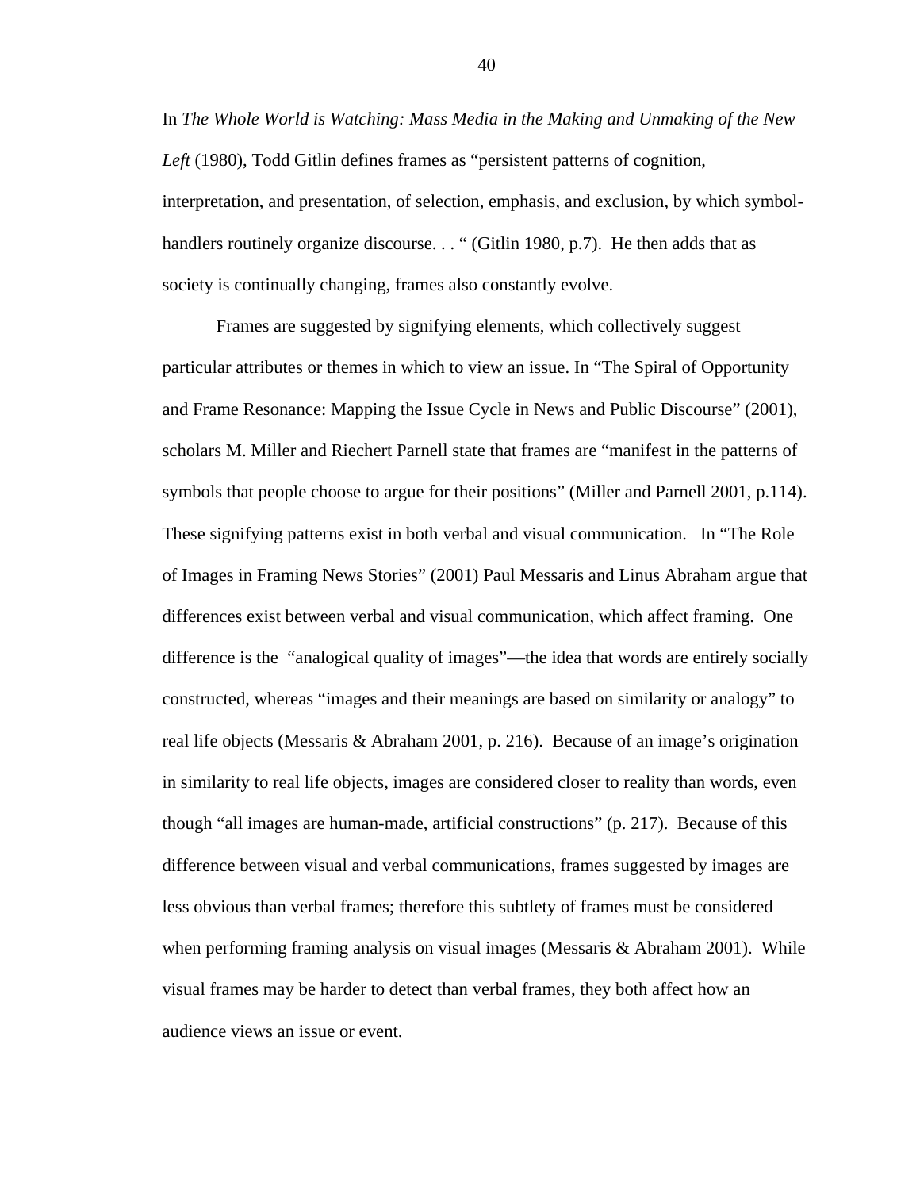In *The Whole World is Watching: Mass Media in the Making and Unmaking of the New Left* (1980), Todd Gitlin defines frames as "persistent patterns of cognition, interpretation, and presentation, of selection, emphasis, and exclusion, by which symbol-handlers routinely organize discourse. . . " (Gitlin 1980, p.7). He then adds that as society is continually changing, frames also constantly evolve.

Frames are suggested by signifying elements, which collectively suggest particular attributes or themes in which to view an issue. In "The Spiral of Opportunity and Frame Resonance: Mapping the Issue Cycle in News and Public Discourse" (2001), scholars M. Miller and Riechert Parnell state that frames are "manifest in the patterns of symbols that people choose to argue for their positions" (Miller and Parnell 2001, p.114). These signifying patterns exist in both verbal and visual communication. In "The Role of Images in Framing News Stories" (2001) Paul Messaris and Linus Abraham argue that differences exist between verbal and visual communication, which affect framing. One difference is the "analogical quality of images"—the idea that words are entirely socially constructed, whereas "images and their meanings are based on similarity or analogy" to real life objects (Messaris & Abraham 2001, p. 216). Because of an image's origination in similarity to real life objects, images are considered closer to reality than words, even though "all images are human-made, artificial constructions" (p. 217). Because of this difference between visual and verbal communications, frames suggested by images are less obvious than verbal frames; therefore this subtlety of frames must be considered when performing framing analysis on visual images (Messaris & Abraham 2001). While visual frames may be harder to detect than verbal frames, they both affect how an audience views an issue or event.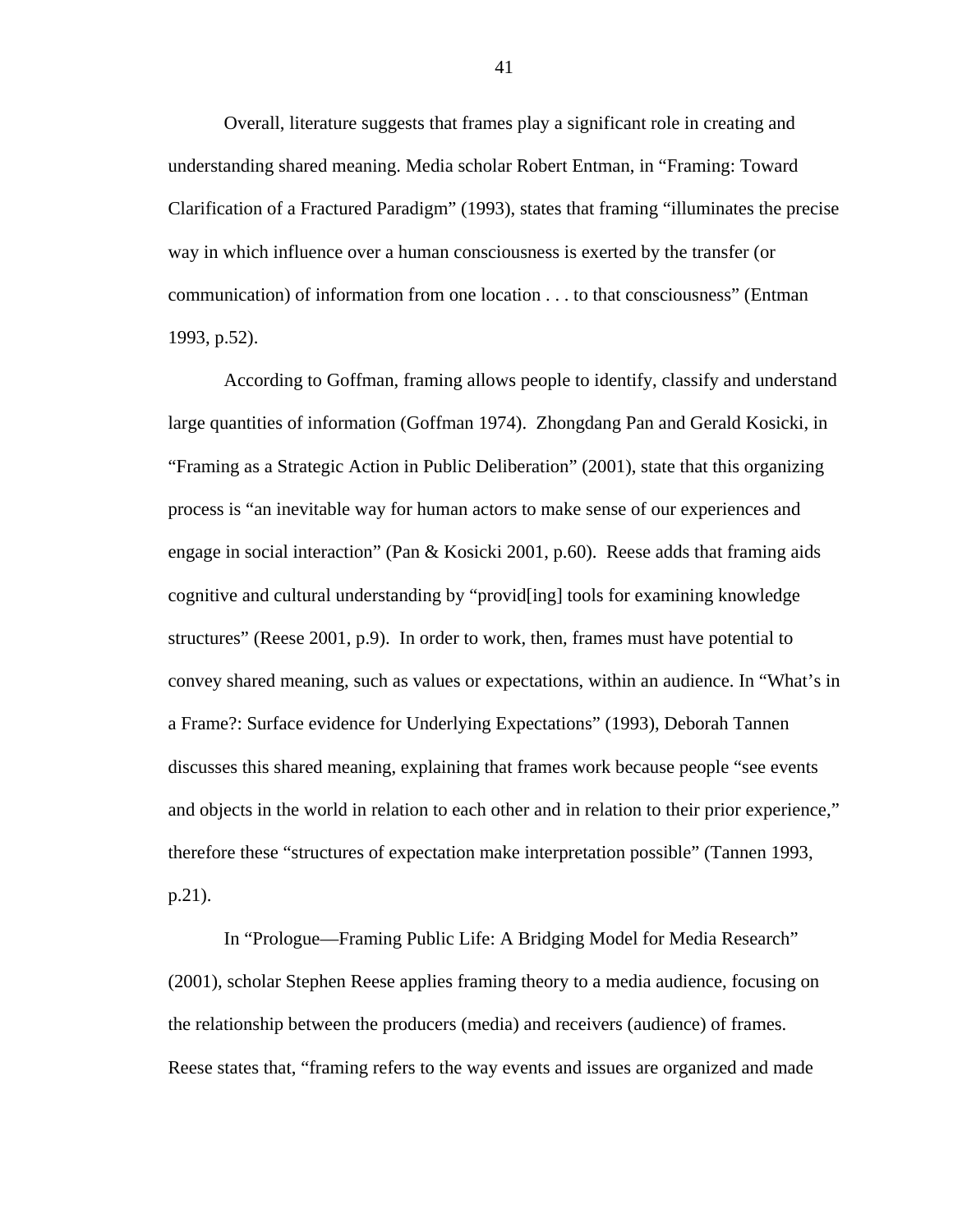Overall, literature suggests that frames play a significant role in creating and understanding shared meaning. Media scholar Robert Entman, in "Framing: Toward Clarification of a Fractured Paradigm" (1993), states that framing "illuminates the precise way in which influence over a human consciousness is exerted by the transfer (or communication) of information from one location . . . to that consciousness" (Entman 1993, p.52).

According to Goffman, framing allows people to identify, classify and understand large quantities of information (Goffman 1974). Zhongdang Pan and Gerald Kosicki, in "Framing as a Strategic Action in Public Deliberation" (2001), state that this organizing process is "an inevitable way for human actors to make sense of our experiences and engage in social interaction" (Pan & Kosicki 2001, p.60). Reese adds that framing aids cognitive and cultural understanding by "provid[ing] tools for examining knowledge structures" (Reese 2001, p.9). In order to work, then, frames must have potential to convey shared meaning, such as values or expectations, within an audience. In "What's in a Frame?: Surface evidence for Underlying Expectations" (1993), Deborah Tannen discusses this shared meaning, explaining that frames work because people "see events and objects in the world in relation to each other and in relation to their prior experience," therefore these "structures of expectation make interpretation possible" (Tannen 1993, p.21).

In "Prologue—Framing Public Life: A Bridging Model for Media Research" (2001), scholar Stephen Reese applies framing theory to a media audience, focusing on the relationship between the producers (media) and receivers (audience) of frames. Reese states that, "framing refers to the way events and issues are organized and made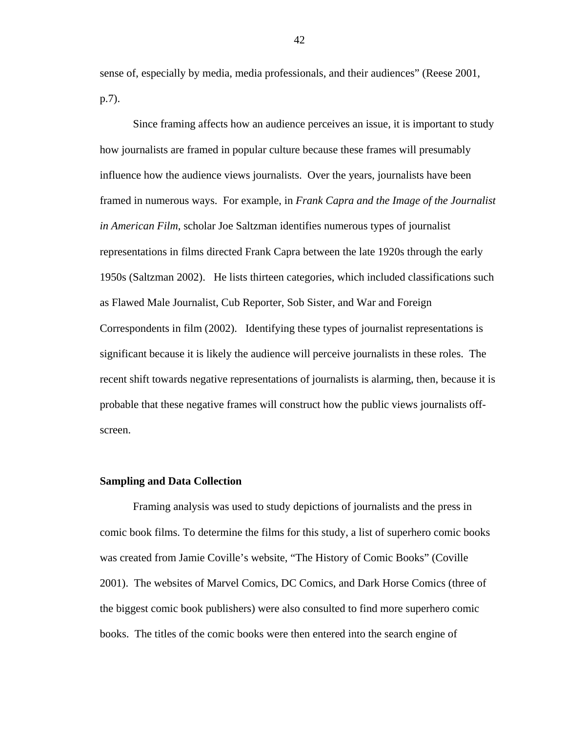sense of, especially by media, media professionals, and their audiences" (Reese 2001, p.7).

Since framing affects how an audience perceives an issue, it is important to study how journalists are framed in popular culture because these frames will presumably influence how the audience views journalists. Over the years, journalists have been framed in numerous ways. For example, in *Frank Capra and the Image of the Journalist in American Film*, scholar Joe Saltzman identifies numerous types of journalist representations in films directed Frank Capra between the late 1920s through the early 1950s (Saltzman 2002). He lists thirteen categories, which included classifications such as Flawed Male Journalist, Cub Reporter, Sob Sister, and War and Foreign Correspondents in film (2002). Identifying these types of journalist representations is significant because it is likely the audience will perceive journalists in these roles. The recent shift towards negative representations of journalists is alarming, then, because it is probable that these negative frames will construct how the public views journalists off-screen.

**Sampling and Data Collection**

Framing analysis was used to study depictions of journalists and the press in comic book films. To determine the films for this study, a list of superhero comic books was created from Jamie Coville's website, "The History of Comic Books" (Coville 2001). The websites of Marvel Comics, DC Comics, and Dark Horse Comics (three of the biggest comic book publishers) were also consulted to find more superhero comic books. The titles of the comic books were then entered into the search engine of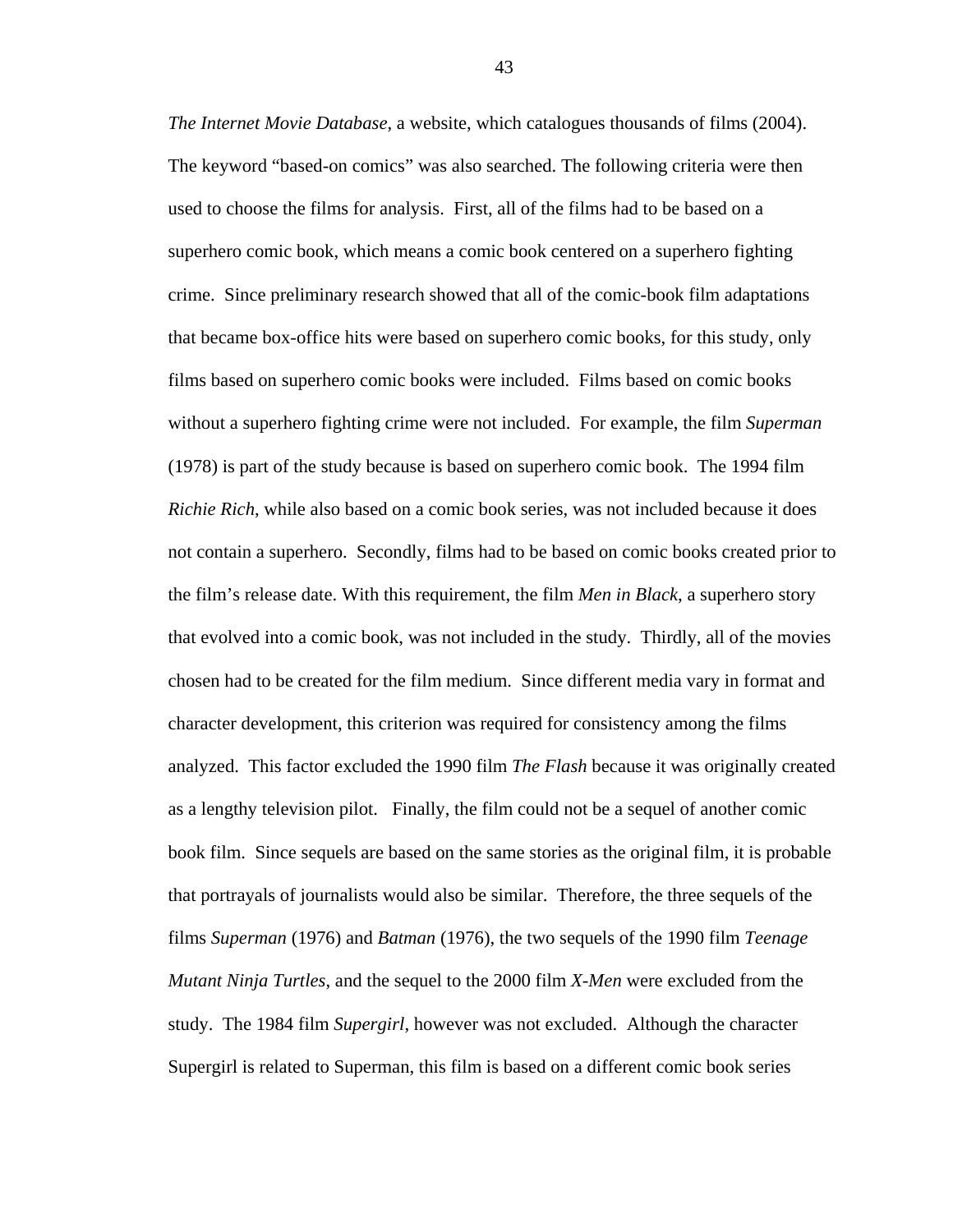*The Internet Movie Database*, a website, which catalogues thousands of films (2004). The keyword "based-on comics" was also searched. The following criteria were then used to choose the films for analysis. First, all of the films had to be based on a superhero comic book, which means a comic book centered on a superhero fighting crime. Since preliminary research showed that all of the comic-book film adaptations that became box-office hits were based on superhero comic books, for this study, only films based on superhero comic books were included. Films based on comic books without a superhero fighting crime were not included. For example, the film *Superman* (1978) is part of the study because is based on superhero comic book. The 1994 film *Richie Rich*, while also based on a comic book series, was not included because it does not contain a superhero. Secondly, films had to be based on comic books created prior to the film's release date. With this requirement, the film *Men in Black*, a superhero story that evolved into a comic book, was not included in the study. Thirdly, all of the movies chosen had to be created for the film medium. Since different media vary in format and character development, this criterion was required for consistency among the films analyzed. This factor excluded the 1990 film *The Flash* because it was originally created as a lengthy television pilot. Finally, the film could not be a sequel of another comic book film. Since sequels are based on the same stories as the original film, it is probable that portrayals of journalists would also be similar. Therefore, the three sequels of the films *Superman* (1976) and *Batman* (1976), the two sequels of the 1990 film *Teenage Mutant Ninja Turtles*, and the sequel to the 2000 film *X-Men* were excluded from the study. The 1984 film *Supergirl*, however was not excluded. Although the character Supergirl is related to Superman, this film is based on a different comic book series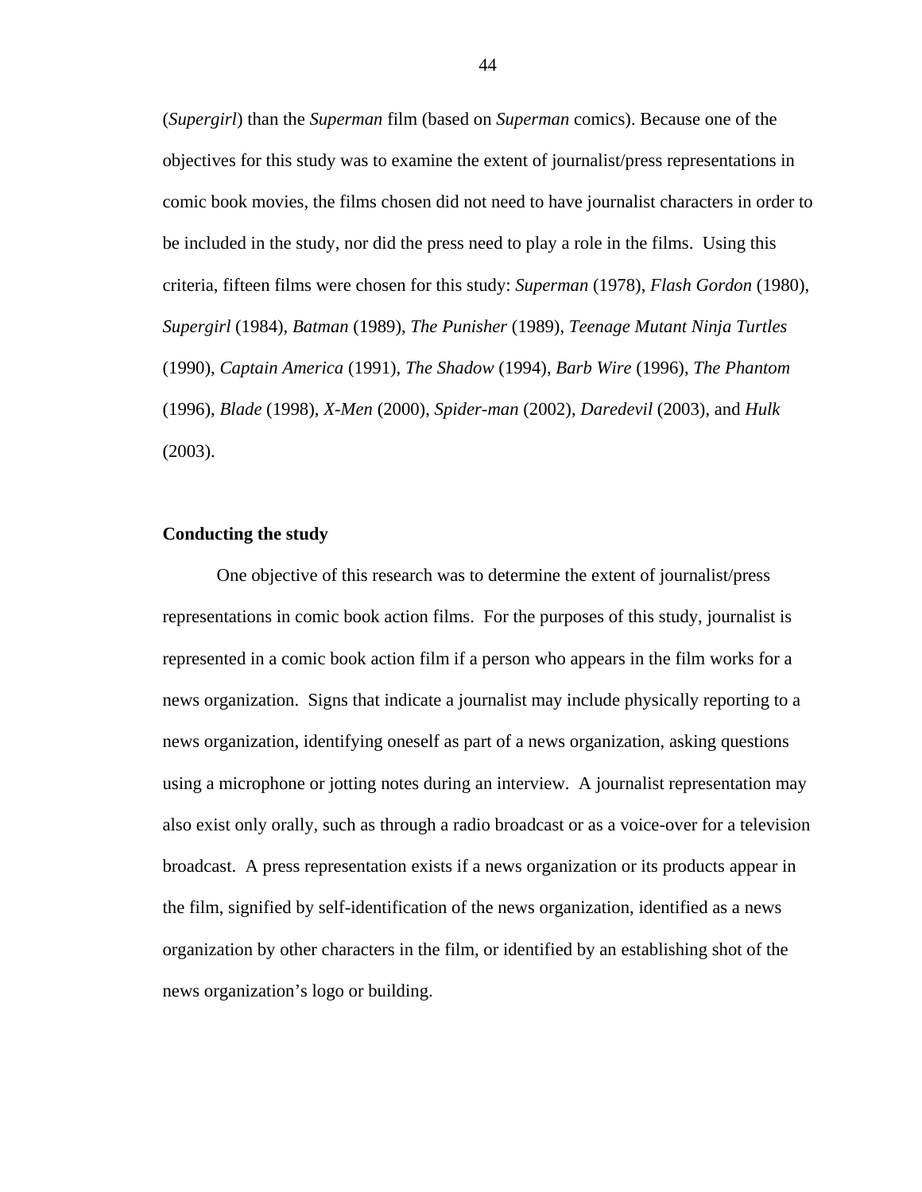(*Supergirl*) than the *Superman* film (based on *Superman* comics). Because one of the objectives for this study was to examine the extent of journalist/press representations in comic book movies, the films chosen did not need to have journalist characters in order to be included in the study, nor did the press need to play a role in the films. Using this criteria, fifteen films were chosen for this study: *Superman* (1978), *Flash Gordon* (1980), *Supergirl* (1984), *Batman* (1989), *The Punisher* (1989), *Teenage Mutant Ninja Turtles* (1990), *Captain America* (1991), *The Shadow* (1994), *Barb Wire* (1996), *The Phantom* (1996), *Blade* (1998), *X-Men* (2000), *Spider-man* (2002), *Daredevil* (2003), and *Hulk* (2003).

**Conducting the study**

One objective of this research was to determine the extent of journalist/press representations in comic book action films. For the purposes of this study, journalist is represented in a comic book action film if a person who appears in the film works for a news organization. Signs that indicate a journalist may include physically reporting to a news organization, identifying oneself as part of a news organization, asking questions using a microphone or jotting notes during an interview. A journalist representation may also exist only orally, such as through a radio broadcast or as a voice-over for a television broadcast. A press representation exists if a news organization or its products appear in the film, signified by self-identification of the news organization, identified as a news organization by other characters in the film, or identified by an establishing shot of the news organization's logo or building.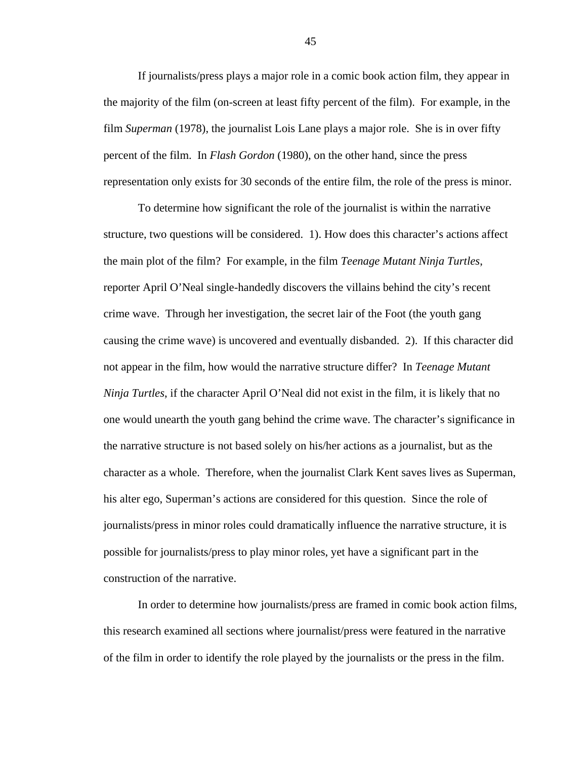If journalists/press plays a major role in a comic book action film, they appear in the majority of the film (on-screen at least fifty percent of the film). For example, in the film *Superman* (1978), the journalist Lois Lane plays a major role. She is in over fifty percent of the film. In *Flash Gordon* (1980), on the other hand, since the press representation only exists for 30 seconds of the entire film, the role of the press is minor.

To determine how significant the role of the journalist is within the narrative structure, two questions will be considered. 1). How does this character's actions affect the main plot of the film? For example, in the film *Teenage Mutant Ninja Turtles*, reporter April O'Neal single-handedly discovers the villains behind the city's recent crime wave. Through her investigation, the secret lair of the Foot (the youth gang causing the crime wave) is uncovered and eventually disbanded. 2). If this character did not appear in the film, how would the narrative structure differ? In *Teenage Mutant Ninja Turtles*, if the character April O'Neal did not exist in the film, it is likely that no one would unearth the youth gang behind the crime wave. The character's significance in the narrative structure is not based solely on his/her actions as a journalist, but as the character as a whole. Therefore, when the journalist Clark Kent saves lives as Superman, his alter ego, Superman's actions are considered for this question. Since the role of journalists/press in minor roles could dramatically influence the narrative structure, it is possible for journalists/press to play minor roles, yet have a significant part in the construction of the narrative.

In order to determine how journalists/press are framed in comic book action films, this research examined all sections where journalist/press were featured in the narrative of the film in order to identify the role played by the journalists or the press in the film.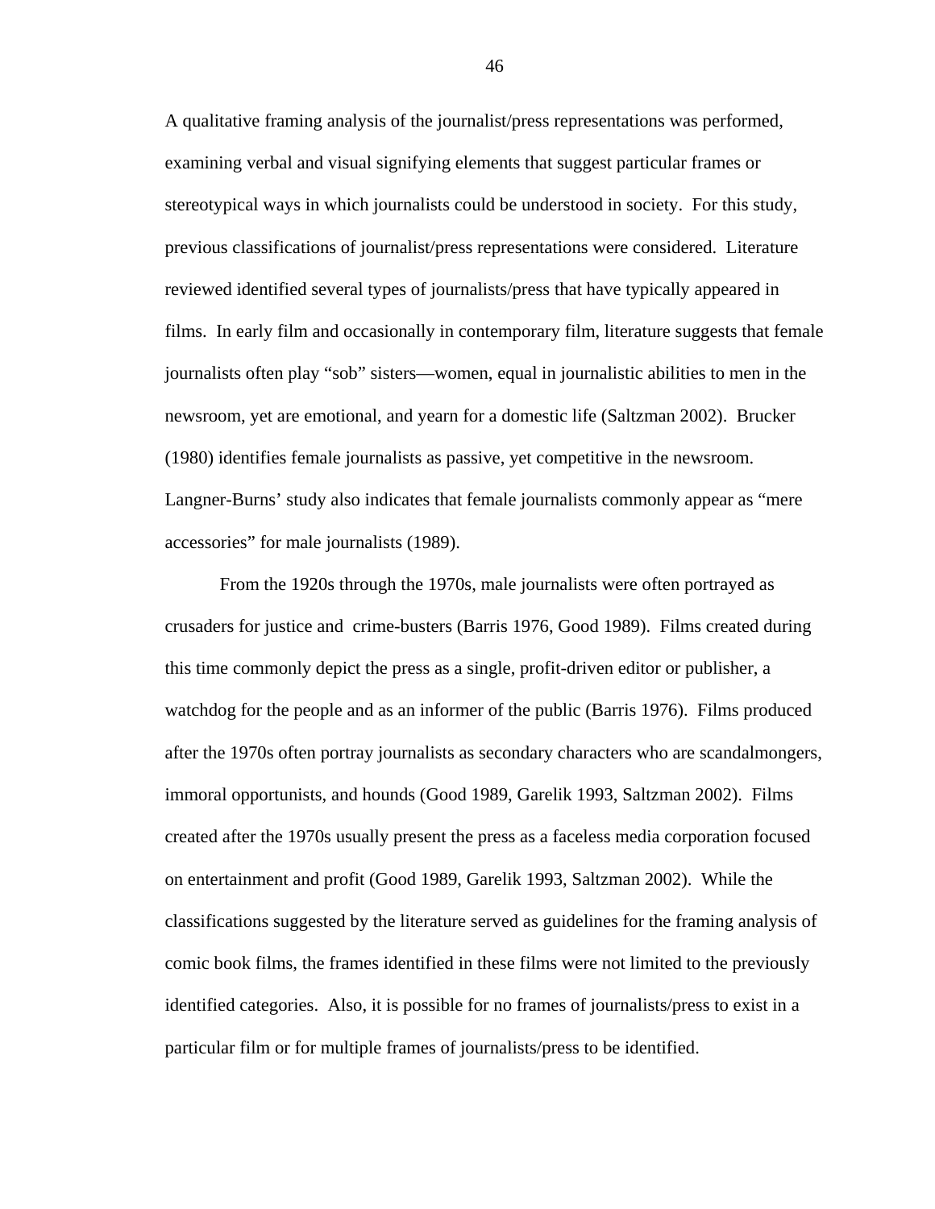A qualitative framing analysis of the journalist/press representations was performed, examining verbal and visual signifying elements that suggest particular frames or stereotypical ways in which journalists could be understood in society. For this study, previous classifications of journalist/press representations were considered. Literature reviewed identified several types of journalists/press that have typically appeared in films. In early film and occasionally in contemporary film, literature suggests that female journalists often play "sob" sisters—women, equal in journalistic abilities to men in the newsroom, yet are emotional, and yearn for a domestic life (Saltzman 2002). Brucker (1980) identifies female journalists as passive, yet competitive in the newsroom. Langner-Burns' study also indicates that female journalists commonly appear as "mere accessories" for male journalists (1989).

From the 1920s through the 1970s, male journalists were often portrayed as crusaders for justice and crime-busters (Barris 1976, Good 1989). Films created during this time commonly depict the press as a single, profit-driven editor or publisher, a watchdog for the people and as an informer of the public (Barris 1976). Films produced after the 1970s often portray journalists as secondary characters who are scandalmongers, immoral opportunists, and hounds (Good 1989, Garelik 1993, Saltzman 2002). Films created after the 1970s usually present the press as a faceless media corporation focused on entertainment and profit (Good 1989, Garelik 1993, Saltzman 2002). While the classifications suggested by the literature served as guidelines for the framing analysis of comic book films, the frames identified in these films were not limited to the previously identified categories. Also, it is possible for no frames of journalists/press to exist in a particular film or for multiple frames of journalists/press to be identified.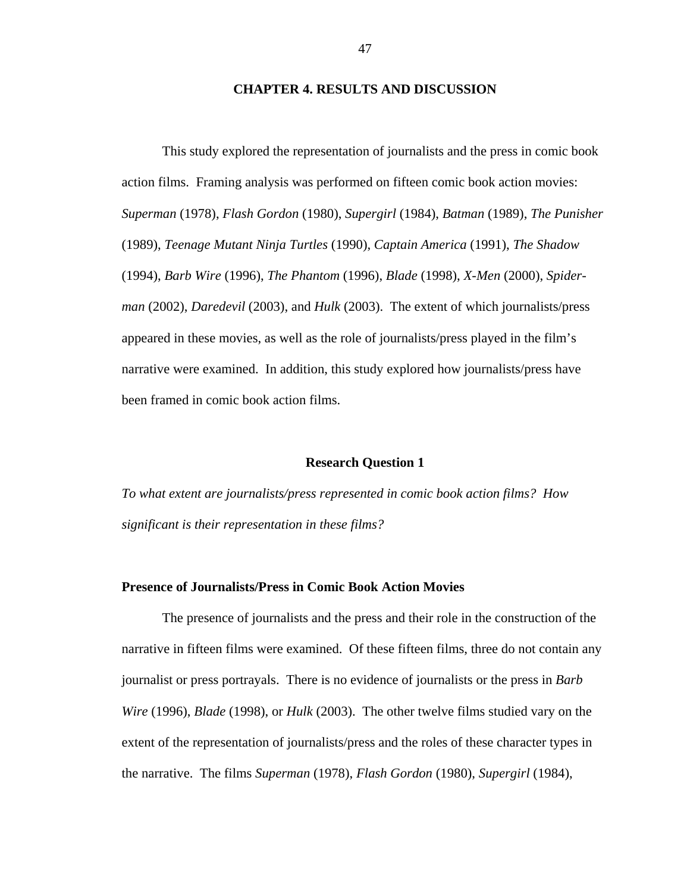# CHAPTER 4. RESULTS AND DISCUSSION

This study explored the representation of journalists and the press in comic book action films. Framing analysis was performed on fifteen comic book action movies: *Superman* (1978), *Flash Gordon* (1980), *Supergirl* (1984), *Batman* (1989), *The Punisher* (1989), *Teenage Mutant Ninja Turtles* (1990), *Captain America* (1991), *The Shadow* (1994), *Barb Wire* (1996), *The Phantom* (1996), *Blade* (1998), *X-Men* (2000), *Spider-man* (2002), *Daredevil* (2003), and *Hulk* (2003). The extent of which journalists/press appeared in these movies, as well as the role of journalists/press played in the film's narrative were examined. In addition, this study explored how journalists/press have been framed in comic book action films.

## Research Question 1

*To what extent are journalists/press represented in comic book action films? How significant is their representation in these films?*

### Presence of Journalists/Press in Comic Book Action Movies

The presence of journalists and the press and their role in the construction of the narrative in fifteen films were examined. Of these fifteen films, three do not contain any journalist or press portrayals. There is no evidence of journalists or the press in *Barb Wire* (1996), *Blade* (1998), or *Hulk* (2003). The other twelve films studied vary on the extent of the representation of journalists/press and the roles of these character types in the narrative. The films *Superman* (1978), *Flash Gordon* (1980), *Supergirl* (1984),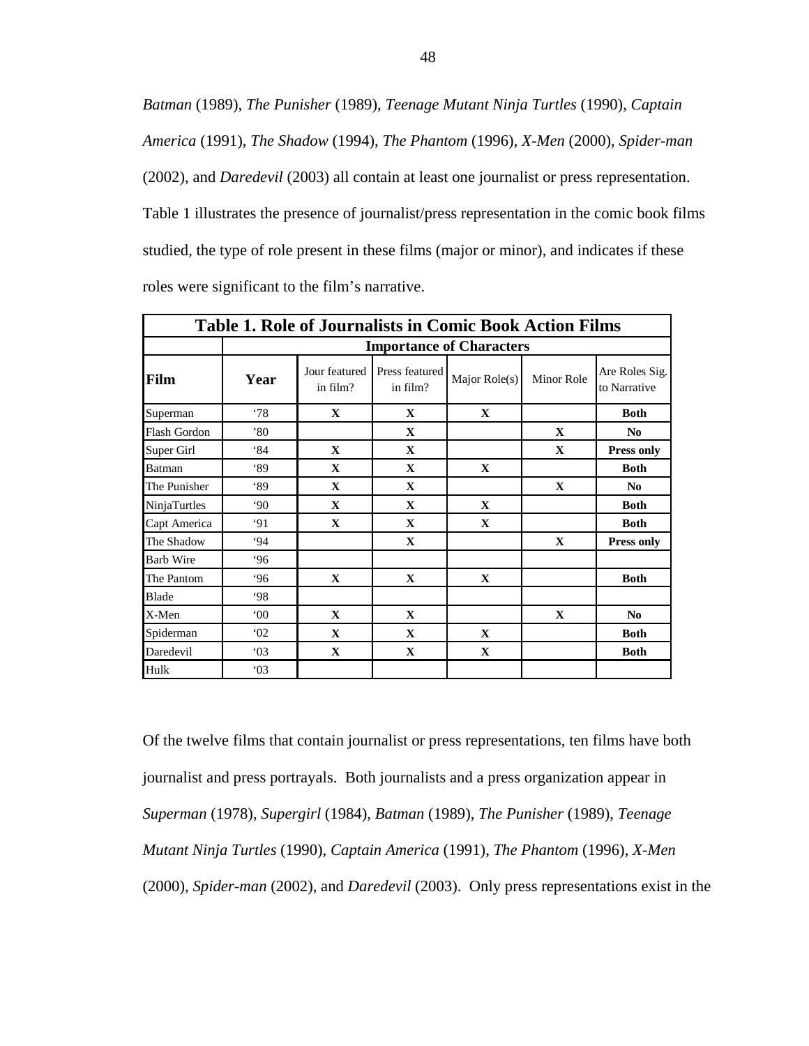*Batman* (1989), *The Punisher* (1989), *Teenage Mutant Ninja Turtles* (1990), *Captain America* (1991), *The Shadow* (1994), *The Phantom* (1996), *X-Men* (2000), *Spider-man* (2002), and *Daredevil* (2003) all contain at least one journalist or press representation. Table 1 illustrates the presence of journalist/press representation in the comic book films studied, the type of role present in these films (major or minor), and indicates if these roles were significant to the film's narrative.

**Table 1. Role of Journalists in Comic Book Action Films**

| | Importance of Characters | | | | | |
|---|---|---|---|---|---|---|
| **Film** | **Year** | Jour featured in film? | Press featured in film? | Major Role(s) | Minor Role | Are Roles Sig. to Narrative |
| Superman | '78 | **X** | **X** | **X** | | **Both** |
| Flash Gordon | '80 | | **X** | | **X** | **No** |
| Super Girl | '84 | **X** | **X** | | **X** | **Press only** |
| Batman | '89 | **X** | **X** | **X** | | **Both** |
| The Punisher | '89 | **X** | **X** | | **X** | **No** |
| NinjaTurtles | '90 | **X** | **X** | **X** | | **Both** |
| Capt America | '91 | **X** | **X** | **X** | | **Both** |
| The Shadow | '94 | | **X** | | **X** | **Press only** |
| Barb Wire | '96 | | | | | |
| The Pantom | '96 | **X** | **X** | **X** | | **Both** |
| Blade | '98 | | | | | |
| X-Men | '00 | **X** | **X** | | **X** | **No** |
| Spiderman | '02 | **X** | **X** | **X** | | **Both** |
| Daredevil | '03 | **X** | **X** | **X** | | **Both** |
| Hulk | '03 | | | | | |

Of the twelve films that contain journalist or press representations, ten films have both journalist and press portrayals. Both journalists and a press organization appear in *Superman* (1978), *Supergirl* (1984), *Batman* (1989), *The Punisher* (1989), *Teenage Mutant Ninja Turtles* (1990), *Captain America* (1991), *The Phantom* (1996), *X-Men* (2000), *Spider-man* (2002), and *Daredevil* (2003). Only press representations exist in the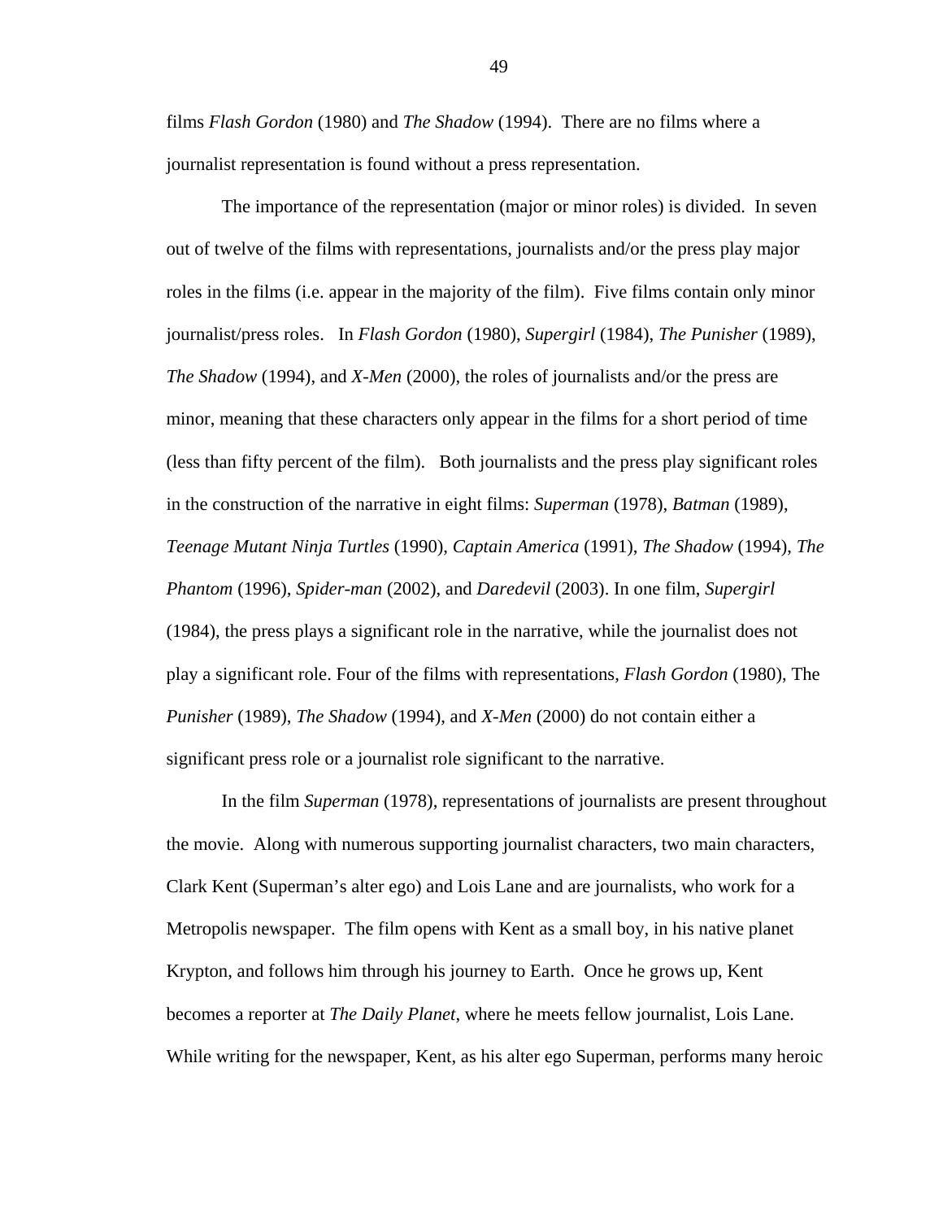films *Flash Gordon* (1980) and *The Shadow* (1994). There are no films where a journalist representation is found without a press representation.

The importance of the representation (major or minor roles) is divided. In seven out of twelve of the films with representations, journalists and/or the press play major roles in the films (i.e. appear in the majority of the film). Five films contain only minor journalist/press roles. In *Flash Gordon* (1980), *Supergirl* (1984), *The Punisher* (1989), *The Shadow* (1994), and *X-Men* (2000), the roles of journalists and/or the press are minor, meaning that these characters only appear in the films for a short period of time (less than fifty percent of the film). Both journalists and the press play significant roles in the construction of the narrative in eight films: *Superman* (1978), *Batman* (1989), *Teenage Mutant Ninja Turtles* (1990), *Captain America* (1991), *The Shadow* (1994), *The Phantom* (1996), *Spider-man* (2002), and *Daredevil* (2003). In one film, *Supergirl* (1984), the press plays a significant role in the narrative, while the journalist does not play a significant role. Four of the films with representations, *Flash Gordon* (1980), The *Punisher* (1989), *The Shadow* (1994), and *X-Men* (2000) do not contain either a significant press role or a journalist role significant to the narrative.

In the film *Superman* (1978), representations of journalists are present throughout the movie. Along with numerous supporting journalist characters, two main characters, Clark Kent (Superman's alter ego) and Lois Lane and are journalists, who work for a Metropolis newspaper. The film opens with Kent as a small boy, in his native planet Krypton, and follows him through his journey to Earth. Once he grows up, Kent becomes a reporter at *The Daily Planet*, where he meets fellow journalist, Lois Lane. While writing for the newspaper, Kent, as his alter ego Superman, performs many heroic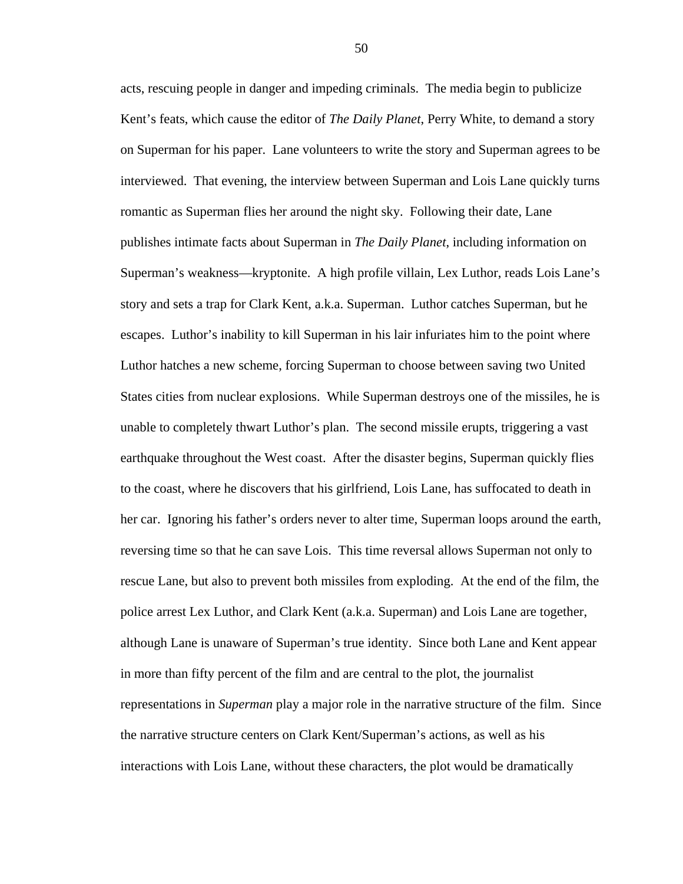acts, rescuing people in danger and impeding criminals. The media begin to publicize Kent's feats, which cause the editor of *The Daily Planet*, Perry White, to demand a story on Superman for his paper. Lane volunteers to write the story and Superman agrees to be interviewed. That evening, the interview between Superman and Lois Lane quickly turns romantic as Superman flies her around the night sky. Following their date, Lane publishes intimate facts about Superman in *The Daily Planet*, including information on Superman's weakness—kryptonite. A high profile villain, Lex Luthor, reads Lois Lane's story and sets a trap for Clark Kent, a.k.a. Superman. Luthor catches Superman, but he escapes. Luthor's inability to kill Superman in his lair infuriates him to the point where Luthor hatches a new scheme, forcing Superman to choose between saving two United States cities from nuclear explosions. While Superman destroys one of the missiles, he is unable to completely thwart Luthor's plan. The second missile erupts, triggering a vast earthquake throughout the West coast. After the disaster begins, Superman quickly flies to the coast, where he discovers that his girlfriend, Lois Lane, has suffocated to death in her car. Ignoring his father's orders never to alter time, Superman loops around the earth, reversing time so that he can save Lois. This time reversal allows Superman not only to rescue Lane, but also to prevent both missiles from exploding. At the end of the film, the police arrest Lex Luthor, and Clark Kent (a.k.a. Superman) and Lois Lane are together, although Lane is unaware of Superman's true identity. Since both Lane and Kent appear in more than fifty percent of the film and are central to the plot, the journalist representations in *Superman* play a major role in the narrative structure of the film. Since the narrative structure centers on Clark Kent/Superman's actions, as well as his interactions with Lois Lane, without these characters, the plot would be dramatically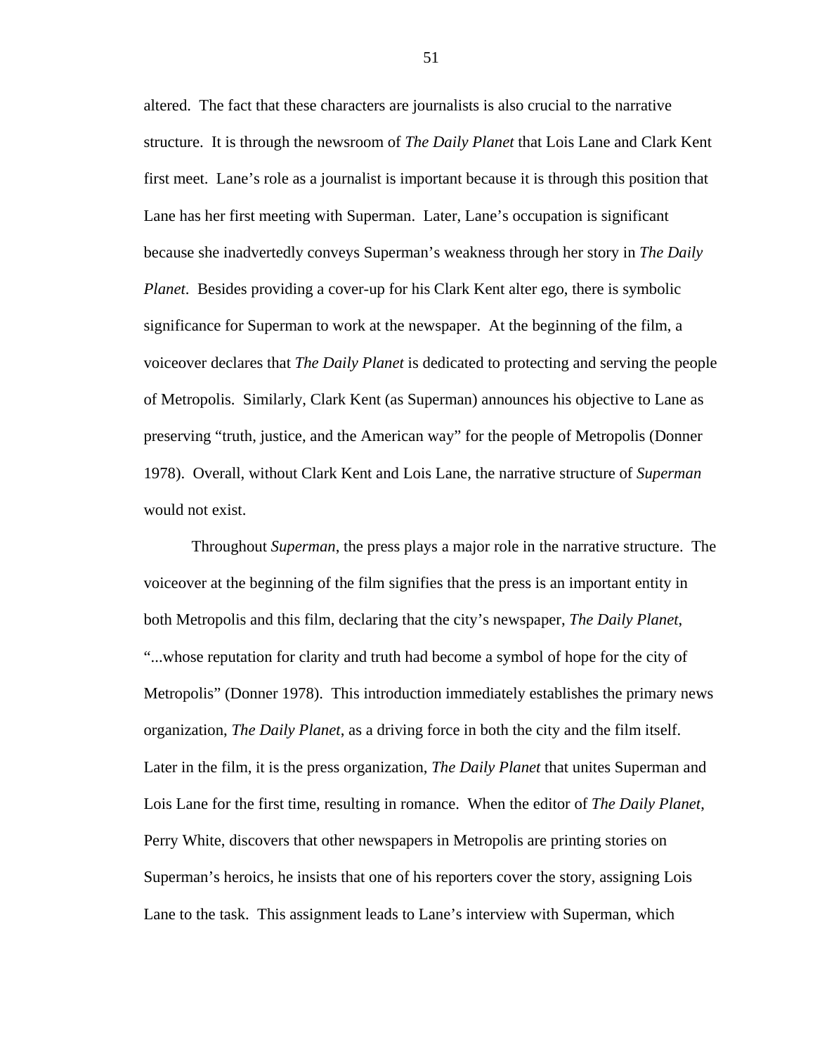altered. The fact that these characters are journalists is also crucial to the narrative structure. It is through the newsroom of *The Daily Planet* that Lois Lane and Clark Kent first meet. Lane's role as a journalist is important because it is through this position that Lane has her first meeting with Superman. Later, Lane's occupation is significant because she inadvertedly conveys Superman's weakness through her story in *The Daily Planet*. Besides providing a cover-up for his Clark Kent alter ego, there is symbolic significance for Superman to work at the newspaper. At the beginning of the film, a voiceover declares that *The Daily Planet* is dedicated to protecting and serving the people of Metropolis. Similarly, Clark Kent (as Superman) announces his objective to Lane as preserving "truth, justice, and the American way" for the people of Metropolis (Donner 1978). Overall, without Clark Kent and Lois Lane, the narrative structure of *Superman* would not exist.

Throughout *Superman*, the press plays a major role in the narrative structure. The voiceover at the beginning of the film signifies that the press is an important entity in both Metropolis and this film, declaring that the city's newspaper, *The Daily Planet*, "...whose reputation for clarity and truth had become a symbol of hope for the city of Metropolis" (Donner 1978). This introduction immediately establishes the primary news organization, *The Daily Planet*, as a driving force in both the city and the film itself. Later in the film, it is the press organization, *The Daily Planet* that unites Superman and Lois Lane for the first time, resulting in romance. When the editor of *The Daily Planet*, Perry White, discovers that other newspapers in Metropolis are printing stories on Superman's heroics, he insists that one of his reporters cover the story, assigning Lois Lane to the task. This assignment leads to Lane's interview with Superman, which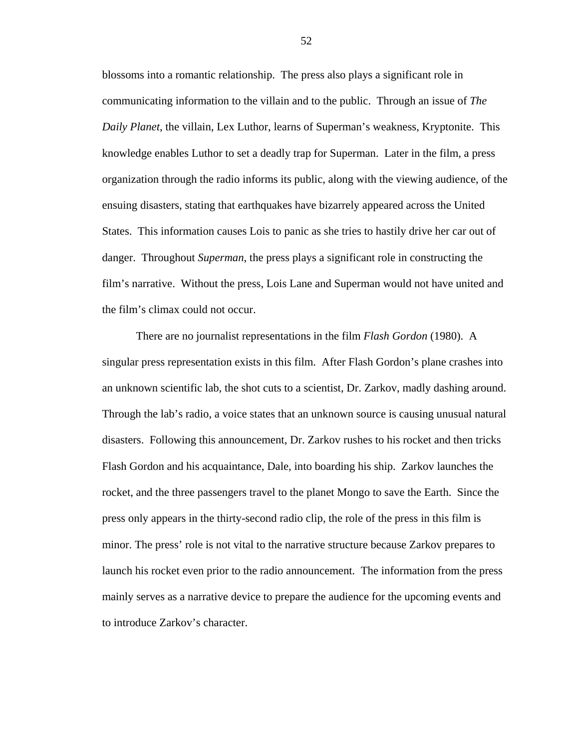blossoms into a romantic relationship. The press also plays a significant role in communicating information to the villain and to the public. Through an issue of *The Daily Planet*, the villain, Lex Luthor, learns of Superman's weakness, Kryptonite. This knowledge enables Luthor to set a deadly trap for Superman. Later in the film, a press organization through the radio informs its public, along with the viewing audience, of the ensuing disasters, stating that earthquakes have bizarrely appeared across the United States. This information causes Lois to panic as she tries to hastily drive her car out of danger. Throughout *Superman*, the press plays a significant role in constructing the film's narrative. Without the press, Lois Lane and Superman would not have united and the film's climax could not occur.

There are no journalist representations in the film *Flash Gordon* (1980). A singular press representation exists in this film. After Flash Gordon's plane crashes into an unknown scientific lab, the shot cuts to a scientist, Dr. Zarkov, madly dashing around. Through the lab's radio, a voice states that an unknown source is causing unusual natural disasters. Following this announcement, Dr. Zarkov rushes to his rocket and then tricks Flash Gordon and his acquaintance, Dale, into boarding his ship. Zarkov launches the rocket, and the three passengers travel to the planet Mongo to save the Earth. Since the press only appears in the thirty-second radio clip, the role of the press in this film is minor. The press' role is not vital to the narrative structure because Zarkov prepares to launch his rocket even prior to the radio announcement. The information from the press mainly serves as a narrative device to prepare the audience for the upcoming events and to introduce Zarkov's character.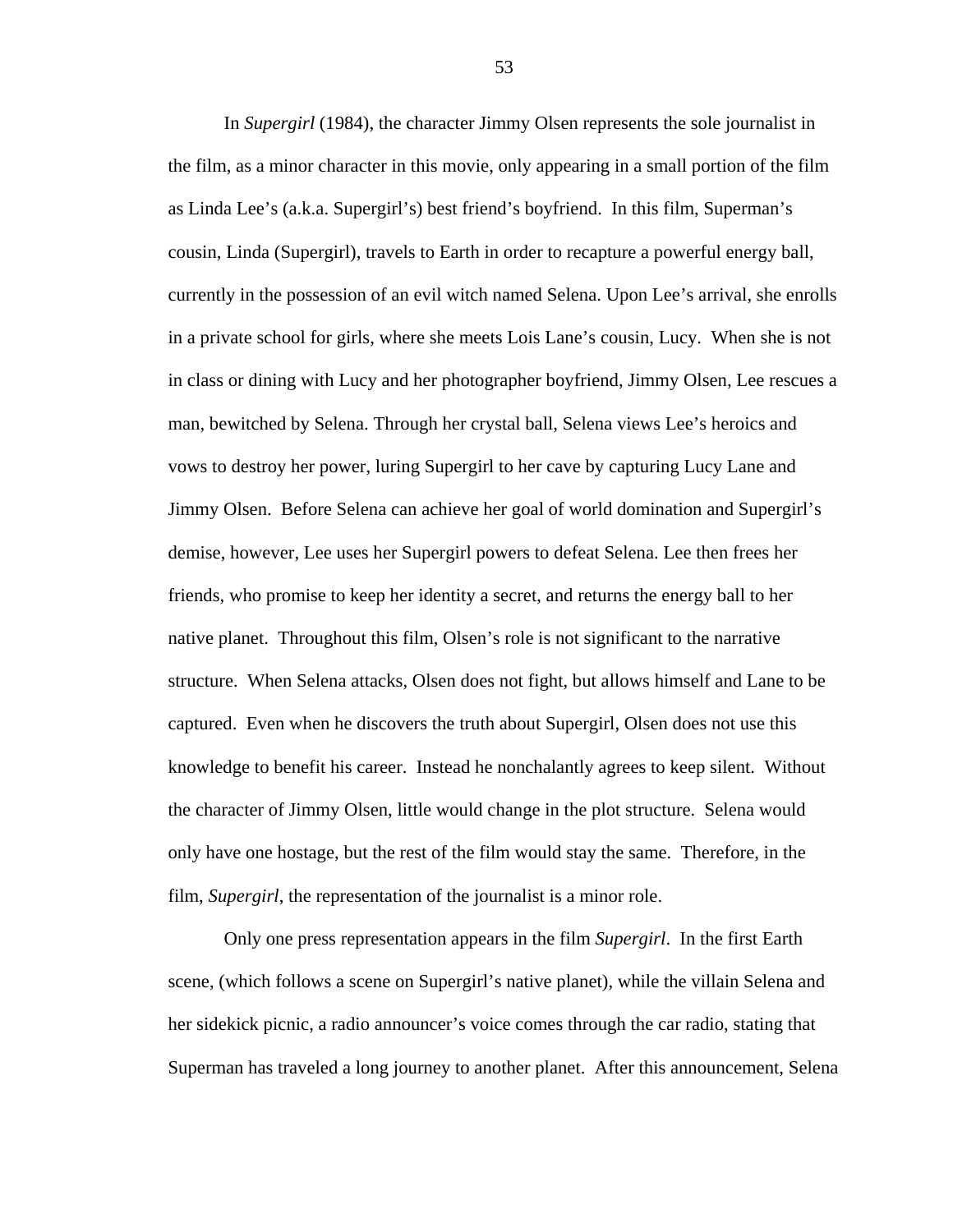In *Supergirl* (1984), the character Jimmy Olsen represents the sole journalist in the film, as a minor character in this movie, only appearing in a small portion of the film as Linda Lee's (a.k.a. Supergirl's) best friend's boyfriend. In this film, Superman's cousin, Linda (Supergirl), travels to Earth in order to recapture a powerful energy ball, currently in the possession of an evil witch named Selena. Upon Lee's arrival, she enrolls in a private school for girls, where she meets Lois Lane's cousin, Lucy. When she is not in class or dining with Lucy and her photographer boyfriend, Jimmy Olsen, Lee rescues a man, bewitched by Selena. Through her crystal ball, Selena views Lee's heroics and vows to destroy her power, luring Supergirl to her cave by capturing Lucy Lane and Jimmy Olsen. Before Selena can achieve her goal of world domination and Supergirl's demise, however, Lee uses her Supergirl powers to defeat Selena. Lee then frees her friends, who promise to keep her identity a secret, and returns the energy ball to her native planet. Throughout this film, Olsen's role is not significant to the narrative structure. When Selena attacks, Olsen does not fight, but allows himself and Lane to be captured. Even when he discovers the truth about Supergirl, Olsen does not use this knowledge to benefit his career. Instead he nonchalantly agrees to keep silent. Without the character of Jimmy Olsen, little would change in the plot structure. Selena would only have one hostage, but the rest of the film would stay the same. Therefore, in the film, *Supergirl*, the representation of the journalist is a minor role.

Only one press representation appears in the film *Supergirl*. In the first Earth scene, (which follows a scene on Supergirl's native planet), while the villain Selena and her sidekick picnic, a radio announcer's voice comes through the car radio, stating that Superman has traveled a long journey to another planet. After this announcement, Selena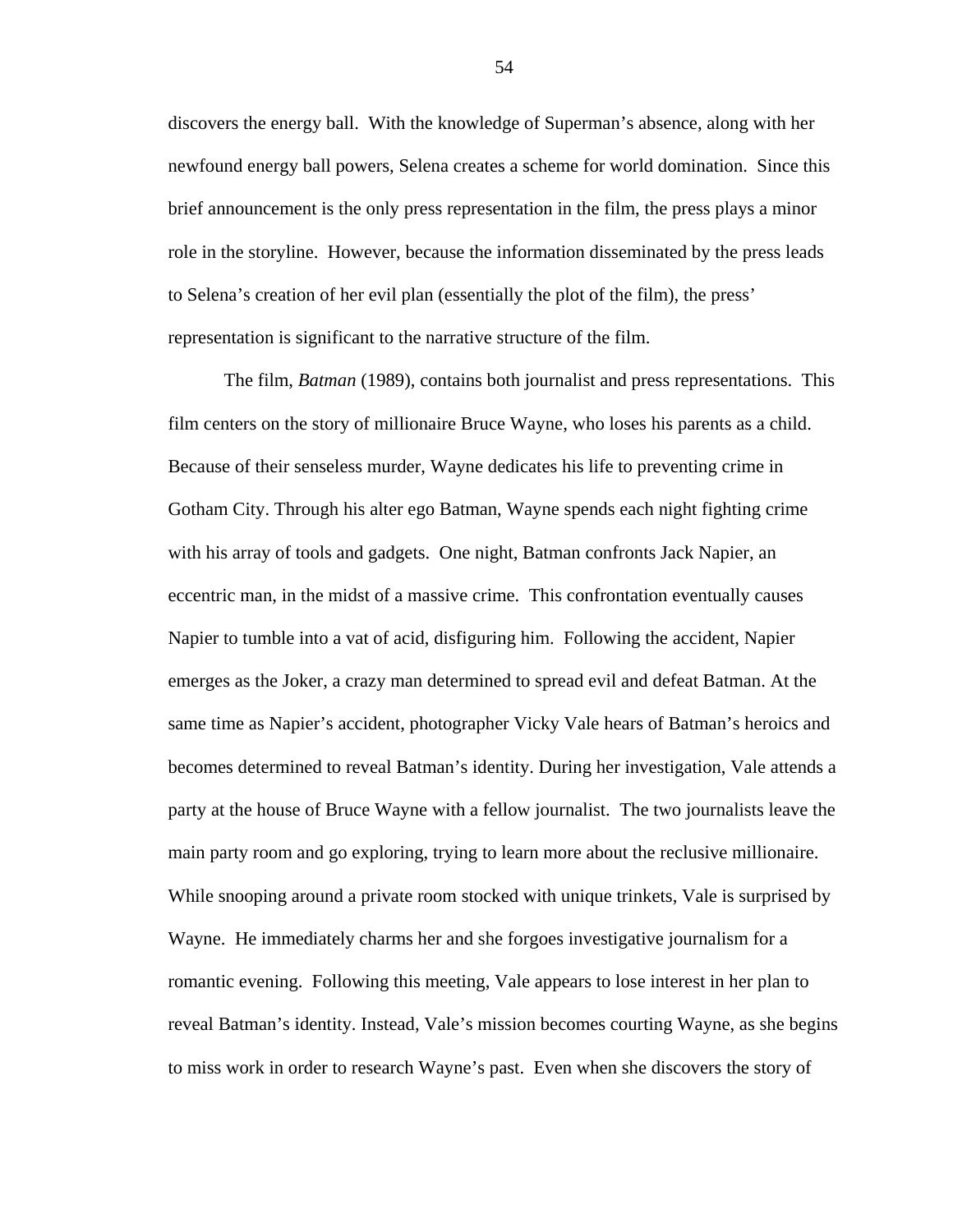discovers the energy ball. With the knowledge of Superman's absence, along with her newfound energy ball powers, Selena creates a scheme for world domination. Since this brief announcement is the only press representation in the film, the press plays a minor role in the storyline. However, because the information disseminated by the press leads to Selena's creation of her evil plan (essentially the plot of the film), the press' representation is significant to the narrative structure of the film.

The film, *Batman* (1989), contains both journalist and press representations. This film centers on the story of millionaire Bruce Wayne, who loses his parents as a child. Because of their senseless murder, Wayne dedicates his life to preventing crime in Gotham City. Through his alter ego Batman, Wayne spends each night fighting crime with his array of tools and gadgets. One night, Batman confronts Jack Napier, an eccentric man, in the midst of a massive crime. This confrontation eventually causes Napier to tumble into a vat of acid, disfiguring him. Following the accident, Napier emerges as the Joker, a crazy man determined to spread evil and defeat Batman. At the same time as Napier's accident, photographer Vicky Vale hears of Batman's heroics and becomes determined to reveal Batman's identity. During her investigation, Vale attends a party at the house of Bruce Wayne with a fellow journalist. The two journalists leave the main party room and go exploring, trying to learn more about the reclusive millionaire. While snooping around a private room stocked with unique trinkets, Vale is surprised by Wayne. He immediately charms her and she forgoes investigative journalism for a romantic evening. Following this meeting, Vale appears to lose interest in her plan to reveal Batman's identity. Instead, Vale's mission becomes courting Wayne, as she begins to miss work in order to research Wayne's past. Even when she discovers the story of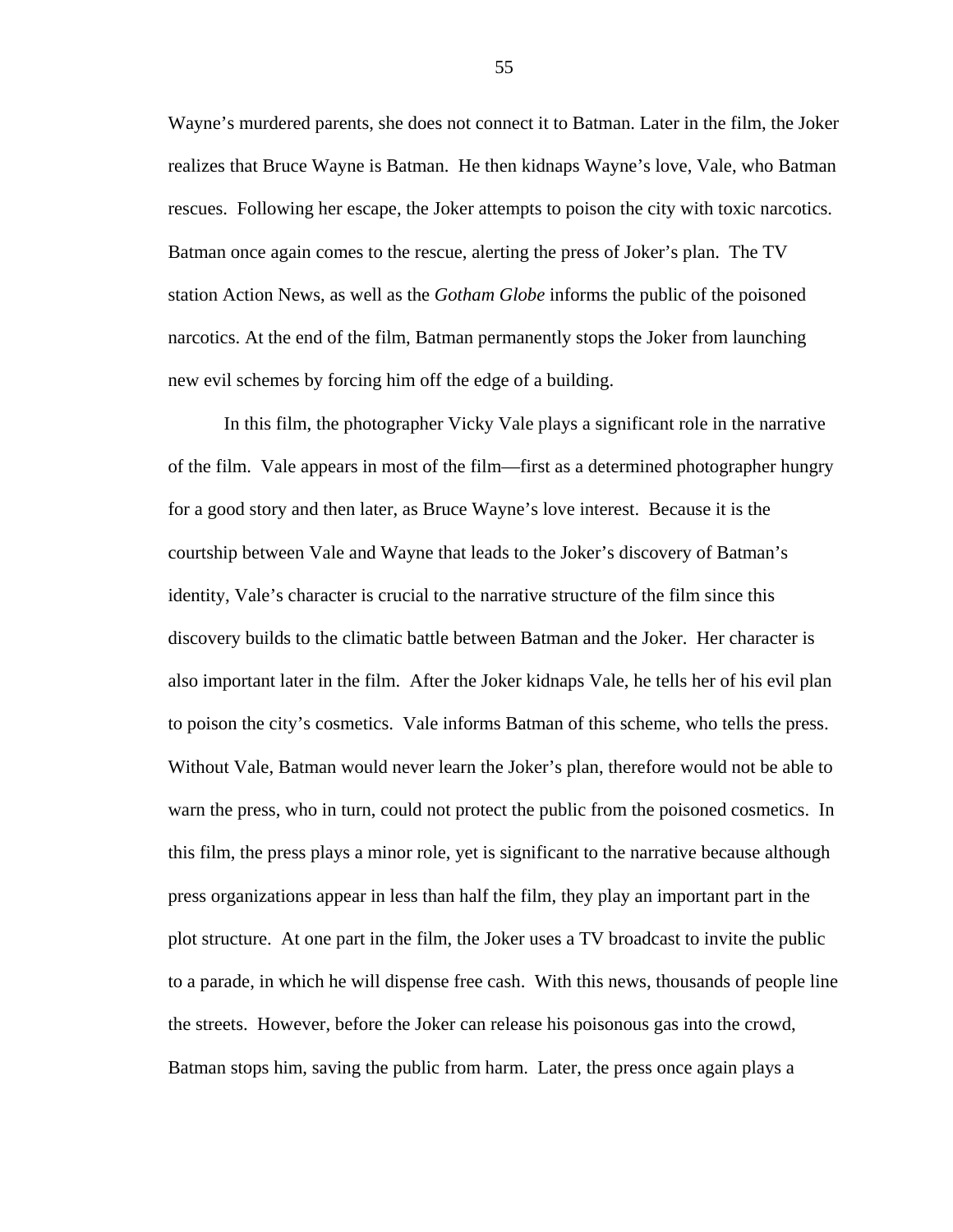Wayne's murdered parents, she does not connect it to Batman. Later in the film, the Joker realizes that Bruce Wayne is Batman. He then kidnaps Wayne's love, Vale, who Batman rescues. Following her escape, the Joker attempts to poison the city with toxic narcotics. Batman once again comes to the rescue, alerting the press of Joker's plan. The TV station Action News, as well as the *Gotham Globe* informs the public of the poisoned narcotics. At the end of the film, Batman permanently stops the Joker from launching new evil schemes by forcing him off the edge of a building.

In this film, the photographer Vicky Vale plays a significant role in the narrative of the film. Vale appears in most of the film—first as a determined photographer hungry for a good story and then later, as Bruce Wayne's love interest. Because it is the courtship between Vale and Wayne that leads to the Joker's discovery of Batman's identity, Vale's character is crucial to the narrative structure of the film since this discovery builds to the climatic battle between Batman and the Joker. Her character is also important later in the film. After the Joker kidnaps Vale, he tells her of his evil plan to poison the city's cosmetics. Vale informs Batman of this scheme, who tells the press. Without Vale, Batman would never learn the Joker's plan, therefore would not be able to warn the press, who in turn, could not protect the public from the poisoned cosmetics. In this film, the press plays a minor role, yet is significant to the narrative because although press organizations appear in less than half the film, they play an important part in the plot structure. At one part in the film, the Joker uses a TV broadcast to invite the public to a parade, in which he will dispense free cash. With this news, thousands of people line the streets. However, before the Joker can release his poisonous gas into the crowd, Batman stops him, saving the public from harm. Later, the press once again plays a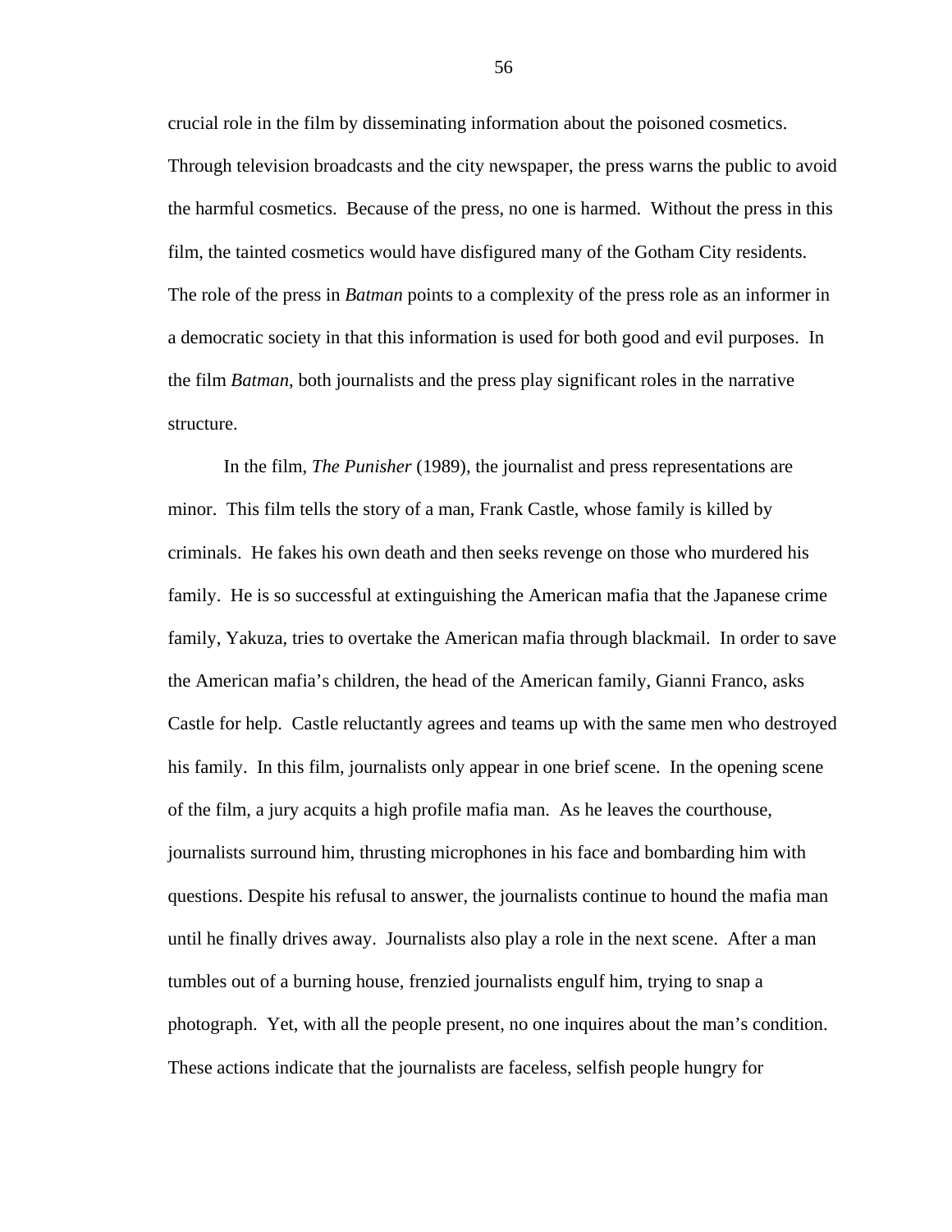crucial role in the film by disseminating information about the poisoned cosmetics. Through television broadcasts and the city newspaper, the press warns the public to avoid the harmful cosmetics. Because of the press, no one is harmed. Without the press in this film, the tainted cosmetics would have disfigured many of the Gotham City residents. The role of the press in *Batman* points to a complexity of the press role as an informer in a democratic society in that this information is used for both good and evil purposes. In the film *Batman*, both journalists and the press play significant roles in the narrative structure.

In the film, *The Punisher* (1989), the journalist and press representations are minor. This film tells the story of a man, Frank Castle, whose family is killed by criminals. He fakes his own death and then seeks revenge on those who murdered his family. He is so successful at extinguishing the American mafia that the Japanese crime family, Yakuza, tries to overtake the American mafia through blackmail. In order to save the American mafia's children, the head of the American family, Gianni Franco, asks Castle for help. Castle reluctantly agrees and teams up with the same men who destroyed his family. In this film, journalists only appear in one brief scene. In the opening scene of the film, a jury acquits a high profile mafia man. As he leaves the courthouse, journalists surround him, thrusting microphones in his face and bombarding him with questions. Despite his refusal to answer, the journalists continue to hound the mafia man until he finally drives away. Journalists also play a role in the next scene. After a man tumbles out of a burning house, frenzied journalists engulf him, trying to snap a photograph. Yet, with all the people present, no one inquires about the man's condition. These actions indicate that the journalists are faceless, selfish people hungry for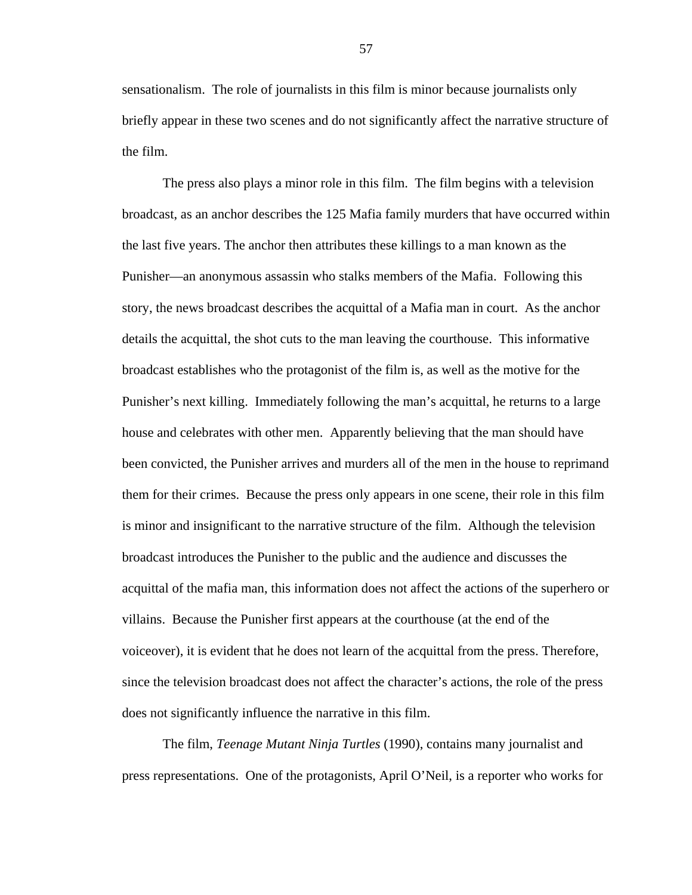sensationalism. The role of journalists in this film is minor because journalists only briefly appear in these two scenes and do not significantly affect the narrative structure of the film.

The press also plays a minor role in this film. The film begins with a television broadcast, as an anchor describes the 125 Mafia family murders that have occurred within the last five years. The anchor then attributes these killings to a man known as the Punisher—an anonymous assassin who stalks members of the Mafia. Following this story, the news broadcast describes the acquittal of a Mafia man in court. As the anchor details the acquittal, the shot cuts to the man leaving the courthouse. This informative broadcast establishes who the protagonist of the film is, as well as the motive for the Punisher's next killing. Immediately following the man's acquittal, he returns to a large house and celebrates with other men. Apparently believing that the man should have been convicted, the Punisher arrives and murders all of the men in the house to reprimand them for their crimes. Because the press only appears in one scene, their role in this film is minor and insignificant to the narrative structure of the film. Although the television broadcast introduces the Punisher to the public and the audience and discusses the acquittal of the mafia man, this information does not affect the actions of the superhero or villains. Because the Punisher first appears at the courthouse (at the end of the voiceover), it is evident that he does not learn of the acquittal from the press. Therefore, since the television broadcast does not affect the character's actions, the role of the press does not significantly influence the narrative in this film.

The film, *Teenage Mutant Ninja Turtles* (1990), contains many journalist and press representations. One of the protagonists, April O'Neil, is a reporter who works for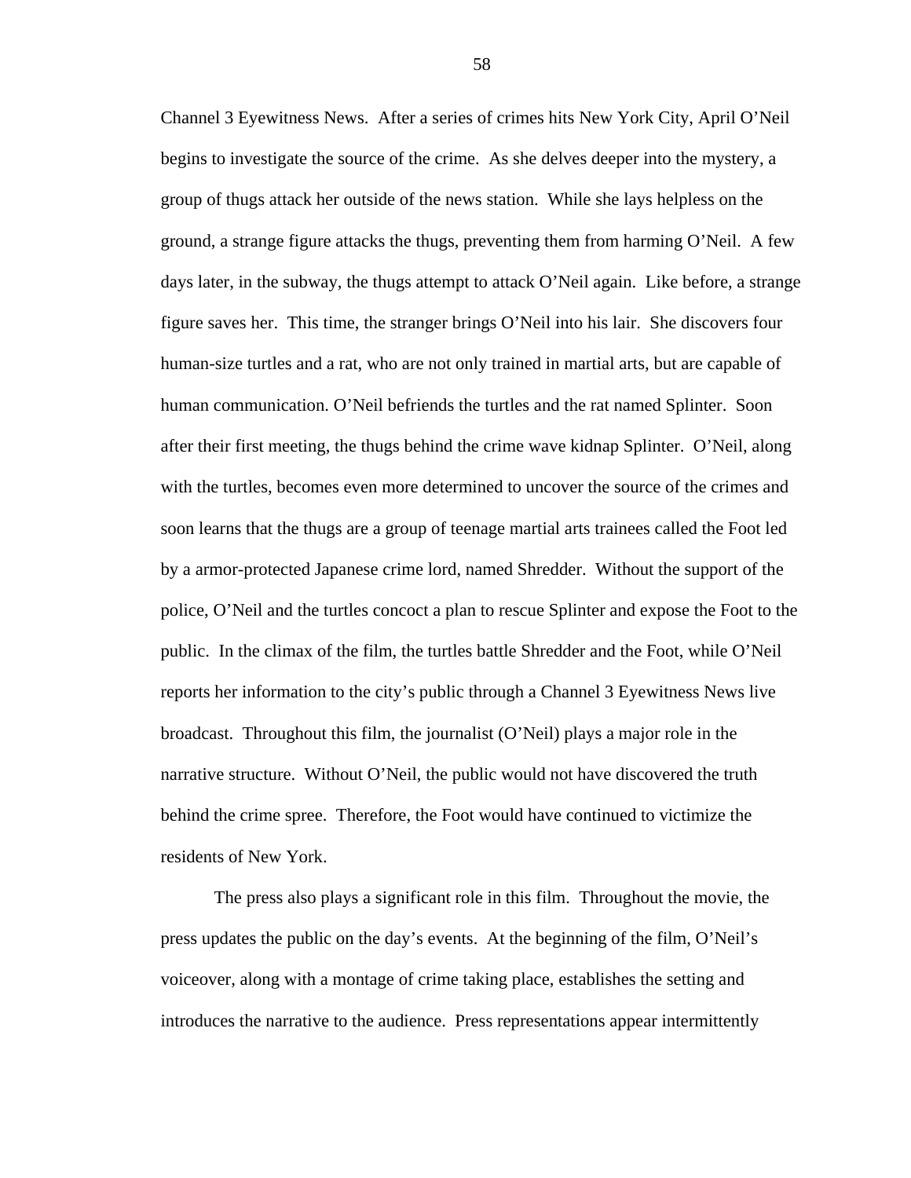Channel 3 Eyewitness News. After a series of crimes hits New York City, April O'Neil begins to investigate the source of the crime. As she delves deeper into the mystery, a group of thugs attack her outside of the news station. While she lays helpless on the ground, a strange figure attacks the thugs, preventing them from harming O'Neil. A few days later, in the subway, the thugs attempt to attack O'Neil again. Like before, a strange figure saves her. This time, the stranger brings O'Neil into his lair. She discovers four human-size turtles and a rat, who are not only trained in martial arts, but are capable of human communication. O'Neil befriends the turtles and the rat named Splinter. Soon after their first meeting, the thugs behind the crime wave kidnap Splinter. O'Neil, along with the turtles, becomes even more determined to uncover the source of the crimes and soon learns that the thugs are a group of teenage martial arts trainees called the Foot led by a armor-protected Japanese crime lord, named Shredder. Without the support of the police, O'Neil and the turtles concoct a plan to rescue Splinter and expose the Foot to the public. In the climax of the film, the turtles battle Shredder and the Foot, while O'Neil reports her information to the city's public through a Channel 3 Eyewitness News live broadcast. Throughout this film, the journalist (O'Neil) plays a major role in the narrative structure. Without O'Neil, the public would not have discovered the truth behind the crime spree. Therefore, the Foot would have continued to victimize the residents of New York.

The press also plays a significant role in this film. Throughout the movie, the press updates the public on the day's events. At the beginning of the film, O'Neil's voiceover, along with a montage of crime taking place, establishes the setting and introduces the narrative to the audience. Press representations appear intermittently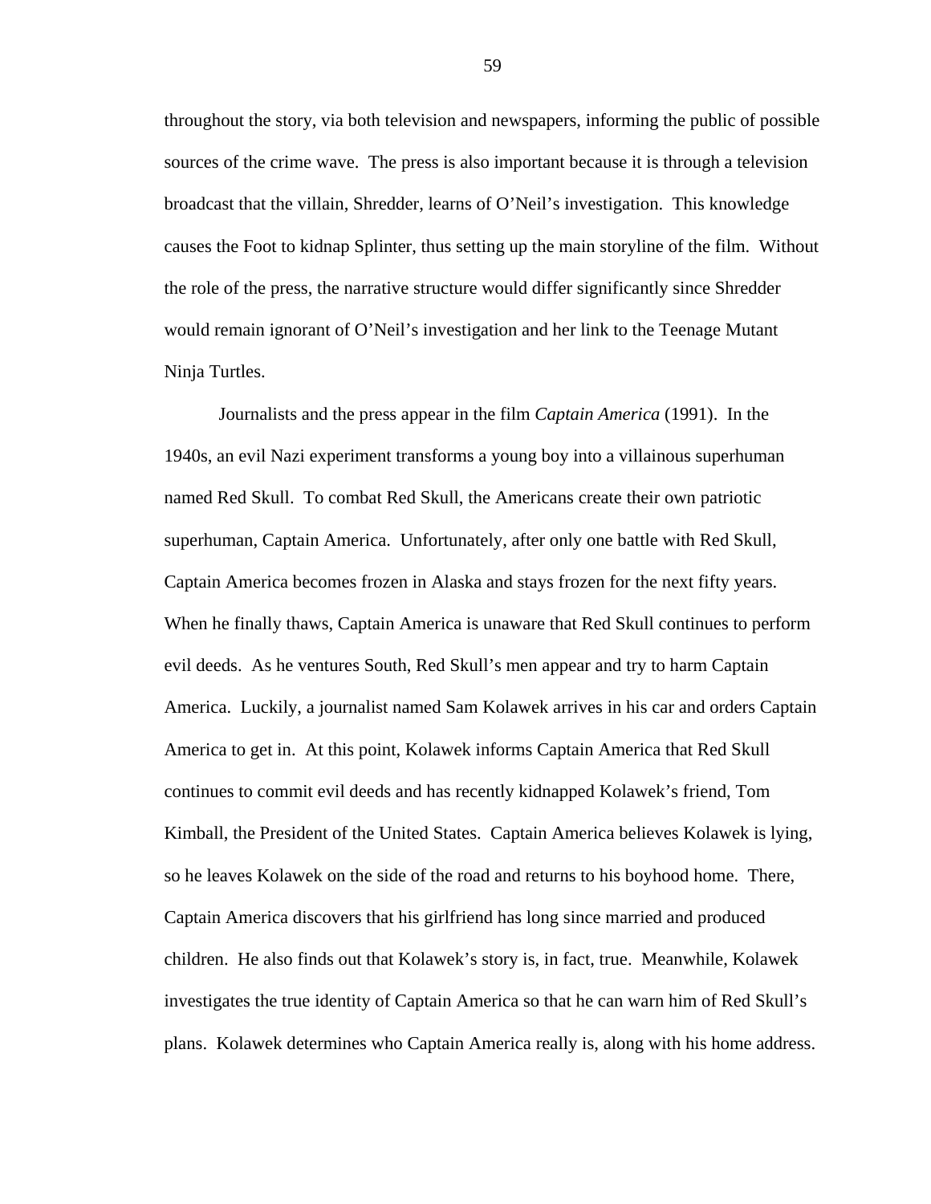throughout the story, via both television and newspapers, informing the public of possible sources of the crime wave. The press is also important because it is through a television broadcast that the villain, Shredder, learns of O'Neil's investigation. This knowledge causes the Foot to kidnap Splinter, thus setting up the main storyline of the film. Without the role of the press, the narrative structure would differ significantly since Shredder would remain ignorant of O'Neil's investigation and her link to the Teenage Mutant Ninja Turtles.

Journalists and the press appear in the film *Captain America* (1991). In the 1940s, an evil Nazi experiment transforms a young boy into a villainous superhuman named Red Skull. To combat Red Skull, the Americans create their own patriotic superhuman, Captain America. Unfortunately, after only one battle with Red Skull, Captain America becomes frozen in Alaska and stays frozen for the next fifty years. When he finally thaws, Captain America is unaware that Red Skull continues to perform evil deeds. As he ventures South, Red Skull's men appear and try to harm Captain America. Luckily, a journalist named Sam Kolawek arrives in his car and orders Captain America to get in. At this point, Kolawek informs Captain America that Red Skull continues to commit evil deeds and has recently kidnapped Kolawek's friend, Tom Kimball, the President of the United States. Captain America believes Kolawek is lying, so he leaves Kolawek on the side of the road and returns to his boyhood home. There, Captain America discovers that his girlfriend has long since married and produced children. He also finds out that Kolawek's story is, in fact, true. Meanwhile, Kolawek investigates the true identity of Captain America so that he can warn him of Red Skull's plans. Kolawek determines who Captain America really is, along with his home address.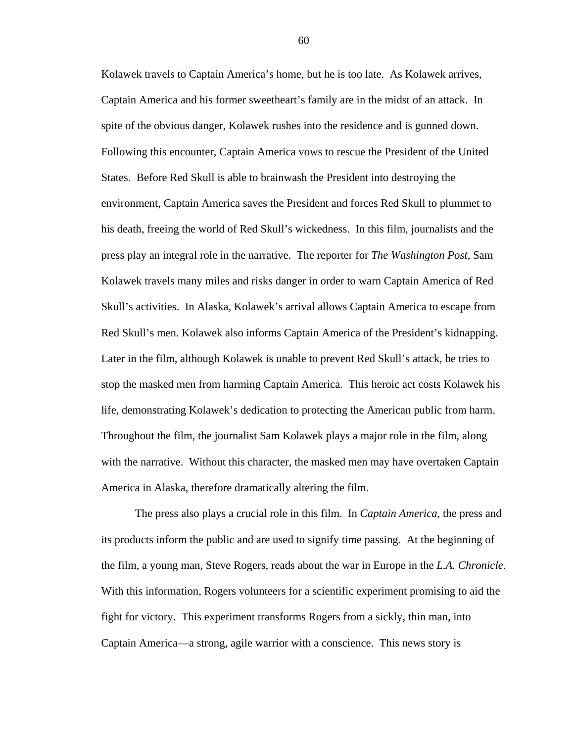Kolawek travels to Captain America's home, but he is too late. As Kolawek arrives, Captain America and his former sweetheart's family are in the midst of an attack. In spite of the obvious danger, Kolawek rushes into the residence and is gunned down. Following this encounter, Captain America vows to rescue the President of the United States. Before Red Skull is able to brainwash the President into destroying the environment, Captain America saves the President and forces Red Skull to plummet to his death, freeing the world of Red Skull's wickedness. In this film, journalists and the press play an integral role in the narrative. The reporter for *The Washington Post*, Sam Kolawek travels many miles and risks danger in order to warn Captain America of Red Skull's activities. In Alaska, Kolawek's arrival allows Captain America to escape from Red Skull's men. Kolawek also informs Captain America of the President's kidnapping. Later in the film, although Kolawek is unable to prevent Red Skull's attack, he tries to stop the masked men from harming Captain America. This heroic act costs Kolawek his life, demonstrating Kolawek's dedication to protecting the American public from harm. Throughout the film, the journalist Sam Kolawek plays a major role in the film, along with the narrative. Without this character, the masked men may have overtaken Captain America in Alaska, therefore dramatically altering the film.

The press also plays a crucial role in this film. In *Captain America*, the press and its products inform the public and are used to signify time passing. At the beginning of the film, a young man, Steve Rogers, reads about the war in Europe in the *L.A. Chronicle*. With this information, Rogers volunteers for a scientific experiment promising to aid the fight for victory. This experiment transforms Rogers from a sickly, thin man, into Captain America—a strong, agile warrior with a conscience. This news story is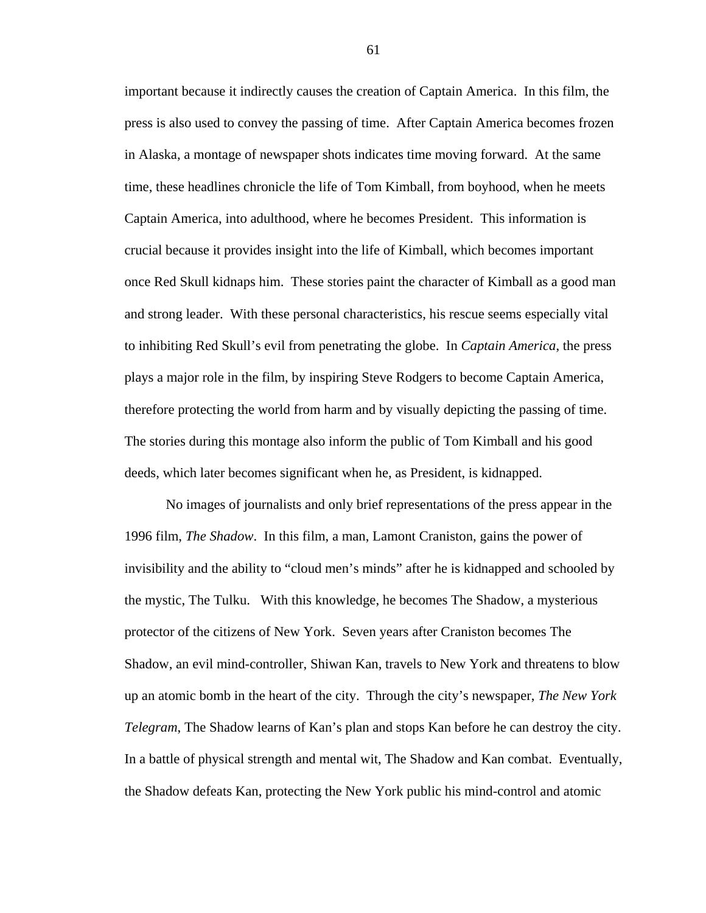important because it indirectly causes the creation of Captain America. In this film, the press is also used to convey the passing of time. After Captain America becomes frozen in Alaska, a montage of newspaper shots indicates time moving forward. At the same time, these headlines chronicle the life of Tom Kimball, from boyhood, when he meets Captain America, into adulthood, where he becomes President. This information is crucial because it provides insight into the life of Kimball, which becomes important once Red Skull kidnaps him. These stories paint the character of Kimball as a good man and strong leader. With these personal characteristics, his rescue seems especially vital to inhibiting Red Skull's evil from penetrating the globe. In *Captain America*, the press plays a major role in the film, by inspiring Steve Rodgers to become Captain America, therefore protecting the world from harm and by visually depicting the passing of time. The stories during this montage also inform the public of Tom Kimball and his good deeds, which later becomes significant when he, as President, is kidnapped.

No images of journalists and only brief representations of the press appear in the 1996 film, *The Shadow*. In this film, a man, Lamont Craniston, gains the power of invisibility and the ability to "cloud men's minds" after he is kidnapped and schooled by the mystic, The Tulku. With this knowledge, he becomes The Shadow, a mysterious protector of the citizens of New York. Seven years after Craniston becomes The Shadow, an evil mind-controller, Shiwan Kan, travels to New York and threatens to blow up an atomic bomb in the heart of the city. Through the city's newspaper, *The New York Telegram*, The Shadow learns of Kan's plan and stops Kan before he can destroy the city. In a battle of physical strength and mental wit, The Shadow and Kan combat. Eventually, the Shadow defeats Kan, protecting the New York public his mind-control and atomic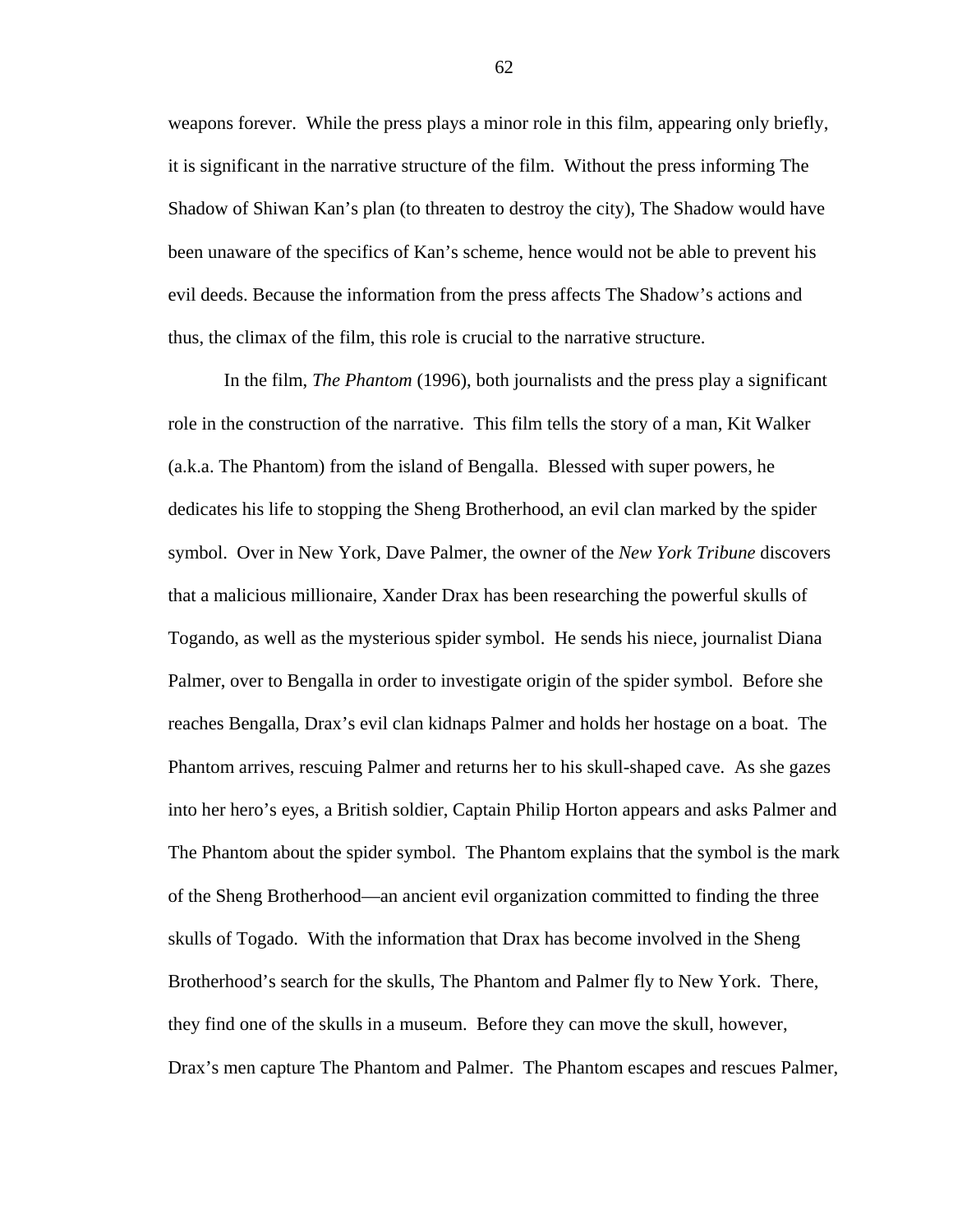weapons forever. While the press plays a minor role in this film, appearing only briefly, it is significant in the narrative structure of the film. Without the press informing The Shadow of Shiwan Kan's plan (to threaten to destroy the city), The Shadow would have been unaware of the specifics of Kan's scheme, hence would not be able to prevent his evil deeds. Because the information from the press affects The Shadow's actions and thus, the climax of the film, this role is crucial to the narrative structure.

In the film, *The Phantom* (1996), both journalists and the press play a significant role in the construction of the narrative. This film tells the story of a man, Kit Walker (a.k.a. The Phantom) from the island of Bengalla. Blessed with super powers, he dedicates his life to stopping the Sheng Brotherhood, an evil clan marked by the spider symbol. Over in New York, Dave Palmer, the owner of the *New York Tribune* discovers that a malicious millionaire, Xander Drax has been researching the powerful skulls of Togando, as well as the mysterious spider symbol. He sends his niece, journalist Diana Palmer, over to Bengalla in order to investigate origin of the spider symbol. Before she reaches Bengalla, Drax's evil clan kidnaps Palmer and holds her hostage on a boat. The Phantom arrives, rescuing Palmer and returns her to his skull-shaped cave. As she gazes into her hero's eyes, a British soldier, Captain Philip Horton appears and asks Palmer and The Phantom about the spider symbol. The Phantom explains that the symbol is the mark of the Sheng Brotherhood—an ancient evil organization committed to finding the three skulls of Togado. With the information that Drax has become involved in the Sheng Brotherhood's search for the skulls, The Phantom and Palmer fly to New York. There, they find one of the skulls in a museum. Before they can move the skull, however, Drax's men capture The Phantom and Palmer. The Phantom escapes and rescues Palmer,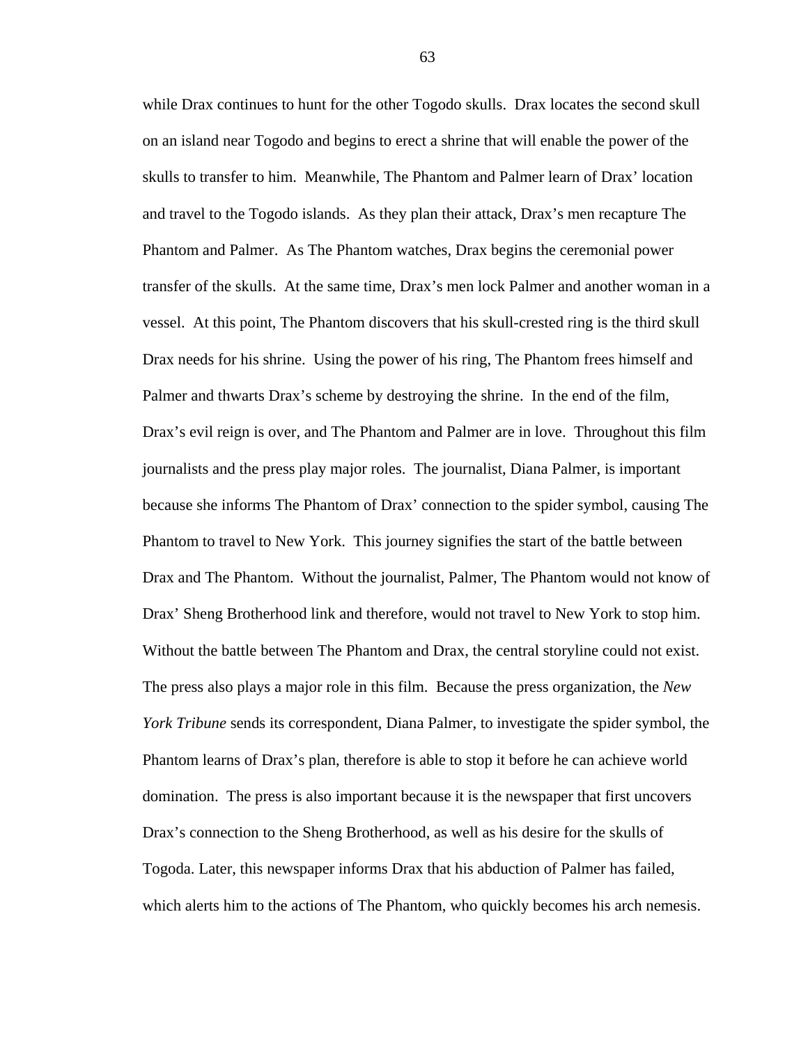while Drax continues to hunt for the other Togodo skulls. Drax locates the second skull on an island near Togodo and begins to erect a shrine that will enable the power of the skulls to transfer to him. Meanwhile, The Phantom and Palmer learn of Drax' location and travel to the Togodo islands. As they plan their attack, Drax's men recapture The Phantom and Palmer. As The Phantom watches, Drax begins the ceremonial power transfer of the skulls. At the same time, Drax's men lock Palmer and another woman in a vessel. At this point, The Phantom discovers that his skull-crested ring is the third skull Drax needs for his shrine. Using the power of his ring, The Phantom frees himself and Palmer and thwarts Drax's scheme by destroying the shrine. In the end of the film, Drax's evil reign is over, and The Phantom and Palmer are in love. Throughout this film journalists and the press play major roles. The journalist, Diana Palmer, is important because she informs The Phantom of Drax' connection to the spider symbol, causing The Phantom to travel to New York. This journey signifies the start of the battle between Drax and The Phantom. Without the journalist, Palmer, The Phantom would not know of Drax' Sheng Brotherhood link and therefore, would not travel to New York to stop him. Without the battle between The Phantom and Drax, the central storyline could not exist. The press also plays a major role in this film. Because the press organization, the *New York Tribune* sends its correspondent, Diana Palmer, to investigate the spider symbol, the Phantom learns of Drax's plan, therefore is able to stop it before he can achieve world domination. The press is also important because it is the newspaper that first uncovers Drax's connection to the Sheng Brotherhood, as well as his desire for the skulls of Togoda. Later, this newspaper informs Drax that his abduction of Palmer has failed, which alerts him to the actions of The Phantom, who quickly becomes his arch nemesis.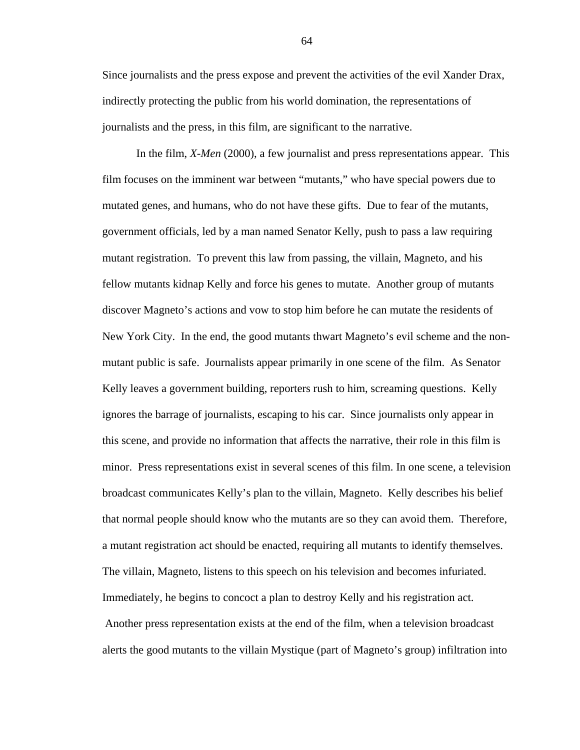Since journalists and the press expose and prevent the activities of the evil Xander Drax, indirectly protecting the public from his world domination, the representations of journalists and the press, in this film, are significant to the narrative.

In the film, *X-Men* (2000), a few journalist and press representations appear. This film focuses on the imminent war between "mutants," who have special powers due to mutated genes, and humans, who do not have these gifts. Due to fear of the mutants, government officials, led by a man named Senator Kelly, push to pass a law requiring mutant registration. To prevent this law from passing, the villain, Magneto, and his fellow mutants kidnap Kelly and force his genes to mutate. Another group of mutants discover Magneto's actions and vow to stop him before he can mutate the residents of New York City. In the end, the good mutants thwart Magneto's evil scheme and the non-mutant public is safe. Journalists appear primarily in one scene of the film. As Senator Kelly leaves a government building, reporters rush to him, screaming questions. Kelly ignores the barrage of journalists, escaping to his car. Since journalists only appear in this scene, and provide no information that affects the narrative, their role in this film is minor. Press representations exist in several scenes of this film. In one scene, a television broadcast communicates Kelly's plan to the villain, Magneto. Kelly describes his belief that normal people should know who the mutants are so they can avoid them. Therefore, a mutant registration act should be enacted, requiring all mutants to identify themselves. The villain, Magneto, listens to this speech on his television and becomes infuriated. Immediately, he begins to concoct a plan to destroy Kelly and his registration act. Another press representation exists at the end of the film, when a television broadcast alerts the good mutants to the villain Mystique (part of Magneto's group) infiltration into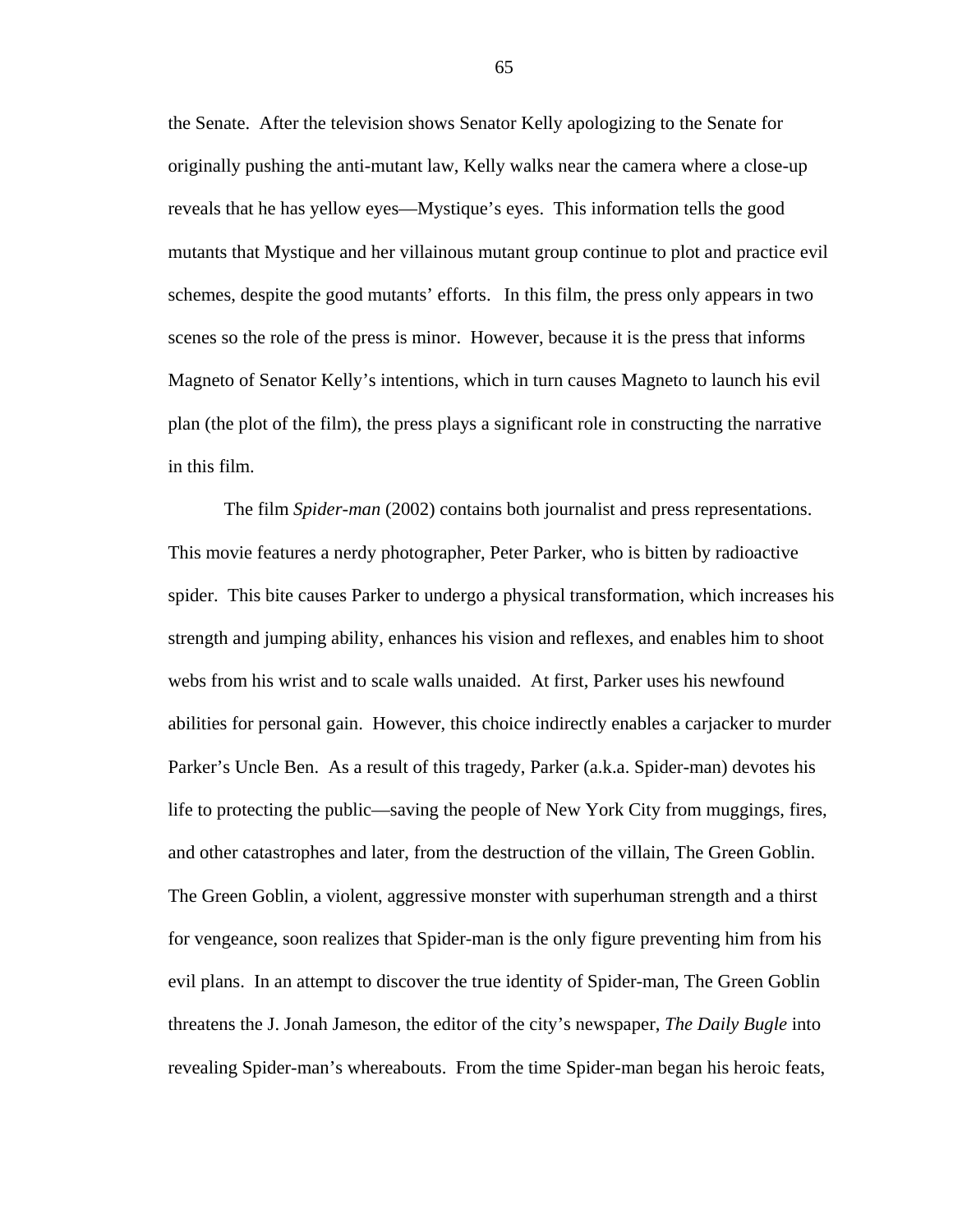the Senate. After the television shows Senator Kelly apologizing to the Senate for originally pushing the anti-mutant law, Kelly walks near the camera where a close-up reveals that he has yellow eyes—Mystique's eyes. This information tells the good mutants that Mystique and her villainous mutant group continue to plot and practice evil schemes, despite the good mutants' efforts. In this film, the press only appears in two scenes so the role of the press is minor. However, because it is the press that informs Magneto of Senator Kelly's intentions, which in turn causes Magneto to launch his evil plan (the plot of the film), the press plays a significant role in constructing the narrative in this film.

The film *Spider-man* (2002) contains both journalist and press representations. This movie features a nerdy photographer, Peter Parker, who is bitten by radioactive spider. This bite causes Parker to undergo a physical transformation, which increases his strength and jumping ability, enhances his vision and reflexes, and enables him to shoot webs from his wrist and to scale walls unaided. At first, Parker uses his newfound abilities for personal gain. However, this choice indirectly enables a carjacker to murder Parker's Uncle Ben. As a result of this tragedy, Parker (a.k.a. Spider-man) devotes his life to protecting the public—saving the people of New York City from muggings, fires, and other catastrophes and later, from the destruction of the villain, The Green Goblin. The Green Goblin, a violent, aggressive monster with superhuman strength and a thirst for vengeance, soon realizes that Spider-man is the only figure preventing him from his evil plans. In an attempt to discover the true identity of Spider-man, The Green Goblin threatens the J. Jonah Jameson, the editor of the city's newspaper, *The Daily Bugle* into revealing Spider-man's whereabouts. From the time Spider-man began his heroic feats,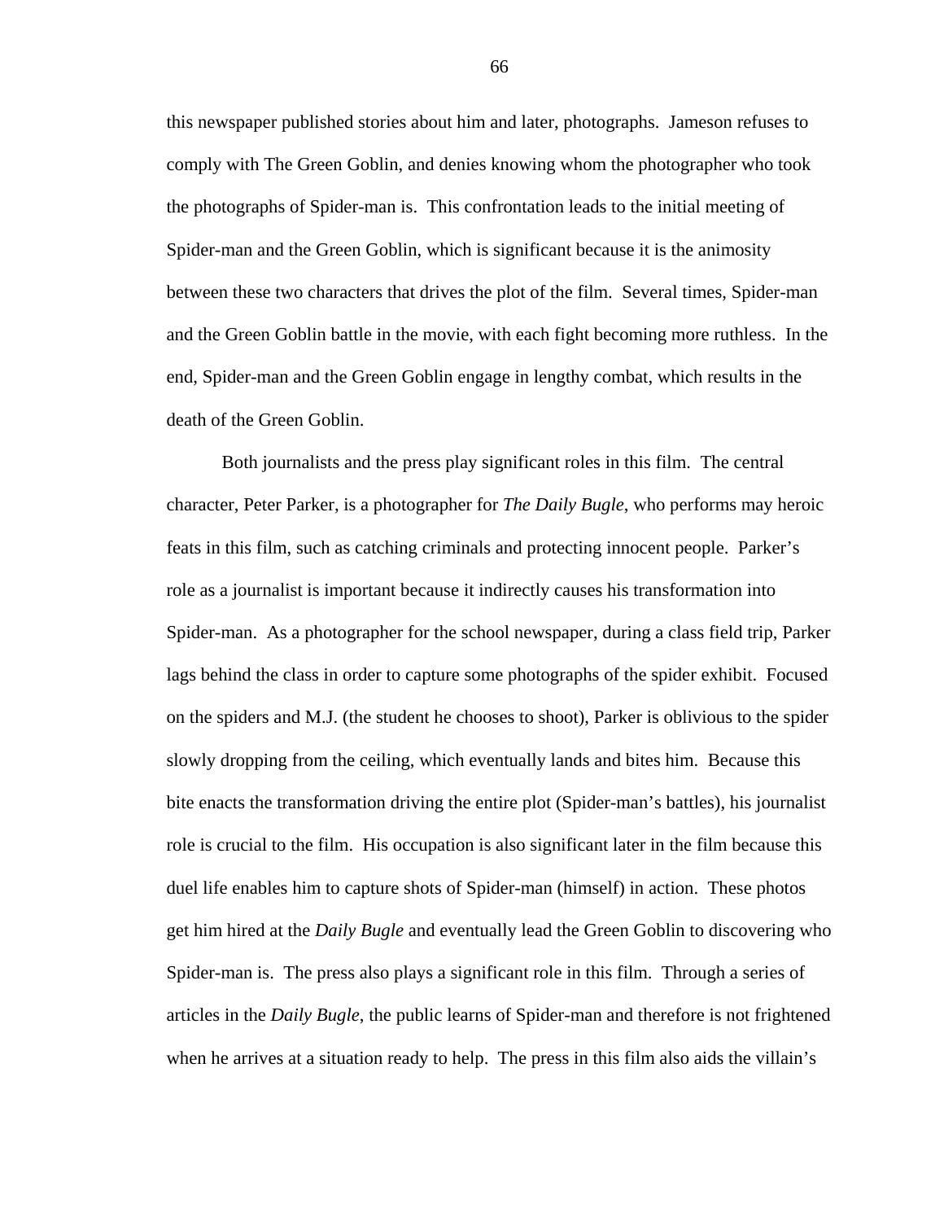this newspaper published stories about him and later, photographs. Jameson refuses to comply with The Green Goblin, and denies knowing whom the photographer who took the photographs of Spider-man is. This confrontation leads to the initial meeting of Spider-man and the Green Goblin, which is significant because it is the animosity between these two characters that drives the plot of the film. Several times, Spider-man and the Green Goblin battle in the movie, with each fight becoming more ruthless. In the end, Spider-man and the Green Goblin engage in lengthy combat, which results in the death of the Green Goblin.

Both journalists and the press play significant roles in this film. The central character, Peter Parker, is a photographer for *The Daily Bugle*, who performs may heroic feats in this film, such as catching criminals and protecting innocent people. Parker's role as a journalist is important because it indirectly causes his transformation into Spider-man. As a photographer for the school newspaper, during a class field trip, Parker lags behind the class in order to capture some photographs of the spider exhibit. Focused on the spiders and M.J. (the student he chooses to shoot), Parker is oblivious to the spider slowly dropping from the ceiling, which eventually lands and bites him. Because this bite enacts the transformation driving the entire plot (Spider-man's battles), his journalist role is crucial to the film. His occupation is also significant later in the film because this duel life enables him to capture shots of Spider-man (himself) in action. These photos get him hired at the *Daily Bugle* and eventually lead the Green Goblin to discovering who Spider-man is. The press also plays a significant role in this film. Through a series of articles in the *Daily Bugle*, the public learns of Spider-man and therefore is not frightened when he arrives at a situation ready to help. The press in this film also aids the villain's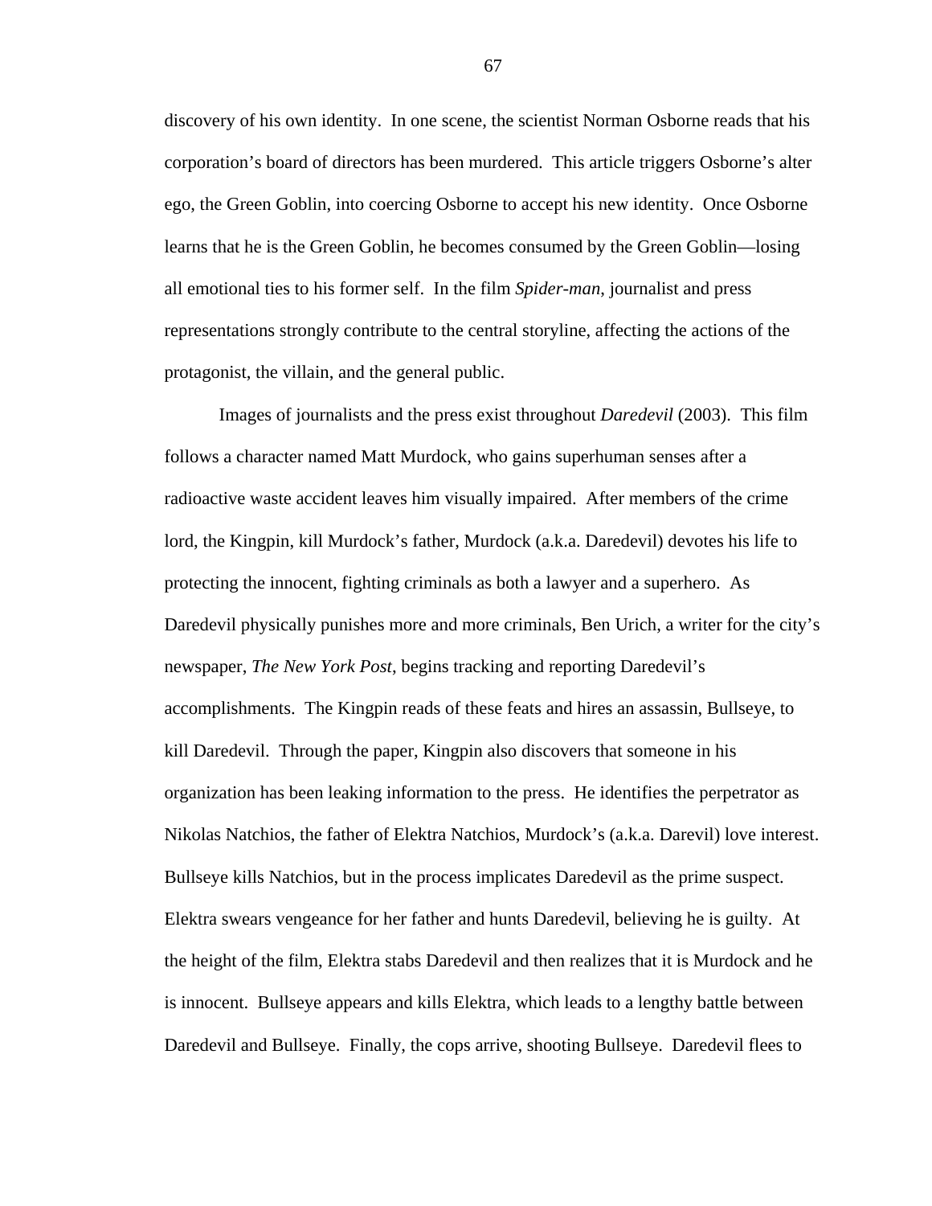discovery of his own identity. In one scene, the scientist Norman Osborne reads that his corporation's board of directors has been murdered. This article triggers Osborne's alter ego, the Green Goblin, into coercing Osborne to accept his new identity. Once Osborne learns that he is the Green Goblin, he becomes consumed by the Green Goblin—losing all emotional ties to his former self. In the film *Spider-man*, journalist and press representations strongly contribute to the central storyline, affecting the actions of the protagonist, the villain, and the general public.

Images of journalists and the press exist throughout *Daredevil* (2003). This film follows a character named Matt Murdock, who gains superhuman senses after a radioactive waste accident leaves him visually impaired. After members of the crime lord, the Kingpin, kill Murdock's father, Murdock (a.k.a. Daredevil) devotes his life to protecting the innocent, fighting criminals as both a lawyer and a superhero. As Daredevil physically punishes more and more criminals, Ben Urich, a writer for the city's newspaper, *The New York Post*, begins tracking and reporting Daredevil's accomplishments. The Kingpin reads of these feats and hires an assassin, Bullseye, to kill Daredevil. Through the paper, Kingpin also discovers that someone in his organization has been leaking information to the press. He identifies the perpetrator as Nikolas Natchios, the father of Elektra Natchios, Murdock's (a.k.a. Darevil) love interest. Bullseye kills Natchios, but in the process implicates Daredevil as the prime suspect. Elektra swears vengeance for her father and hunts Daredevil, believing he is guilty. At the height of the film, Elektra stabs Daredevil and then realizes that it is Murdock and he is innocent. Bullseye appears and kills Elektra, which leads to a lengthy battle between Daredevil and Bullseye. Finally, the cops arrive, shooting Bullseye. Daredevil flees to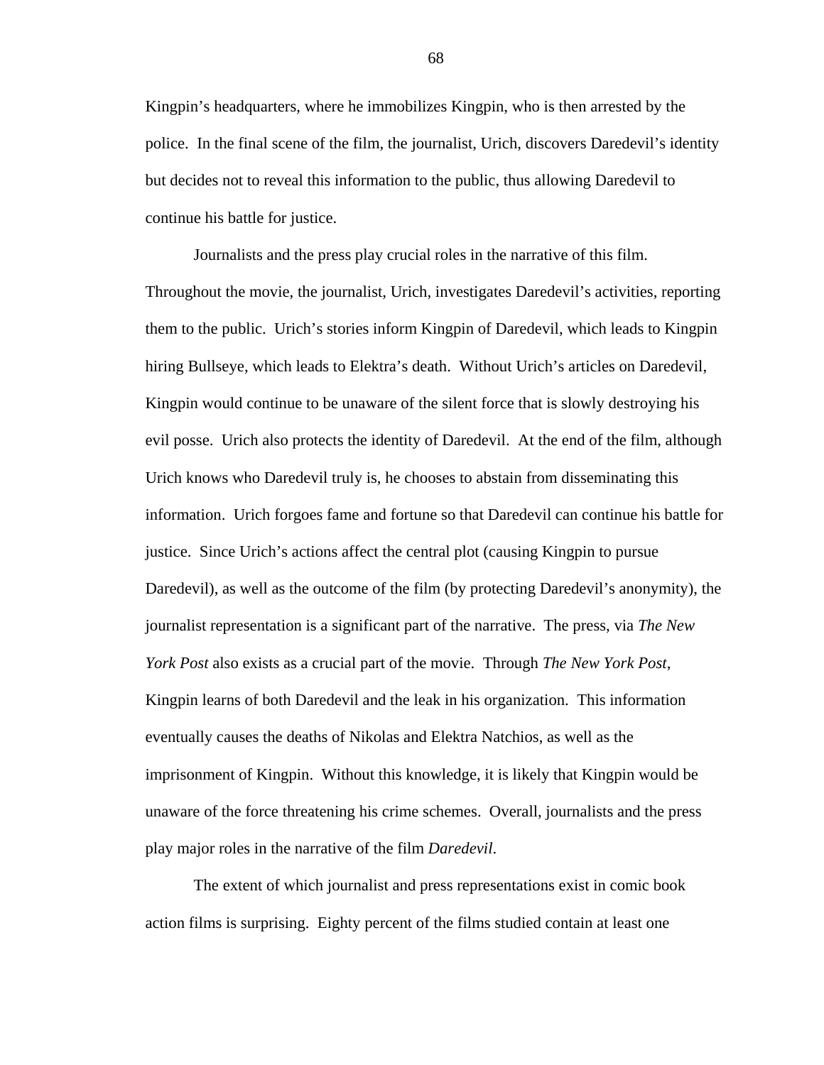Kingpin's headquarters, where he immobilizes Kingpin, who is then arrested by the police. In the final scene of the film, the journalist, Urich, discovers Daredevil's identity but decides not to reveal this information to the public, thus allowing Daredevil to continue his battle for justice.

Journalists and the press play crucial roles in the narrative of this film. Throughout the movie, the journalist, Urich, investigates Daredevil's activities, reporting them to the public. Urich's stories inform Kingpin of Daredevil, which leads to Kingpin hiring Bullseye, which leads to Elektra's death. Without Urich's articles on Daredevil, Kingpin would continue to be unaware of the silent force that is slowly destroying his evil posse. Urich also protects the identity of Daredevil. At the end of the film, although Urich knows who Daredevil truly is, he chooses to abstain from disseminating this information. Urich forgoes fame and fortune so that Daredevil can continue his battle for justice. Since Urich's actions affect the central plot (causing Kingpin to pursue Daredevil), as well as the outcome of the film (by protecting Daredevil's anonymity), the journalist representation is a significant part of the narrative. The press, via *The New York Post* also exists as a crucial part of the movie. Through *The New York Post*, Kingpin learns of both Daredevil and the leak in his organization. This information eventually causes the deaths of Nikolas and Elektra Natchios, as well as the imprisonment of Kingpin. Without this knowledge, it is likely that Kingpin would be unaware of the force threatening his crime schemes. Overall, journalists and the press play major roles in the narrative of the film *Daredevil*.

The extent of which journalist and press representations exist in comic book action films is surprising. Eighty percent of the films studied contain at least one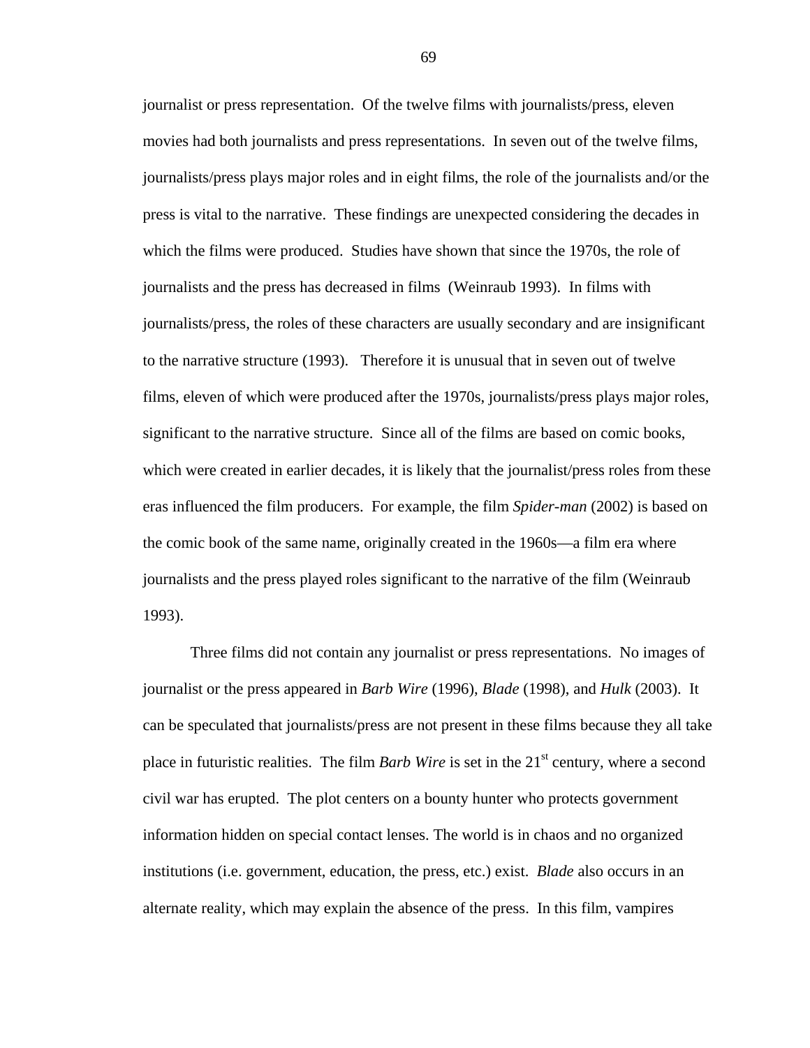journalist or press representation. Of the twelve films with journalists/press, eleven movies had both journalists and press representations. In seven out of the twelve films, journalists/press plays major roles and in eight films, the role of the journalists and/or the press is vital to the narrative. These findings are unexpected considering the decades in which the films were produced. Studies have shown that since the 1970s, the role of journalists and the press has decreased in films (Weinraub 1993). In films with journalists/press, the roles of these characters are usually secondary and are insignificant to the narrative structure (1993). Therefore it is unusual that in seven out of twelve films, eleven of which were produced after the 1970s, journalists/press plays major roles, significant to the narrative structure. Since all of the films are based on comic books, which were created in earlier decades, it is likely that the journalist/press roles from these eras influenced the film producers. For example, the film *Spider-man* (2002) is based on the comic book of the same name, originally created in the 1960s—a film era where journalists and the press played roles significant to the narrative of the film (Weinraub 1993).

Three films did not contain any journalist or press representations. No images of journalist or the press appeared in *Barb Wire* (1996), *Blade* (1998), and *Hulk* (2003). It can be speculated that journalists/press are not present in these films because they all take place in futuristic realities. The film *Barb Wire* is set in the 21st century, where a second civil war has erupted. The plot centers on a bounty hunter who protects government information hidden on special contact lenses. The world is in chaos and no organized institutions (i.e. government, education, the press, etc.) exist. *Blade* also occurs in an alternate reality, which may explain the absence of the press. In this film, vampires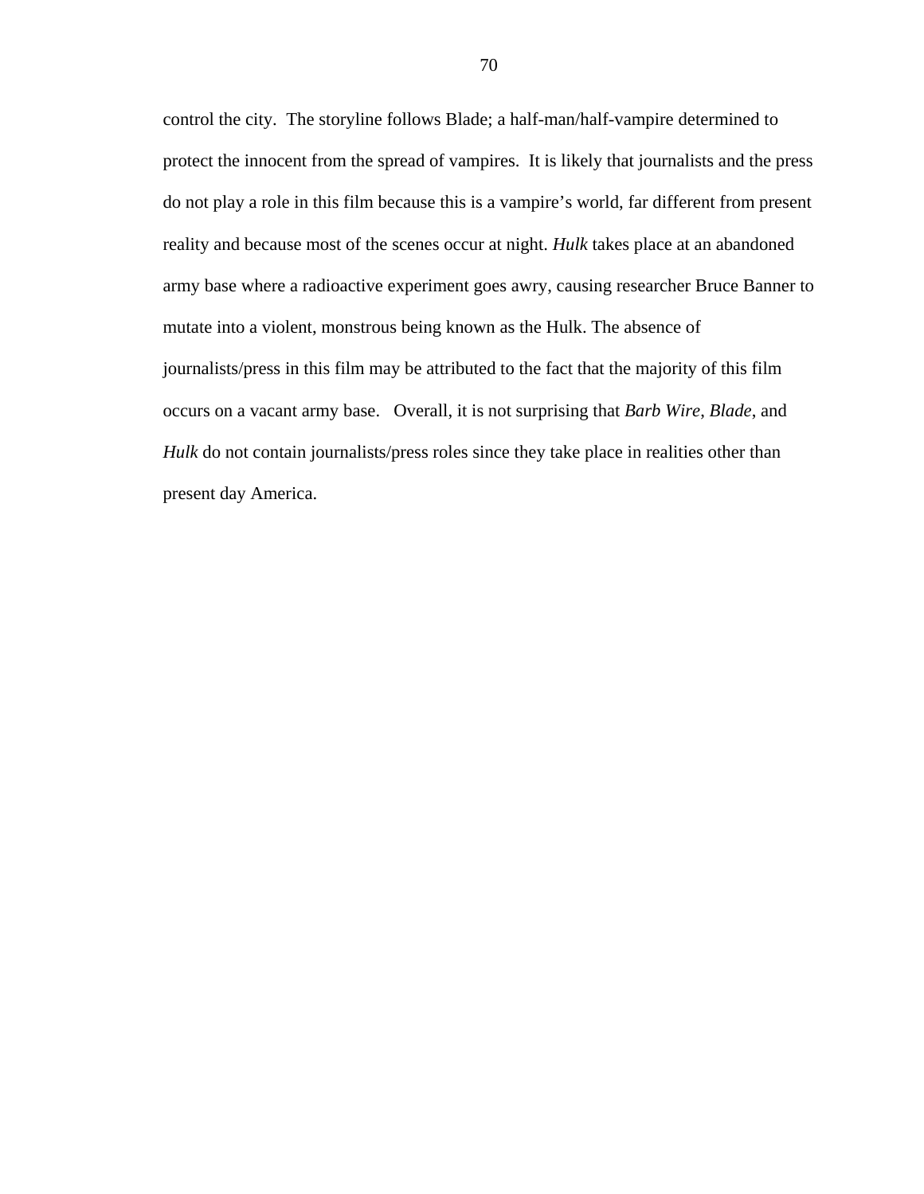control the city. The storyline follows Blade; a half-man/half-vampire determined to protect the innocent from the spread of vampires. It is likely that journalists and the press do not play a role in this film because this is a vampire's world, far different from present reality and because most of the scenes occur at night. *Hulk* takes place at an abandoned army base where a radioactive experiment goes awry, causing researcher Bruce Banner to mutate into a violent, monstrous being known as the Hulk. The absence of journalists/press in this film may be attributed to the fact that the majority of this film occurs on a vacant army base. Overall, it is not surprising that *Barb Wire*, *Blade*, and *Hulk* do not contain journalists/press roles since they take place in realities other than present day America.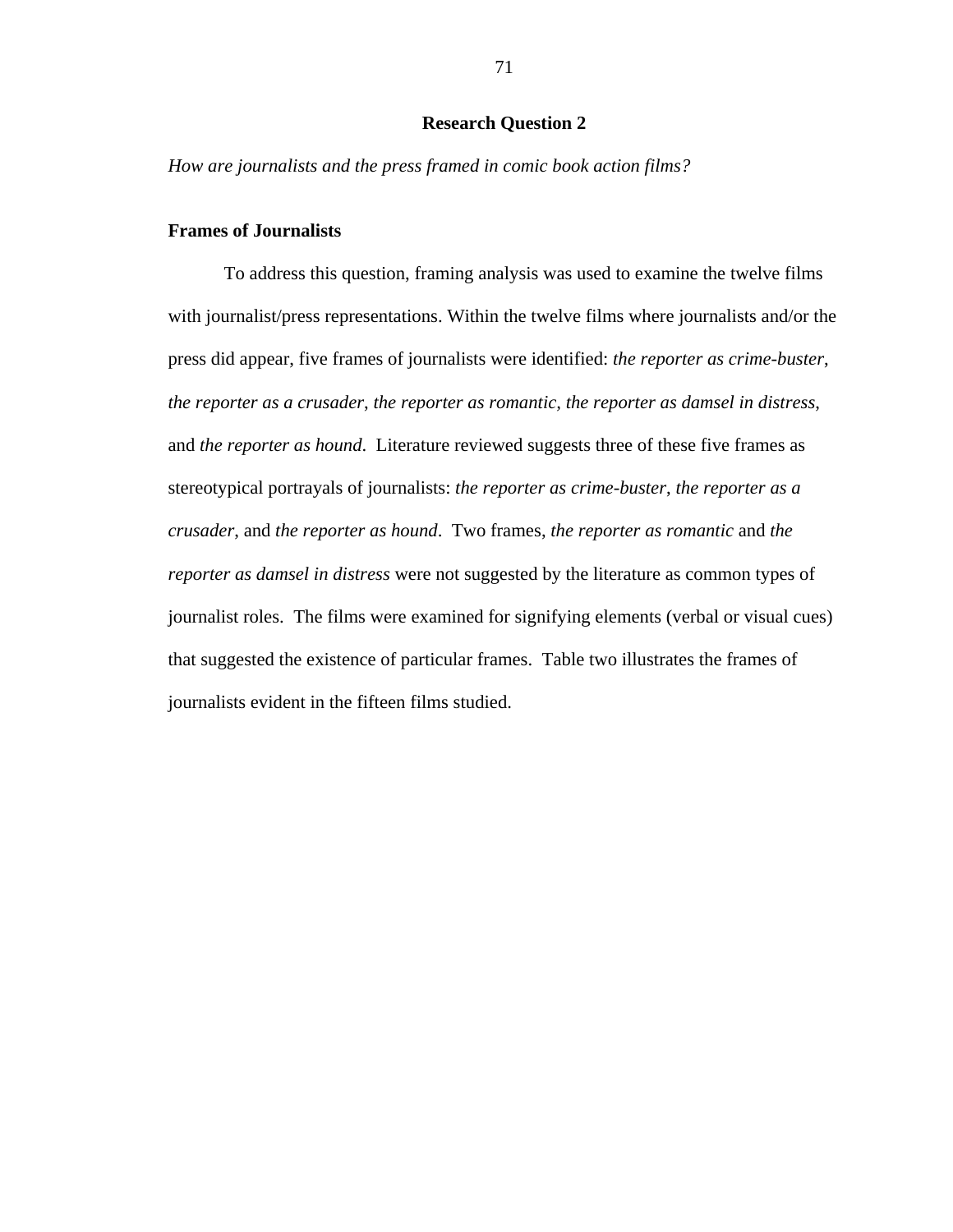## Research Question 2

*How are journalists and the press framed in comic book action films?*

### Frames of Journalists

To address this question, framing analysis was used to examine the twelve films with journalist/press representations. Within the twelve films where journalists and/or the press did appear, five frames of journalists were identified: *the reporter as crime-buster*, *the reporter as a crusader*, *the reporter as romantic*, *the reporter as damsel in distress*, and *the reporter as hound*. Literature reviewed suggests three of these five frames as stereotypical portrayals of journalists: *the reporter as crime-buster*, *the reporter as a crusader*, and *the reporter as hound*. Two frames, *the reporter as romantic* and *the reporter as damsel in distress* were not suggested by the literature as common types of journalist roles. The films were examined for signifying elements (verbal or visual cues) that suggested the existence of particular frames. Table two illustrates the frames of journalists evident in the fifteen films studied.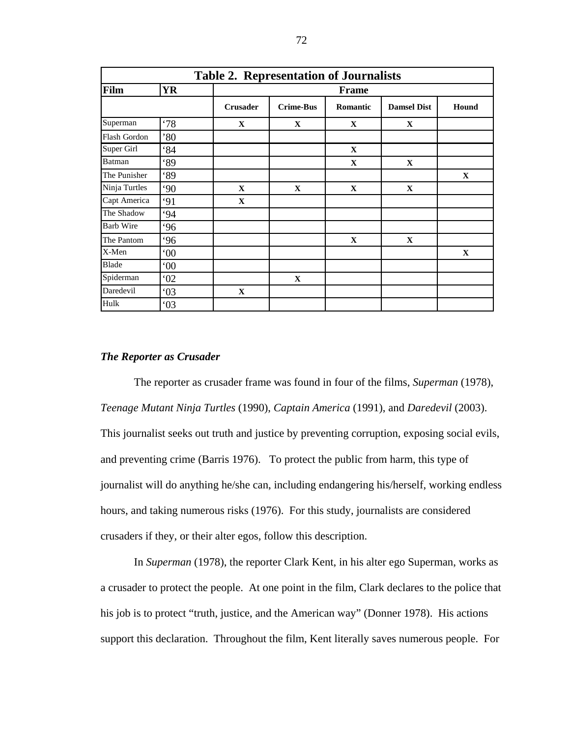**Table 2. Representation of Journalists**

| Film | YR | Frame | | | | |
|---|---|---|---|---|---|---|
| | | Crusader | Crime-Bus | Romantic | Damsel Dist | Hound |
| Superman | '78 | X | X | X | X | |
| Flash Gordon | '80 | | | | | |
| Super Girl | '84 | | | X | | |
| Batman | '89 | | | X | X | |
| The Punisher | '89 | | | | | X |
| Ninja Turtles | '90 | X | X | X | X | |
| Capt America | '91 | X | | | | |
| The Shadow | '94 | | | | | |
| Barb Wire | '96 | | | | | |
| The Pantom | '96 | | | X | X | |
| X-Men | '00 | | | | | X |
| Blade | '00 | | | | | |
| Spiderman | '02 | | X | | | |
| Daredevil | '03 | X | | | | |
| Hulk | '03 | | | | | |

***The Reporter as Crusader***

The reporter as crusader frame was found in four of the films, *Superman* (1978), *Teenage Mutant Ninja Turtles* (1990), *Captain America* (1991), and *Daredevil* (2003). This journalist seeks out truth and justice by preventing corruption, exposing social evils, and preventing crime (Barris 1976). To protect the public from harm, this type of journalist will do anything he/she can, including endangering his/herself, working endless hours, and taking numerous risks (1976). For this study, journalists are considered crusaders if they, or their alter egos, follow this description.

In *Superman* (1978), the reporter Clark Kent, in his alter ego Superman, works as a crusader to protect the people. At one point in the film, Clark declares to the police that his job is to protect "truth, justice, and the American way" (Donner 1978). His actions support this declaration. Throughout the film, Kent literally saves numerous people. For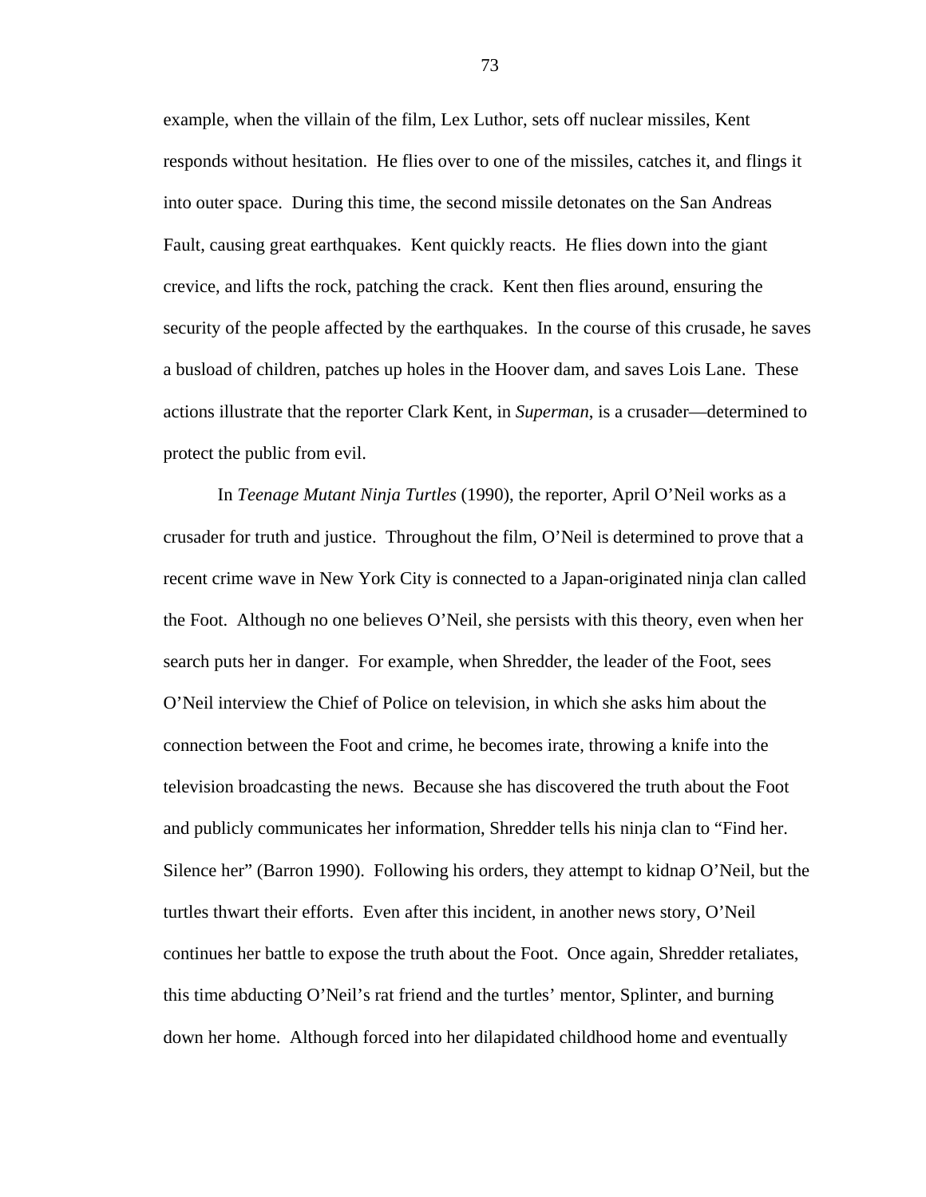example, when the villain of the film, Lex Luthor, sets off nuclear missiles, Kent responds without hesitation. He flies over to one of the missiles, catches it, and flings it into outer space. During this time, the second missile detonates on the San Andreas Fault, causing great earthquakes. Kent quickly reacts. He flies down into the giant crevice, and lifts the rock, patching the crack. Kent then flies around, ensuring the security of the people affected by the earthquakes. In the course of this crusade, he saves a busload of children, patches up holes in the Hoover dam, and saves Lois Lane. These actions illustrate that the reporter Clark Kent, in *Superman*, is a crusader—determined to protect the public from evil.

In *Teenage Mutant Ninja Turtles* (1990), the reporter, April O'Neil works as a crusader for truth and justice. Throughout the film, O'Neil is determined to prove that a recent crime wave in New York City is connected to a Japan-originated ninja clan called the Foot. Although no one believes O'Neil, she persists with this theory, even when her search puts her in danger. For example, when Shredder, the leader of the Foot, sees O'Neil interview the Chief of Police on television, in which she asks him about the connection between the Foot and crime, he becomes irate, throwing a knife into the television broadcasting the news. Because she has discovered the truth about the Foot and publicly communicates her information, Shredder tells his ninja clan to "Find her. Silence her" (Barron 1990). Following his orders, they attempt to kidnap O'Neil, but the turtles thwart their efforts. Even after this incident, in another news story, O'Neil continues her battle to expose the truth about the Foot. Once again, Shredder retaliates, this time abducting O'Neil's rat friend and the turtles' mentor, Splinter, and burning down her home. Although forced into her dilapidated childhood home and eventually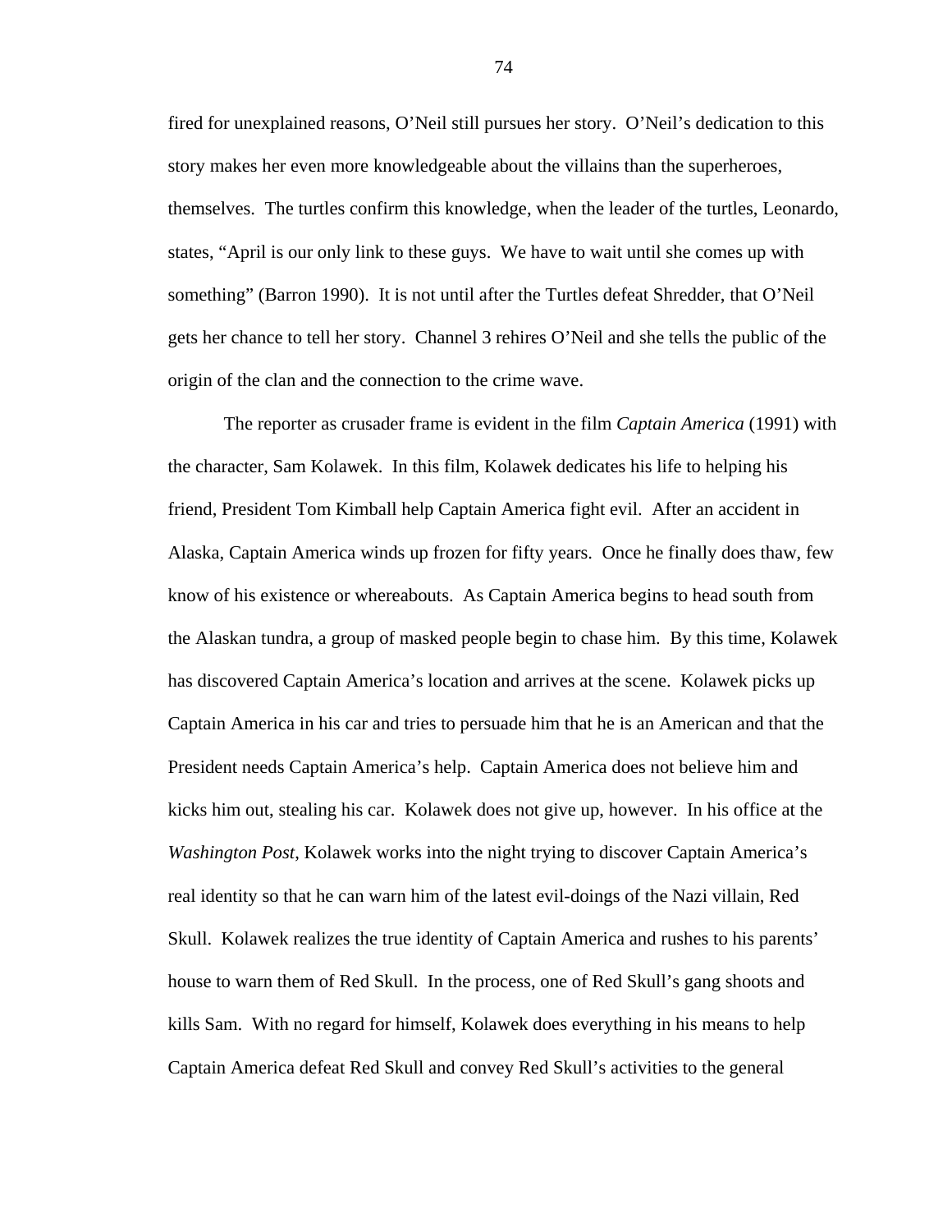fired for unexplained reasons, O'Neil still pursues her story. O'Neil's dedication to this story makes her even more knowledgeable about the villains than the superheroes, themselves. The turtles confirm this knowledge, when the leader of the turtles, Leonardo, states, "April is our only link to these guys. We have to wait until she comes up with something" (Barron 1990). It is not until after the Turtles defeat Shredder, that O'Neil gets her chance to tell her story. Channel 3 rehires O'Neil and she tells the public of the origin of the clan and the connection to the crime wave.

The reporter as crusader frame is evident in the film *Captain America* (1991) with the character, Sam Kolawek. In this film, Kolawek dedicates his life to helping his friend, President Tom Kimball help Captain America fight evil. After an accident in Alaska, Captain America winds up frozen for fifty years. Once he finally does thaw, few know of his existence or whereabouts. As Captain America begins to head south from the Alaskan tundra, a group of masked people begin to chase him. By this time, Kolawek has discovered Captain America's location and arrives at the scene. Kolawek picks up Captain America in his car and tries to persuade him that he is an American and that the President needs Captain America's help. Captain America does not believe him and kicks him out, stealing his car. Kolawek does not give up, however. In his office at the *Washington Post*, Kolawek works into the night trying to discover Captain America's real identity so that he can warn him of the latest evil-doings of the Nazi villain, Red Skull. Kolawek realizes the true identity of Captain America and rushes to his parents' house to warn them of Red Skull. In the process, one of Red Skull's gang shoots and kills Sam. With no regard for himself, Kolawek does everything in his means to help Captain America defeat Red Skull and convey Red Skull's activities to the general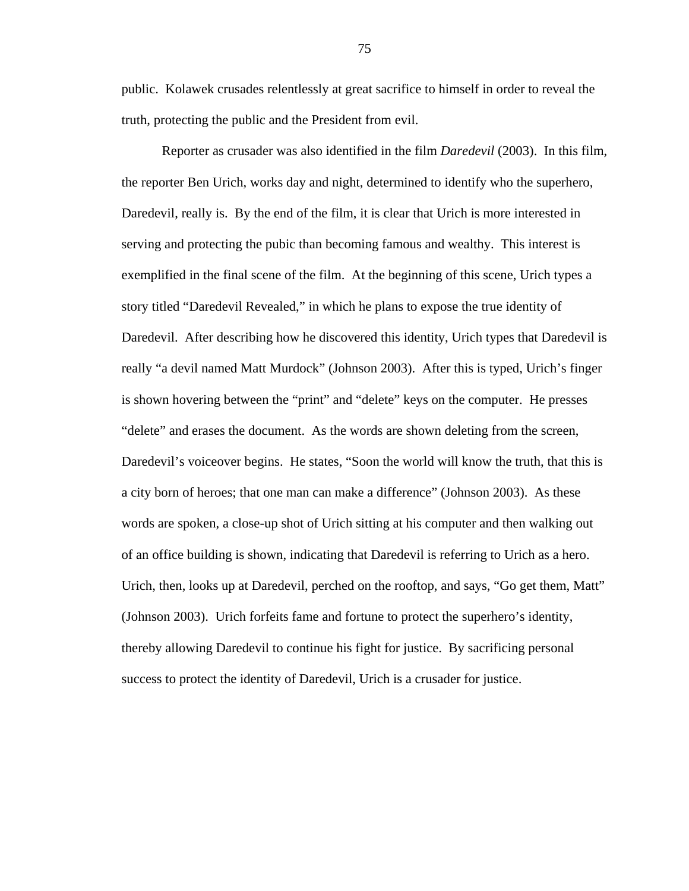public. Kolawek crusades relentlessly at great sacrifice to himself in order to reveal the truth, protecting the public and the President from evil.

Reporter as crusader was also identified in the film *Daredevil* (2003). In this film, the reporter Ben Urich, works day and night, determined to identify who the superhero, Daredevil, really is. By the end of the film, it is clear that Urich is more interested in serving and protecting the pubic than becoming famous and wealthy. This interest is exemplified in the final scene of the film. At the beginning of this scene, Urich types a story titled "Daredevil Revealed," in which he plans to expose the true identity of Daredevil. After describing how he discovered this identity, Urich types that Daredevil is really "a devil named Matt Murdock" (Johnson 2003). After this is typed, Urich's finger is shown hovering between the "print" and "delete" keys on the computer. He presses "delete" and erases the document. As the words are shown deleting from the screen, Daredevil's voiceover begins. He states, "Soon the world will know the truth, that this is a city born of heroes; that one man can make a difference" (Johnson 2003). As these words are spoken, a close-up shot of Urich sitting at his computer and then walking out of an office building is shown, indicating that Daredevil is referring to Urich as a hero. Urich, then, looks up at Daredevil, perched on the rooftop, and says, "Go get them, Matt" (Johnson 2003). Urich forfeits fame and fortune to protect the superhero's identity, thereby allowing Daredevil to continue his fight for justice. By sacrificing personal success to protect the identity of Daredevil, Urich is a crusader for justice.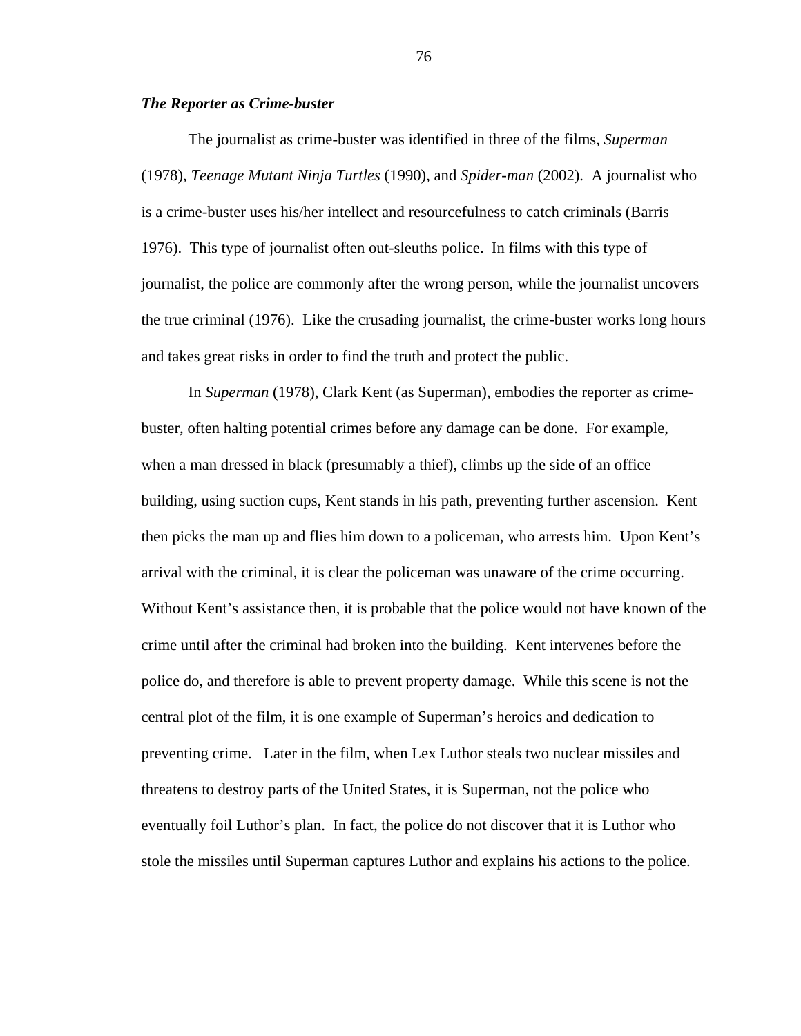### *The Reporter as Crime-buster*

The journalist as crime-buster was identified in three of the films, *Superman* (1978), *Teenage Mutant Ninja Turtles* (1990), and *Spider-man* (2002). A journalist who is a crime-buster uses his/her intellect and resourcefulness to catch criminals (Barris 1976). This type of journalist often out-sleuths police. In films with this type of journalist, the police are commonly after the wrong person, while the journalist uncovers the true criminal (1976). Like the crusading journalist, the crime-buster works long hours and takes great risks in order to find the truth and protect the public.

In *Superman* (1978), Clark Kent (as Superman), embodies the reporter as crime-buster, often halting potential crimes before any damage can be done. For example, when a man dressed in black (presumably a thief), climbs up the side of an office building, using suction cups, Kent stands in his path, preventing further ascension. Kent then picks the man up and flies him down to a policeman, who arrests him. Upon Kent's arrival with the criminal, it is clear the policeman was unaware of the crime occurring. Without Kent's assistance then, it is probable that the police would not have known of the crime until after the criminal had broken into the building. Kent intervenes before the police do, and therefore is able to prevent property damage. While this scene is not the central plot of the film, it is one example of Superman's heroics and dedication to preventing crime. Later in the film, when Lex Luthor steals two nuclear missiles and threatens to destroy parts of the United States, it is Superman, not the police who eventually foil Luthor's plan. In fact, the police do not discover that it is Luthor who stole the missiles until Superman captures Luthor and explains his actions to the police.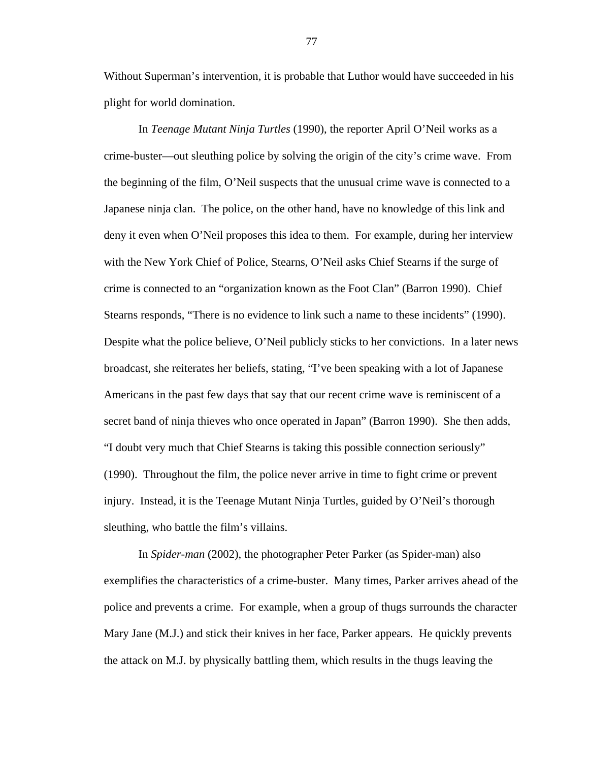Without Superman's intervention, it is probable that Luthor would have succeeded in his plight for world domination.

In *Teenage Mutant Ninja Turtles* (1990), the reporter April O'Neil works as a crime-buster—out sleuthing police by solving the origin of the city's crime wave. From the beginning of the film, O'Neil suspects that the unusual crime wave is connected to a Japanese ninja clan. The police, on the other hand, have no knowledge of this link and deny it even when O'Neil proposes this idea to them. For example, during her interview with the New York Chief of Police, Stearns, O'Neil asks Chief Stearns if the surge of crime is connected to an "organization known as the Foot Clan" (Barron 1990). Chief Stearns responds, "There is no evidence to link such a name to these incidents" (1990). Despite what the police believe, O'Neil publicly sticks to her convictions. In a later news broadcast, she reiterates her beliefs, stating, "I've been speaking with a lot of Japanese Americans in the past few days that say that our recent crime wave is reminiscent of a secret band of ninja thieves who once operated in Japan" (Barron 1990). She then adds, "I doubt very much that Chief Stearns is taking this possible connection seriously" (1990). Throughout the film, the police never arrive in time to fight crime or prevent injury. Instead, it is the Teenage Mutant Ninja Turtles, guided by O'Neil's thorough sleuthing, who battle the film's villains.

In *Spider-man* (2002), the photographer Peter Parker (as Spider-man) also exemplifies the characteristics of a crime-buster. Many times, Parker arrives ahead of the police and prevents a crime. For example, when a group of thugs surrounds the character Mary Jane (M.J.) and stick their knives in her face, Parker appears. He quickly prevents the attack on M.J. by physically battling them, which results in the thugs leaving the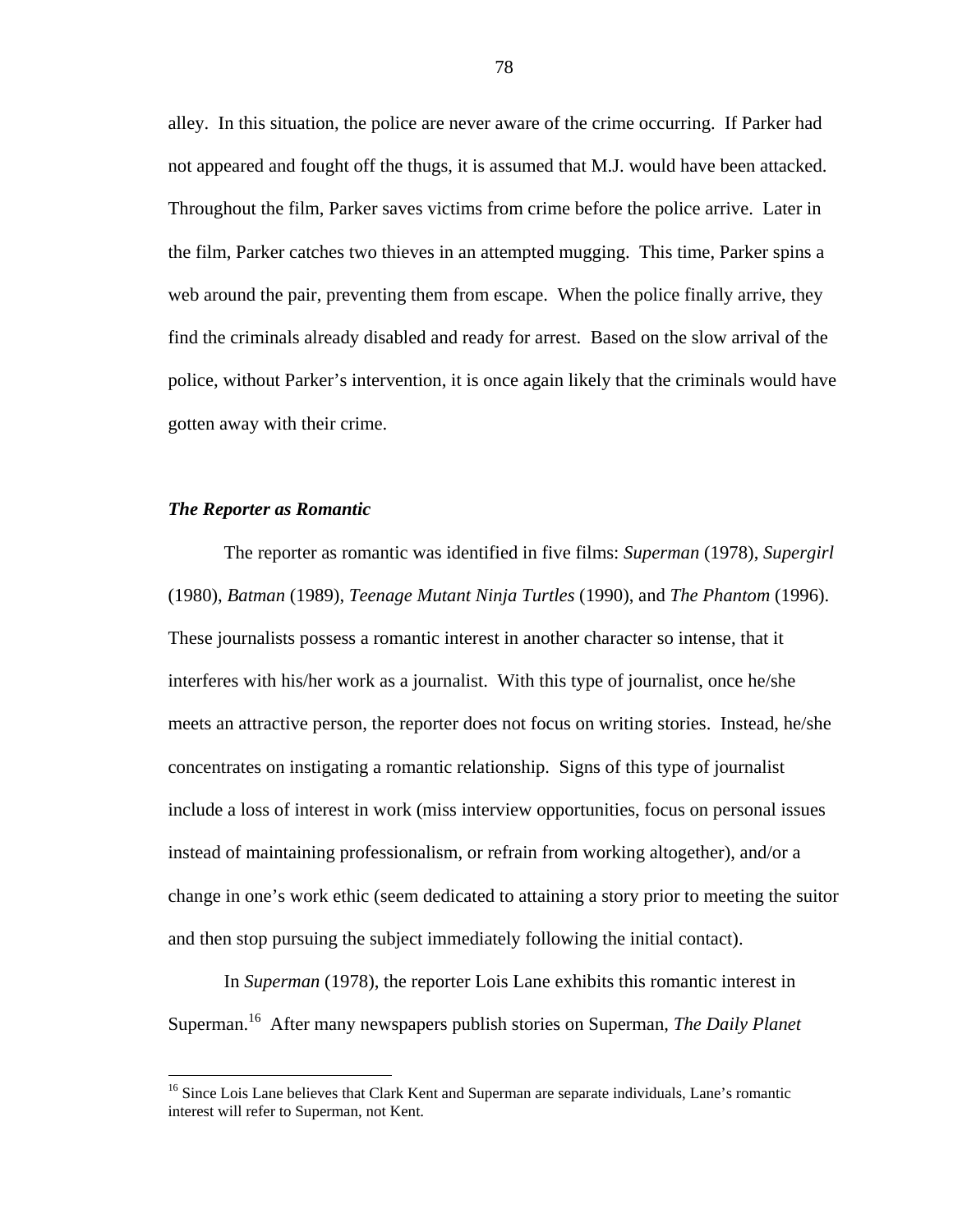alley. In this situation, the police are never aware of the crime occurring. If Parker had not appeared and fought off the thugs, it is assumed that M.J. would have been attacked. Throughout the film, Parker saves victims from crime before the police arrive. Later in the film, Parker catches two thieves in an attempted mugging. This time, Parker spins a web around the pair, preventing them from escape. When the police finally arrive, they find the criminals already disabled and ready for arrest. Based on the slow arrival of the police, without Parker's intervention, it is once again likely that the criminals would have gotten away with their crime.

***The Reporter as Romantic***

The reporter as romantic was identified in five films: *Superman* (1978), *Supergirl* (1980), *Batman* (1989), *Teenage Mutant Ninja Turtles* (1990), and *The Phantom* (1996). These journalists possess a romantic interest in another character so intense, that it interferes with his/her work as a journalist. With this type of journalist, once he/she meets an attractive person, the reporter does not focus on writing stories. Instead, he/she concentrates on instigating a romantic relationship. Signs of this type of journalist include a loss of interest in work (miss interview opportunities, focus on personal issues instead of maintaining professionalism, or refrain from working altogether), and/or a change in one's work ethic (seem dedicated to attaining a story prior to meeting the suitor and then stop pursuing the subject immediately following the initial contact).

In *Superman* (1978), the reporter Lois Lane exhibits this romantic interest in Superman.[16] After many newspapers publish stories on Superman, *The Daily Planet*

---

[16] Since Lois Lane believes that Clark Kent and Superman are separate individuals, Lane's romantic interest will refer to Superman, not Kent.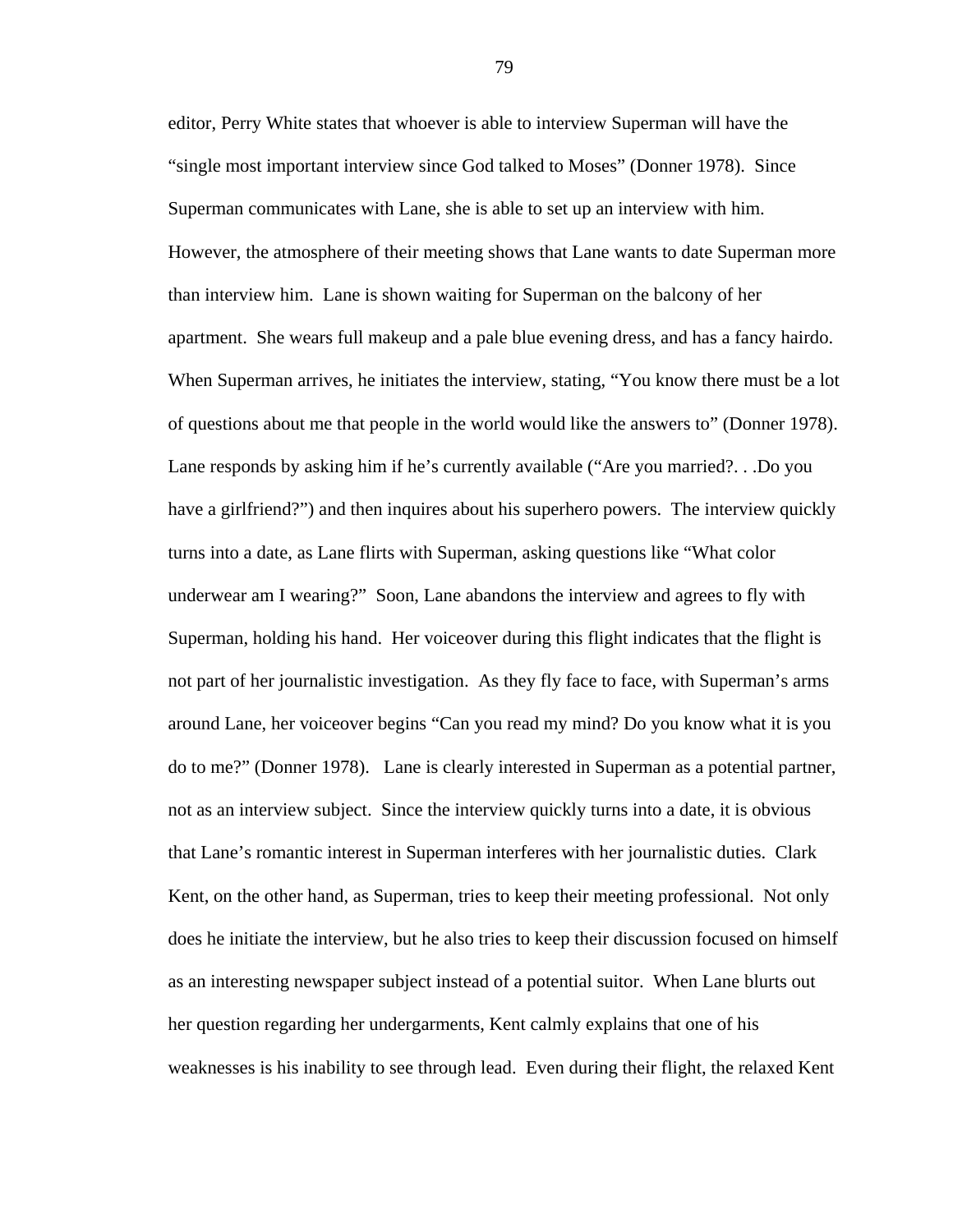editor, Perry White states that whoever is able to interview Superman will have the "single most important interview since God talked to Moses" (Donner 1978). Since Superman communicates with Lane, she is able to set up an interview with him. However, the atmosphere of their meeting shows that Lane wants to date Superman more than interview him. Lane is shown waiting for Superman on the balcony of her apartment. She wears full makeup and a pale blue evening dress, and has a fancy hairdo. When Superman arrives, he initiates the interview, stating, "You know there must be a lot of questions about me that people in the world would like the answers to" (Donner 1978). Lane responds by asking him if he's currently available ("Are you married?. . .Do you have a girlfriend?") and then inquires about his superhero powers. The interview quickly turns into a date, as Lane flirts with Superman, asking questions like "What color underwear am I wearing?" Soon, Lane abandons the interview and agrees to fly with Superman, holding his hand. Her voiceover during this flight indicates that the flight is not part of her journalistic investigation. As they fly face to face, with Superman's arms around Lane, her voiceover begins "Can you read my mind? Do you know what it is you do to me?" (Donner 1978). Lane is clearly interested in Superman as a potential partner, not as an interview subject. Since the interview quickly turns into a date, it is obvious that Lane's romantic interest in Superman interferes with her journalistic duties. Clark Kent, on the other hand, as Superman, tries to keep their meeting professional. Not only does he initiate the interview, but he also tries to keep their discussion focused on himself as an interesting newspaper subject instead of a potential suitor. When Lane blurts out her question regarding her undergarments, Kent calmly explains that one of his weaknesses is his inability to see through lead. Even during their flight, the relaxed Kent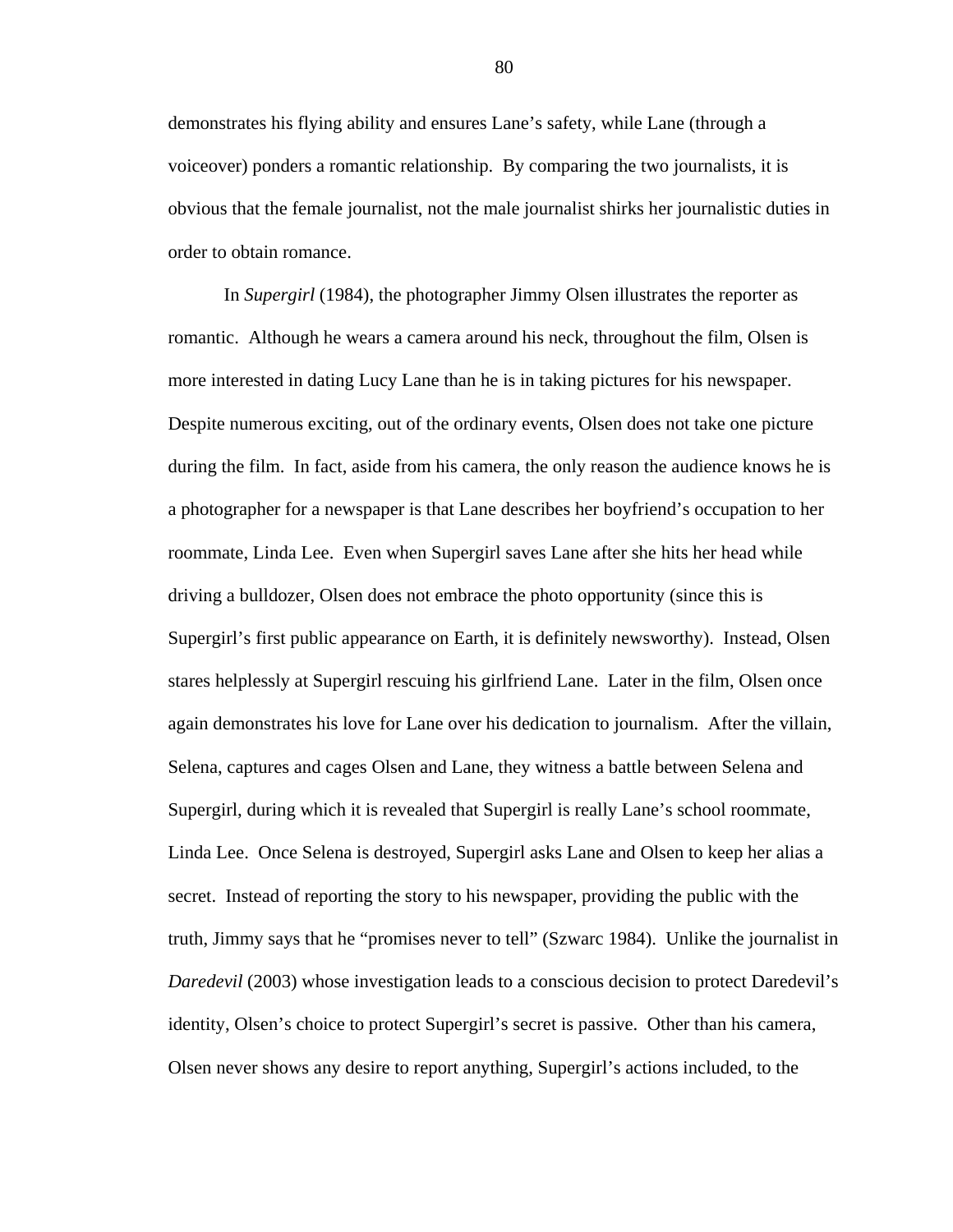demonstrates his flying ability and ensures Lane's safety, while Lane (through a voiceover) ponders a romantic relationship. By comparing the two journalists, it is obvious that the female journalist, not the male journalist shirks her journalistic duties in order to obtain romance.

In *Supergirl* (1984), the photographer Jimmy Olsen illustrates the reporter as romantic. Although he wears a camera around his neck, throughout the film, Olsen is more interested in dating Lucy Lane than he is in taking pictures for his newspaper. Despite numerous exciting, out of the ordinary events, Olsen does not take one picture during the film. In fact, aside from his camera, the only reason the audience knows he is a photographer for a newspaper is that Lane describes her boyfriend's occupation to her roommate, Linda Lee. Even when Supergirl saves Lane after she hits her head while driving a bulldozer, Olsen does not embrace the photo opportunity (since this is Supergirl's first public appearance on Earth, it is definitely newsworthy). Instead, Olsen stares helplessly at Supergirl rescuing his girlfriend Lane. Later in the film, Olsen once again demonstrates his love for Lane over his dedication to journalism. After the villain, Selena, captures and cages Olsen and Lane, they witness a battle between Selena and Supergirl, during which it is revealed that Supergirl is really Lane's school roommate, Linda Lee. Once Selena is destroyed, Supergirl asks Lane and Olsen to keep her alias a secret. Instead of reporting the story to his newspaper, providing the public with the truth, Jimmy says that he "promises never to tell" (Szwarc 1984). Unlike the journalist in *Daredevil* (2003) whose investigation leads to a conscious decision to protect Daredevil's identity, Olsen's choice to protect Supergirl's secret is passive. Other than his camera, Olsen never shows any desire to report anything, Supergirl's actions included, to the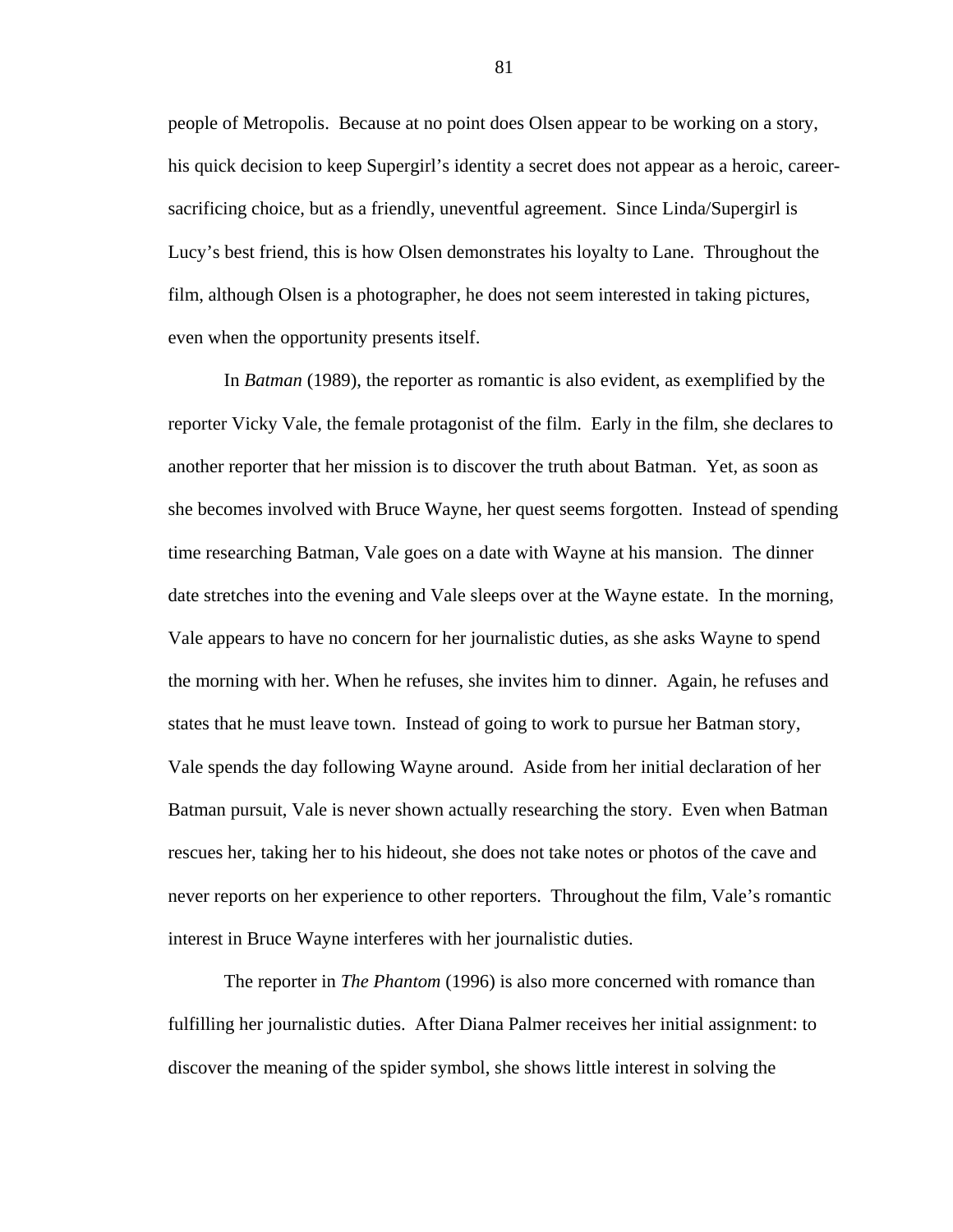people of Metropolis. Because at no point does Olsen appear to be working on a story, his quick decision to keep Supergirl's identity a secret does not appear as a heroic, career-sacrificing choice, but as a friendly, uneventful agreement. Since Linda/Supergirl is Lucy's best friend, this is how Olsen demonstrates his loyalty to Lane. Throughout the film, although Olsen is a photographer, he does not seem interested in taking pictures, even when the opportunity presents itself.

In *Batman* (1989), the reporter as romantic is also evident, as exemplified by the reporter Vicky Vale, the female protagonist of the film. Early in the film, she declares to another reporter that her mission is to discover the truth about Batman. Yet, as soon as she becomes involved with Bruce Wayne, her quest seems forgotten. Instead of spending time researching Batman, Vale goes on a date with Wayne at his mansion. The dinner date stretches into the evening and Vale sleeps over at the Wayne estate. In the morning, Vale appears to have no concern for her journalistic duties, as she asks Wayne to spend the morning with her. When he refuses, she invites him to dinner. Again, he refuses and states that he must leave town. Instead of going to work to pursue her Batman story, Vale spends the day following Wayne around. Aside from her initial declaration of her Batman pursuit, Vale is never shown actually researching the story. Even when Batman rescues her, taking her to his hideout, she does not take notes or photos of the cave and never reports on her experience to other reporters. Throughout the film, Vale's romantic interest in Bruce Wayne interferes with her journalistic duties.

The reporter in *The Phantom* (1996) is also more concerned with romance than fulfilling her journalistic duties. After Diana Palmer receives her initial assignment: to discover the meaning of the spider symbol, she shows little interest in solving the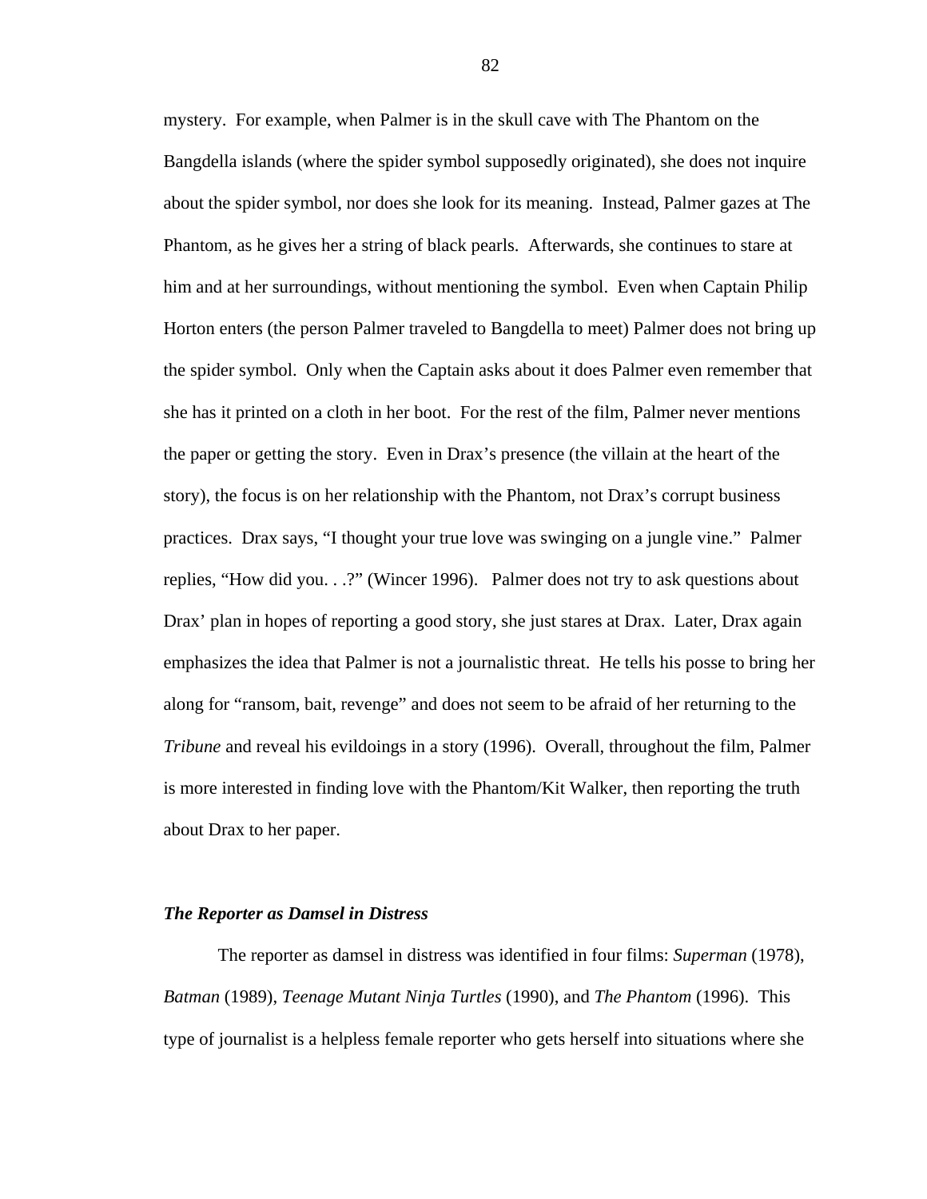mystery. For example, when Palmer is in the skull cave with The Phantom on the Bangdella islands (where the spider symbol supposedly originated), she does not inquire about the spider symbol, nor does she look for its meaning. Instead, Palmer gazes at The Phantom, as he gives her a string of black pearls. Afterwards, she continues to stare at him and at her surroundings, without mentioning the symbol. Even when Captain Philip Horton enters (the person Palmer traveled to Bangdella to meet) Palmer does not bring up the spider symbol. Only when the Captain asks about it does Palmer even remember that she has it printed on a cloth in her boot. For the rest of the film, Palmer never mentions the paper or getting the story. Even in Drax's presence (the villain at the heart of the story), the focus is on her relationship with the Phantom, not Drax's corrupt business practices. Drax says, "I thought your true love was swinging on a jungle vine." Palmer replies, "How did you. . .?" (Wincer 1996). Palmer does not try to ask questions about Drax' plan in hopes of reporting a good story, she just stares at Drax. Later, Drax again emphasizes the idea that Palmer is not a journalistic threat. He tells his posse to bring her along for "ransom, bait, revenge" and does not seem to be afraid of her returning to the *Tribune* and reveal his evildoings in a story (1996). Overall, throughout the film, Palmer is more interested in finding love with the Phantom/Kit Walker, then reporting the truth about Drax to her paper.

### *The Reporter as Damsel in Distress*

The reporter as damsel in distress was identified in four films: *Superman* (1978), *Batman* (1989), *Teenage Mutant Ninja Turtles* (1990), and *The Phantom* (1996). This type of journalist is a helpless female reporter who gets herself into situations where she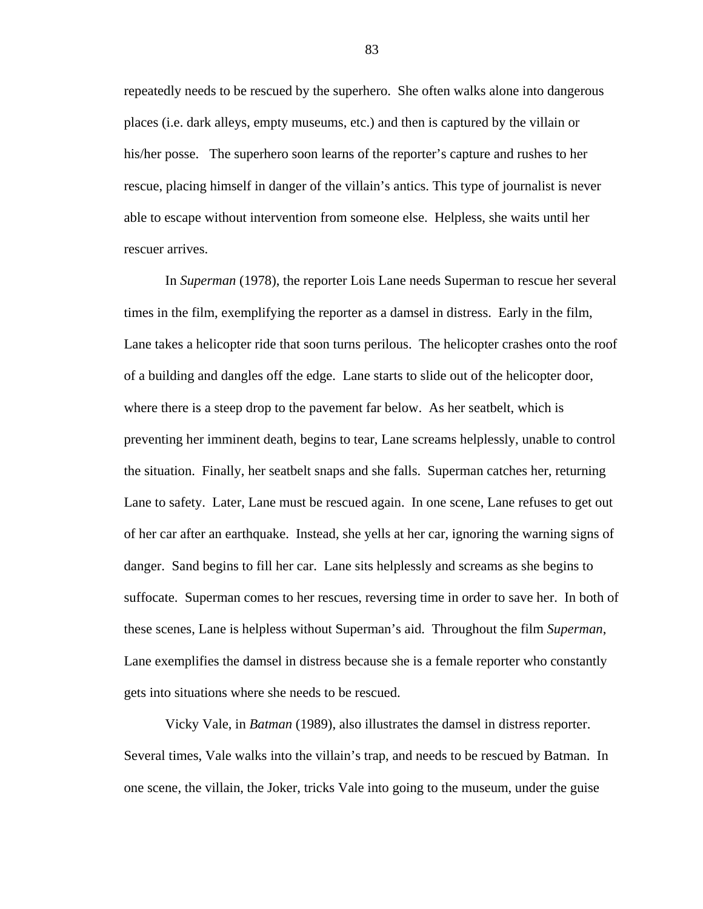repeatedly needs to be rescued by the superhero. She often walks alone into dangerous places (i.e. dark alleys, empty museums, etc.) and then is captured by the villain or his/her posse. The superhero soon learns of the reporter's capture and rushes to her rescue, placing himself in danger of the villain's antics. This type of journalist is never able to escape without intervention from someone else. Helpless, she waits until her rescuer arrives.

In *Superman* (1978), the reporter Lois Lane needs Superman to rescue her several times in the film, exemplifying the reporter as a damsel in distress. Early in the film, Lane takes a helicopter ride that soon turns perilous. The helicopter crashes onto the roof of a building and dangles off the edge. Lane starts to slide out of the helicopter door, where there is a steep drop to the pavement far below. As her seatbelt, which is preventing her imminent death, begins to tear, Lane screams helplessly, unable to control the situation. Finally, her seatbelt snaps and she falls. Superman catches her, returning Lane to safety. Later, Lane must be rescued again. In one scene, Lane refuses to get out of her car after an earthquake. Instead, she yells at her car, ignoring the warning signs of danger. Sand begins to fill her car. Lane sits helplessly and screams as she begins to suffocate. Superman comes to her rescues, reversing time in order to save her. In both of these scenes, Lane is helpless without Superman's aid. Throughout the film *Superman*, Lane exemplifies the damsel in distress because she is a female reporter who constantly gets into situations where she needs to be rescued.

Vicky Vale, in *Batman* (1989), also illustrates the damsel in distress reporter. Several times, Vale walks into the villain's trap, and needs to be rescued by Batman. In one scene, the villain, the Joker, tricks Vale into going to the museum, under the guise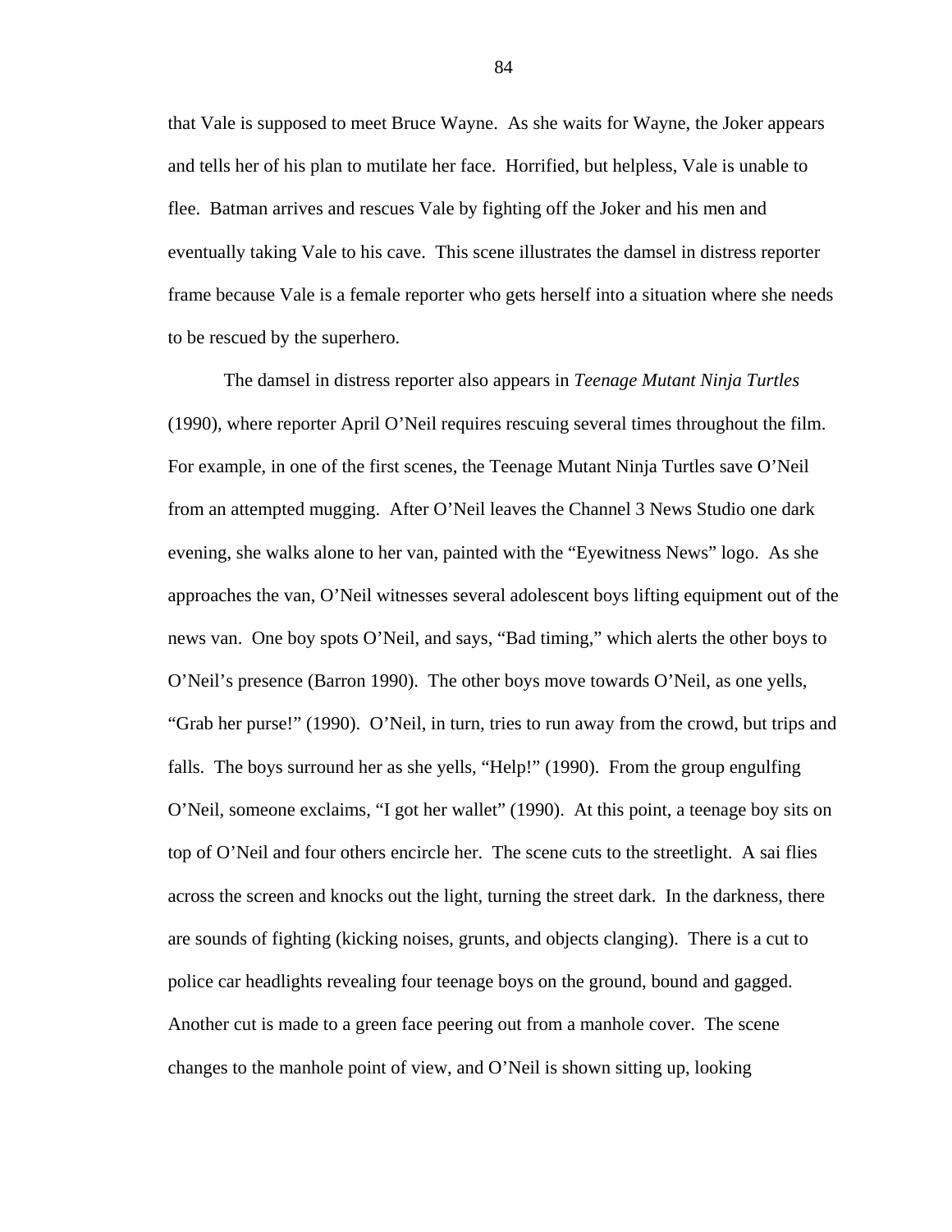that Vale is supposed to meet Bruce Wayne. As she waits for Wayne, the Joker appears and tells her of his plan to mutilate her face. Horrified, but helpless, Vale is unable to flee. Batman arrives and rescues Vale by fighting off the Joker and his men and eventually taking Vale to his cave. This scene illustrates the damsel in distress reporter frame because Vale is a female reporter who gets herself into a situation where she needs to be rescued by the superhero.

The damsel in distress reporter also appears in *Teenage Mutant Ninja Turtles* (1990), where reporter April O'Neil requires rescuing several times throughout the film. For example, in one of the first scenes, the Teenage Mutant Ninja Turtles save O'Neil from an attempted mugging. After O'Neil leaves the Channel 3 News Studio one dark evening, she walks alone to her van, painted with the "Eyewitness News" logo. As she approaches the van, O'Neil witnesses several adolescent boys lifting equipment out of the news van. One boy spots O'Neil, and says, "Bad timing," which alerts the other boys to O'Neil's presence (Barron 1990). The other boys move towards O'Neil, as one yells, "Grab her purse!" (1990). O'Neil, in turn, tries to run away from the crowd, but trips and falls. The boys surround her as she yells, "Help!" (1990). From the group engulfing O'Neil, someone exclaims, "I got her wallet" (1990). At this point, a teenage boy sits on top of O'Neil and four others encircle her. The scene cuts to the streetlight. A sai flies across the screen and knocks out the light, turning the street dark. In the darkness, there are sounds of fighting (kicking noises, grunts, and objects clanging). There is a cut to police car headlights revealing four teenage boys on the ground, bound and gagged. Another cut is made to a green face peering out from a manhole cover. The scene changes to the manhole point of view, and O'Neil is shown sitting up, looking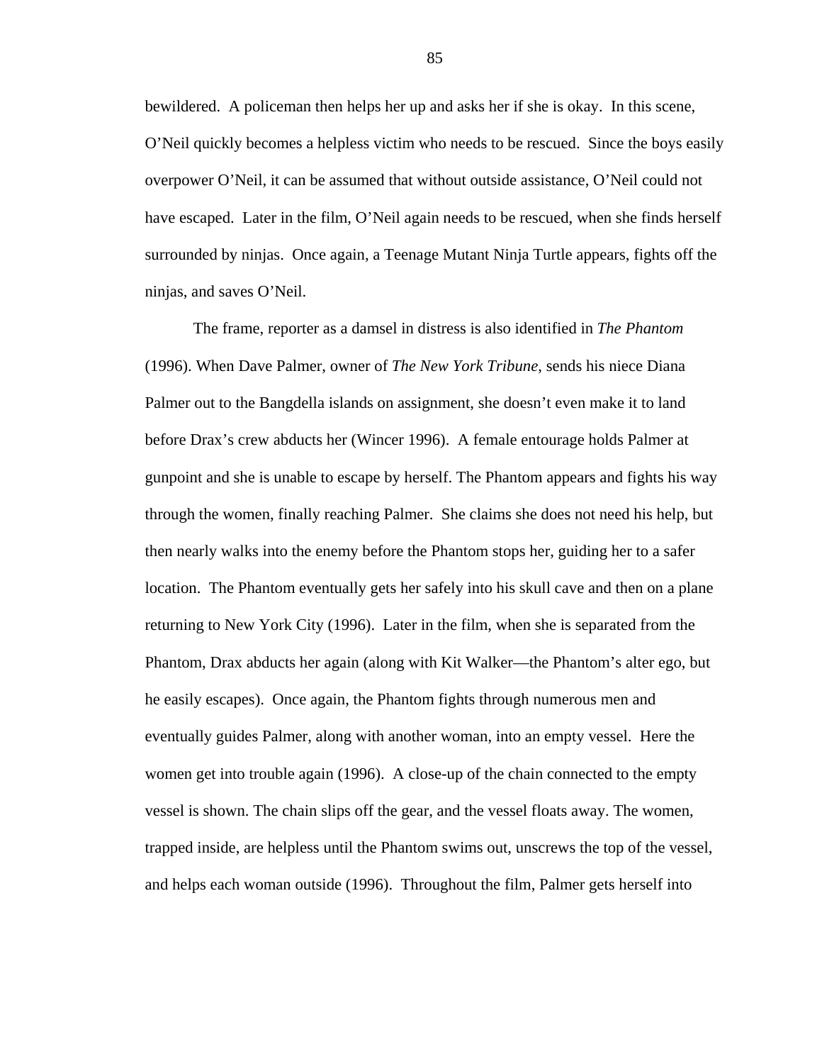bewildered. A policeman then helps her up and asks her if she is okay. In this scene, O'Neil quickly becomes a helpless victim who needs to be rescued. Since the boys easily overpower O'Neil, it can be assumed that without outside assistance, O'Neil could not have escaped. Later in the film, O'Neil again needs to be rescued, when she finds herself surrounded by ninjas. Once again, a Teenage Mutant Ninja Turtle appears, fights off the ninjas, and saves O'Neil.

The frame, reporter as a damsel in distress is also identified in *The Phantom* (1996). When Dave Palmer, owner of *The New York Tribune*, sends his niece Diana Palmer out to the Bangdella islands on assignment, she doesn't even make it to land before Drax's crew abducts her (Wincer 1996). A female entourage holds Palmer at gunpoint and she is unable to escape by herself. The Phantom appears and fights his way through the women, finally reaching Palmer. She claims she does not need his help, but then nearly walks into the enemy before the Phantom stops her, guiding her to a safer location. The Phantom eventually gets her safely into his skull cave and then on a plane returning to New York City (1996). Later in the film, when she is separated from the Phantom, Drax abducts her again (along with Kit Walker—the Phantom's alter ego, but he easily escapes). Once again, the Phantom fights through numerous men and eventually guides Palmer, along with another woman, into an empty vessel. Here the women get into trouble again (1996). A close-up of the chain connected to the empty vessel is shown. The chain slips off the gear, and the vessel floats away. The women, trapped inside, are helpless until the Phantom swims out, unscrews the top of the vessel, and helps each woman outside (1996). Throughout the film, Palmer gets herself into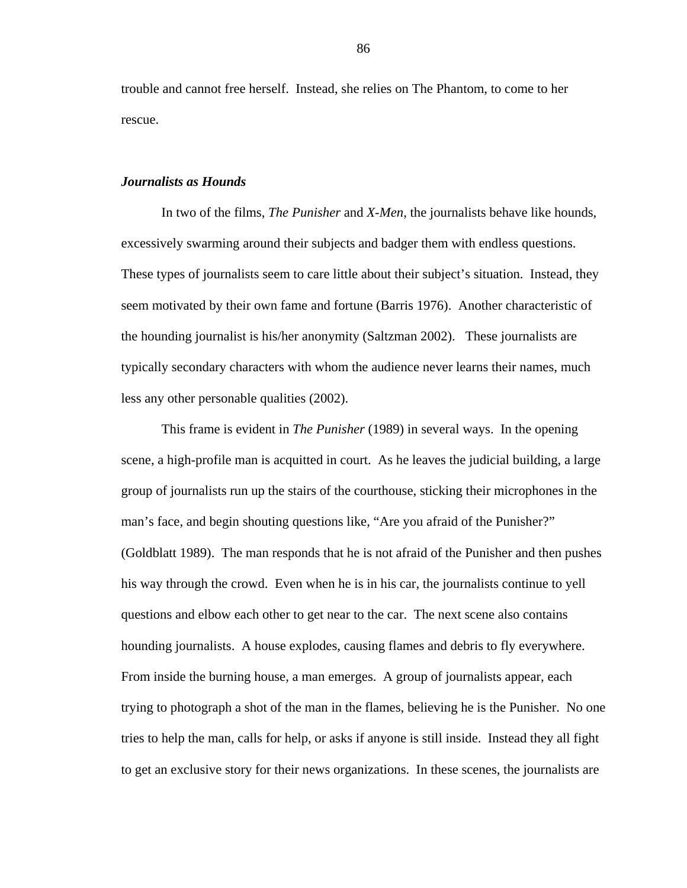trouble and cannot free herself. Instead, she relies on The Phantom, to come to her rescue.

### ***Journalists as Hounds***

In two of the films, *The Punisher* and *X-Men*, the journalists behave like hounds, excessively swarming around their subjects and badger them with endless questions. These types of journalists seem to care little about their subject's situation. Instead, they seem motivated by their own fame and fortune (Barris 1976). Another characteristic of the hounding journalist is his/her anonymity (Saltzman 2002). These journalists are typically secondary characters with whom the audience never learns their names, much less any other personable qualities (2002).

This frame is evident in *The Punisher* (1989) in several ways. In the opening scene, a high-profile man is acquitted in court. As he leaves the judicial building, a large group of journalists run up the stairs of the courthouse, sticking their microphones in the man's face, and begin shouting questions like, "Are you afraid of the Punisher?" (Goldblatt 1989). The man responds that he is not afraid of the Punisher and then pushes his way through the crowd. Even when he is in his car, the journalists continue to yell questions and elbow each other to get near to the car. The next scene also contains hounding journalists. A house explodes, causing flames and debris to fly everywhere. From inside the burning house, a man emerges. A group of journalists appear, each trying to photograph a shot of the man in the flames, believing he is the Punisher. No one tries to help the man, calls for help, or asks if anyone is still inside. Instead they all fight to get an exclusive story for their news organizations. In these scenes, the journalists are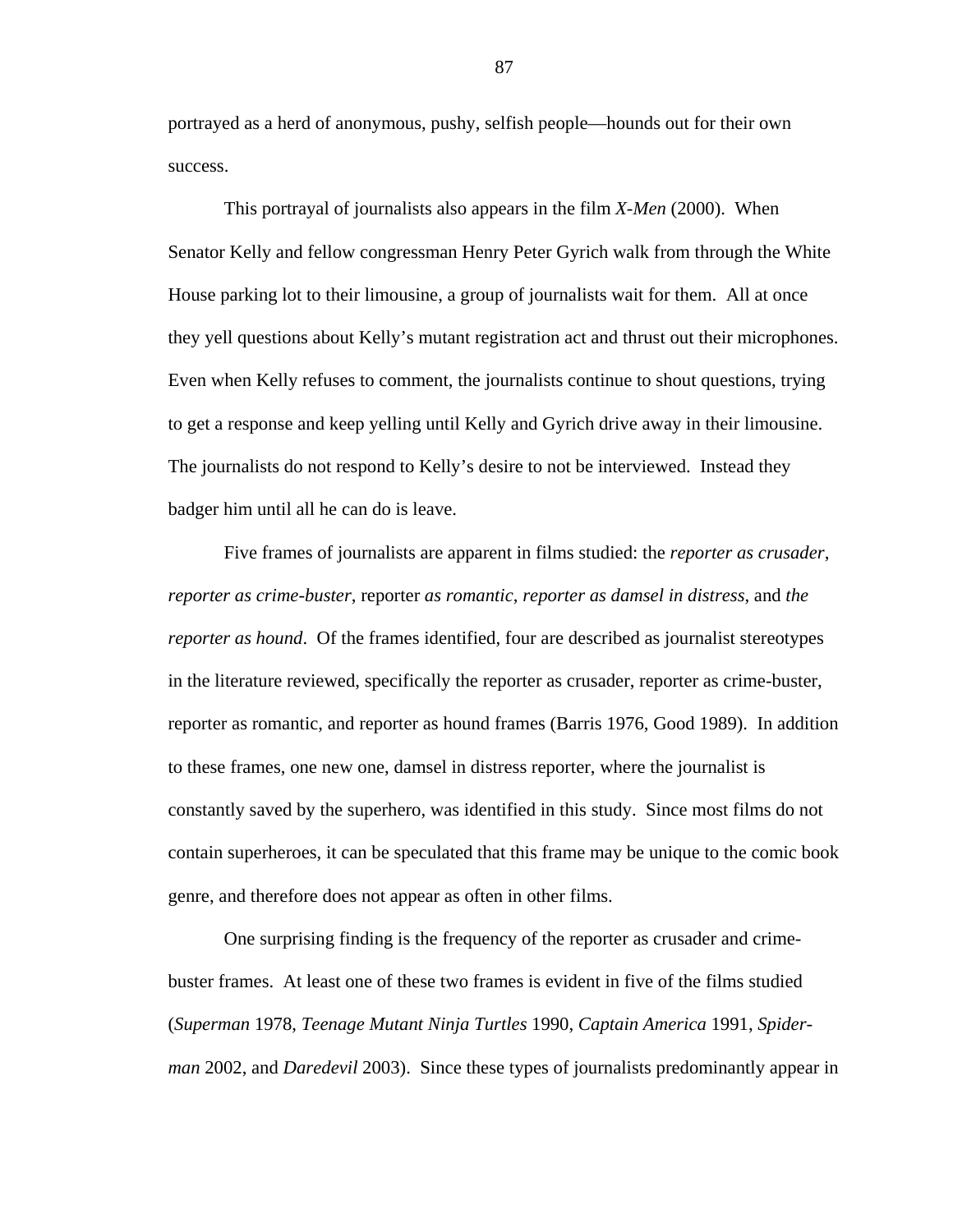portrayed as a herd of anonymous, pushy, selfish people—hounds out for their own success.

This portrayal of journalists also appears in the film *X-Men* (2000). When Senator Kelly and fellow congressman Henry Peter Gyrich walk from through the White House parking lot to their limousine, a group of journalists wait for them. All at once they yell questions about Kelly's mutant registration act and thrust out their microphones. Even when Kelly refuses to comment, the journalists continue to shout questions, trying to get a response and keep yelling until Kelly and Gyrich drive away in their limousine. The journalists do not respond to Kelly's desire to not be interviewed. Instead they badger him until all he can do is leave.

Five frames of journalists are apparent in films studied: the *reporter as crusader*, *reporter as crime-buster*, reporter *as romantic*, *reporter as damsel in distress*, and *the reporter as hound*. Of the frames identified, four are described as journalist stereotypes in the literature reviewed, specifically the reporter as crusader, reporter as crime-buster, reporter as romantic, and reporter as hound frames (Barris 1976, Good 1989). In addition to these frames, one new one, damsel in distress reporter, where the journalist is constantly saved by the superhero, was identified in this study. Since most films do not contain superheroes, it can be speculated that this frame may be unique to the comic book genre, and therefore does not appear as often in other films.

One surprising finding is the frequency of the reporter as crusader and crime-buster frames. At least one of these two frames is evident in five of the films studied (*Superman* 1978, *Teenage Mutant Ninja Turtles* 1990, *Captain America* 1991, *Spider-man* 2002, and *Daredevil* 2003). Since these types of journalists predominantly appear in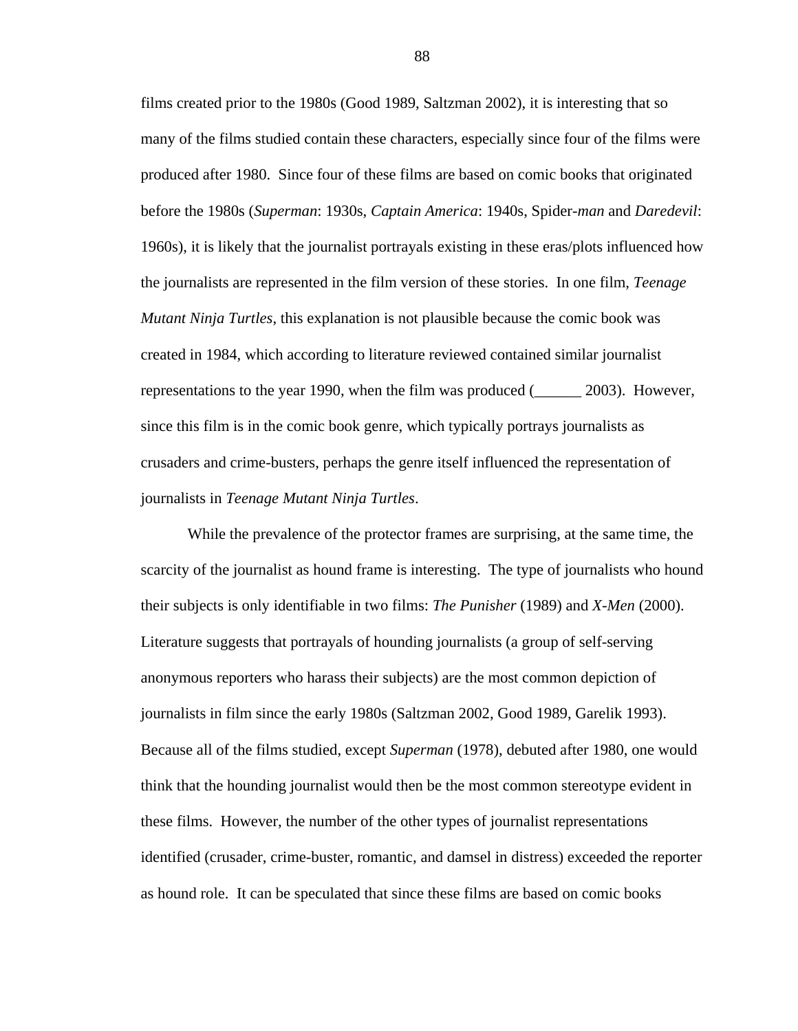films created prior to the 1980s (Good 1989, Saltzman 2002), it is interesting that so many of the films studied contain these characters, especially since four of the films were produced after 1980. Since four of these films are based on comic books that originated before the 1980s (*Superman*: 1930s, *Captain America*: 1940s, Spider-*man* and *Daredevil*: 1960s), it is likely that the journalist portrayals existing in these eras/plots influenced how the journalists are represented in the film version of these stories. In one film, *Teenage Mutant Ninja Turtles*, this explanation is not plausible because the comic book was created in 1984, which according to literature reviewed contained similar journalist representations to the year 1990, when the film was produced (______ 2003). However, since this film is in the comic book genre, which typically portrays journalists as crusaders and crime-busters, perhaps the genre itself influenced the representation of journalists in *Teenage Mutant Ninja Turtles*.

While the prevalence of the protector frames are surprising, at the same time, the scarcity of the journalist as hound frame is interesting. The type of journalists who hound their subjects is only identifiable in two films: *The Punisher* (1989) and *X-Men* (2000). Literature suggests that portrayals of hounding journalists (a group of self-serving anonymous reporters who harass their subjects) are the most common depiction of journalists in film since the early 1980s (Saltzman 2002, Good 1989, Garelik 1993). Because all of the films studied, except *Superman* (1978), debuted after 1980, one would think that the hounding journalist would then be the most common stereotype evident in these films. However, the number of the other types of journalist representations identified (crusader, crime-buster, romantic, and damsel in distress) exceeded the reporter as hound role. It can be speculated that since these films are based on comic books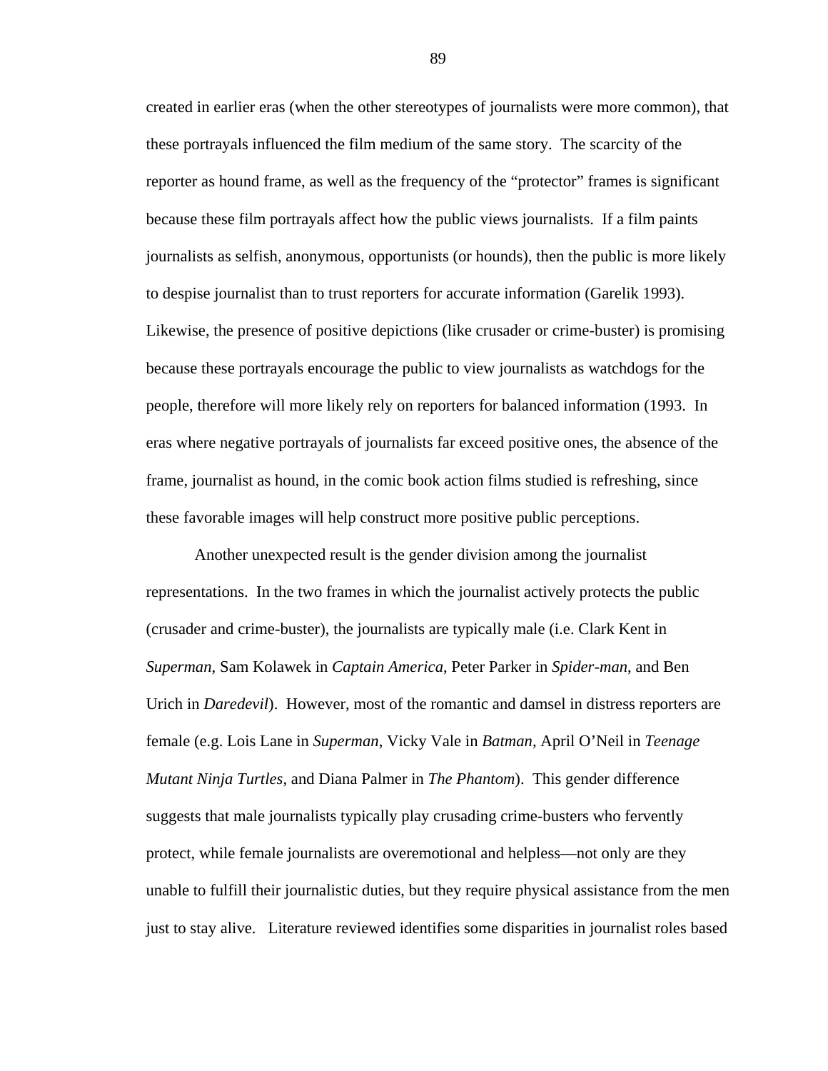created in earlier eras (when the other stereotypes of journalists were more common), that these portrayals influenced the film medium of the same story. The scarcity of the reporter as hound frame, as well as the frequency of the "protector" frames is significant because these film portrayals affect how the public views journalists. If a film paints journalists as selfish, anonymous, opportunists (or hounds), then the public is more likely to despise journalist than to trust reporters for accurate information (Garelik 1993). Likewise, the presence of positive depictions (like crusader or crime-buster) is promising because these portrayals encourage the public to view journalists as watchdogs for the people, therefore will more likely rely on reporters for balanced information (1993. In eras where negative portrayals of journalists far exceed positive ones, the absence of the frame, journalist as hound, in the comic book action films studied is refreshing, since these favorable images will help construct more positive public perceptions.

Another unexpected result is the gender division among the journalist representations. In the two frames in which the journalist actively protects the public (crusader and crime-buster), the journalists are typically male (i.e. Clark Kent in *Superman*, Sam Kolawek in *Captain America*, Peter Parker in *Spider-man*, and Ben Urich in *Daredevil*). However, most of the romantic and damsel in distress reporters are female (e.g. Lois Lane in *Superman*, Vicky Vale in *Batman*, April O'Neil in *Teenage Mutant Ninja Turtles*, and Diana Palmer in *The Phantom*). This gender difference suggests that male journalists typically play crusading crime-busters who fervently protect, while female journalists are overemotional and helpless—not only are they unable to fulfill their journalistic duties, but they require physical assistance from the men just to stay alive. Literature reviewed identifies some disparities in journalist roles based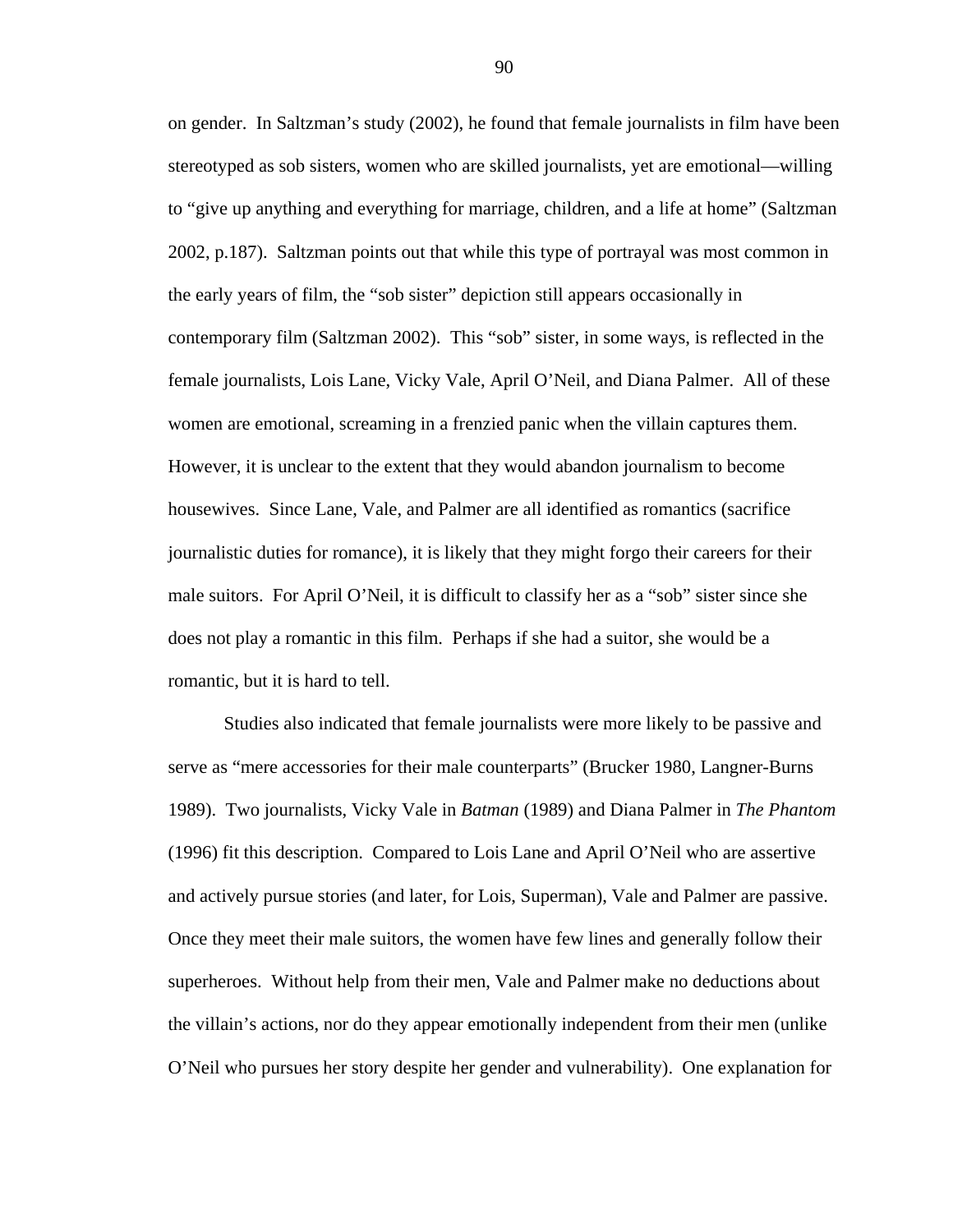on gender. In Saltzman's study (2002), he found that female journalists in film have been stereotyped as sob sisters, women who are skilled journalists, yet are emotional—willing to "give up anything and everything for marriage, children, and a life at home" (Saltzman 2002, p.187). Saltzman points out that while this type of portrayal was most common in the early years of film, the "sob sister" depiction still appears occasionally in contemporary film (Saltzman 2002). This "sob" sister, in some ways, is reflected in the female journalists, Lois Lane, Vicky Vale, April O'Neil, and Diana Palmer. All of these women are emotional, screaming in a frenzied panic when the villain captures them. However, it is unclear to the extent that they would abandon journalism to become housewives. Since Lane, Vale, and Palmer are all identified as romantics (sacrifice journalistic duties for romance), it is likely that they might forgo their careers for their male suitors. For April O'Neil, it is difficult to classify her as a "sob" sister since she does not play a romantic in this film. Perhaps if she had a suitor, she would be a romantic, but it is hard to tell.

Studies also indicated that female journalists were more likely to be passive and serve as "mere accessories for their male counterparts" (Brucker 1980, Langner-Burns 1989). Two journalists, Vicky Vale in *Batman* (1989) and Diana Palmer in *The Phantom* (1996) fit this description. Compared to Lois Lane and April O'Neil who are assertive and actively pursue stories (and later, for Lois, Superman), Vale and Palmer are passive. Once they meet their male suitors, the women have few lines and generally follow their superheroes. Without help from their men, Vale and Palmer make no deductions about the villain's actions, nor do they appear emotionally independent from their men (unlike O'Neil who pursues her story despite her gender and vulnerability). One explanation for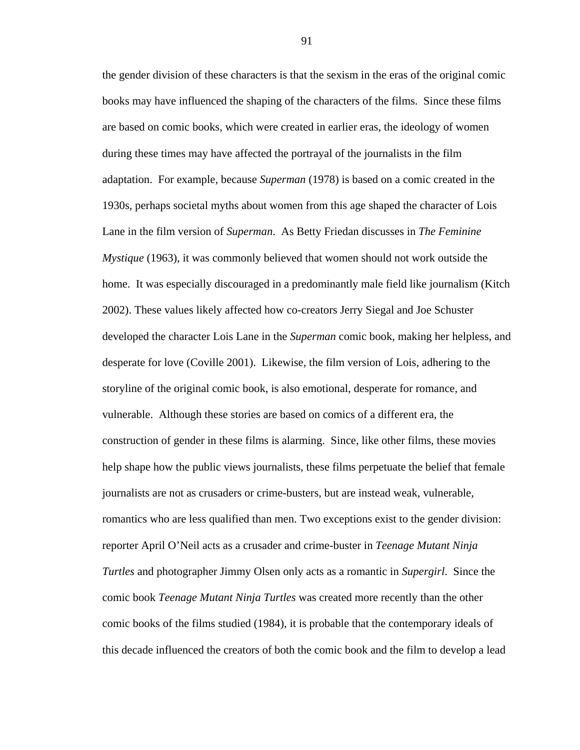the gender division of these characters is that the sexism in the eras of the original comic books may have influenced the shaping of the characters of the films. Since these films are based on comic books, which were created in earlier eras, the ideology of women during these times may have affected the portrayal of the journalists in the film adaptation. For example, because *Superman* (1978) is based on a comic created in the 1930s, perhaps societal myths about women from this age shaped the character of Lois Lane in the film version of *Superman*. As Betty Friedan discusses in *The Feminine Mystique* (1963), it was commonly believed that women should not work outside the home. It was especially discouraged in a predominantly male field like journalism (Kitch 2002). These values likely affected how co-creators Jerry Siegal and Joe Schuster developed the character Lois Lane in the *Superman* comic book, making her helpless, and desperate for love (Coville 2001). Likewise, the film version of Lois, adhering to the storyline of the original comic book, is also emotional, desperate for romance, and vulnerable. Although these stories are based on comics of a different era, the construction of gender in these films is alarming. Since, like other films, these movies help shape how the public views journalists, these films perpetuate the belief that female journalists are not as crusaders or crime-busters, but are instead weak, vulnerable, romantics who are less qualified than men. Two exceptions exist to the gender division: reporter April O'Neil acts as a crusader and crime-buster in *Teenage Mutant Ninja Turtles* and photographer Jimmy Olsen only acts as a romantic in *Supergirl*. Since the comic book *Teenage Mutant Ninja Turtles* was created more recently than the other comic books of the films studied (1984), it is probable that the contemporary ideals of this decade influenced the creators of both the comic book and the film to develop a lead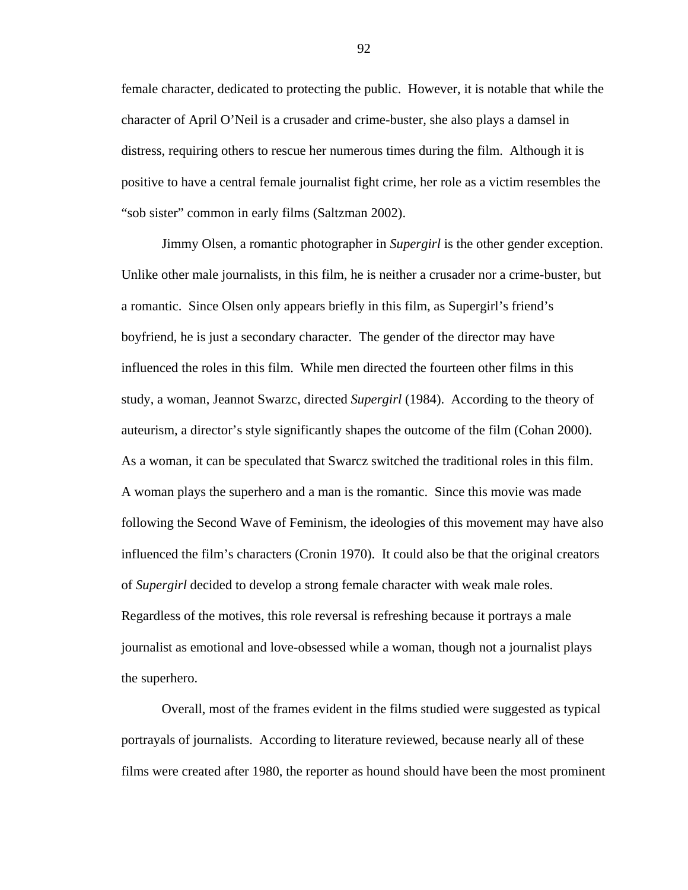female character, dedicated to protecting the public. However, it is notable that while the character of April O'Neil is a crusader and crime-buster, she also plays a damsel in distress, requiring others to rescue her numerous times during the film. Although it is positive to have a central female journalist fight crime, her role as a victim resembles the "sob sister" common in early films (Saltzman 2002).

Jimmy Olsen, a romantic photographer in *Supergirl* is the other gender exception. Unlike other male journalists, in this film, he is neither a crusader nor a crime-buster, but a romantic. Since Olsen only appears briefly in this film, as Supergirl's friend's boyfriend, he is just a secondary character. The gender of the director may have influenced the roles in this film. While men directed the fourteen other films in this study, a woman, Jeannot Swarzc, directed *Supergirl* (1984). According to the theory of auteurism, a director's style significantly shapes the outcome of the film (Cohan 2000). As a woman, it can be speculated that Swarcz switched the traditional roles in this film. A woman plays the superhero and a man is the romantic. Since this movie was made following the Second Wave of Feminism, the ideologies of this movement may have also influenced the film's characters (Cronin 1970). It could also be that the original creators of *Supergirl* decided to develop a strong female character with weak male roles. Regardless of the motives, this role reversal is refreshing because it portrays a male journalist as emotional and love-obsessed while a woman, though not a journalist plays the superhero.

Overall, most of the frames evident in the films studied were suggested as typical portrayals of journalists. According to literature reviewed, because nearly all of these films were created after 1980, the reporter as hound should have been the most prominent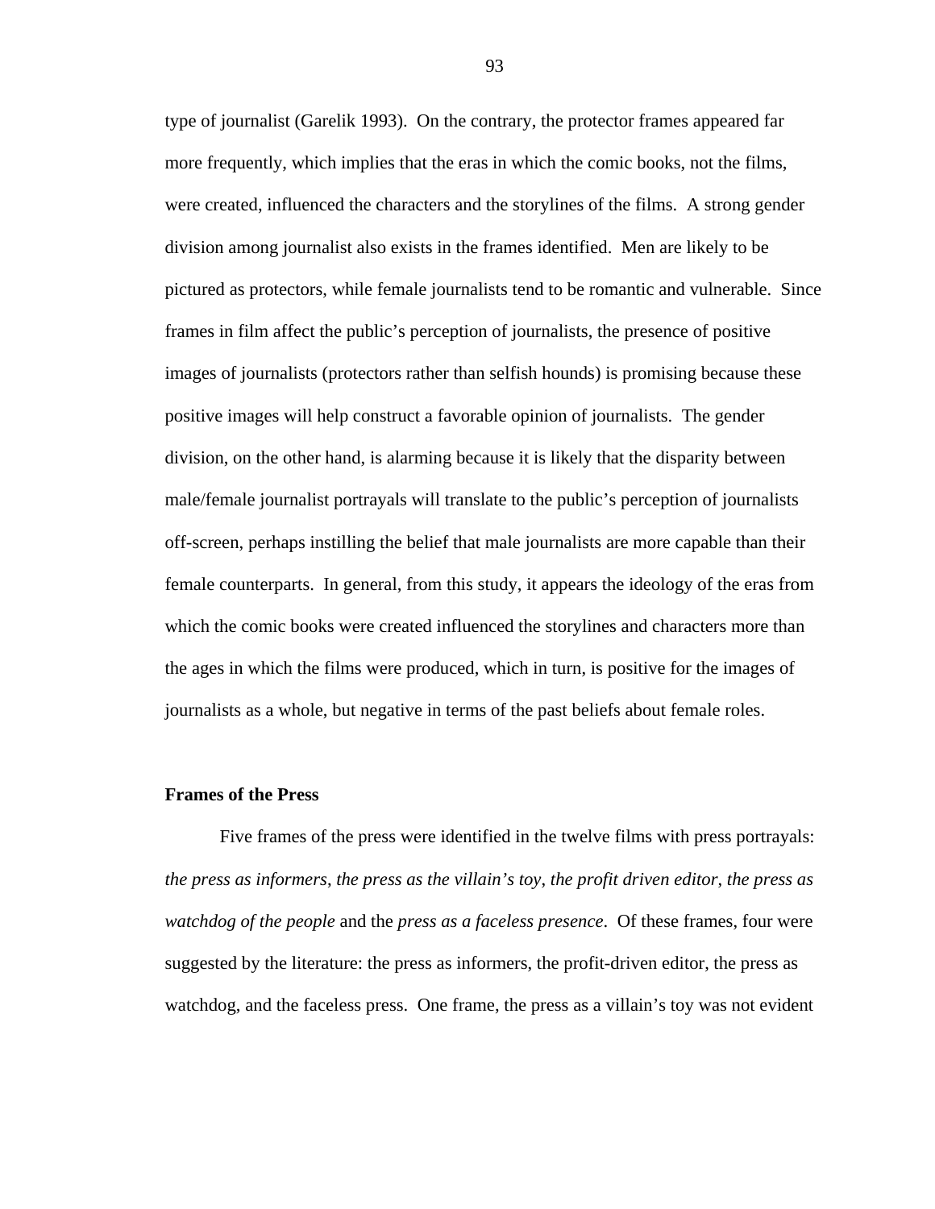type of journalist (Garelik 1993). On the contrary, the protector frames appeared far more frequently, which implies that the eras in which the comic books, not the films, were created, influenced the characters and the storylines of the films. A strong gender division among journalist also exists in the frames identified. Men are likely to be pictured as protectors, while female journalists tend to be romantic and vulnerable. Since frames in film affect the public's perception of journalists, the presence of positive images of journalists (protectors rather than selfish hounds) is promising because these positive images will help construct a favorable opinion of journalists. The gender division, on the other hand, is alarming because it is likely that the disparity between male/female journalist portrayals will translate to the public's perception of journalists off-screen, perhaps instilling the belief that male journalists are more capable than their female counterparts. In general, from this study, it appears the ideology of the eras from which the comic books were created influenced the storylines and characters more than the ages in which the films were produced, which in turn, is positive for the images of journalists as a whole, but negative in terms of the past beliefs about female roles.

### Frames of the Press

Five frames of the press were identified in the twelve films with press portrayals: *the press as informers*, *the press as the villain's toy*, *the profit driven editor*, *the press as watchdog of the people* and the *press as a faceless presence*. Of these frames, four were suggested by the literature: the press as informers, the profit-driven editor, the press as watchdog, and the faceless press. One frame, the press as a villain's toy was not evident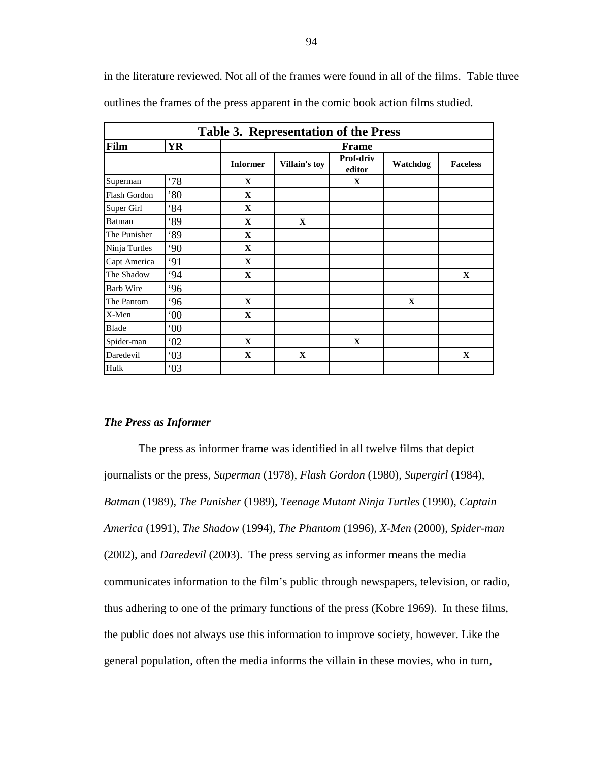in the literature reviewed. Not all of the frames were found in all of the films. Table three outlines the frames of the press apparent in the comic book action films studied.

**Table 3. Representation of the Press**

| Film | YR | Frame | | | | |
|---|---|---|---|---|---|---|
| | | Informer | Villain's toy | Prof-driv editor | Watchdog | Faceless |
| Superman | '78 | X | | X | | |
| Flash Gordon | '80 | X | | | | |
| Super Girl | '84 | X | | | | |
| Batman | '89 | X | X | | | |
| The Punisher | '89 | X | | | | |
| Ninja Turtles | '90 | X | | | | |
| Capt America | '91 | X | | | | |
| The Shadow | '94 | X | | | | X |
| Barb Wire | '96 | | | | | |
| The Pantom | '96 | X | | | X | |
| X-Men | '00 | X | | | | |
| Blade | '00 | | | | | |
| Spider-man | '02 | X | | X | | |
| Daredevil | '03 | X | X | | | X |
| Hulk | '03 | | | | | |

***The Press as Informer***

The press as informer frame was identified in all twelve films that depict journalists or the press, *Superman* (1978), *Flash Gordon* (1980), *Supergirl* (1984), *Batman* (1989), *The Punisher* (1989), *Teenage Mutant Ninja Turtles* (1990), *Captain America* (1991), *The Shadow* (1994), *The Phantom* (1996), *X-Men* (2000), *Spider-man* (2002), and *Daredevil* (2003). The press serving as informer means the media communicates information to the film's public through newspapers, television, or radio, thus adhering to one of the primary functions of the press (Kobre 1969). In these films, the public does not always use this information to improve society, however. Like the general population, often the media informs the villain in these movies, who in turn,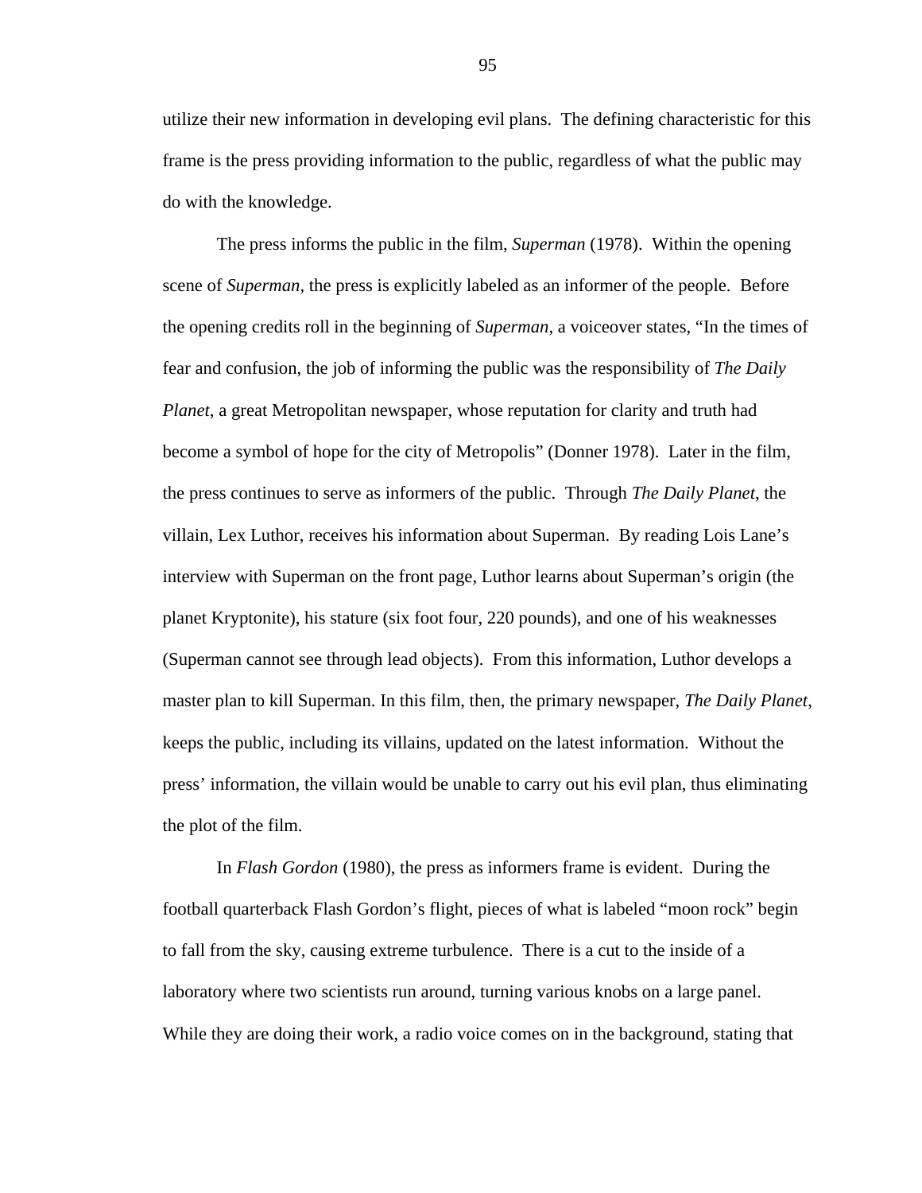utilize their new information in developing evil plans. The defining characteristic for this frame is the press providing information to the public, regardless of what the public may do with the knowledge.

The press informs the public in the film, *Superman* (1978). Within the opening scene of *Superman*, the press is explicitly labeled as an informer of the people. Before the opening credits roll in the beginning of *Superman*, a voiceover states, "In the times of fear and confusion, the job of informing the public was the responsibility of *The Daily Planet*, a great Metropolitan newspaper, whose reputation for clarity and truth had become a symbol of hope for the city of Metropolis" (Donner 1978). Later in the film, the press continues to serve as informers of the public. Through *The Daily Planet*, the villain, Lex Luthor, receives his information about Superman. By reading Lois Lane's interview with Superman on the front page, Luthor learns about Superman's origin (the planet Kryptonite), his stature (six foot four, 220 pounds), and one of his weaknesses (Superman cannot see through lead objects). From this information, Luthor develops a master plan to kill Superman. In this film, then, the primary newspaper, *The Daily Planet*, keeps the public, including its villains, updated on the latest information. Without the press' information, the villain would be unable to carry out his evil plan, thus eliminating the plot of the film.

In *Flash Gordon* (1980), the press as informers frame is evident. During the football quarterback Flash Gordon's flight, pieces of what is labeled "moon rock" begin to fall from the sky, causing extreme turbulence. There is a cut to the inside of a laboratory where two scientists run around, turning various knobs on a large panel. While they are doing their work, a radio voice comes on in the background, stating that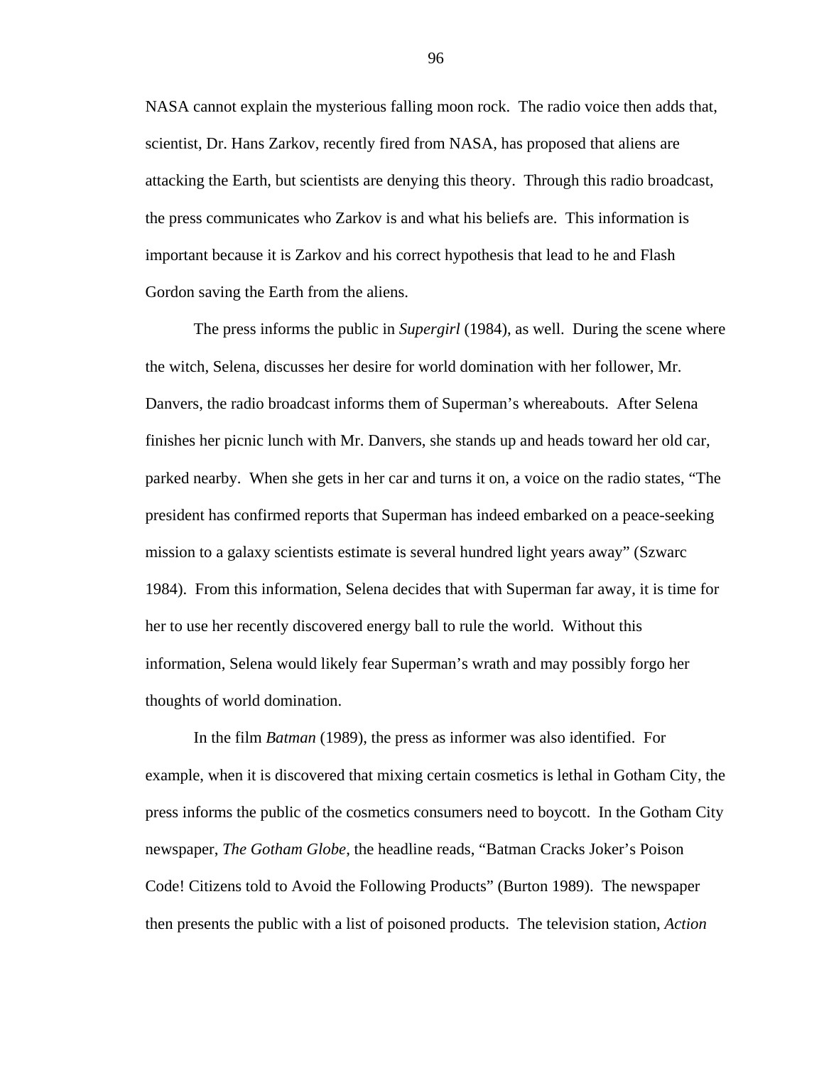NASA cannot explain the mysterious falling moon rock.  The radio voice then adds that, scientist, Dr. Hans Zarkov, recently fired from NASA, has proposed that aliens are attacking the Earth, but scientists are denying this theory.  Through this radio broadcast, the press communicates who Zarkov is and what his beliefs are.  This information is important because it is Zarkov and his correct hypothesis that lead to he and Flash Gordon saving the Earth from the aliens.

The press informs the public in *Supergirl* (1984), as well.  During the scene where the witch, Selena, discusses her desire for world domination with her follower, Mr. Danvers, the radio broadcast informs them of Superman's whereabouts.  After Selena finishes her picnic lunch with Mr. Danvers, she stands up and heads toward her old car, parked nearby.  When she gets in her car and turns it on, a voice on the radio states, "The president has confirmed reports that Superman has indeed embarked on a peace-seeking mission to a galaxy scientists estimate is several hundred light years away" (Szwarc 1984).  From this information, Selena decides that with Superman far away, it is time for her to use her recently discovered energy ball to rule the world.  Without this information, Selena would likely fear Superman's wrath and may possibly forgo her thoughts of world domination.

In the film *Batman* (1989), the press as informer was also identified.  For example, when it is discovered that mixing certain cosmetics is lethal in Gotham City, the press informs the public of the cosmetics consumers need to boycott.  In the Gotham City newspaper, *The Gotham Globe*, the headline reads, "Batman Cracks Joker's Poison Code! Citizens told to Avoid the Following Products" (Burton 1989).  The newspaper then presents the public with a list of poisoned products.  The television station, *Action*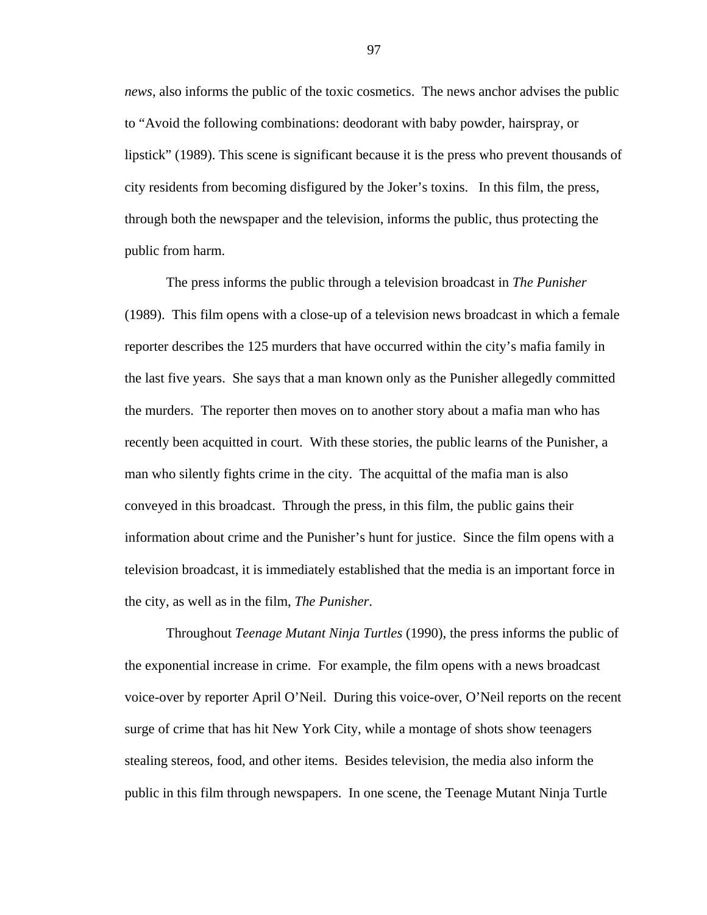*news*, also informs the public of the toxic cosmetics. The news anchor advises the public to "Avoid the following combinations: deodorant with baby powder, hairspray, or lipstick" (1989). This scene is significant because it is the press who prevent thousands of city residents from becoming disfigured by the Joker's toxins. In this film, the press, through both the newspaper and the television, informs the public, thus protecting the public from harm.

The press informs the public through a television broadcast in *The Punisher* (1989). This film opens with a close-up of a television news broadcast in which a female reporter describes the 125 murders that have occurred within the city's mafia family in the last five years. She says that a man known only as the Punisher allegedly committed the murders. The reporter then moves on to another story about a mafia man who has recently been acquitted in court. With these stories, the public learns of the Punisher, a man who silently fights crime in the city. The acquittal of the mafia man is also conveyed in this broadcast. Through the press, in this film, the public gains their information about crime and the Punisher's hunt for justice. Since the film opens with a television broadcast, it is immediately established that the media is an important force in the city, as well as in the film, *The Punisher*.

Throughout *Teenage Mutant Ninja Turtles* (1990), the press informs the public of the exponential increase in crime. For example, the film opens with a news broadcast voice-over by reporter April O'Neil. During this voice-over, O'Neil reports on the recent surge of crime that has hit New York City, while a montage of shots show teenagers stealing stereos, food, and other items. Besides television, the media also inform the public in this film through newspapers. In one scene, the Teenage Mutant Ninja Turtle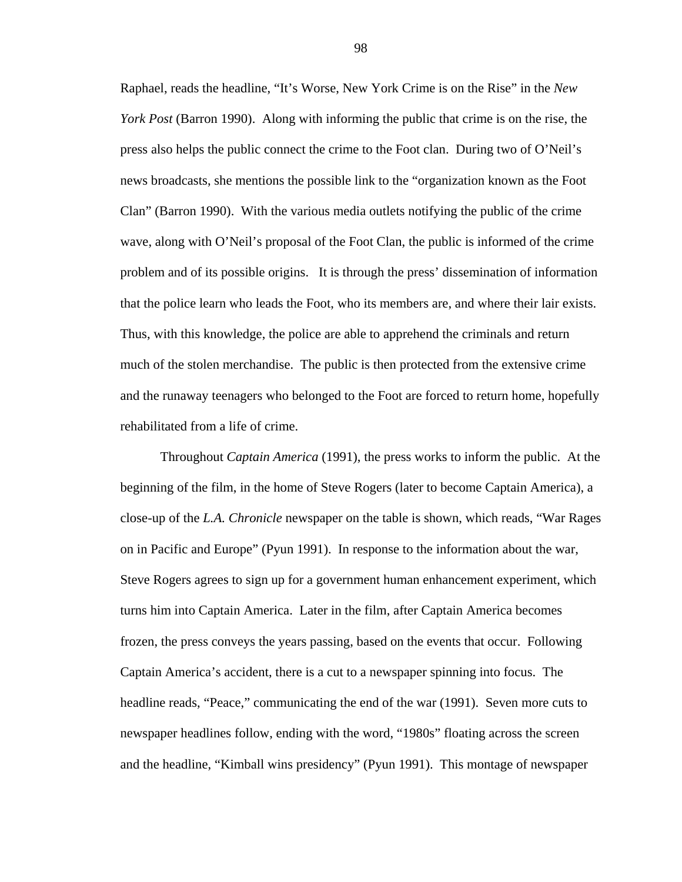Raphael, reads the headline, "It's Worse, New York Crime is on the Rise" in the *New York Post* (Barron 1990). Along with informing the public that crime is on the rise, the press also helps the public connect the crime to the Foot clan. During two of O'Neil's news broadcasts, she mentions the possible link to the "organization known as the Foot Clan" (Barron 1990). With the various media outlets notifying the public of the crime wave, along with O'Neil's proposal of the Foot Clan, the public is informed of the crime problem and of its possible origins. It is through the press' dissemination of information that the police learn who leads the Foot, who its members are, and where their lair exists. Thus, with this knowledge, the police are able to apprehend the criminals and return much of the stolen merchandise. The public is then protected from the extensive crime and the runaway teenagers who belonged to the Foot are forced to return home, hopefully rehabilitated from a life of crime.

Throughout *Captain America* (1991), the press works to inform the public. At the beginning of the film, in the home of Steve Rogers (later to become Captain America), a close-up of the *L.A. Chronicle* newspaper on the table is shown, which reads, "War Rages on in Pacific and Europe" (Pyun 1991). In response to the information about the war, Steve Rogers agrees to sign up for a government human enhancement experiment, which turns him into Captain America. Later in the film, after Captain America becomes frozen, the press conveys the years passing, based on the events that occur. Following Captain America's accident, there is a cut to a newspaper spinning into focus. The headline reads, "Peace," communicating the end of the war (1991). Seven more cuts to newspaper headlines follow, ending with the word, "1980s" floating across the screen and the headline, "Kimball wins presidency" (Pyun 1991). This montage of newspaper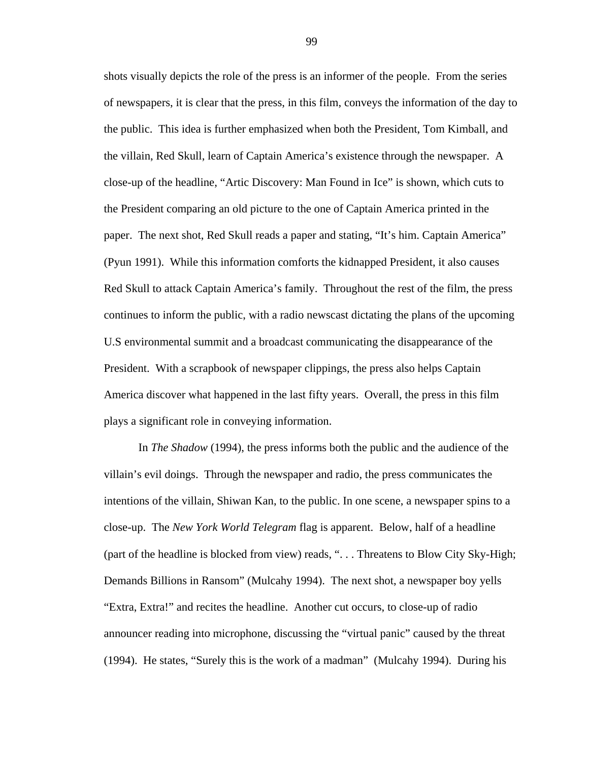shots visually depicts the role of the press is an informer of the people. From the series of newspapers, it is clear that the press, in this film, conveys the information of the day to the public. This idea is further emphasized when both the President, Tom Kimball, and the villain, Red Skull, learn of Captain America's existence through the newspaper. A close-up of the headline, "Artic Discovery: Man Found in Ice" is shown, which cuts to the President comparing an old picture to the one of Captain America printed in the paper. The next shot, Red Skull reads a paper and stating, "It's him. Captain America" (Pyun 1991). While this information comforts the kidnapped President, it also causes Red Skull to attack Captain America's family. Throughout the rest of the film, the press continues to inform the public, with a radio newscast dictating the plans of the upcoming U.S environmental summit and a broadcast communicating the disappearance of the President. With a scrapbook of newspaper clippings, the press also helps Captain America discover what happened in the last fifty years. Overall, the press in this film plays a significant role in conveying information.

In *The Shadow* (1994), the press informs both the public and the audience of the villain's evil doings. Through the newspaper and radio, the press communicates the intentions of the villain, Shiwan Kan, to the public. In one scene, a newspaper spins to a close-up. The *New York World Telegram* flag is apparent. Below, half of a headline (part of the headline is blocked from view) reads, ". . . Threatens to Blow City Sky-High; Demands Billions in Ransom" (Mulcahy 1994). The next shot, a newspaper boy yells "Extra, Extra!" and recites the headline. Another cut occurs, to close-up of radio announcer reading into microphone, discussing the "virtual panic" caused by the threat (1994). He states, "Surely this is the work of a madman" (Mulcahy 1994). During his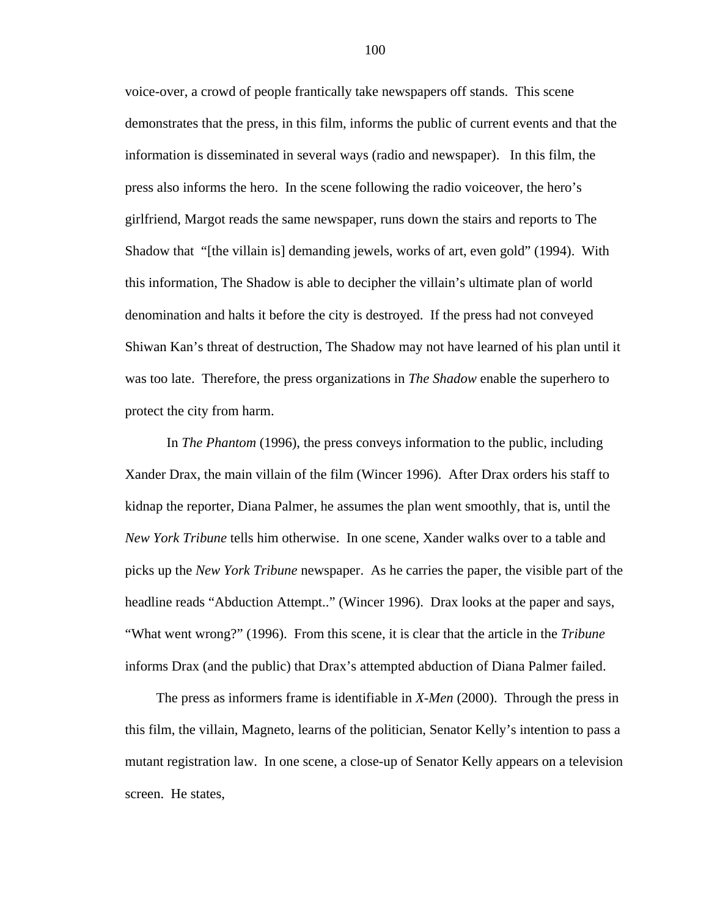voice-over, a crowd of people frantically take newspapers off stands. This scene demonstrates that the press, in this film, informs the public of current events and that the information is disseminated in several ways (radio and newspaper). In this film, the press also informs the hero. In the scene following the radio voiceover, the hero's girlfriend, Margot reads the same newspaper, runs down the stairs and reports to The Shadow that "[the villain is] demanding jewels, works of art, even gold" (1994). With this information, The Shadow is able to decipher the villain's ultimate plan of world denomination and halts it before the city is destroyed. If the press had not conveyed Shiwan Kan's threat of destruction, The Shadow may not have learned of his plan until it was too late. Therefore, the press organizations in *The Shadow* enable the superhero to protect the city from harm.

In *The Phantom* (1996), the press conveys information to the public, including Xander Drax, the main villain of the film (Wincer 1996). After Drax orders his staff to kidnap the reporter, Diana Palmer, he assumes the plan went smoothly, that is, until the *New York Tribune* tells him otherwise. In one scene, Xander walks over to a table and picks up the *New York Tribune* newspaper. As he carries the paper, the visible part of the headline reads "Abduction Attempt.." (Wincer 1996). Drax looks at the paper and says, "What went wrong?" (1996). From this scene, it is clear that the article in the *Tribune* informs Drax (and the public) that Drax's attempted abduction of Diana Palmer failed.

The press as informers frame is identifiable in *X-Men* (2000). Through the press in this film, the villain, Magneto, learns of the politician, Senator Kelly's intention to pass a mutant registration law. In one scene, a close-up of Senator Kelly appears on a television screen. He states,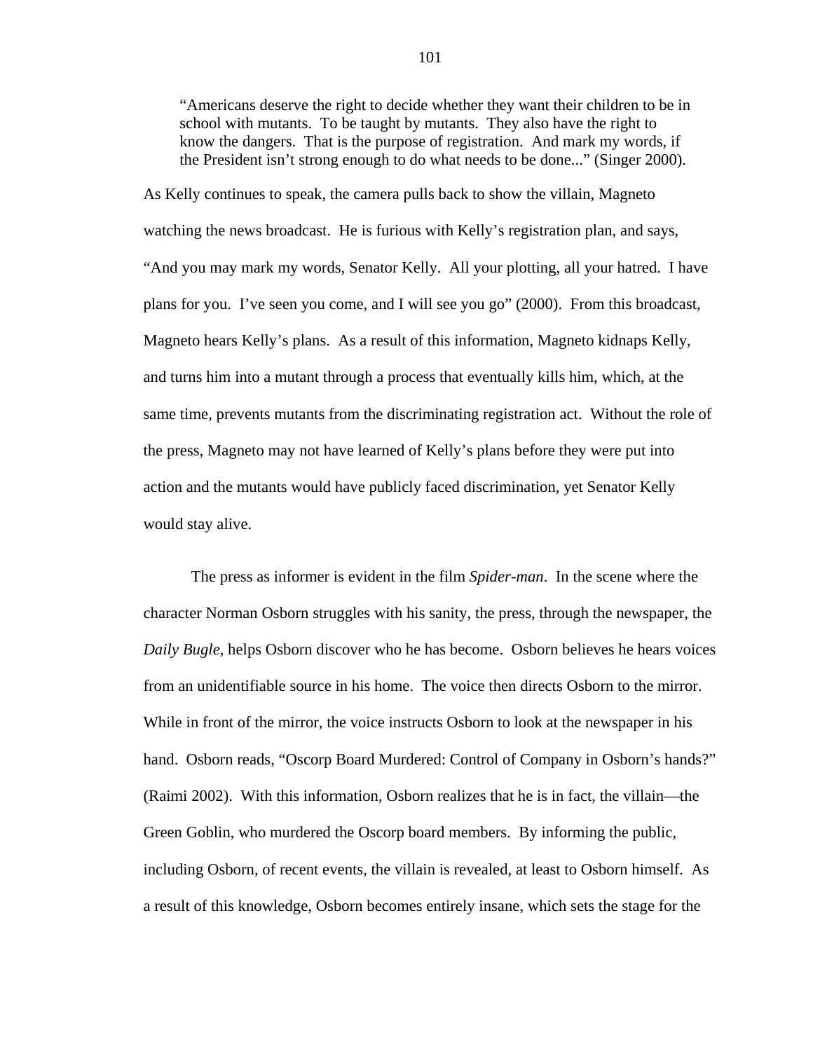> "Americans deserve the right to decide whether they want their children to be in school with mutants. To be taught by mutants. They also have the right to know the dangers. That is the purpose of registration. And mark my words, if the President isn't strong enough to do what needs to be done..." (Singer 2000).

As Kelly continues to speak, the camera pulls back to show the villain, Magneto watching the news broadcast. He is furious with Kelly's registration plan, and says, "And you may mark my words, Senator Kelly. All your plotting, all your hatred. I have plans for you. I've seen you come, and I will see you go" (2000). From this broadcast, Magneto hears Kelly's plans. As a result of this information, Magneto kidnaps Kelly, and turns him into a mutant through a process that eventually kills him, which, at the same time, prevents mutants from the discriminating registration act. Without the role of the press, Magneto may not have learned of Kelly's plans before they were put into action and the mutants would have publicly faced discrimination, yet Senator Kelly would stay alive.

The press as informer is evident in the film *Spider-man*. In the scene where the character Norman Osborn struggles with his sanity, the press, through the newspaper, the *Daily Bugle*, helps Osborn discover who he has become. Osborn believes he hears voices from an unidentifiable source in his home. The voice then directs Osborn to the mirror. While in front of the mirror, the voice instructs Osborn to look at the newspaper in his hand. Osborn reads, "Oscorp Board Murdered: Control of Company in Osborn's hands?" (Raimi 2002). With this information, Osborn realizes that he is in fact, the villain—the Green Goblin, who murdered the Oscorp board members. By informing the public, including Osborn, of recent events, the villain is revealed, at least to Osborn himself. As a result of this knowledge, Osborn becomes entirely insane, which sets the stage for the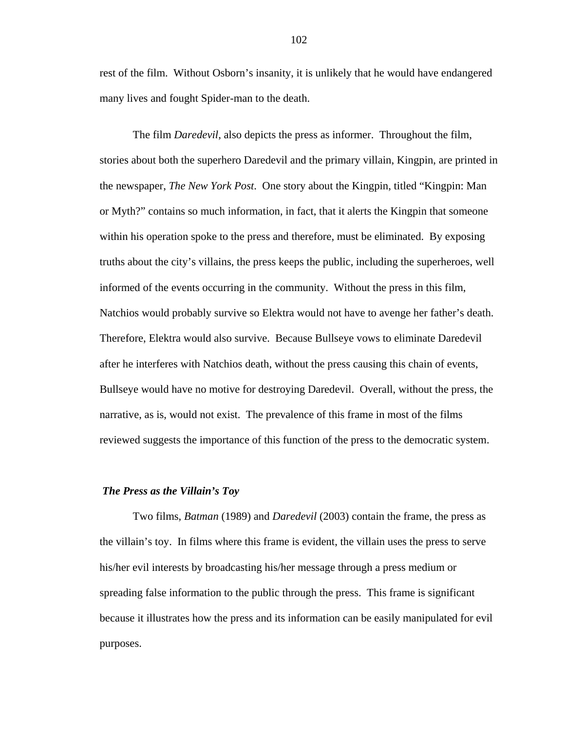rest of the film. Without Osborn's insanity, it is unlikely that he would have endangered many lives and fought Spider-man to the death.

The film *Daredevil*, also depicts the press as informer. Throughout the film, stories about both the superhero Daredevil and the primary villain, Kingpin, are printed in the newspaper, *The New York Post*. One story about the Kingpin, titled "Kingpin: Man or Myth?" contains so much information, in fact, that it alerts the Kingpin that someone within his operation spoke to the press and therefore, must be eliminated. By exposing truths about the city's villains, the press keeps the public, including the superheroes, well informed of the events occurring in the community. Without the press in this film, Natchios would probably survive so Elektra would not have to avenge her father's death. Therefore, Elektra would also survive. Because Bullseye vows to eliminate Daredevil after he interferes with Natchios death, without the press causing this chain of events, Bullseye would have no motive for destroying Daredevil. Overall, without the press, the narrative, as is, would not exist. The prevalence of this frame in most of the films reviewed suggests the importance of this function of the press to the democratic system.

### *The Press as the Villain's Toy*

Two films, *Batman* (1989) and *Daredevil* (2003) contain the frame, the press as the villain's toy. In films where this frame is evident, the villain uses the press to serve his/her evil interests by broadcasting his/her message through a press medium or spreading false information to the public through the press. This frame is significant because it illustrates how the press and its information can be easily manipulated for evil purposes.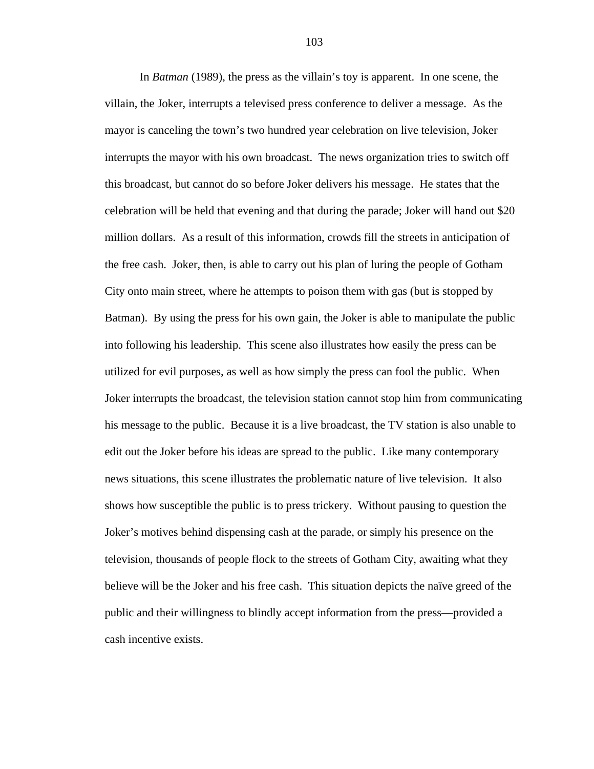In *Batman* (1989), the press as the villain's toy is apparent. In one scene, the villain, the Joker, interrupts a televised press conference to deliver a message. As the mayor is canceling the town's two hundred year celebration on live television, Joker interrupts the mayor with his own broadcast. The news organization tries to switch off this broadcast, but cannot do so before Joker delivers his message. He states that the celebration will be held that evening and that during the parade; Joker will hand out $20 million dollars. As a result of this information, crowds fill the streets in anticipation of the free cash. Joker, then, is able to carry out his plan of luring the people of Gotham City onto main street, where he attempts to poison them with gas (but is stopped by Batman). By using the press for his own gain, the Joker is able to manipulate the public into following his leadership. This scene also illustrates how easily the press can be utilized for evil purposes, as well as how simply the press can fool the public. When Joker interrupts the broadcast, the television station cannot stop him from communicating his message to the public. Because it is a live broadcast, the TV station is also unable to edit out the Joker before his ideas are spread to the public. Like many contemporary news situations, this scene illustrates the problematic nature of live television. It also shows how susceptible the public is to press trickery. Without pausing to question the Joker's motives behind dispensing cash at the parade, or simply his presence on the television, thousands of people flock to the streets of Gotham City, awaiting what they believe will be the Joker and his free cash. This situation depicts the naïve greed of the public and their willingness to blindly accept information from the press—provided a cash incentive exists.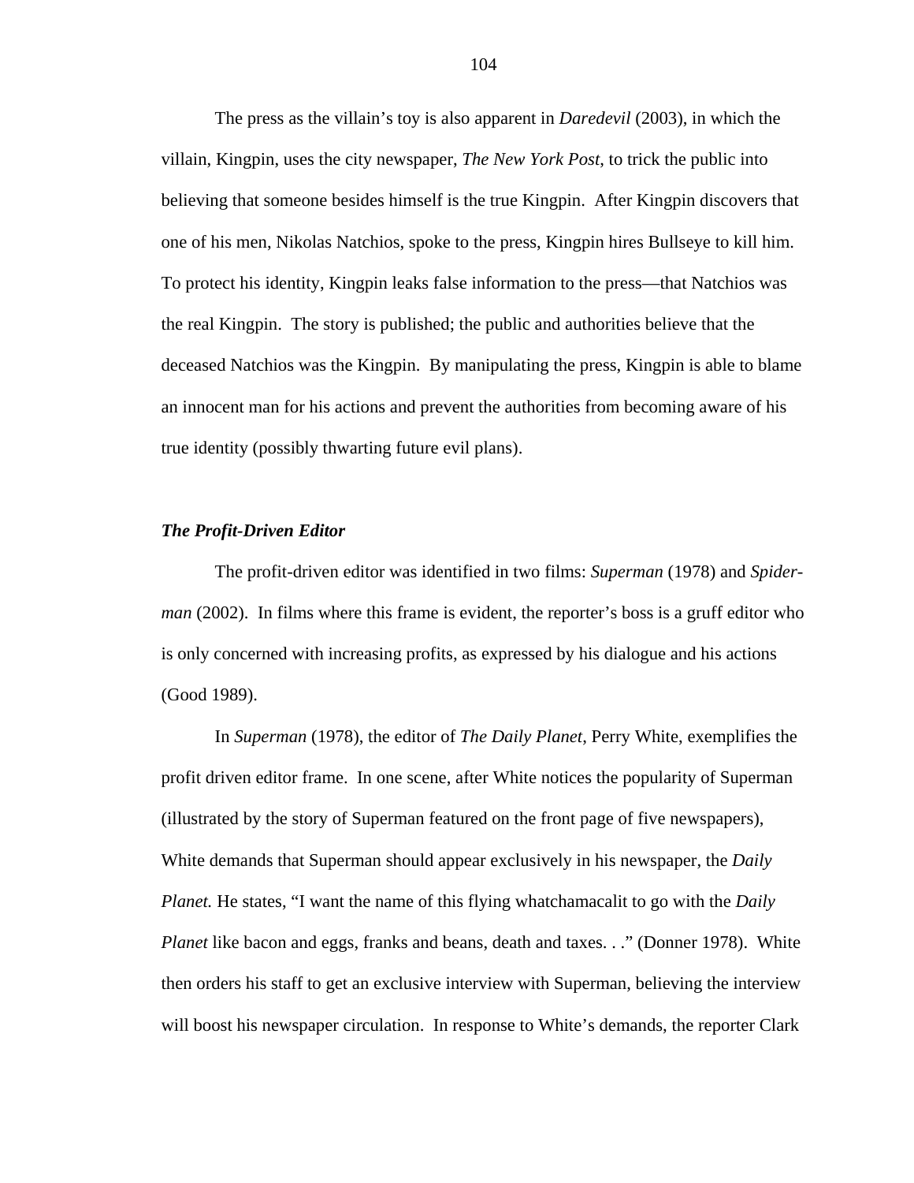The press as the villain's toy is also apparent in *Daredevil* (2003), in which the villain, Kingpin, uses the city newspaper, *The New York Post*, to trick the public into believing that someone besides himself is the true Kingpin. After Kingpin discovers that one of his men, Nikolas Natchios, spoke to the press, Kingpin hires Bullseye to kill him. To protect his identity, Kingpin leaks false information to the press—that Natchios was the real Kingpin. The story is published; the public and authorities believe that the deceased Natchios was the Kingpin. By manipulating the press, Kingpin is able to blame an innocent man for his actions and prevent the authorities from becoming aware of his true identity (possibly thwarting future evil plans).

### *The Profit-Driven Editor*

The profit-driven editor was identified in two films: *Superman* (1978) and *Spider-man* (2002). In films where this frame is evident, the reporter's boss is a gruff editor who is only concerned with increasing profits, as expressed by his dialogue and his actions (Good 1989).

In *Superman* (1978), the editor of *The Daily Planet*, Perry White, exemplifies the profit driven editor frame. In one scene, after White notices the popularity of Superman (illustrated by the story of Superman featured on the front page of five newspapers), White demands that Superman should appear exclusively in his newspaper, the *Daily Planet.* He states, "I want the name of this flying whatchamacalit to go with the *Daily Planet* like bacon and eggs, franks and beans, death and taxes. . ." (Donner 1978). White then orders his staff to get an exclusive interview with Superman, believing the interview will boost his newspaper circulation. In response to White's demands, the reporter Clark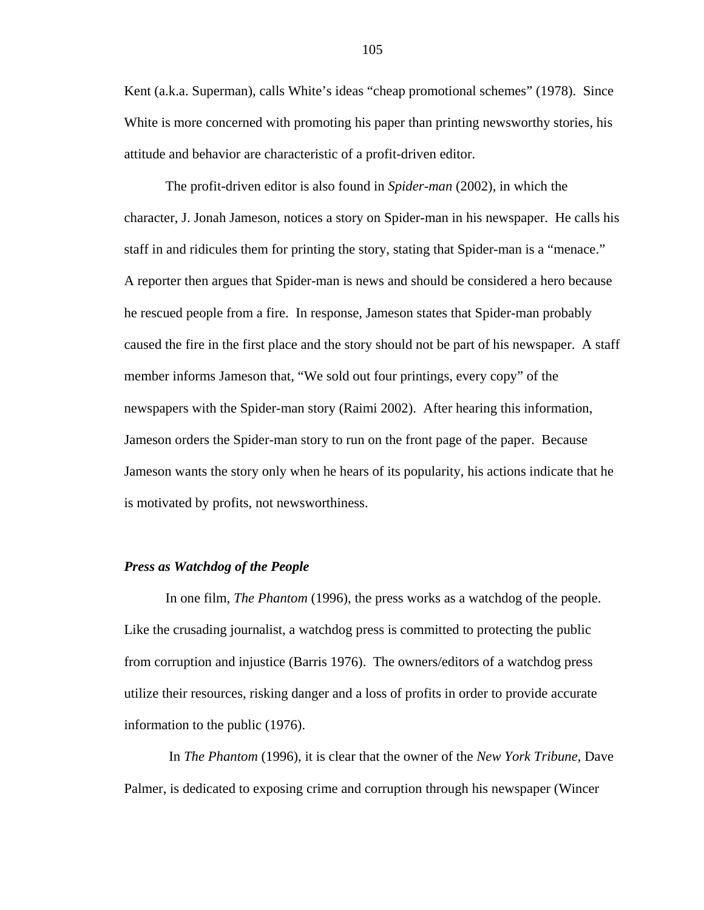Kent (a.k.a. Superman), calls White's ideas "cheap promotional schemes" (1978). Since White is more concerned with promoting his paper than printing newsworthy stories, his attitude and behavior are characteristic of a profit-driven editor.

The profit-driven editor is also found in *Spider-man* (2002), in which the character, J. Jonah Jameson, notices a story on Spider-man in his newspaper. He calls his staff in and ridicules them for printing the story, stating that Spider-man is a "menace." A reporter then argues that Spider-man is news and should be considered a hero because he rescued people from a fire. In response, Jameson states that Spider-man probably caused the fire in the first place and the story should not be part of his newspaper. A staff member informs Jameson that, "We sold out four printings, every copy" of the newspapers with the Spider-man story (Raimi 2002). After hearing this information, Jameson orders the Spider-man story to run on the front page of the paper. Because Jameson wants the story only when he hears of its popularity, his actions indicate that he is motivated by profits, not newsworthiness.

### *Press as Watchdog of the People*

In one film, *The Phantom* (1996), the press works as a watchdog of the people. Like the crusading journalist, a watchdog press is committed to protecting the public from corruption and injustice (Barris 1976). The owners/editors of a watchdog press utilize their resources, risking danger and a loss of profits in order to provide accurate information to the public (1976).

In *The Phantom* (1996), it is clear that the owner of the *New York Tribune*, Dave Palmer, is dedicated to exposing crime and corruption through his newspaper (Wincer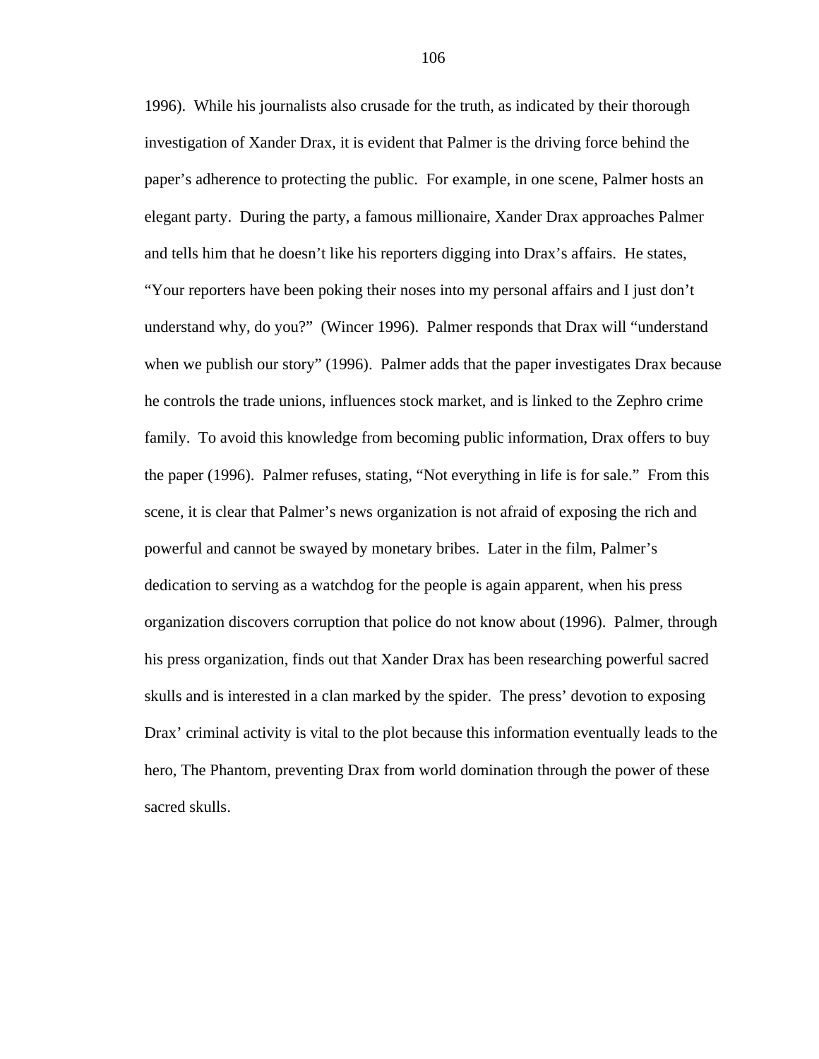1996). While his journalists also crusade for the truth, as indicated by their thorough investigation of Xander Drax, it is evident that Palmer is the driving force behind the paper's adherence to protecting the public. For example, in one scene, Palmer hosts an elegant party. During the party, a famous millionaire, Xander Drax approaches Palmer and tells him that he doesn't like his reporters digging into Drax's affairs. He states, "Your reporters have been poking their noses into my personal affairs and I just don't understand why, do you?" (Wincer 1996). Palmer responds that Drax will "understand when we publish our story" (1996). Palmer adds that the paper investigates Drax because he controls the trade unions, influences stock market, and is linked to the Zephro crime family. To avoid this knowledge from becoming public information, Drax offers to buy the paper (1996). Palmer refuses, stating, "Not everything in life is for sale." From this scene, it is clear that Palmer's news organization is not afraid of exposing the rich and powerful and cannot be swayed by monetary bribes. Later in the film, Palmer's dedication to serving as a watchdog for the people is again apparent, when his press organization discovers corruption that police do not know about (1996). Palmer, through his press organization, finds out that Xander Drax has been researching powerful sacred skulls and is interested in a clan marked by the spider. The press' devotion to exposing Drax' criminal activity is vital to the plot because this information eventually leads to the hero, The Phantom, preventing Drax from world domination through the power of these sacred skulls.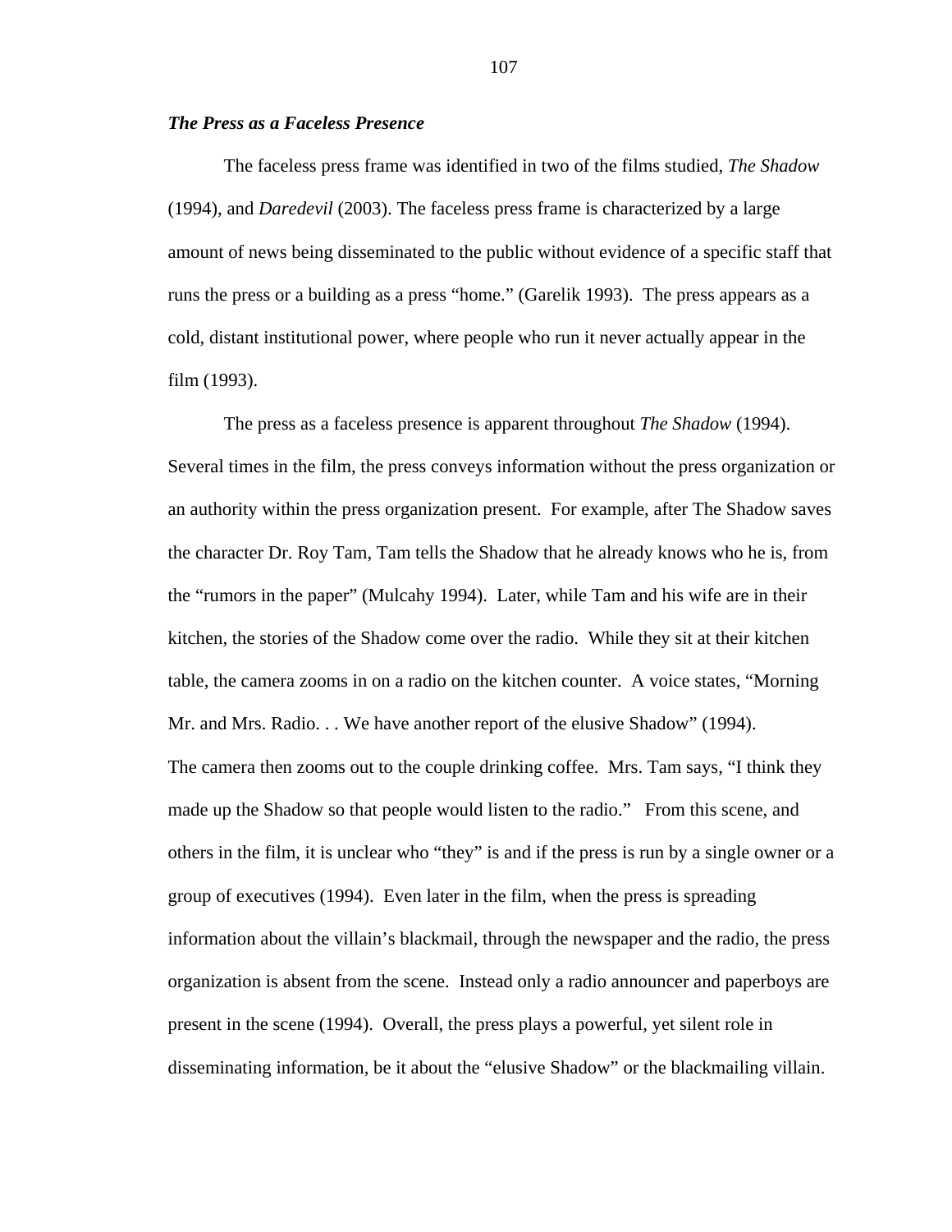### ***The Press as a Faceless Presence***

The faceless press frame was identified in two of the films studied, *The Shadow* (1994), and *Daredevil* (2003). The faceless press frame is characterized by a large amount of news being disseminated to the public without evidence of a specific staff that runs the press or a building as a press "home." (Garelik 1993). The press appears as a cold, distant institutional power, where people who run it never actually appear in the film (1993).

The press as a faceless presence is apparent throughout *The Shadow* (1994). Several times in the film, the press conveys information without the press organization or an authority within the press organization present. For example, after The Shadow saves the character Dr. Roy Tam, Tam tells the Shadow that he already knows who he is, from the "rumors in the paper" (Mulcahy 1994). Later, while Tam and his wife are in their kitchen, the stories of the Shadow come over the radio. While they sit at their kitchen table, the camera zooms in on a radio on the kitchen counter. A voice states, "Morning Mr. and Mrs. Radio. . . We have another report of the elusive Shadow" (1994). The camera then zooms out to the couple drinking coffee. Mrs. Tam says, "I think they made up the Shadow so that people would listen to the radio." From this scene, and others in the film, it is unclear who "they" is and if the press is run by a single owner or a group of executives (1994). Even later in the film, when the press is spreading information about the villain's blackmail, through the newspaper and the radio, the press organization is absent from the scene. Instead only a radio announcer and paperboys are present in the scene (1994). Overall, the press plays a powerful, yet silent role in disseminating information, be it about the "elusive Shadow" or the blackmailing villain.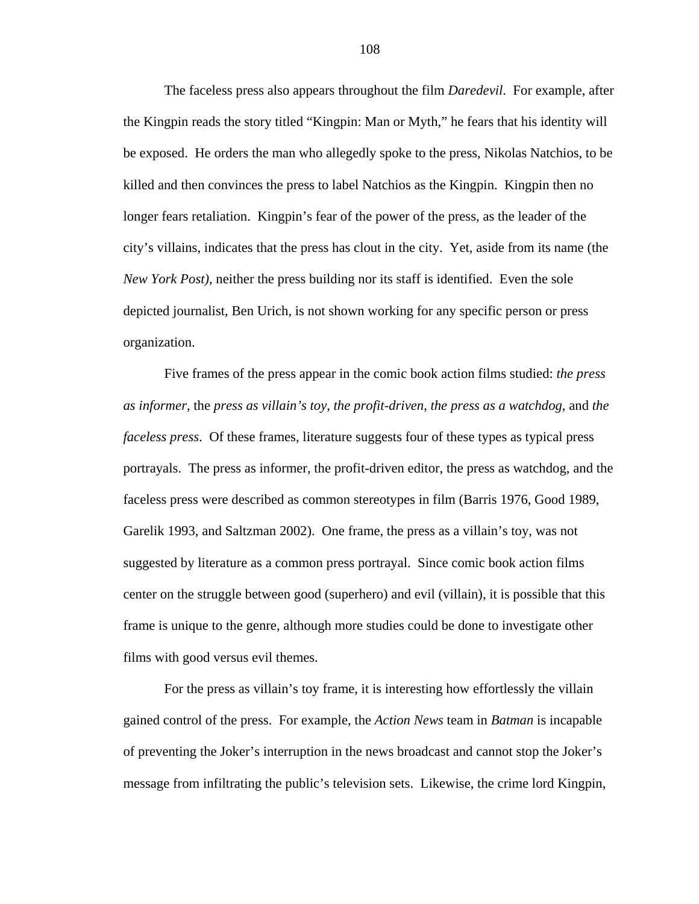The faceless press also appears throughout the film *Daredevil*. For example, after the Kingpin reads the story titled "Kingpin: Man or Myth," he fears that his identity will be exposed. He orders the man who allegedly spoke to the press, Nikolas Natchios, to be killed and then convinces the press to label Natchios as the Kingpin. Kingpin then no longer fears retaliation. Kingpin's fear of the power of the press, as the leader of the city's villains, indicates that the press has clout in the city. Yet, aside from its name (the *New York Post),* neither the press building nor its staff is identified. Even the sole depicted journalist, Ben Urich, is not shown working for any specific person or press organization.

Five frames of the press appear in the comic book action films studied: *the press as informer*, the *press as villain's toy*, *the profit-driven*, *the press as a watchdog*, and *the faceless press*. Of these frames, literature suggests four of these types as typical press portrayals. The press as informer, the profit-driven editor, the press as watchdog, and the faceless press were described as common stereotypes in film (Barris 1976, Good 1989, Garelik 1993, and Saltzman 2002). One frame, the press as a villain's toy, was not suggested by literature as a common press portrayal. Since comic book action films center on the struggle between good (superhero) and evil (villain), it is possible that this frame is unique to the genre, although more studies could be done to investigate other films with good versus evil themes.

For the press as villain's toy frame, it is interesting how effortlessly the villain gained control of the press. For example, the *Action News* team in *Batman* is incapable of preventing the Joker's interruption in the news broadcast and cannot stop the Joker's message from infiltrating the public's television sets. Likewise, the crime lord Kingpin,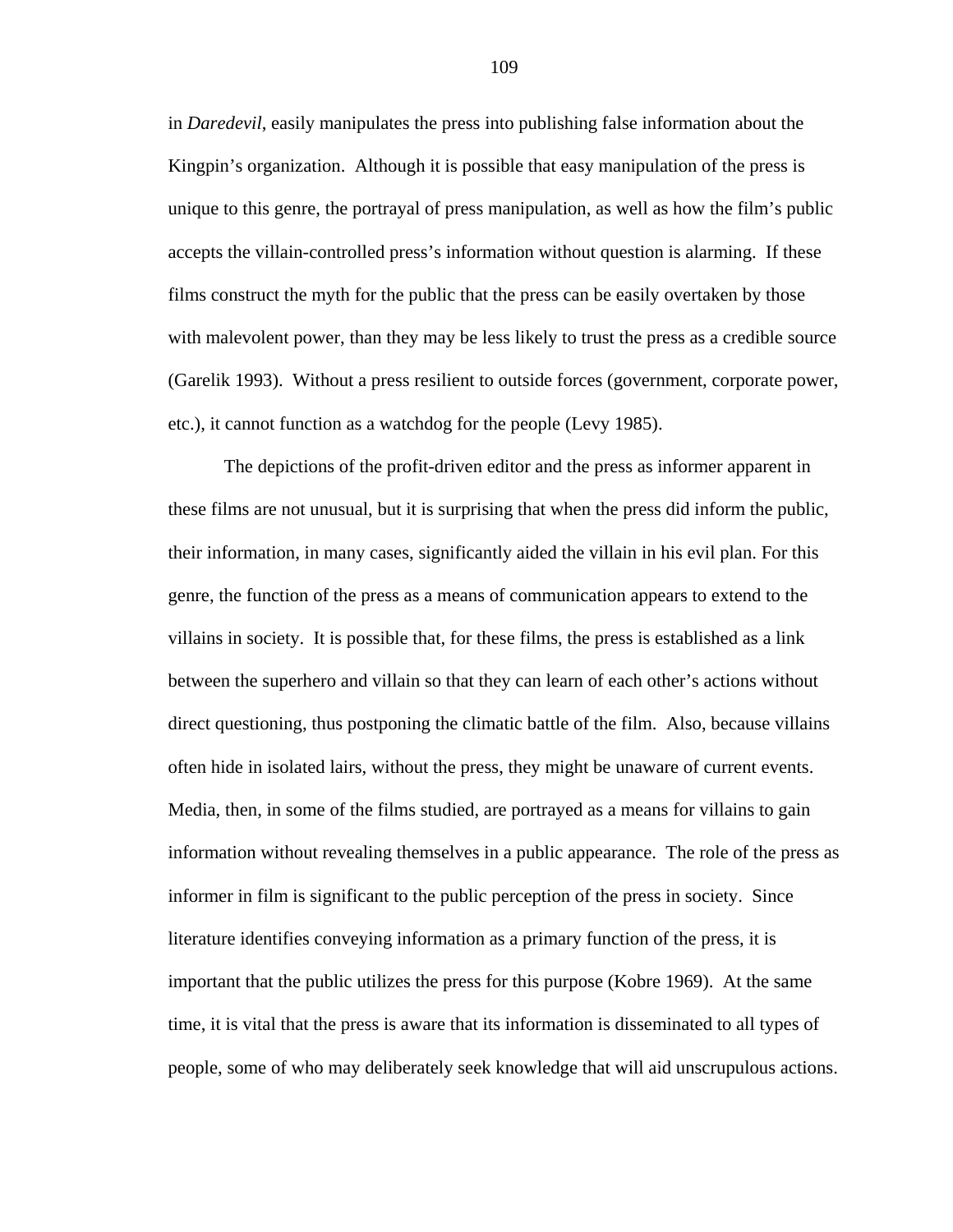in *Daredevil*, easily manipulates the press into publishing false information about the Kingpin's organization. Although it is possible that easy manipulation of the press is unique to this genre, the portrayal of press manipulation, as well as how the film's public accepts the villain-controlled press's information without question is alarming. If these films construct the myth for the public that the press can be easily overtaken by those with malevolent power, than they may be less likely to trust the press as a credible source (Garelik 1993). Without a press resilient to outside forces (government, corporate power, etc.), it cannot function as a watchdog for the people (Levy 1985).

The depictions of the profit-driven editor and the press as informer apparent in these films are not unusual, but it is surprising that when the press did inform the public, their information, in many cases, significantly aided the villain in his evil plan. For this genre, the function of the press as a means of communication appears to extend to the villains in society. It is possible that, for these films, the press is established as a link between the superhero and villain so that they can learn of each other's actions without direct questioning, thus postponing the climatic battle of the film. Also, because villains often hide in isolated lairs, without the press, they might be unaware of current events. Media, then, in some of the films studied, are portrayed as a means for villains to gain information without revealing themselves in a public appearance. The role of the press as informer in film is significant to the public perception of the press in society. Since literature identifies conveying information as a primary function of the press, it is important that the public utilizes the press for this purpose (Kobre 1969). At the same time, it is vital that the press is aware that its information is disseminated to all types of people, some of who may deliberately seek knowledge that will aid unscrupulous actions.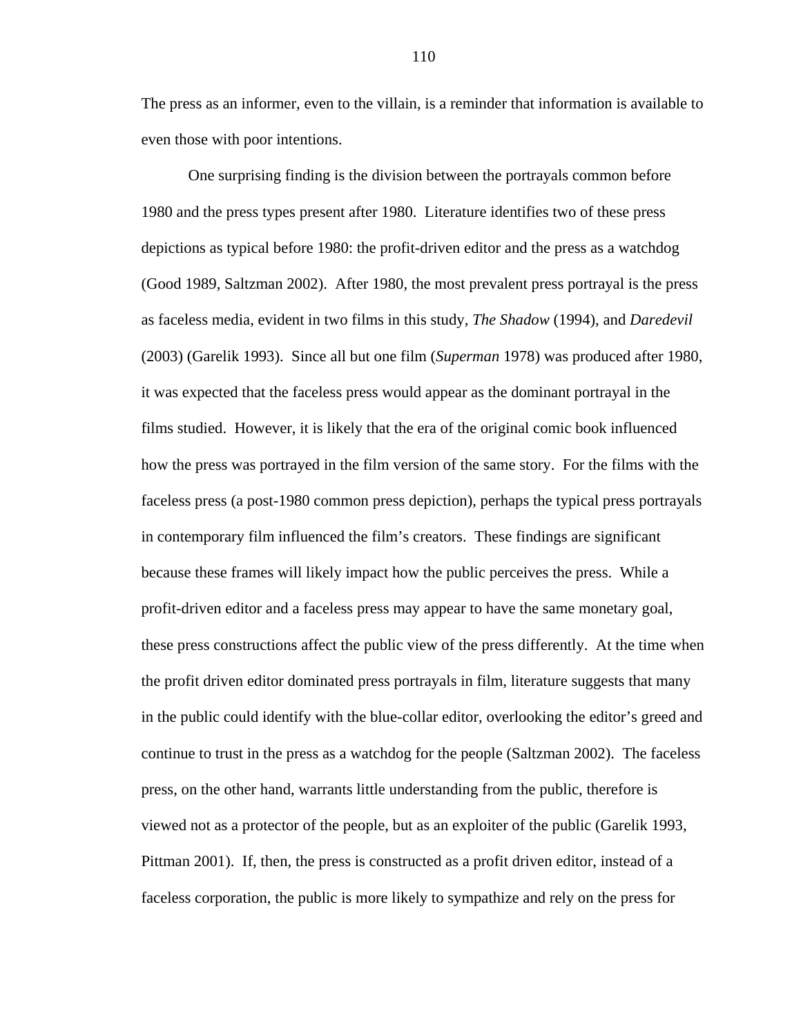The press as an informer, even to the villain, is a reminder that information is available to even those with poor intentions.

One surprising finding is the division between the portrayals common before 1980 and the press types present after 1980. Literature identifies two of these press depictions as typical before 1980: the profit-driven editor and the press as a watchdog (Good 1989, Saltzman 2002). After 1980, the most prevalent press portrayal is the press as faceless media, evident in two films in this study, *The Shadow* (1994), and *Daredevil* (2003) (Garelik 1993). Since all but one film (*Superman* 1978) was produced after 1980, it was expected that the faceless press would appear as the dominant portrayal in the films studied. However, it is likely that the era of the original comic book influenced how the press was portrayed in the film version of the same story. For the films with the faceless press (a post-1980 common press depiction), perhaps the typical press portrayals in contemporary film influenced the film's creators. These findings are significant because these frames will likely impact how the public perceives the press. While a profit-driven editor and a faceless press may appear to have the same monetary goal, these press constructions affect the public view of the press differently. At the time when the profit driven editor dominated press portrayals in film, literature suggests that many in the public could identify with the blue-collar editor, overlooking the editor's greed and continue to trust in the press as a watchdog for the people (Saltzman 2002). The faceless press, on the other hand, warrants little understanding from the public, therefore is viewed not as a protector of the people, but as an exploiter of the public (Garelik 1993, Pittman 2001). If, then, the press is constructed as a profit driven editor, instead of a faceless corporation, the public is more likely to sympathize and rely on the press for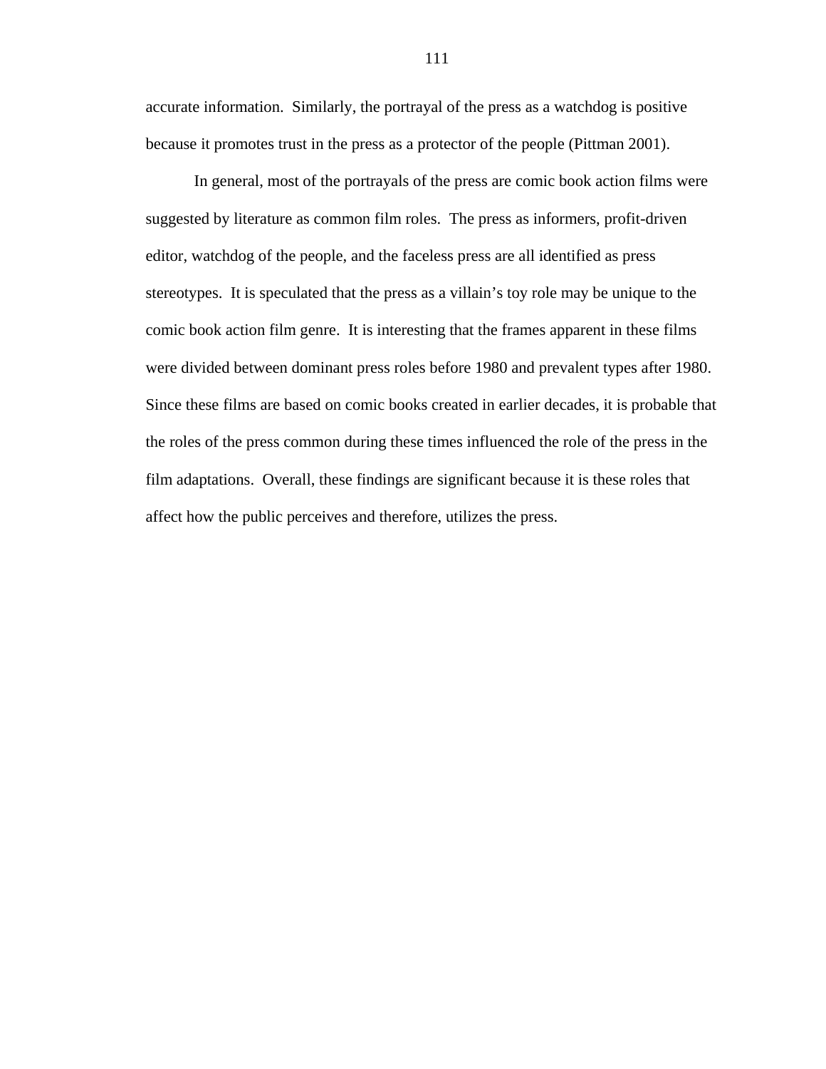accurate information. Similarly, the portrayal of the press as a watchdog is positive because it promotes trust in the press as a protector of the people (Pittman 2001).

In general, most of the portrayals of the press are comic book action films were suggested by literature as common film roles. The press as informers, profit-driven editor, watchdog of the people, and the faceless press are all identified as press stereotypes. It is speculated that the press as a villain's toy role may be unique to the comic book action film genre. It is interesting that the frames apparent in these films were divided between dominant press roles before 1980 and prevalent types after 1980. Since these films are based on comic books created in earlier decades, it is probable that the roles of the press common during these times influenced the role of the press in the film adaptations. Overall, these findings are significant because it is these roles that affect how the public perceives and therefore, utilizes the press.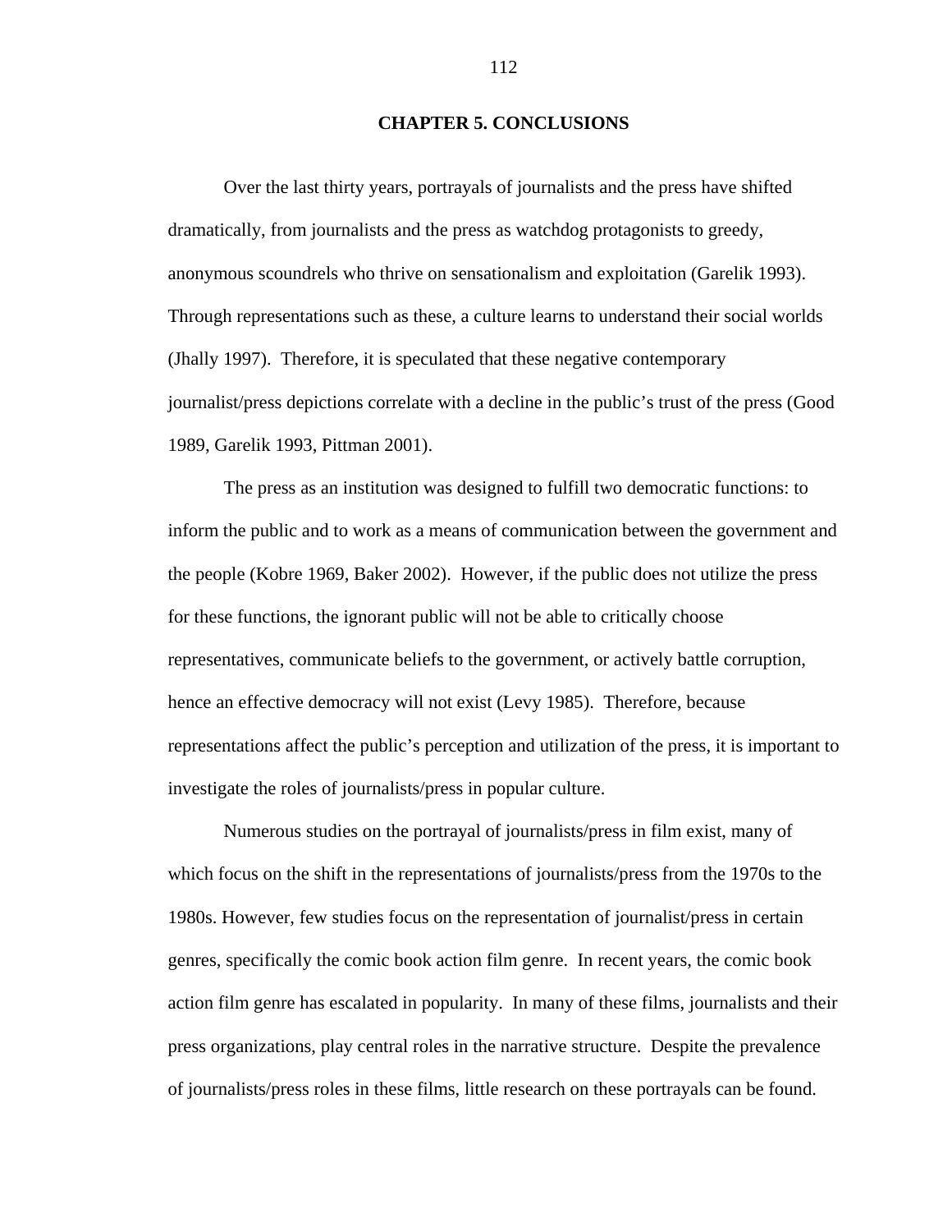# CHAPTER 5. CONCLUSIONS

Over the last thirty years, portrayals of journalists and the press have shifted dramatically, from journalists and the press as watchdog protagonists to greedy, anonymous scoundrels who thrive on sensationalism and exploitation (Garelik 1993). Through representations such as these, a culture learns to understand their social worlds (Jhally 1997). Therefore, it is speculated that these negative contemporary journalist/press depictions correlate with a decline in the public's trust of the press (Good 1989, Garelik 1993, Pittman 2001).

The press as an institution was designed to fulfill two democratic functions: to inform the public and to work as a means of communication between the government and the people (Kobre 1969, Baker 2002). However, if the public does not utilize the press for these functions, the ignorant public will not be able to critically choose representatives, communicate beliefs to the government, or actively battle corruption, hence an effective democracy will not exist (Levy 1985). Therefore, because representations affect the public's perception and utilization of the press, it is important to investigate the roles of journalists/press in popular culture.

Numerous studies on the portrayal of journalists/press in film exist, many of which focus on the shift in the representations of journalists/press from the 1970s to the 1980s. However, few studies focus on the representation of journalist/press in certain genres, specifically the comic book action film genre. In recent years, the comic book action film genre has escalated in popularity. In many of these films, journalists and their press organizations, play central roles in the narrative structure. Despite the prevalence of journalists/press roles in these films, little research on these portrayals can be found.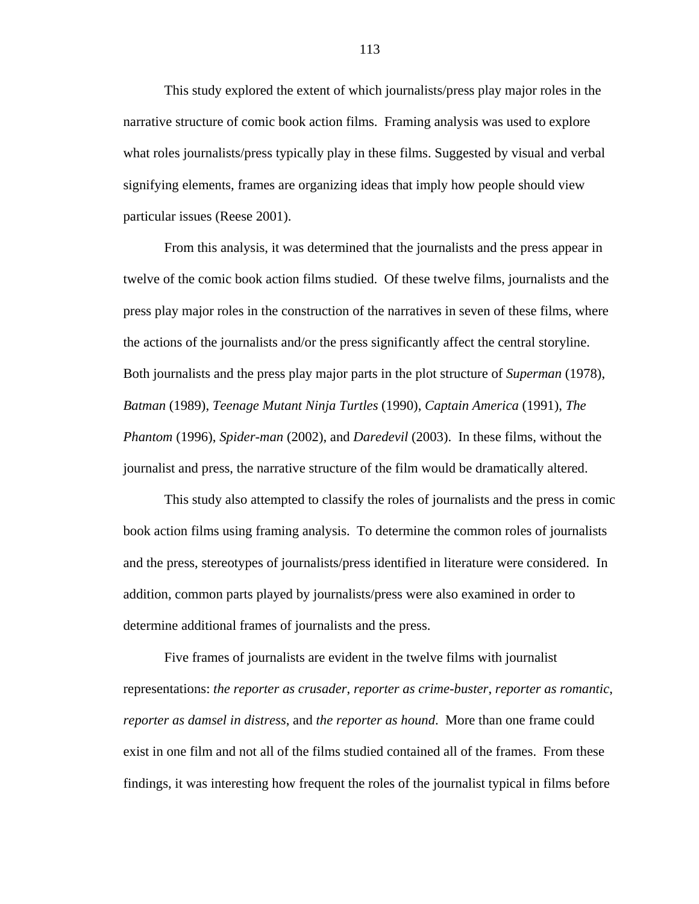This study explored the extent of which journalists/press play major roles in the narrative structure of comic book action films. Framing analysis was used to explore what roles journalists/press typically play in these films. Suggested by visual and verbal signifying elements, frames are organizing ideas that imply how people should view particular issues (Reese 2001).

From this analysis, it was determined that the journalists and the press appear in twelve of the comic book action films studied. Of these twelve films, journalists and the press play major roles in the construction of the narratives in seven of these films, where the actions of the journalists and/or the press significantly affect the central storyline. Both journalists and the press play major parts in the plot structure of *Superman* (1978), *Batman* (1989), *Teenage Mutant Ninja Turtles* (1990), *Captain America* (1991), *The Phantom* (1996), *Spider-man* (2002), and *Daredevil* (2003). In these films, without the journalist and press, the narrative structure of the film would be dramatically altered.

This study also attempted to classify the roles of journalists and the press in comic book action films using framing analysis. To determine the common roles of journalists and the press, stereotypes of journalists/press identified in literature were considered. In addition, common parts played by journalists/press were also examined in order to determine additional frames of journalists and the press.

Five frames of journalists are evident in the twelve films with journalist representations: *the reporter as crusader*, *reporter as crime-buster*, *reporter as romantic*, *reporter as damsel in distress*, and *the reporter as hound*. More than one frame could exist in one film and not all of the films studied contained all of the frames. From these findings, it was interesting how frequent the roles of the journalist typical in films before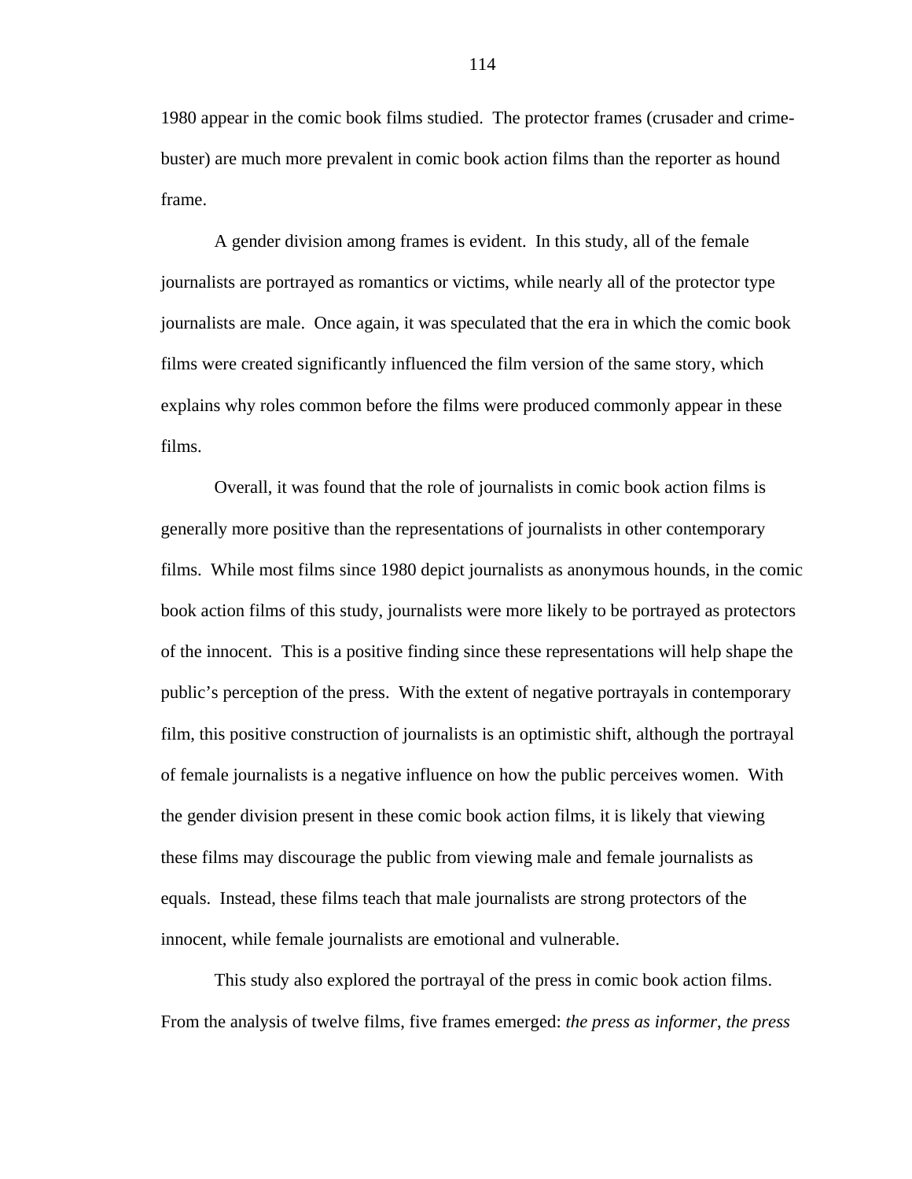1980 appear in the comic book films studied. The protector frames (crusader and crime-buster) are much more prevalent in comic book action films than the reporter as hound frame.

A gender division among frames is evident. In this study, all of the female journalists are portrayed as romantics or victims, while nearly all of the protector type journalists are male. Once again, it was speculated that the era in which the comic book films were created significantly influenced the film version of the same story, which explains why roles common before the films were produced commonly appear in these films.

Overall, it was found that the role of journalists in comic book action films is generally more positive than the representations of journalists in other contemporary films. While most films since 1980 depict journalists as anonymous hounds, in the comic book action films of this study, journalists were more likely to be portrayed as protectors of the innocent. This is a positive finding since these representations will help shape the public's perception of the press. With the extent of negative portrayals in contemporary film, this positive construction of journalists is an optimistic shift, although the portrayal of female journalists is a negative influence on how the public perceives women. With the gender division present in these comic book action films, it is likely that viewing these films may discourage the public from viewing male and female journalists as equals. Instead, these films teach that male journalists are strong protectors of the innocent, while female journalists are emotional and vulnerable.

This study also explored the portrayal of the press in comic book action films. From the analysis of twelve films, five frames emerged: *the press as informer*, *the press*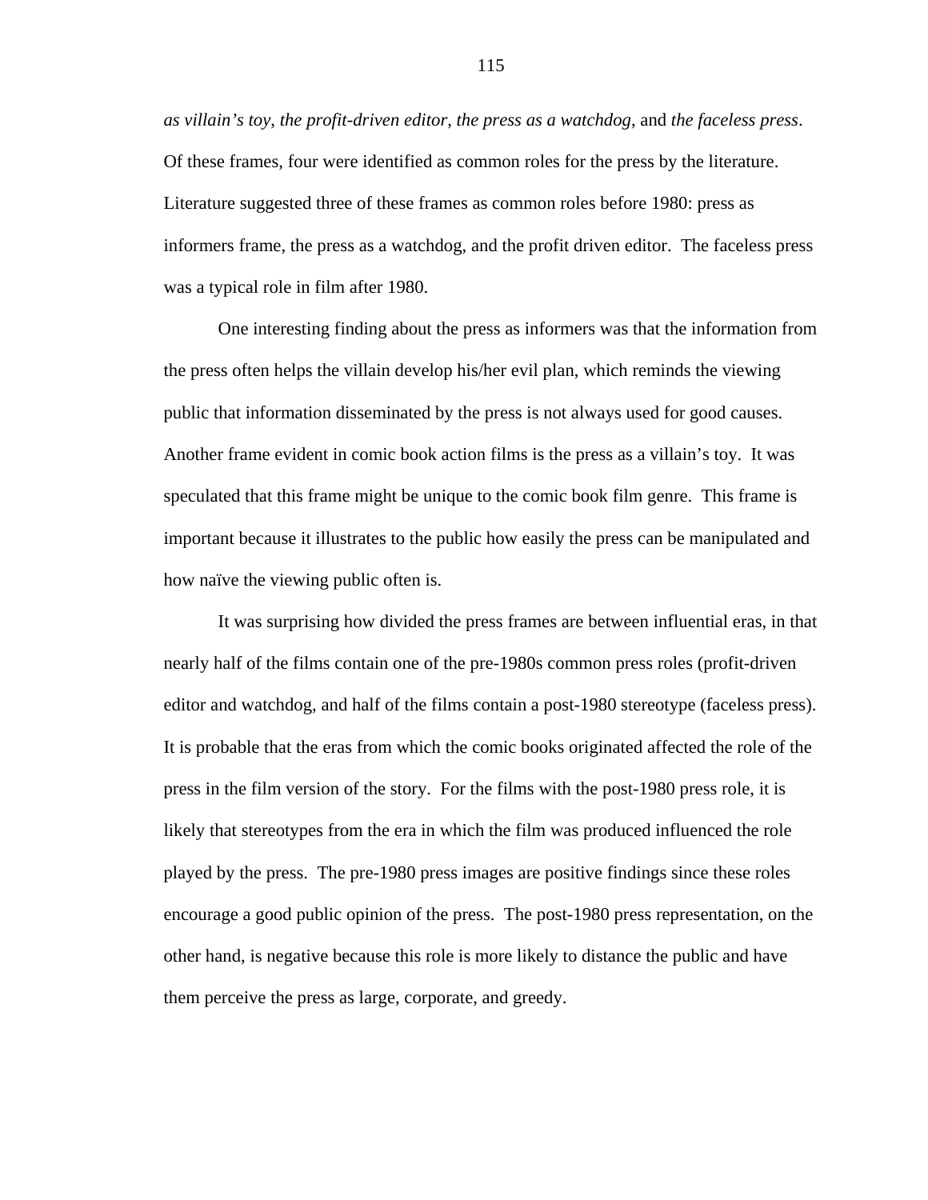*as villain's toy*, *the profit-driven editor*, *the press as a watchdog*, and *the faceless press*. Of these frames, four were identified as common roles for the press by the literature. Literature suggested three of these frames as common roles before 1980: press as informers frame, the press as a watchdog, and the profit driven editor. The faceless press was a typical role in film after 1980.

One interesting finding about the press as informers was that the information from the press often helps the villain develop his/her evil plan, which reminds the viewing public that information disseminated by the press is not always used for good causes. Another frame evident in comic book action films is the press as a villain's toy. It was speculated that this frame might be unique to the comic book film genre. This frame is important because it illustrates to the public how easily the press can be manipulated and how naïve the viewing public often is.

It was surprising how divided the press frames are between influential eras, in that nearly half of the films contain one of the pre-1980s common press roles (profit-driven editor and watchdog, and half of the films contain a post-1980 stereotype (faceless press). It is probable that the eras from which the comic books originated affected the role of the press in the film version of the story. For the films with the post-1980 press role, it is likely that stereotypes from the era in which the film was produced influenced the role played by the press. The pre-1980 press images are positive findings since these roles encourage a good public opinion of the press. The post-1980 press representation, on the other hand, is negative because this role is more likely to distance the public and have them perceive the press as large, corporate, and greedy.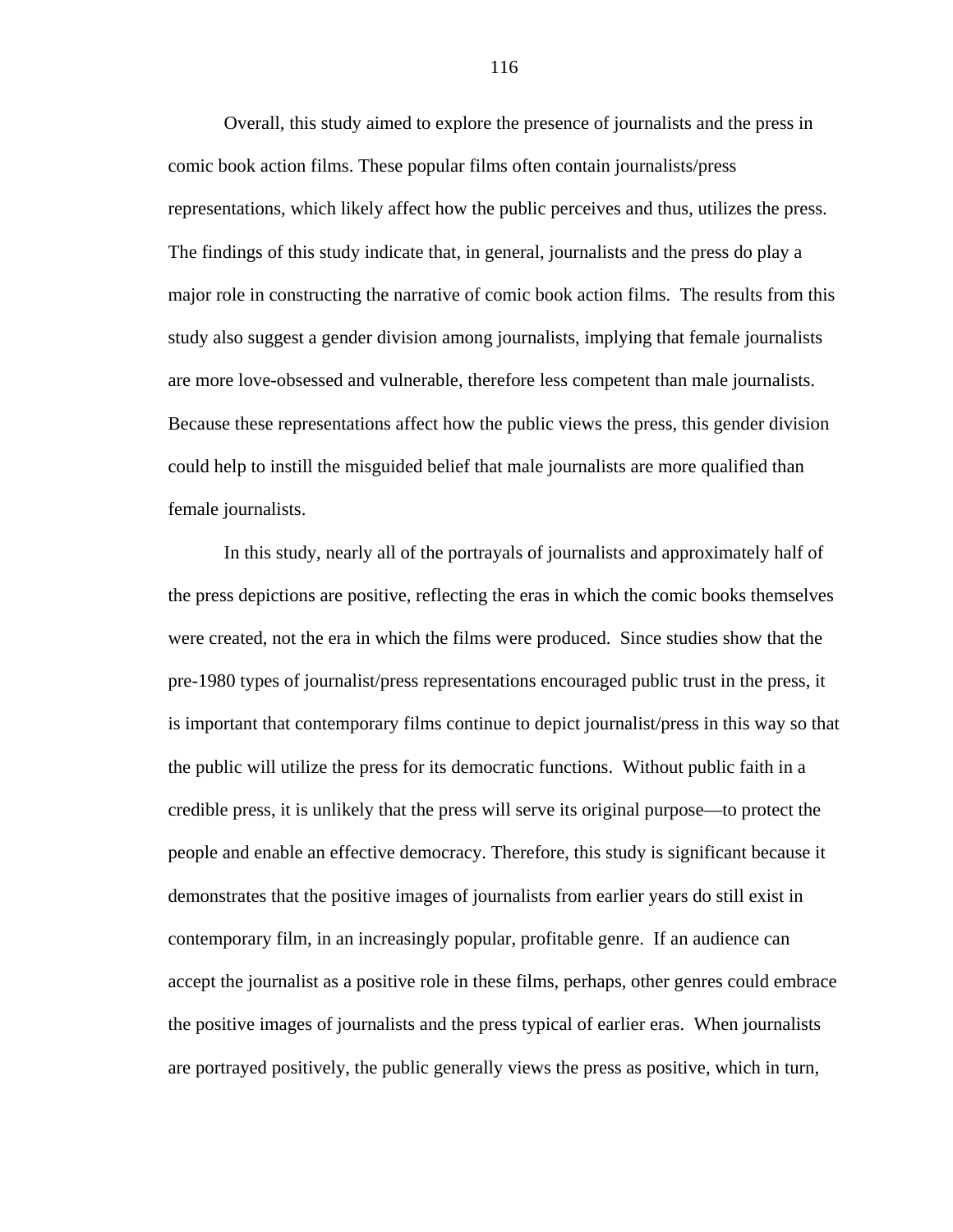Overall, this study aimed to explore the presence of journalists and the press in comic book action films. These popular films often contain journalists/press representations, which likely affect how the public perceives and thus, utilizes the press. The findings of this study indicate that, in general, journalists and the press do play a major role in constructing the narrative of comic book action films. The results from this study also suggest a gender division among journalists, implying that female journalists are more love-obsessed and vulnerable, therefore less competent than male journalists. Because these representations affect how the public views the press, this gender division could help to instill the misguided belief that male journalists are more qualified than female journalists.

In this study, nearly all of the portrayals of journalists and approximately half of the press depictions are positive, reflecting the eras in which the comic books themselves were created, not the era in which the films were produced. Since studies show that the pre-1980 types of journalist/press representations encouraged public trust in the press, it is important that contemporary films continue to depict journalist/press in this way so that the public will utilize the press for its democratic functions. Without public faith in a credible press, it is unlikely that the press will serve its original purpose—to protect the people and enable an effective democracy. Therefore, this study is significant because it demonstrates that the positive images of journalists from earlier years do still exist in contemporary film, in an increasingly popular, profitable genre. If an audience can accept the journalist as a positive role in these films, perhaps, other genres could embrace the positive images of journalists and the press typical of earlier eras. When journalists are portrayed positively, the public generally views the press as positive, which in turn,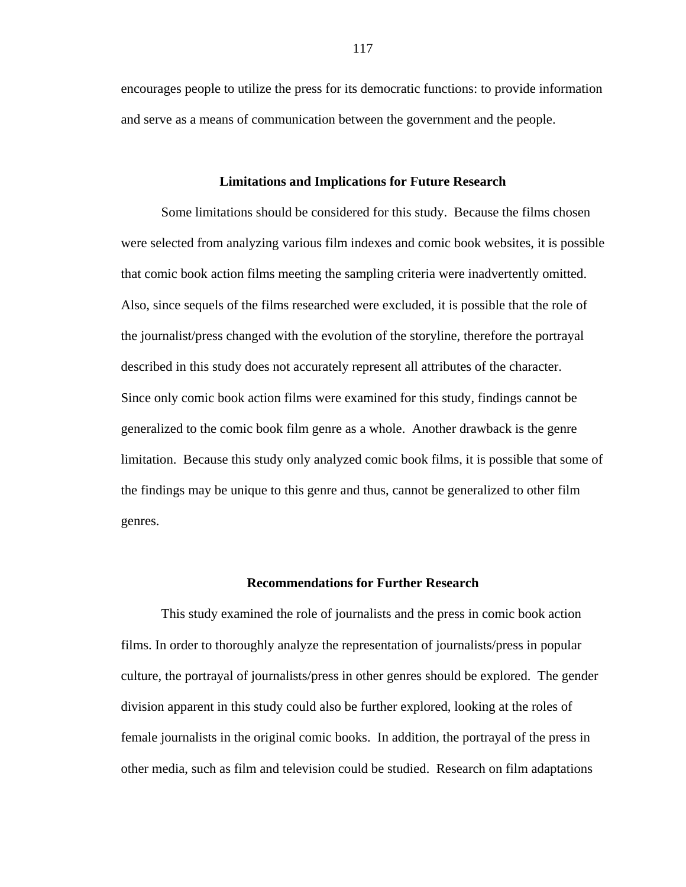encourages people to utilize the press for its democratic functions: to provide information and serve as a means of communication between the government and the people.

## Limitations and Implications for Future Research

Some limitations should be considered for this study. Because the films chosen were selected from analyzing various film indexes and comic book websites, it is possible that comic book action films meeting the sampling criteria were inadvertently omitted. Also, since sequels of the films researched were excluded, it is possible that the role of the journalist/press changed with the evolution of the storyline, therefore the portrayal described in this study does not accurately represent all attributes of the character. Since only comic book action films were examined for this study, findings cannot be generalized to the comic book film genre as a whole. Another drawback is the genre limitation. Because this study only analyzed comic book films, it is possible that some of the findings may be unique to this genre and thus, cannot be generalized to other film genres.

## Recommendations for Further Research

This study examined the role of journalists and the press in comic book action films. In order to thoroughly analyze the representation of journalists/press in popular culture, the portrayal of journalists/press in other genres should be explored. The gender division apparent in this study could also be further explored, looking at the roles of female journalists in the original comic books. In addition, the portrayal of the press in other media, such as film and television could be studied. Research on film adaptations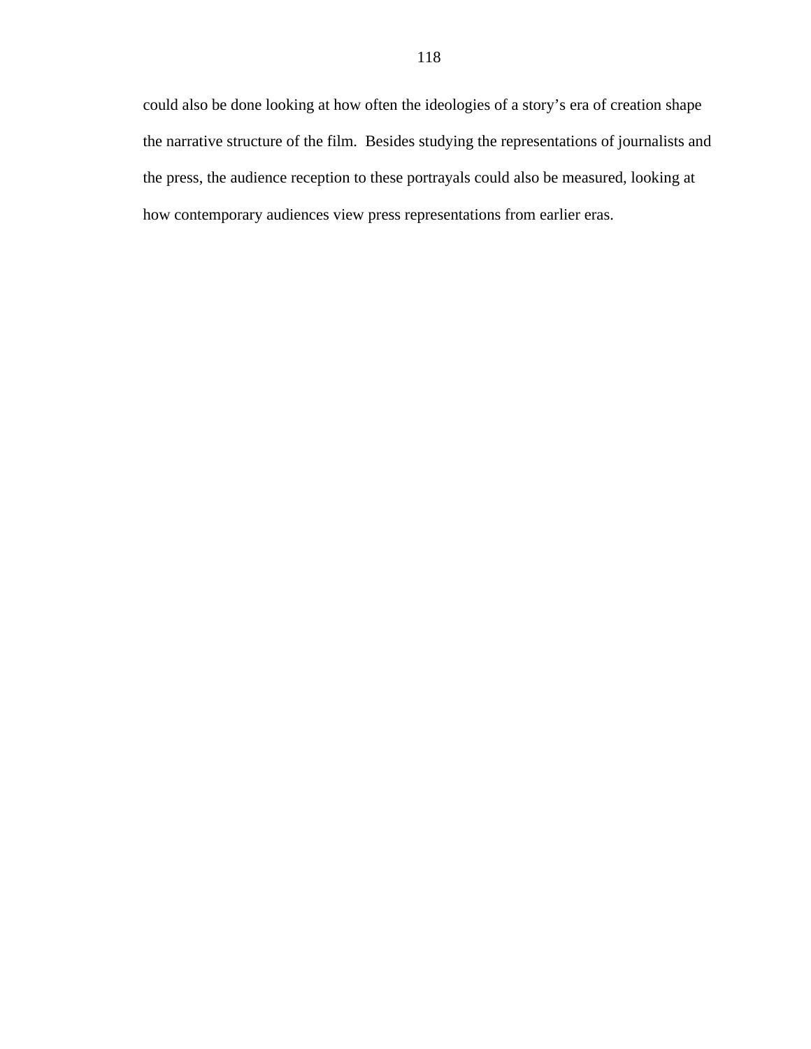could also be done looking at how often the ideologies of a story's era of creation shape the narrative structure of the film.  Besides studying the representations of journalists and the press, the audience reception to these portrayals could also be measured, looking at how contemporary audiences view press representations from earlier eras.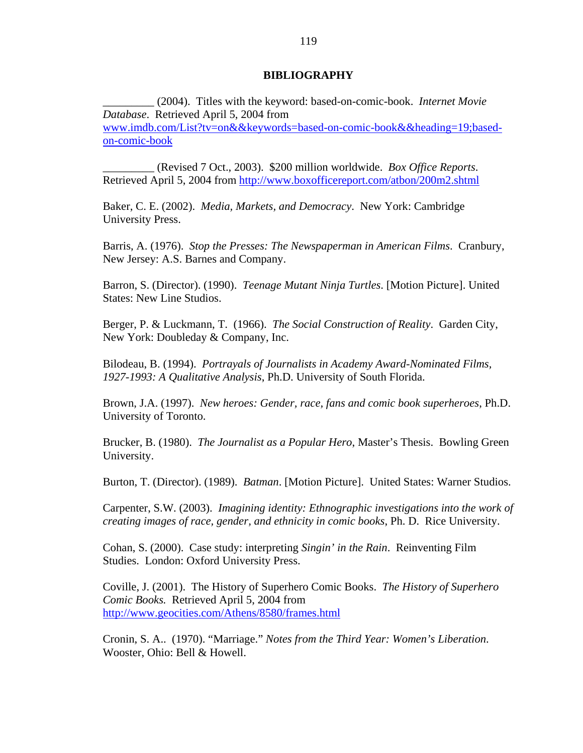# BIBLIOGRAPHY

_________ (2004). Titles with the keyword: based-on-comic-book. *Internet Movie Database*. Retrieved April 5, 2004 from www.imdb.com/List?tv=on&&keywords=based-on-comic-book&&heading=19;based-on-comic-book

_________ (Revised 7 Oct., 2003). $200 million worldwide. *Box Office Reports*. Retrieved April 5, 2004 from http://www.boxofficereport.com/atbon/200m2.shtml

Baker, C. E. (2002). *Media, Markets, and Democracy*. New York: Cambridge University Press.

Barris, A. (1976). *Stop the Presses: The Newspaperman in American Films*. Cranbury, New Jersey: A.S. Barnes and Company.

Barron, S. (Director). (1990). *Teenage Mutant Ninja Turtles*. [Motion Picture]. United States: New Line Studios.

Berger, P. & Luckmann, T. (1966). *The Social Construction of Reality*. Garden City, New York: Doubleday & Company, Inc.

Bilodeau, B. (1994). *Portrayals of Journalists in Academy Award-Nominated Films, 1927-1993: A Qualitative Analysis*, Ph.D. University of South Florida.

Brown, J.A. (1997). *New heroes: Gender, race, fans and comic book superheroes*, Ph.D. University of Toronto.

Brucker, B. (1980). *The Journalist as a Popular Hero*, Master's Thesis. Bowling Green University.

Burton, T. (Director). (1989). *Batman*. [Motion Picture]. United States: Warner Studios.

Carpenter, S.W. (2003). *Imagining identity: Ethnographic investigations into the work of creating images of race, gender, and ethnicity in comic books*, Ph. D. Rice University.

Cohan, S. (2000). Case study: interpreting *Singin' in the Rain*. Reinventing Film Studies. London: Oxford University Press.

Coville, J. (2001). The History of Superhero Comic Books. *The History of Superhero Comic Books.* Retrieved April 5, 2004 from http://www.geocities.com/Athens/8580/frames.html

Cronin, S. A.. (1970). "Marriage." *Notes from the Third Year: Women's Liberation.* Wooster, Ohio: Bell & Howell.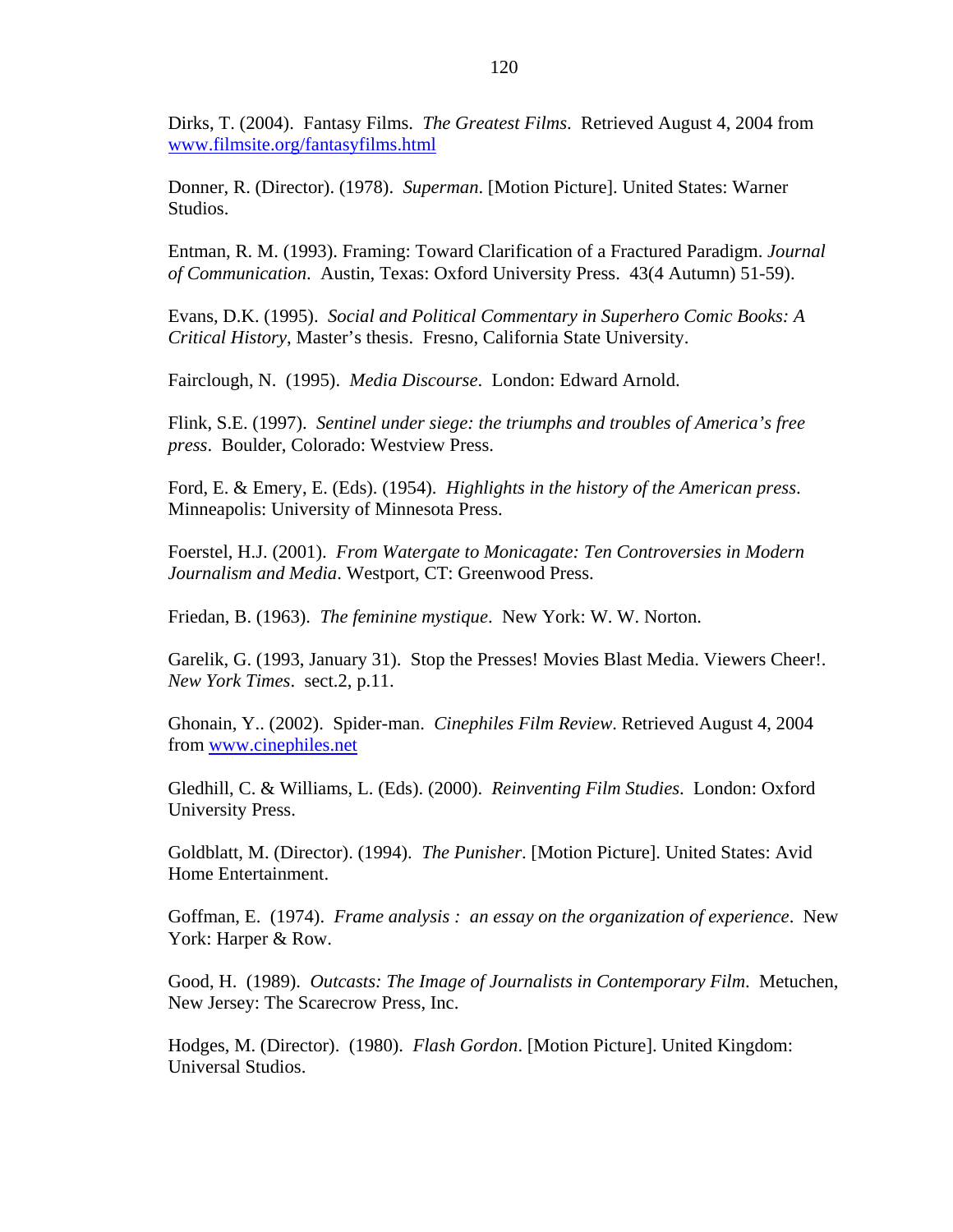Dirks, T. (2004). Fantasy Films. *The Greatest Films*. Retrieved August 4, 2004 from www.filmsite.org/fantasyfilms.html

Donner, R. (Director). (1978). *Superman*. [Motion Picture]. United States: Warner Studios.

Entman, R. M. (1993). Framing: Toward Clarification of a Fractured Paradigm. *Journal of Communication*. Austin, Texas: Oxford University Press. 43(4 Autumn) 51-59).

Evans, D.K. (1995). *Social and Political Commentary in Superhero Comic Books: A Critical History*, Master's thesis. Fresno, California State University.

Fairclough, N. (1995). *Media Discourse*. London: Edward Arnold.

Flink, S.E. (1997). *Sentinel under siege: the triumphs and troubles of America's free press*. Boulder, Colorado: Westview Press.

Ford, E. & Emery, E. (Eds). (1954). *Highlights in the history of the American press*. Minneapolis: University of Minnesota Press.

Foerstel, H.J. (2001). *From Watergate to Monicagate: Ten Controversies in Modern Journalism and Media*. Westport, CT: Greenwood Press.

Friedan, B. (1963). *The feminine mystique*. New York: W. W. Norton.

Garelik, G. (1993, January 31). Stop the Presses! Movies Blast Media. Viewers Cheer!. *New York Times*. sect.2, p.11.

Ghonain, Y.. (2002). Spider-man. *Cinephiles Film Review*. Retrieved August 4, 2004 from www.cinephiles.net

Gledhill, C. & Williams, L. (Eds). (2000). *Reinventing Film Studies*. London: Oxford University Press.

Goldblatt, M. (Director). (1994). *The Punisher*. [Motion Picture]. United States: Avid Home Entertainment.

Goffman, E. (1974). *Frame analysis : an essay on the organization of experience*. New York: Harper & Row.

Good, H. (1989). *Outcasts: The Image of Journalists in Contemporary Film*. Metuchen, New Jersey: The Scarecrow Press, Inc.

Hodges, M. (Director). (1980). *Flash Gordon*. [Motion Picture]. United Kingdom: Universal Studios.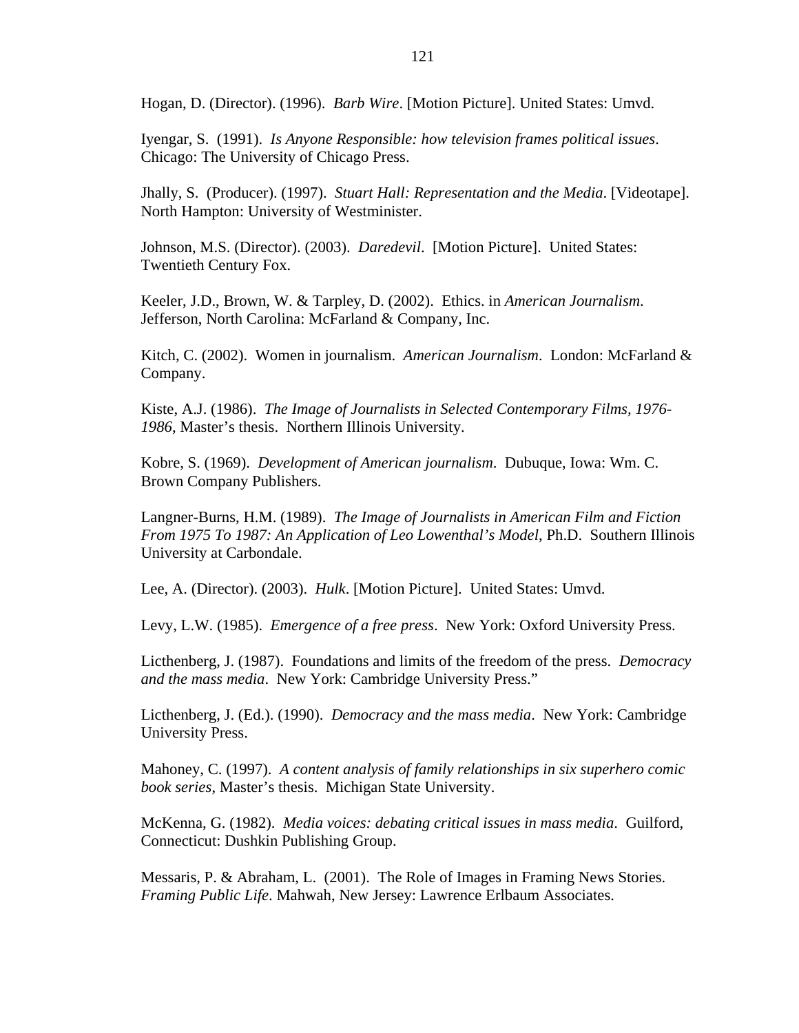Hogan, D. (Director). (1996). *Barb Wire*. [Motion Picture]. United States: Umvd.

Iyengar, S. (1991). *Is Anyone Responsible: how television frames political issues*. Chicago: The University of Chicago Press.

Jhally, S. (Producer). (1997). *Stuart Hall: Representation and the Media*. [Videotape]. North Hampton: University of Westminister.

Johnson, M.S. (Director). (2003). *Daredevil*. [Motion Picture]. United States: Twentieth Century Fox.

Keeler, J.D., Brown, W. & Tarpley, D. (2002). Ethics. in *American Journalism*. Jefferson, North Carolina: McFarland & Company, Inc.

Kitch, C. (2002). Women in journalism. *American Journalism*. London: McFarland & Company.

Kiste, A.J. (1986). *The Image of Journalists in Selected Contemporary Films, 1976-1986*, Master's thesis. Northern Illinois University.

Kobre, S. (1969). *Development of American journalism*. Dubuque, Iowa: Wm. C. Brown Company Publishers.

Langner-Burns, H.M. (1989). *The Image of Journalists in American Film and Fiction From 1975 To 1987: An Application of Leo Lowenthal's Model*, Ph.D. Southern Illinois University at Carbondale.

Lee, A. (Director). (2003). *Hulk*. [Motion Picture]. United States: Umvd.

Levy, L.W. (1985). *Emergence of a free press*. New York: Oxford University Press.

Licthenberg, J. (1987). Foundations and limits of the freedom of the press. *Democracy and the mass media*. New York: Cambridge University Press."

Licthenberg, J. (Ed.). (1990). *Democracy and the mass media*. New York: Cambridge University Press.

Mahoney, C. (1997). *A content analysis of family relationships in six superhero comic book series*, Master's thesis. Michigan State University.

McKenna, G. (1982). *Media voices: debating critical issues in mass media*. Guilford, Connecticut: Dushkin Publishing Group.

Messaris, P. & Abraham, L. (2001). The Role of Images in Framing News Stories. *Framing Public Life*. Mahwah, New Jersey: Lawrence Erlbaum Associates.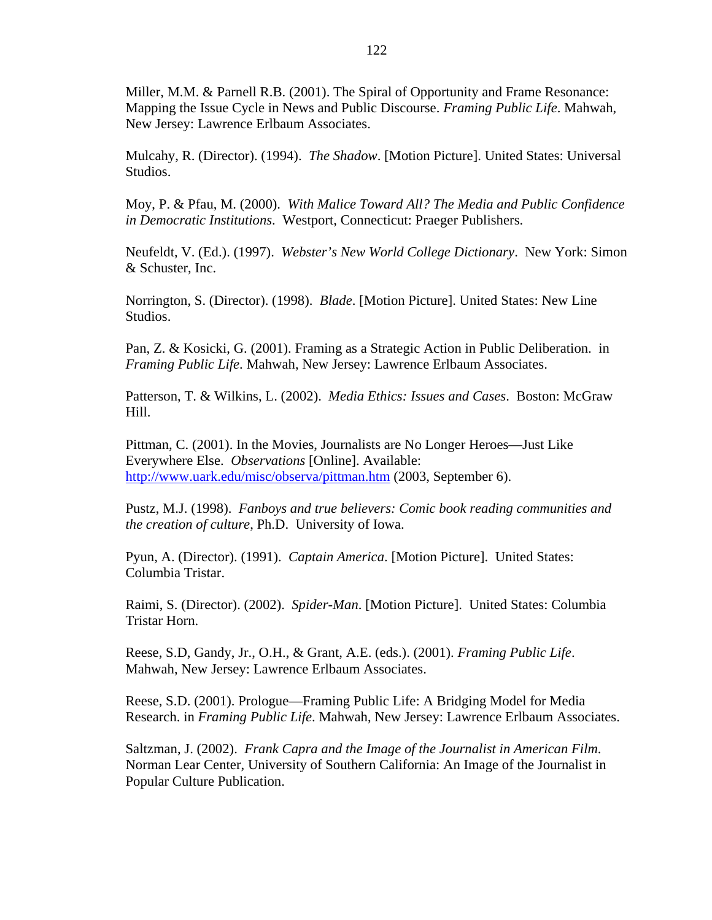Miller, M.M. & Parnell R.B. (2001). The Spiral of Opportunity and Frame Resonance: Mapping the Issue Cycle in News and Public Discourse. *Framing Public Life*. Mahwah, New Jersey: Lawrence Erlbaum Associates.

Mulcahy, R. (Director). (1994). *The Shadow*. [Motion Picture]. United States: Universal Studios.

Moy, P. & Pfau, M. (2000). *With Malice Toward All? The Media and Public Confidence in Democratic Institutions*. Westport, Connecticut: Praeger Publishers.

Neufeldt, V. (Ed.). (1997). *Webster's New World College Dictionary*. New York: Simon & Schuster, Inc.

Norrington, S. (Director). (1998). *Blade*. [Motion Picture]. United States: New Line Studios.

Pan, Z. & Kosicki, G. (2001). Framing as a Strategic Action in Public Deliberation. in *Framing Public Life*. Mahwah, New Jersey: Lawrence Erlbaum Associates.

Patterson, T. & Wilkins, L. (2002). *Media Ethics: Issues and Cases*. Boston: McGraw Hill.

Pittman, C. (2001). In the Movies, Journalists are No Longer Heroes—Just Like Everywhere Else. *Observations* [Online]. Available: http://www.uark.edu/misc/observa/pittman.htm (2003, September 6).

Pustz, M.J. (1998). *Fanboys and true believers: Comic book reading communities and the creation of culture*, Ph.D. University of Iowa.

Pyun, A. (Director). (1991). *Captain America*. [Motion Picture]. United States: Columbia Tristar.

Raimi, S. (Director). (2002). *Spider-Man*. [Motion Picture]. United States: Columbia Tristar Horn.

Reese, S.D, Gandy, Jr., O.H., & Grant, A.E. (eds.). (2001). *Framing Public Life*. Mahwah, New Jersey: Lawrence Erlbaum Associates.

Reese, S.D. (2001). Prologue—Framing Public Life: A Bridging Model for Media Research. in *Framing Public Life*. Mahwah, New Jersey: Lawrence Erlbaum Associates.

Saltzman, J. (2002). *Frank Capra and the Image of the Journalist in American Film*. Norman Lear Center, University of Southern California: An Image of the Journalist in Popular Culture Publication.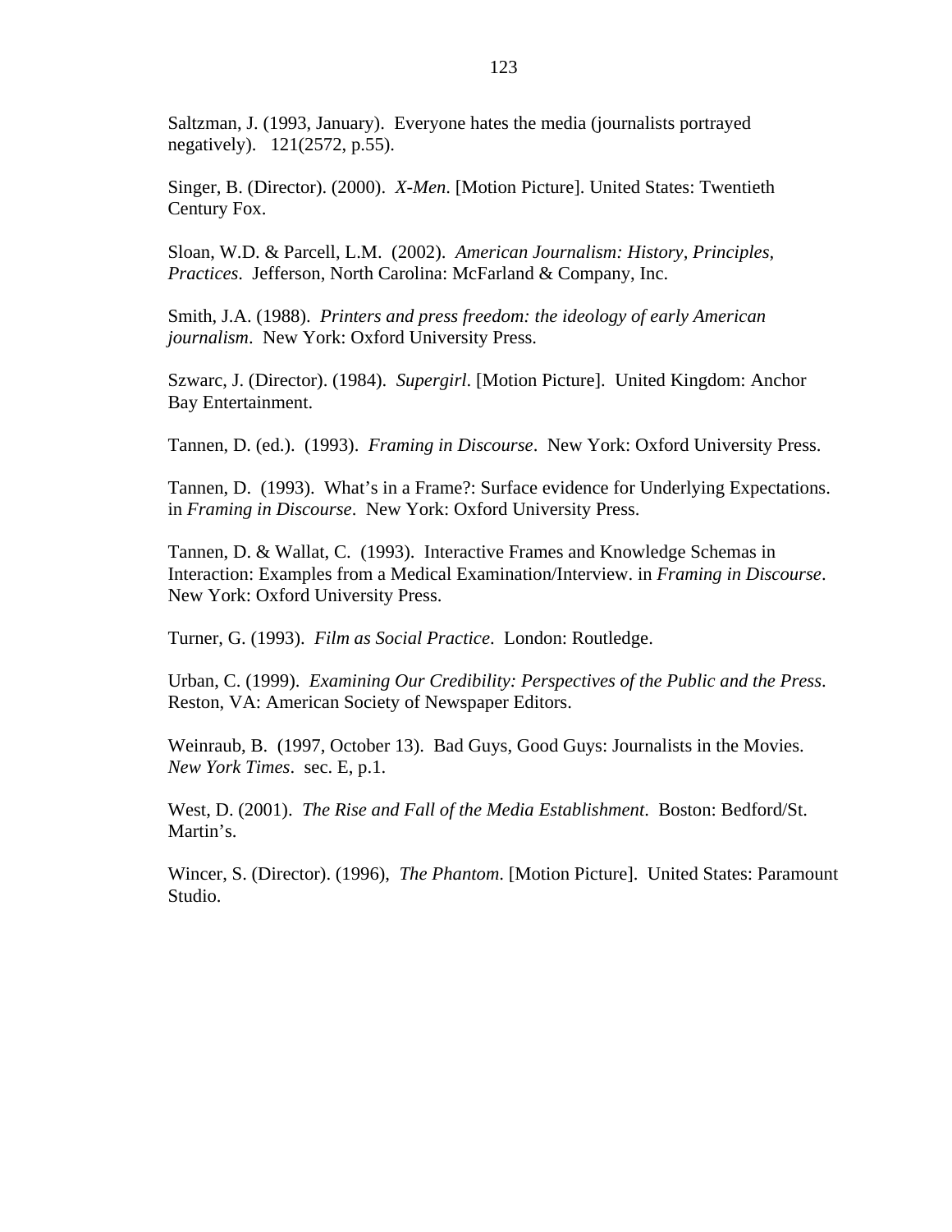Saltzman, J. (1993, January). Everyone hates the media (journalists portrayed negatively). 121(2572, p.55).

Singer, B. (Director). (2000). *X-Men*. [Motion Picture]. United States: Twentieth Century Fox.

Sloan, W.D. & Parcell, L.M. (2002). *American Journalism: History, Principles, Practices*. Jefferson, North Carolina: McFarland & Company, Inc.

Smith, J.A. (1988). *Printers and press freedom: the ideology of early American journalism*. New York: Oxford University Press.

Szwarc, J. (Director). (1984). *Supergirl*. [Motion Picture]. United Kingdom: Anchor Bay Entertainment.

Tannen, D. (ed.). (1993). *Framing in Discourse*. New York: Oxford University Press.

Tannen, D. (1993). What's in a Frame?: Surface evidence for Underlying Expectations. in *Framing in Discourse*. New York: Oxford University Press.

Tannen, D. & Wallat, C. (1993). Interactive Frames and Knowledge Schemas in Interaction: Examples from a Medical Examination/Interview. in *Framing in Discourse*. New York: Oxford University Press.

Turner, G. (1993). *Film as Social Practice*. London: Routledge.

Urban, C. (1999). *Examining Our Credibility: Perspectives of the Public and the Press*. Reston, VA: American Society of Newspaper Editors.

Weinraub, B. (1997, October 13). Bad Guys, Good Guys: Journalists in the Movies. *New York Times*. sec. E, p.1.

West, D. (2001). *The Rise and Fall of the Media Establishment*. Boston: Bedford/St. Martin's.

Wincer, S. (Director). (1996), *The Phantom*. [Motion Picture]. United States: Paramount Studio.